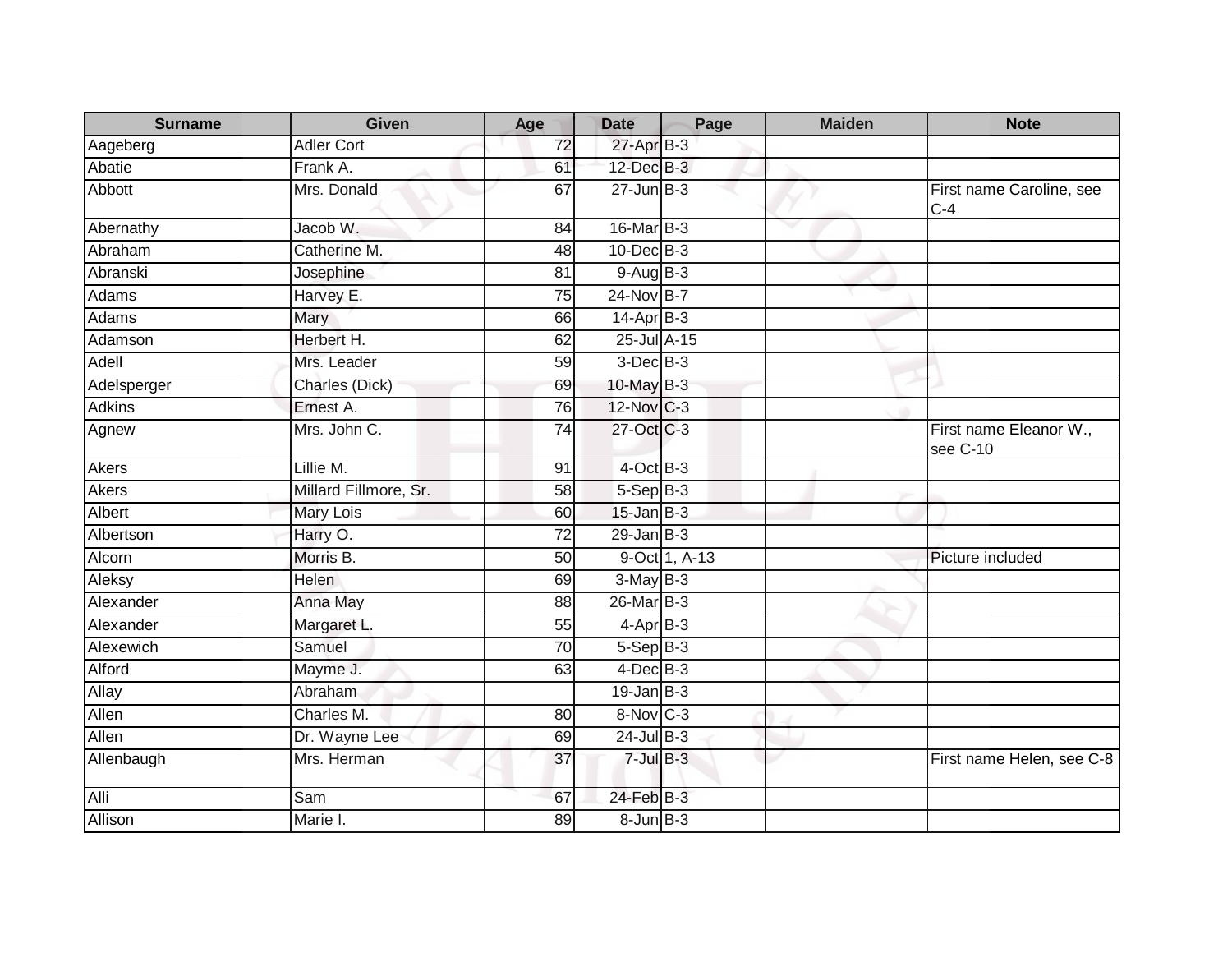| Surname | Given | Age | Date | Page | Maiden | Note |
| --- | --- | --- | --- | --- | --- | --- |
| Aageberg | Adler Cort | 72 | 27-Apr | B-3 | | |
| Abatie | Frank A. | 61 | 12-Dec | B-3 | | |
| Abbott | Mrs. Donald | 67 | 27-Jun | B-3 | | First name Caroline, see C-4 |
| Abernathy | Jacob W. | 84 | 16-Mar | B-3 | | |
| Abraham | Catherine M. | 48 | 10-Dec | B-3 | | |
| Abranski | Josephine | 81 | 9-Aug | B-3 | | |
| Adams | Harvey E. | 75 | 24-Nov | B-7 | | |
| Adams | Mary | 66 | 14-Apr | B-3 | | |
| Adamson | Herbert H. | 62 | 25-Jul | A-15 | | |
| Adell | Mrs. Leader | 59 | 3-Dec | B-3 | | |
| Adelsperger | Charles (Dick) | 69 | 10-May | B-3 | | |
| Adkins | Ernest A. | 76 | 12-Nov | C-3 | | |
| Agnew | Mrs. John C. | 74 | 27-Oct | C-3 | | First name Eleanor W., see C-10 |
| Akers | Lillie M. | 91 | 4-Oct | B-3 | | |
| Akers | Millard Fillmore, Sr. | 58 | 5-Sep | B-3 | | |
| Albert | Mary Lois | 60 | 15-Jan | B-3 | | |
| Albertson | Harry O. | 72 | 29-Jan | B-3 | | |
| Alcorn | Morris B. | 50 | 9-Oct | 1, A-13 | | Picture included |
| Aleksy | Helen | 69 | 3-May | B-3 | | |
| Alexander | Anna May | 88 | 26-Mar | B-3 | | |
| Alexander | Margaret L. | 55 | 4-Apr | B-3 | | |
| Alexewich | Samuel | 70 | 5-Sep | B-3 | | |
| Alford | Mayme J. | 63 | 4-Dec | B-3 | | |
| Allay | Abraham | | 19-Jan | B-3 | | |
| Allen | Charles M. | 80 | 8-Nov | C-3 | | |
| Allen | Dr. Wayne Lee | 69 | 24-Jul | B-3 | | |
| Allenbaugh | Mrs. Herman | 37 | 7-Jul | B-3 | | First name Helen, see C-8 |
| Alli | Sam | 67 | 24-Feb | B-3 | | |
| Allison | Marie I. | 89 | 8-Jun | B-3 | | |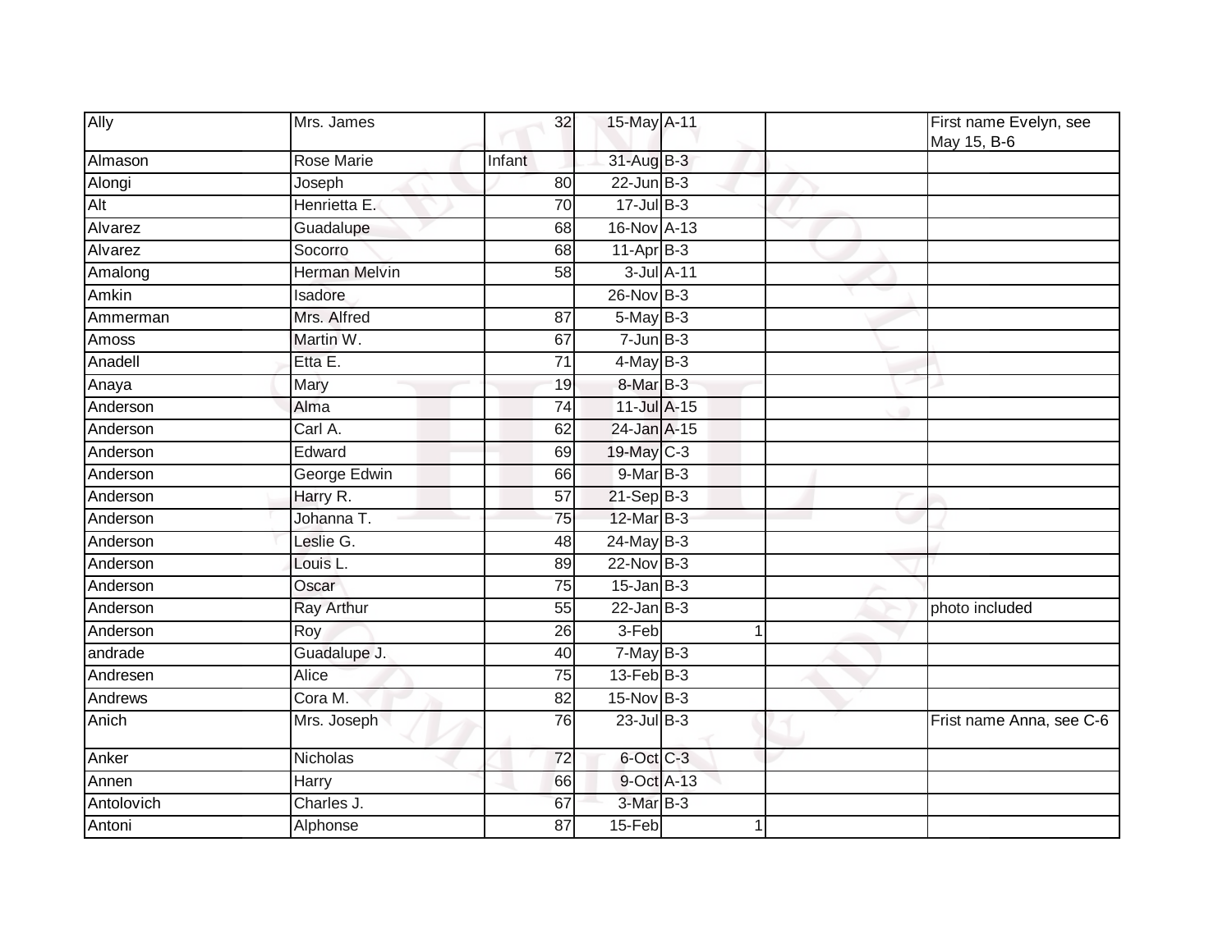| | | | | | | | |
|---|---|---|---|---|---|---|---|
| Ally | Mrs. James | 32 | 15-May | A-11 | | | First name Evelyn, see May 15, B-6 |
| Almason | Rose Marie | Infant | 31-Aug | B-3 | | | |
| Alongi | Joseph | 80 | 22-Jun | B-3 | | | |
| Alt | Henrietta E. | 70 | 17-Jul | B-3 | | | |
| Alvarez | Guadalupe | 68 | 16-Nov | A-13 | | | |
| Alvarez | Socorro | 68 | 11-Apr | B-3 | | | |
| Amalong | Herman Melvin | 58 | 3-Jul | A-11 | | | |
| Amkin | Isadore | | 26-Nov | B-3 | | | |
| Ammerman | Mrs. Alfred | 87 | 5-May | B-3 | | | |
| Amoss | Martin W. | 67 | 7-Jun | B-3 | | | |
| Anadell | Etta E. | 71 | 4-May | B-3 | | | |
| Anaya | Mary | 19 | 8-Mar | B-3 | | | |
| Anderson | Alma | 74 | 11-Jul | A-15 | | | |
| Anderson | Carl A. | 62 | 24-Jan | A-15 | | | |
| Anderson | Edward | 69 | 19-May | C-3 | | | |
| Anderson | George Edwin | 66 | 9-Mar | B-3 | | | |
| Anderson | Harry R. | 57 | 21-Sep | B-3 | | | |
| Anderson | Johanna T. | 75 | 12-Mar | B-3 | | | |
| Anderson | Leslie G. | 48 | 24-May | B-3 | | | |
| Anderson | Louis L. | 89 | 22-Nov | B-3 | | | |
| Anderson | Oscar | 75 | 15-Jan | B-3 | | | |
| Anderson | Ray Arthur | 55 | 22-Jan | B-3 | | | photo included |
| Anderson | Roy | 26 | 3-Feb | | 1 | | |
| andrade | Guadalupe J. | 40 | 7-May | B-3 | | | |
| Andresen | Alice | 75 | 13-Feb | B-3 | | | |
| Andrews | Cora M. | 82 | 15-Nov | B-3 | | | |
| Anich | Mrs. Joseph | 76 | 23-Jul | B-3 | | | Frist name Anna, see C-6 |
| Anker | Nicholas | 72 | 6-Oct | C-3 | | | |
| Annen | Harry | 66 | 9-Oct | A-13 | | | |
| Antolovich | Charles J. | 67 | 3-Mar | B-3 | | | |
| Antoni | Alphonse | 87 | 15-Feb | | 1 | | |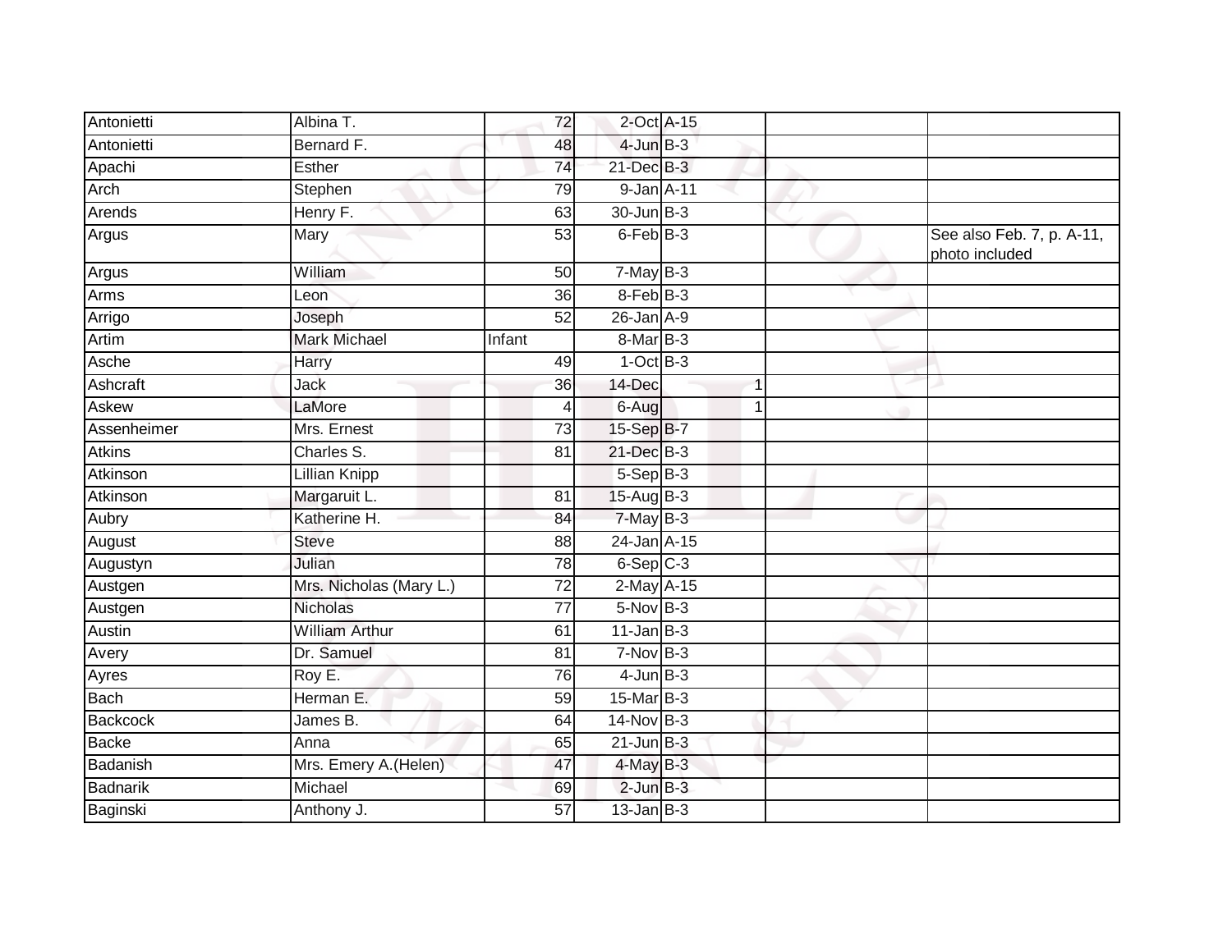| | | | | | | | |
|---|---|---|---|---|---|---|---|
| Antonietti | Albina T. | 72 | 2-Oct | A-15 | | | |
| Antonietti | Bernard F. | 48 | 4-Jun | B-3 | | | |
| Apachi | Esther | 74 | 21-Dec | B-3 | | | |
| Arch | Stephen | 79 | 9-Jan | A-11 | | | |
| Arends | Henry F. | 63 | 30-Jun | B-3 | | | |
| Argus | Mary | 53 | 6-Feb | B-3 | | | See also Feb. 7, p. A-11, photo included |
| Argus | William | 50 | 7-May | B-3 | | | |
| Arms | Leon | 36 | 8-Feb | B-3 | | | |
| Arrigo | Joseph | 52 | 26-Jan | A-9 | | | |
| Artim | Mark Michael | Infant | 8-Mar | B-3 | | | |
| Asche | Harry | 49 | 1-Oct | B-3 | | | |
| Ashcraft | Jack | 36 | 14-Dec | | 1 | | |
| Askew | LaMore | 4 | 6-Aug | | 1 | | |
| Assenheimer | Mrs. Ernest | 73 | 15-Sep | B-7 | | | |
| Atkins | Charles S. | 81 | 21-Dec | B-3 | | | |
| Atkinson | Lillian Knipp | | 5-Sep | B-3 | | | |
| Atkinson | Margaruit L. | 81 | 15-Aug | B-3 | | | |
| Aubry | Katherine H. | 84 | 7-May | B-3 | | | |
| August | Steve | 88 | 24-Jan | A-15 | | | |
| Augustyn | Julian | 78 | 6-Sep | C-3 | | | |
| Austgen | Mrs. Nicholas (Mary L.) | 72 | 2-May | A-15 | | | |
| Austgen | Nicholas | 77 | 5-Nov | B-3 | | | |
| Austin | William Arthur | 61 | 11-Jan | B-3 | | | |
| Avery | Dr. Samuel | 81 | 7-Nov | B-3 | | | |
| Ayres | Roy E. | 76 | 4-Jun | B-3 | | | |
| Bach | Herman E. | 59 | 15-Mar | B-3 | | | |
| Backcock | James B. | 64 | 14-Nov | B-3 | | | |
| Backe | Anna | 65 | 21-Jun | B-3 | | | |
| Badanish | Mrs. Emery A.(Helen) | 47 | 4-May | B-3 | | | |
| Badnarik | Michael | 69 | 2-Jun | B-3 | | | |
| Baginski | Anthony J. | 57 | 13-Jan | B-3 | | | |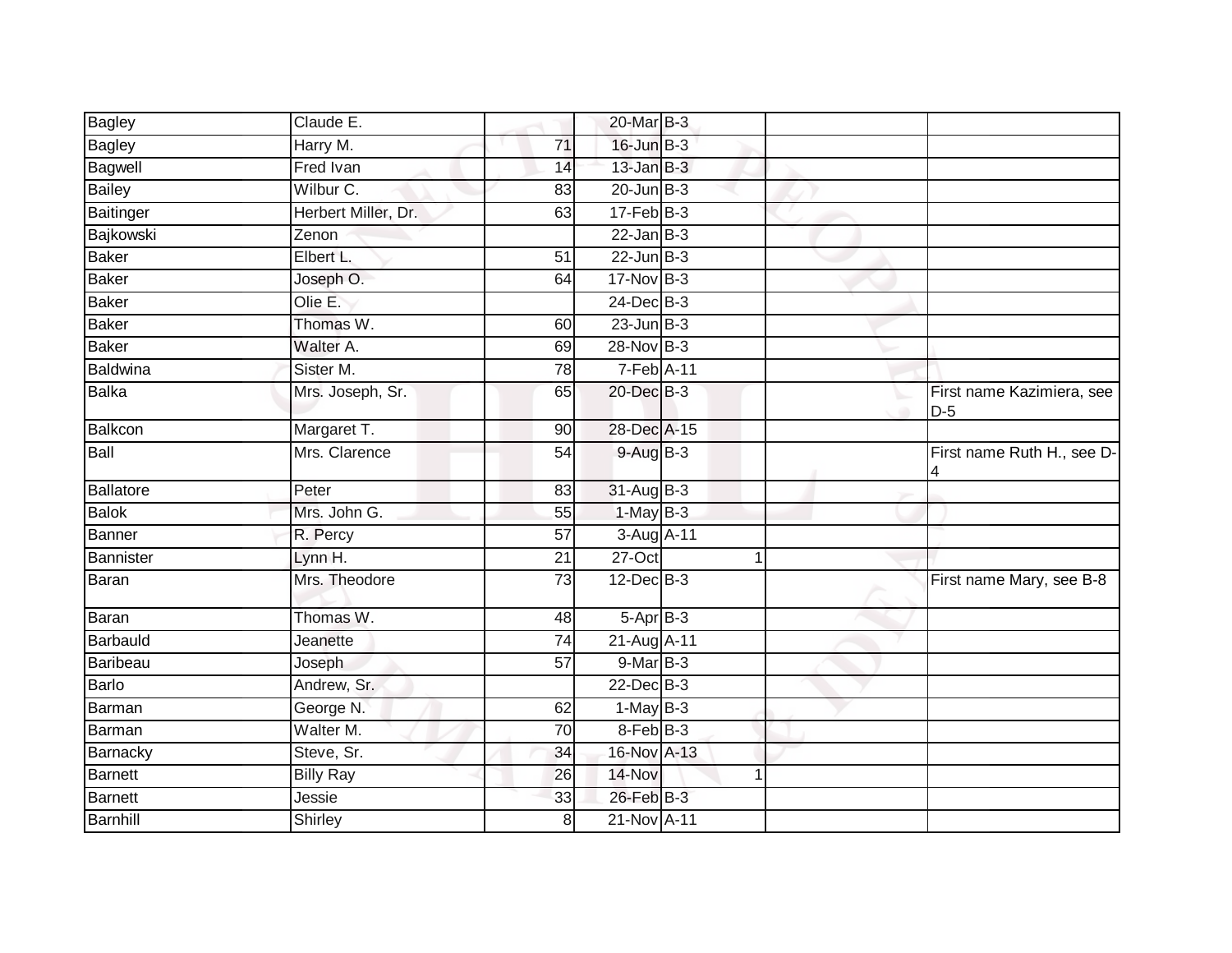| | | | | | | | |
|---|---|---|---|---|---|---|---|
| Bagley | Claude E. | | 20-Mar | B-3 | | | |
| Bagley | Harry M. | 71 | 16-Jun | B-3 | | | |
| Bagwell | Fred Ivan | 14 | 13-Jan | B-3 | | | |
| Bailey | Wilbur C. | 83 | 20-Jun | B-3 | | | |
| Baitinger | Herbert Miller, Dr. | 63 | 17-Feb | B-3 | | | |
| Bajkowski | Zenon | | 22-Jan | B-3 | | | |
| Baker | Elbert L. | 51 | 22-Jun | B-3 | | | |
| Baker | Joseph O. | 64 | 17-Nov | B-3 | | | |
| Baker | Olie E. | | 24-Dec | B-3 | | | |
| Baker | Thomas W. | 60 | 23-Jun | B-3 | | | |
| Baker | Walter A. | 69 | 28-Nov | B-3 | | | |
| Baldwina | Sister M. | 78 | 7-Feb | A-11 | | | |
| Balka | Mrs. Joseph, Sr. | 65 | 20-Dec | B-3 | | | First name Kazimiera, see D-5 |
| Balkcon | Margaret T. | 90 | 28-Dec | A-15 | | | |
| Ball | Mrs. Clarence | 54 | 9-Aug | B-3 | | | First name Ruth H., see D-4 |
| Ballatore | Peter | 83 | 31-Aug | B-3 | | | |
| Balok | Mrs. John G. | 55 | 1-May | B-3 | | | |
| Banner | R. Percy | 57 | 3-Aug | A-11 | | | |
| Bannister | Lynn H. | 21 | 27-Oct | | 1 | | |
| Baran | Mrs. Theodore | 73 | 12-Dec | B-3 | | | First name Mary, see B-8 |
| Baran | Thomas W. | 48 | 5-Apr | B-3 | | | |
| Barbauld | Jeanette | 74 | 21-Aug | A-11 | | | |
| Baribeau | Joseph | 57 | 9-Mar | B-3 | | | |
| Barlo | Andrew, Sr. | | 22-Dec | B-3 | | | |
| Barman | George N. | 62 | 1-May | B-3 | | | |
| Barman | Walter M. | 70 | 8-Feb | B-3 | | | |
| Barnacky | Steve, Sr. | 34 | 16-Nov | A-13 | | | |
| Barnett | Billy Ray | 26 | 14-Nov | | 1 | | |
| Barnett | Jessie | 33 | 26-Feb | B-3 | | | |
| Barnhill | Shirley | 8 | 21-Nov | A-11 | | | |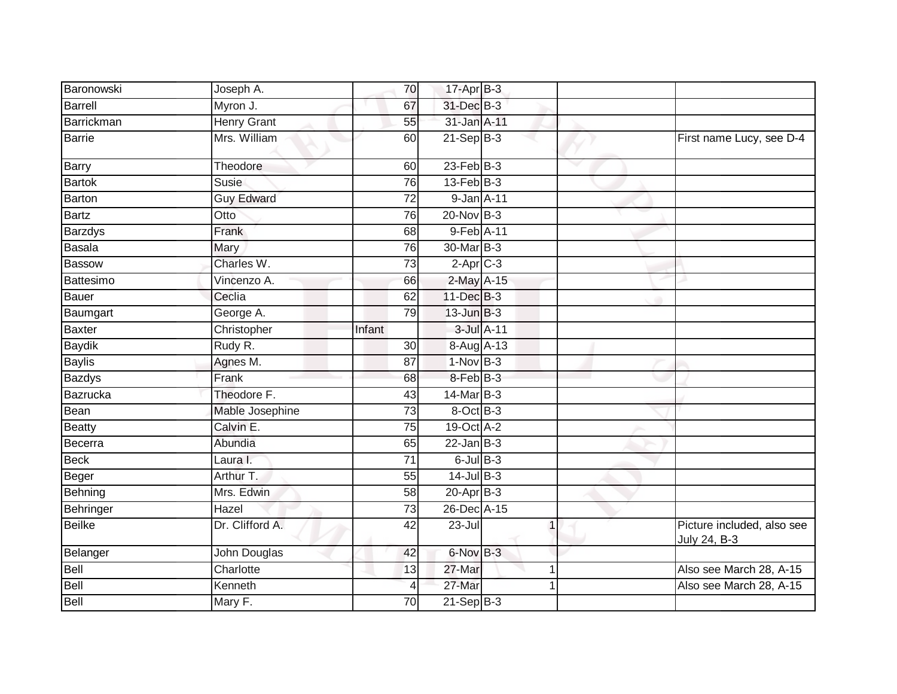| | | | | | | |
|---|---|---|---|---|---|---|
| Baronowski | Joseph A. | 70 | 17-Apr | B-3 | | |
| Barrell | Myron J. | 67 | 31-Dec | B-3 | | |
| Barrickman | Henry Grant | 55 | 31-Jan | A-11 | | |
| Barrie | Mrs. William | 60 | 21-Sep | B-3 | | First name Lucy, see D-4 |
| Barry | Theodore | 60 | 23-Feb | B-3 | | |
| Bartok | Susie | 76 | 13-Feb | B-3 | | |
| Barton | Guy Edward | 72 | 9-Jan | A-11 | | |
| Bartz | Otto | 76 | 20-Nov | B-3 | | |
| Barzdys | Frank | 68 | 9-Feb | A-11 | | |
| Basala | Mary | 76 | 30-Mar | B-3 | | |
| Bassow | Charles W. | 73 | 2-Apr | C-3 | | |
| Battesimo | Vincenzo A. | 66 | 2-May | A-15 | | |
| Bauer | Ceclia | 62 | 11-Dec | B-3 | | |
| Baumgart | George A. | 79 | 13-Jun | B-3 | | |
| Baxter | Christopher | Infant | 3-Jul | A-11 | | |
| Baydik | Rudy R. | 30 | 8-Aug | A-13 | | |
| Baylis | Agnes M. | 87 | 1-Nov | B-3 | | |
| Bazdys | Frank | 68 | 8-Feb | B-3 | | |
| Bazrucka | Theodore F. | 43 | 14-Mar | B-3 | | |
| Bean | Mable Josephine | 73 | 8-Oct | B-3 | | |
| Beatty | Calvin E. | 75 | 19-Oct | A-2 | | |
| Becerra | Abundia | 65 | 22-Jan | B-3 | | |
| Beck | Laura I. | 71 | 6-Jul | B-3 | | |
| Beger | Arthur T. | 55 | 14-Jul | B-3 | | |
| Behning | Mrs. Edwin | 58 | 20-Apr | B-3 | | |
| Behringer | Hazel | 73 | 26-Dec | A-15 | | |
| Beilke | Dr. Clifford A. | 42 | 23-Jul | 1 | | Picture included, also see July 24, B-3 |
| Belanger | John Douglas | 42 | 6-Nov | B-3 | | |
| Bell | Charlotte | 13 | 27-Mar | 1 | | Also see March 28, A-15 |
| Bell | Kenneth | 4 | 27-Mar | 1 | | Also see March 28, A-15 |
| Bell | Mary F. | 70 | 21-Sep | B-3 | | |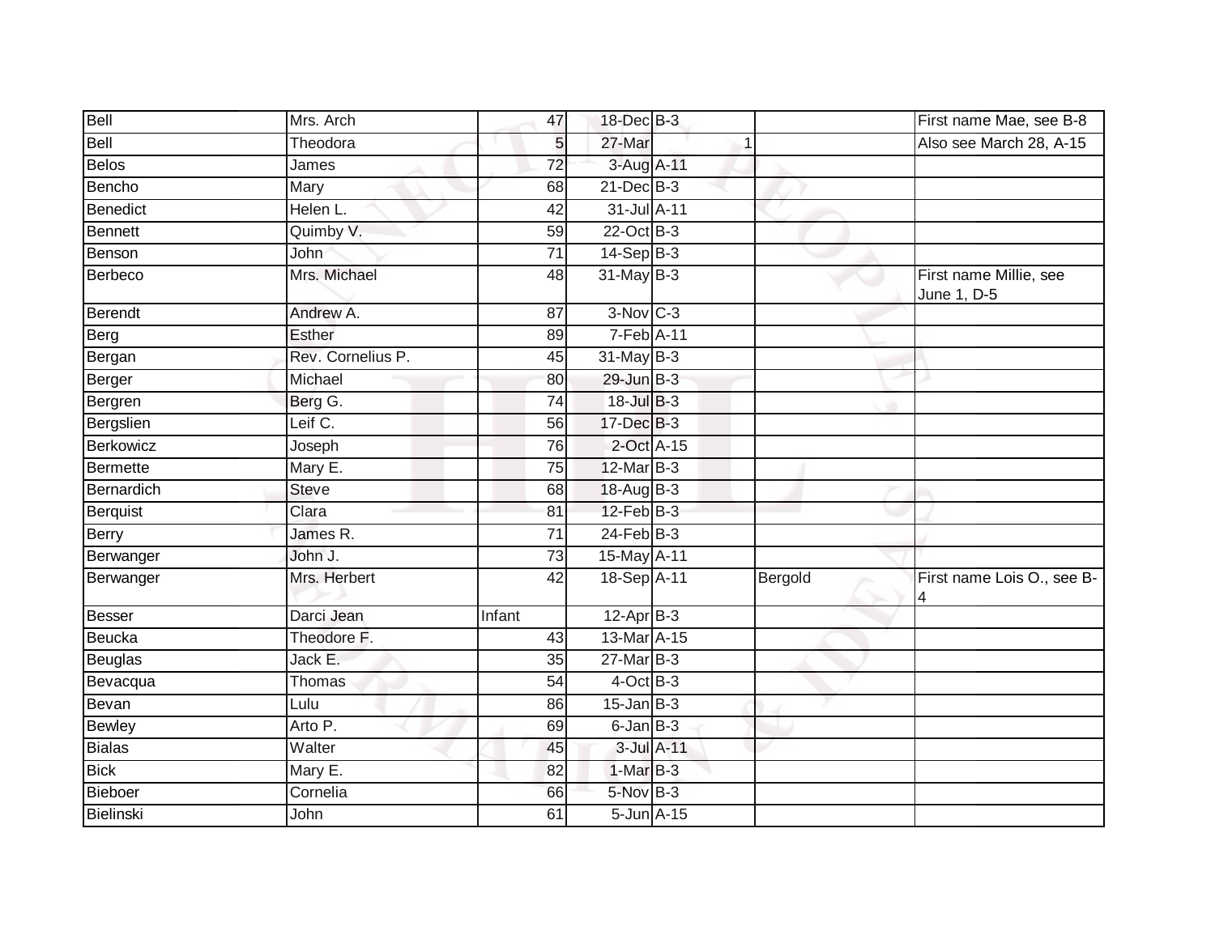| | | | | | | |
|---|---|---|---|---|---|---|
| Bell | Mrs. Arch | 47 | 18-Dec | B-3 | | First name Mae, see B-8 |
| Bell | Theodora | 5 | 27-Mar | 1 | | Also see March 28, A-15 |
| Belos | James | 72 | 3-Aug | A-11 | | |
| Bencho | Mary | 68 | 21-Dec | B-3 | | |
| Benedict | Helen L. | 42 | 31-Jul | A-11 | | |
| Bennett | Quimby V. | 59 | 22-Oct | B-3 | | |
| Benson | John | 71 | 14-Sep | B-3 | | |
| Berbeco | Mrs. Michael | 48 | 31-May | B-3 | | First name Millie, see June 1, D-5 |
| Berendt | Andrew A. | 87 | 3-Nov | C-3 | | |
| Berg | Esther | 89 | 7-Feb | A-11 | | |
| Bergan | Rev. Cornelius P. | 45 | 31-May | B-3 | | |
| Berger | Michael | 80 | 29-Jun | B-3 | | |
| Bergren | Berg G. | 74 | 18-Jul | B-3 | | |
| Bergslien | Leif C. | 56 | 17-Dec | B-3 | | |
| Berkowicz | Joseph | 76 | 2-Oct | A-15 | | |
| Bermette | Mary E. | 75 | 12-Mar | B-3 | | |
| Bernardich | Steve | 68 | 18-Aug | B-3 | | |
| Berquist | Clara | 81 | 12-Feb | B-3 | | |
| Berry | James R. | 71 | 24-Feb | B-3 | | |
| Berwanger | John J. | 73 | 15-May | A-11 | | |
| Berwanger | Mrs. Herbert | 42 | 18-Sep | A-11 | Bergold | First name Lois O., see B-4 |
| Besser | Darci Jean | Infant | 12-Apr | B-3 | | |
| Beucka | Theodore F. | 43 | 13-Mar | A-15 | | |
| Beuglas | Jack E. | 35 | 27-Mar | B-3 | | |
| Bevacqua | Thomas | 54 | 4-Oct | B-3 | | |
| Bevan | Lulu | 86 | 15-Jan | B-3 | | |
| Bewley | Arto P. | 69 | 6-Jan | B-3 | | |
| Bialas | Walter | 45 | 3-Jul | A-11 | | |
| Bick | Mary E. | 82 | 1-Mar | B-3 | | |
| Bieboer | Cornelia | 66 | 5-Nov | B-3 | | |
| Bielinski | John | 61 | 5-Jun | A-15 | | |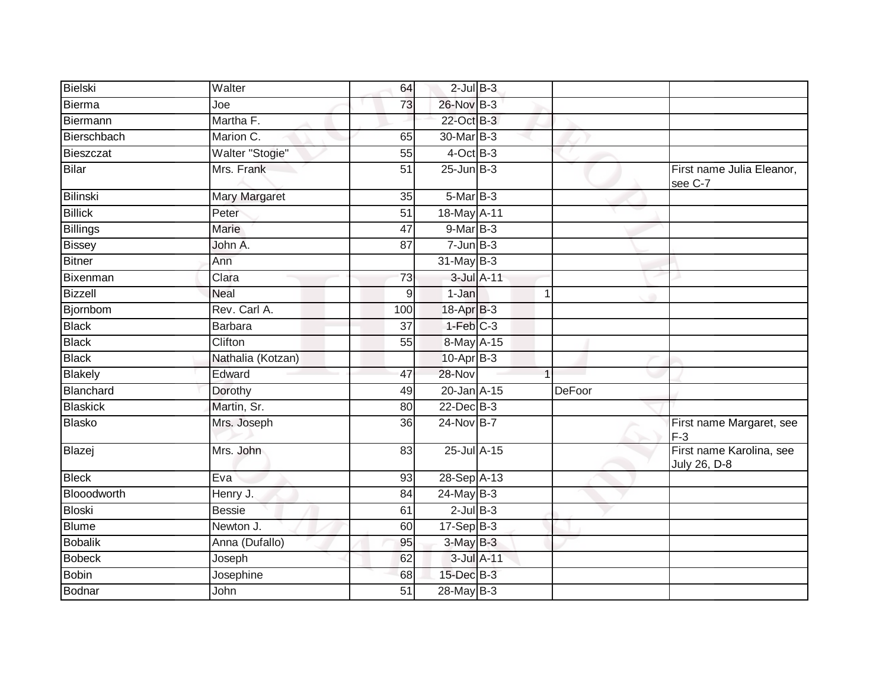| | | | | | | | |
|---|---|---|---|---|---|---|---|
| Bielski | Walter | 64 | 2-Jul | B-3 | | | |
| Bierma | Joe | 73 | 26-Nov | B-3 | | | |
| Biermann | Martha F. | | 22-Oct | B-3 | | | |
| Bierschbach | Marion C. | 65 | 30-Mar | B-3 | | | |
| Bieszczat | Walter "Stogie" | 55 | 4-Oct | B-3 | | | |
| Bilar | Mrs. Frank | 51 | 25-Jun | B-3 | | | First name Julia Eleanor, see C-7 |
| Bilinski | Mary Margaret | 35 | 5-Mar | B-3 | | | |
| Billick | Peter | 51 | 18-May | A-11 | | | |
| Billings | Marie | 47 | 9-Mar | B-3 | | | |
| Bissey | John A. | 87 | 7-Jun | B-3 | | | |
| Bitner | Ann | | 31-May | B-3 | | | |
| Bixenman | Clara | 73 | 3-Jul | A-11 | | | |
| Bizzell | Neal | 9 | 1-Jan | | 1 | | |
| Bjornbom | Rev. Carl A. | 100 | 18-Apr | B-3 | | | |
| Black | Barbara | 37 | 1-Feb | C-3 | | | |
| Black | Clifton | 55 | 8-May | A-15 | | | |
| Black | Nathalia (Kotzan) | | 10-Apr | B-3 | | | |
| Blakely | Edward | 47 | 28-Nov | | 1 | | |
| Blanchard | Dorothy | 49 | 20-Jan | A-15 | | DeFoor | |
| Blaskick | Martin, Sr. | 80 | 22-Dec | B-3 | | | |
| Blasko | Mrs. Joseph | 36 | 24-Nov | B-7 | | | First name Margaret, see F-3 |
| Blazej | Mrs. John | 83 | 25-Jul | A-15 | | | First name Karolina, see July 26, D-8 |
| Bleck | Eva | 93 | 28-Sep | A-13 | | | |
| Blooodworth | Henry J. | 84 | 24-May | B-3 | | | |
| Bloski | Bessie | 61 | 2-Jul | B-3 | | | |
| Blume | Newton J. | 60 | 17-Sep | B-3 | | | |
| Bobalik | Anna (Dufallo) | 95 | 3-May | B-3 | | | |
| Bobeck | Joseph | 62 | 3-Jul | A-11 | | | |
| Bobin | Josephine | 68 | 15-Dec | B-3 | | | |
| Bodnar | John | 51 | 28-May | B-3 | | | |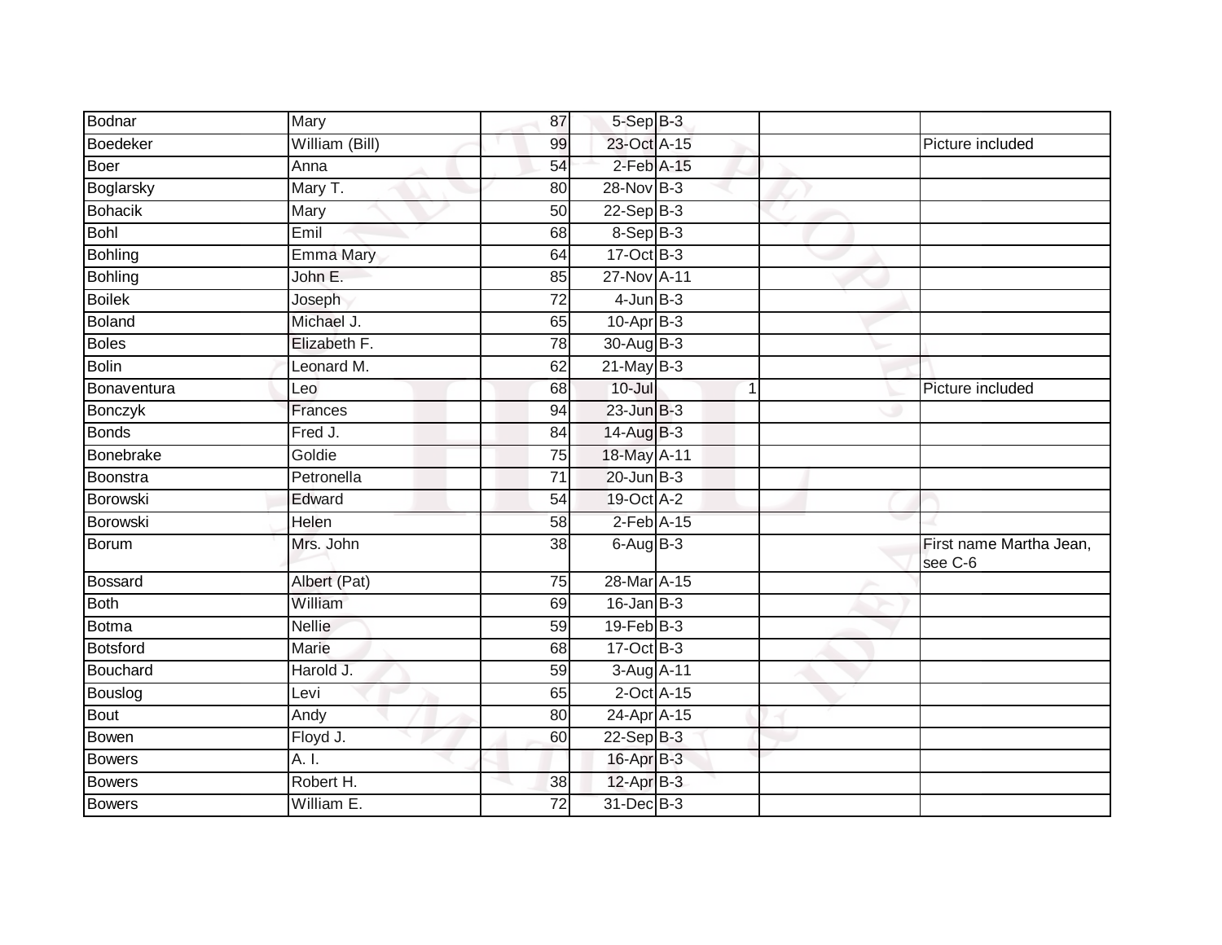| | | | | | | | |
|---|---|---|---|---|---|---|---|
| Bodnar | Mary | 87 | 5-Sep | B-3 | | | |
| Boedeker | William (Bill) | 99 | 23-Oct | A-15 | | | Picture included |
| Boer | Anna | 54 | 2-Feb | A-15 | | | |
| Boglarsky | Mary T. | 80 | 28-Nov | B-3 | | | |
| Bohacik | Mary | 50 | 22-Sep | B-3 | | | |
| Bohl | Emil | 68 | 8-Sep | B-3 | | | |
| Bohling | Emma Mary | 64 | 17-Oct | B-3 | | | |
| Bohling | John E. | 85 | 27-Nov | A-11 | | | |
| Boilek | Joseph | 72 | 4-Jun | B-3 | | | |
| Boland | Michael J. | 65 | 10-Apr | B-3 | | | |
| Boles | Elizabeth F. | 78 | 30-Aug | B-3 | | | |
| Bolin | Leonard M. | 62 | 21-May | B-3 | | | |
| Bonaventura | Leo | 68 | 10-Jul | | 1 | | Picture included |
| Bonczyk | Frances | 94 | 23-Jun | B-3 | | | |
| Bonds | Fred J. | 84 | 14-Aug | B-3 | | | |
| Bonebrake | Goldie | 75 | 18-May | A-11 | | | |
| Boonstra | Petronella | 71 | 20-Jun | B-3 | | | |
| Borowski | Edward | 54 | 19-Oct | A-2 | | | |
| Borowski | Helen | 58 | 2-Feb | A-15 | | | |
| Borum | Mrs. John | 38 | 6-Aug | B-3 | | | First name Martha Jean, see C-6 |
| Bossard | Albert (Pat) | 75 | 28-Mar | A-15 | | | |
| Both | William | 69 | 16-Jan | B-3 | | | |
| Botma | Nellie | 59 | 19-Feb | B-3 | | | |
| Botsford | Marie | 68 | 17-Oct | B-3 | | | |
| Bouchard | Harold J. | 59 | 3-Aug | A-11 | | | |
| Bouslog | Levi | 65 | 2-Oct | A-15 | | | |
| Bout | Andy | 80 | 24-Apr | A-15 | | | |
| Bowen | Floyd J. | 60 | 22-Sep | B-3 | | | |
| Bowers | A. I. | | 16-Apr | B-3 | | | |
| Bowers | Robert H. | 38 | 12-Apr | B-3 | | | |
| Bowers | William E. | 72 | 31-Dec | B-3 | | | |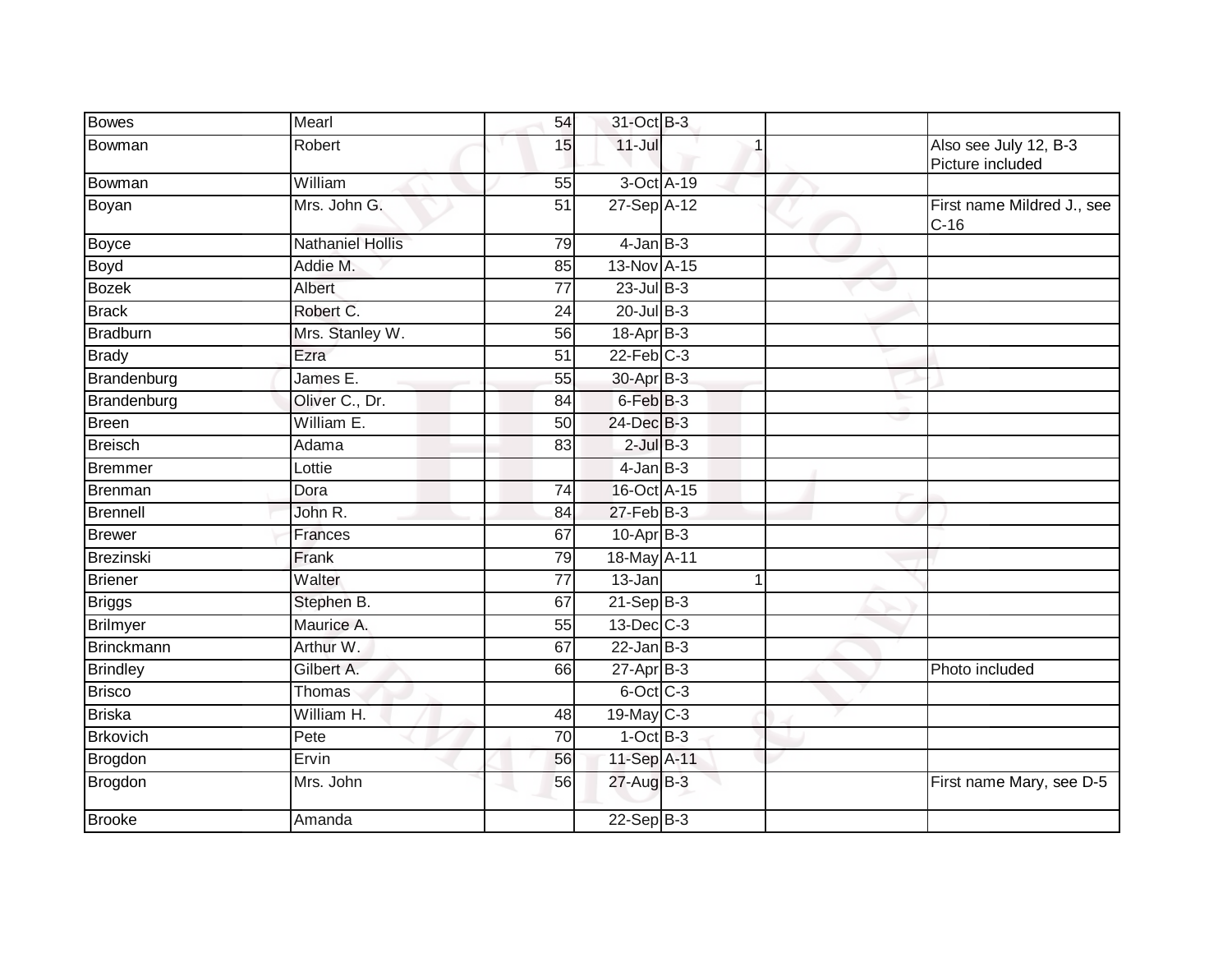| | | | | | | |
|---|---|---|---|---|---|---|
| Bowes | Mearl | 54 | 31-Oct | B-3 | | |
| Bowman | Robert | 15 | 11-Jul | 1 | | Also see July 12, B-3 Picture included |
| Bowman | William | 55 | 3-Oct | A-19 | | |
| Boyan | Mrs. John G. | 51 | 27-Sep | A-12 | | First name Mildred J., see C-16 |
| Boyce | Nathaniel Hollis | 79 | 4-Jan | B-3 | | |
| Boyd | Addie M. | 85 | 13-Nov | A-15 | | |
| Bozek | Albert | 77 | 23-Jul | B-3 | | |
| Brack | Robert C. | 24 | 20-Jul | B-3 | | |
| Bradburn | Mrs. Stanley W. | 56 | 18-Apr | B-3 | | |
| Brady | Ezra | 51 | 22-Feb | C-3 | | |
| Brandenburg | James E. | 55 | 30-Apr | B-3 | | |
| Brandenburg | Oliver C., Dr. | 84 | 6-Feb | B-3 | | |
| Breen | William E. | 50 | 24-Dec | B-3 | | |
| Breisch | Adama | 83 | 2-Jul | B-3 | | |
| Bremmer | Lottie | | 4-Jan | B-3 | | |
| Brenman | Dora | 74 | 16-Oct | A-15 | | |
| Brennell | John R. | 84 | 27-Feb | B-3 | | |
| Brewer | Frances | 67 | 10-Apr | B-3 | | |
| Brezinski | Frank | 79 | 18-May | A-11 | | |
| Briener | Walter | 77 | 13-Jan | 1 | | |
| Briggs | Stephen B. | 67 | 21-Sep | B-3 | | |
| Brilmyer | Maurice A. | 55 | 13-Dec | C-3 | | |
| Brinckmann | Arthur W. | 67 | 22-Jan | B-3 | | |
| Brindley | Gilbert A. | 66 | 27-Apr | B-3 | | Photo included |
| Brisco | Thomas | | 6-Oct | C-3 | | |
| Briska | William H. | 48 | 19-May | C-3 | | |
| Brkovich | Pete | 70 | 1-Oct | B-3 | | |
| Brogdon | Ervin | 56 | 11-Sep | A-11 | | |
| Brogdon | Mrs. John | 56 | 27-Aug | B-3 | | First name Mary, see D-5 |
| Brooke | Amanda | | 22-Sep | B-3 | | |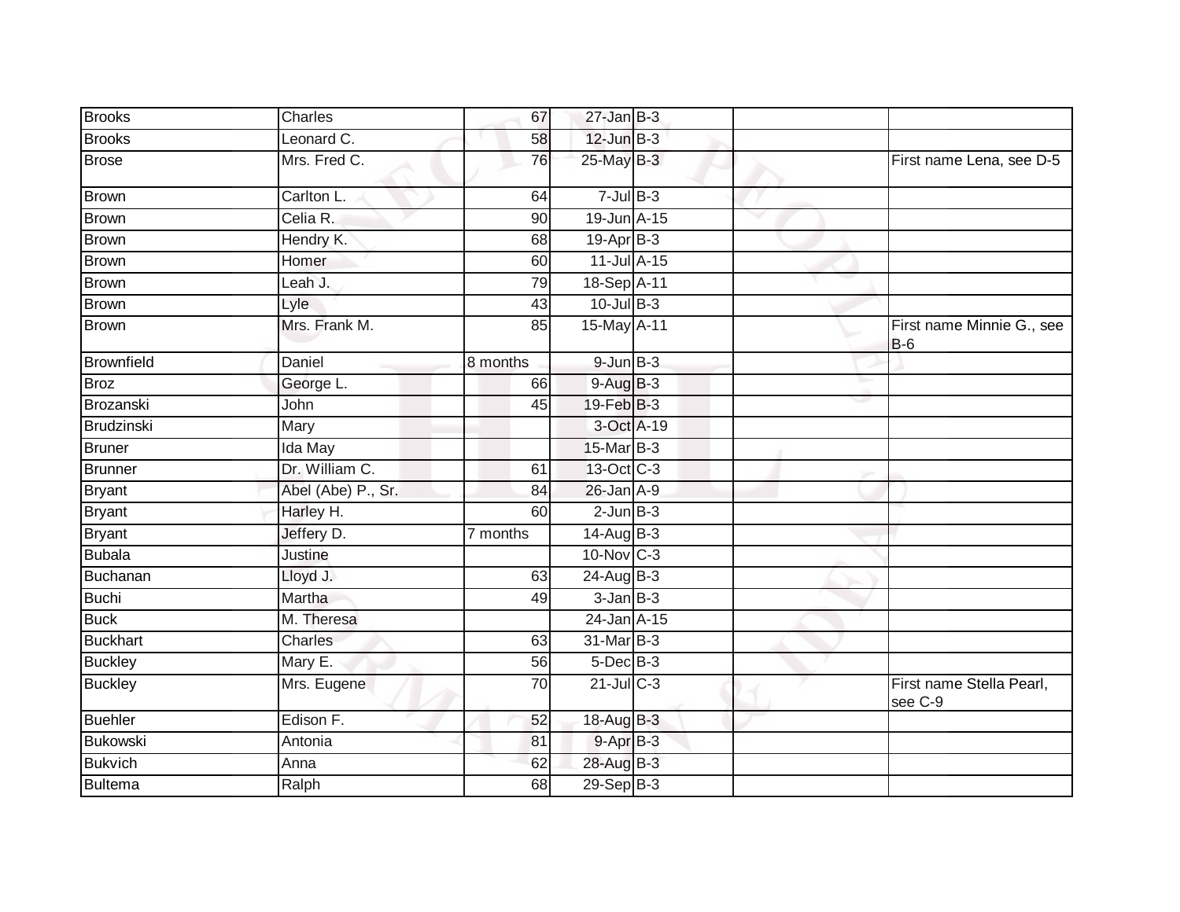| | | | | | | |
|---|---|---|---|---|---|---|
| Brooks | Charles | 67 | 27-Jan | B-3 | | |
| Brooks | Leonard C. | 58 | 12-Jun | B-3 | | |
| Brose | Mrs. Fred C. | 76 | 25-May | B-3 | | First name Lena, see D-5 |
| Brown | Carlton L. | 64 | 7-Jul | B-3 | | |
| Brown | Celia R. | 90 | 19-Jun | A-15 | | |
| Brown | Hendry K. | 68 | 19-Apr | B-3 | | |
| Brown | Homer | 60 | 11-Jul | A-15 | | |
| Brown | Leah J. | 79 | 18-Sep | A-11 | | |
| Brown | Lyle | 43 | 10-Jul | B-3 | | |
| Brown | Mrs. Frank M. | 85 | 15-May | A-11 | | First name Minnie G., see B-6 |
| Brownfield | Daniel | 8 months | 9-Jun | B-3 | | |
| Broz | George L. | 66 | 9-Aug | B-3 | | |
| Brozanski | John | 45 | 19-Feb | B-3 | | |
| Brudzinski | Mary | | 3-Oct | A-19 | | |
| Bruner | Ida May | | 15-Mar | B-3 | | |
| Brunner | Dr. William C. | 61 | 13-Oct | C-3 | | |
| Bryant | Abel (Abe) P., Sr. | 84 | 26-Jan | A-9 | | |
| Bryant | Harley H. | 60 | 2-Jun | B-3 | | |
| Bryant | Jeffery D. | 7 months | 14-Aug | B-3 | | |
| Bubala | Justine | | 10-Nov | C-3 | | |
| Buchanan | Lloyd J. | 63 | 24-Aug | B-3 | | |
| Buchi | Martha | 49 | 3-Jan | B-3 | | |
| Buck | M. Theresa | | 24-Jan | A-15 | | |
| Buckhart | Charles | 63 | 31-Mar | B-3 | | |
| Buckley | Mary E. | 56 | 5-Dec | B-3 | | |
| Buckley | Mrs. Eugene | 70 | 21-Jul | C-3 | | First name Stella Pearl, see C-9 |
| Buehler | Edison F. | 52 | 18-Aug | B-3 | | |
| Bukowski | Antonia | 81 | 9-Apr | B-3 | | |
| Bukvich | Anna | 62 | 28-Aug | B-3 | | |
| Bultema | Ralph | 68 | 29-Sep | B-3 | | |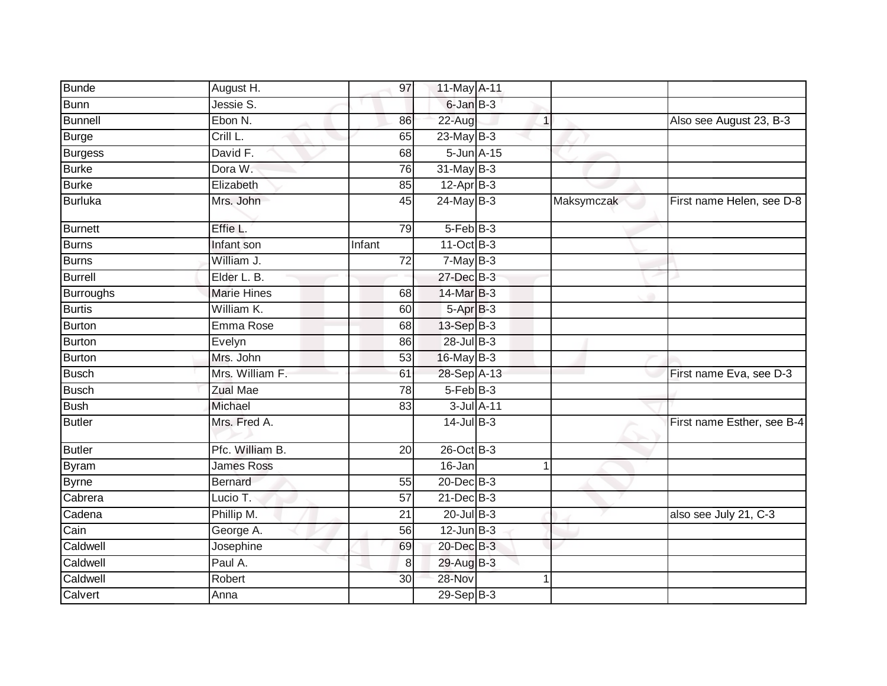| | | | | | | | |
|---|---|---|---|---|---|---|---|
| Bunde | August H. | 97 | 11-May | A-11 | | | |
| Bunn | Jessie S. | | 6-Jan | B-3 | | | |
| Bunnell | Ebon N. | 86 | 22-Aug | | 1 | | Also see August 23, B-3 |
| Burge | Crill L. | 65 | 23-May | B-3 | | | |
| Burgess | David F. | 68 | 5-Jun | A-15 | | | |
| Burke | Dora W. | 76 | 31-May | B-3 | | | |
| Burke | Elizabeth | 85 | 12-Apr | B-3 | | | |
| Burluka | Mrs. John | 45 | 24-May | B-3 | | Maksymczak | First name Helen, see D-8 |
| Burnett | Effie L. | 79 | 5-Feb | B-3 | | | |
| Burns | Infant son | Infant | 11-Oct | B-3 | | | |
| Burns | William J. | 72 | 7-May | B-3 | | | |
| Burrell | Elder L. B. | | 27-Dec | B-3 | | | |
| Burroughs | Marie Hines | 68 | 14-Mar | B-3 | | | |
| Burtis | William K. | 60 | 5-Apr | B-3 | | | |
| Burton | Emma Rose | 68 | 13-Sep | B-3 | | | |
| Burton | Evelyn | 86 | 28-Jul | B-3 | | | |
| Burton | Mrs. John | 53 | 16-May | B-3 | | | |
| Busch | Mrs. William F. | 61 | 28-Sep | A-13 | | | First name Eva, see D-3 |
| Busch | Zual Mae | 78 | 5-Feb | B-3 | | | |
| Bush | Michael | 83 | 3-Jul | A-11 | | | |
| Butler | Mrs. Fred A. | | 14-Jul | B-3 | | | First name Esther, see B-4 |
| Butler | Pfc. William B. | 20 | 26-Oct | B-3 | | | |
| Byram | James Ross | | 16-Jan | | 1 | | |
| Byrne | Bernard | 55 | 20-Dec | B-3 | | | |
| Cabrera | Lucio T. | 57 | 21-Dec | B-3 | | | |
| Cadena | Phillip M. | 21 | 20-Jul | B-3 | | | also see July 21, C-3 |
| Cain | George A. | 56 | 12-Jun | B-3 | | | |
| Caldwell | Josephine | 69 | 20-Dec | B-3 | | | |
| Caldwell | Paul A. | 8 | 29-Aug | B-3 | | | |
| Caldwell | Robert | 30 | 28-Nov | | 1 | | |
| Calvert | Anna | | 29-Sep | B-3 | | | |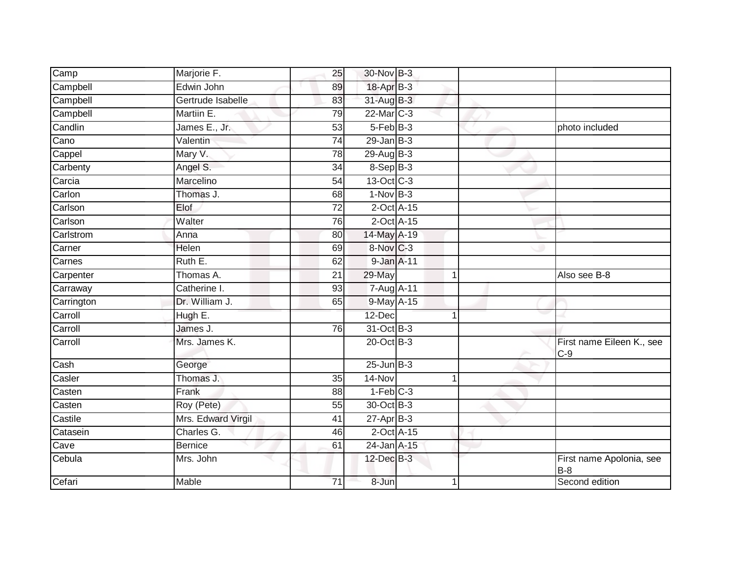| | | | | | | | |
|---|---|---|---|---|---|---|---|
| Camp | Marjorie F. | 25 | 30-Nov | B-3 | | | |
| Campbell | Edwin John | 89 | 18-Apr | B-3 | | | |
| Campbell | Gertrude Isabelle | 83 | 31-Aug | B-3 | | | |
| Campbell | Martiin E. | 79 | 22-Mar | C-3 | | | |
| Candlin | James E., Jr. | 53 | 5-Feb | B-3 | | | photo included |
| Cano | Valentin | 74 | 29-Jan | B-3 | | | |
| Cappel | Mary V. | 78 | 29-Aug | B-3 | | | |
| Carbenty | Angel S. | 34 | 8-Sep | B-3 | | | |
| Carcia | Marcelino | 54 | 13-Oct | C-3 | | | |
| Carlon | Thomas J. | 68 | 1-Nov | B-3 | | | |
| Carlson | Elof | 72 | 2-Oct | A-15 | | | |
| Carlson | Walter | 76 | 2-Oct | A-15 | | | |
| Carlstrom | Anna | 80 | 14-May | A-19 | | | |
| Carner | Helen | 69 | 8-Nov | C-3 | | | |
| Carnes | Ruth E. | 62 | 9-Jan | A-11 | | | |
| Carpenter | Thomas A. | 21 | 29-May | | 1 | | Also see B-8 |
| Carraway | Catherine I. | 93 | 7-Aug | A-11 | | | |
| Carrington | Dr. William J. | 65 | 9-May | A-15 | | | |
| Carroll | Hugh E. | | 12-Dec | | 1 | | |
| Carroll | James J. | 76 | 31-Oct | B-3 | | | |
| Carroll | Mrs. James K. | | 20-Oct | B-3 | | | First name Eileen K., see C-9 |
| Cash | George | | 25-Jun | B-3 | | | |
| Casler | Thomas J. | 35 | 14-Nov | | 1 | | |
| Casten | Frank | 88 | 1-Feb | C-3 | | | |
| Casten | Roy (Pete) | 55 | 30-Oct | B-3 | | | |
| Castile | Mrs. Edward Virgil | 41 | 27-Apr | B-3 | | | |
| Catasein | Charles G. | 46 | 2-Oct | A-15 | | | |
| Cave | Bernice | 61 | 24-Jan | A-15 | | | |
| Cebula | Mrs. John | | 12-Dec | B-3 | | | First name Apolonia, see B-8 |
| Cefari | Mable | 71 | 8-Jun | | 1 | | Second edition |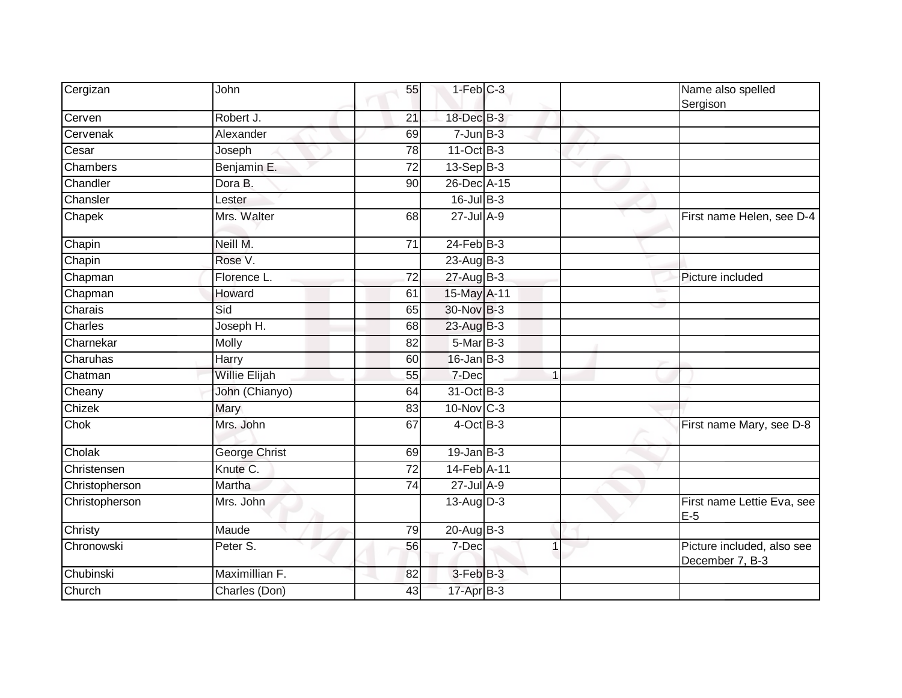| | | | | | | | |
|---|---|---|---|---|---|---|---|
| Cergizan | John | 55 | 1-Feb | C-3 | | | Name also spelled Sergison |
| Cerven | Robert J. | 21 | 18-Dec | B-3 | | | |
| Cervenak | Alexander | 69 | 7-Jun | B-3 | | | |
| Cesar | Joseph | 78 | 11-Oct | B-3 | | | |
| Chambers | Benjamin E. | 72 | 13-Sep | B-3 | | | |
| Chandler | Dora B. | 90 | 26-Dec | A-15 | | | |
| Chansler | Lester | | 16-Jul | B-3 | | | |
| Chapek | Mrs. Walter | 68 | 27-Jul | A-9 | | | First name Helen, see D-4 |
| Chapin | Neill M. | 71 | 24-Feb | B-3 | | | |
| Chapin | Rose V. | | 23-Aug | B-3 | | | |
| Chapman | Florence L. | 72 | 27-Aug | B-3 | | | Picture included |
| Chapman | Howard | 61 | 15-May | A-11 | | | |
| Charais | Sid | 65 | 30-Nov | B-3 | | | |
| Charles | Joseph H. | 68 | 23-Aug | B-3 | | | |
| Charnekar | Molly | 82 | 5-Mar | B-3 | | | |
| Charuhas | Harry | 60 | 16-Jan | B-3 | | | |
| Chatman | Willie Elijah | 55 | 7-Dec | | 1 | | |
| Cheany | John (Chianyo) | 64 | 31-Oct | B-3 | | | |
| Chizek | Mary | 83 | 10-Nov | C-3 | | | |
| Chok | Mrs. John | 67 | 4-Oct | B-3 | | | First name Mary, see D-8 |
| Cholak | George Christ | 69 | 19-Jan | B-3 | | | |
| Christensen | Knute C. | 72 | 14-Feb | A-11 | | | |
| Christopherson | Martha | 74 | 27-Jul | A-9 | | | |
| Christopherson | Mrs. John | | 13-Aug | D-3 | | | First name Lettie Eva, see E-5 |
| Christy | Maude | 79 | 20-Aug | B-3 | | | |
| Chronowski | Peter S. | 56 | 7-Dec | | 1 | | Picture included, also see December 7, B-3 |
| Chubinski | Maximillian F. | 82 | 3-Feb | B-3 | | | |
| Church | Charles (Don) | 43 | 17-Apr | B-3 | | | |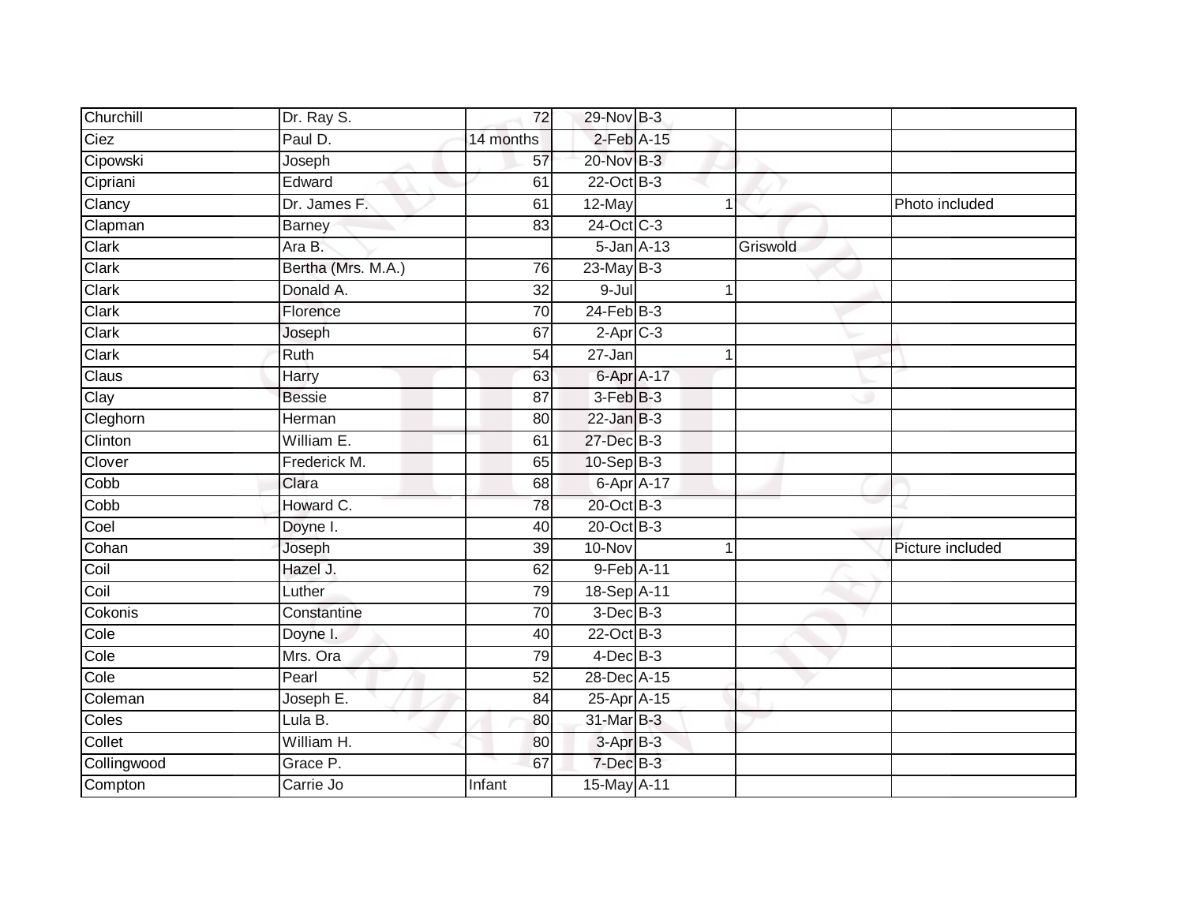| | | | | | | | |
|---|---|---|---|---|---|---|---|
| Churchill | Dr. Ray S. | 72 | 29-Nov | B-3 | | | |
| Ciez | Paul D. | 14 months | 2-Feb | A-15 | | | |
| Cipowski | Joseph | 57 | 20-Nov | B-3 | | | |
| Cipriani | Edward | 61 | 22-Oct | B-3 | | | |
| Clancy | Dr. James F. | 61 | 12-May | | 1 | | Photo included |
| Clapman | Barney | 83 | 24-Oct | C-3 | | | |
| Clark | Ara B. | | 5-Jan | A-13 | | Griswold | |
| Clark | Bertha (Mrs. M.A.) | 76 | 23-May | B-3 | | | |
| Clark | Donald A. | 32 | 9-Jul | | 1 | | |
| Clark | Florence | 70 | 24-Feb | B-3 | | | |
| Clark | Joseph | 67 | 2-Apr | C-3 | | | |
| Clark | Ruth | 54 | 27-Jan | | 1 | | |
| Claus | Harry | 63 | 6-Apr | A-17 | | | |
| Clay | Bessie | 87 | 3-Feb | B-3 | | | |
| Cleghorn | Herman | 80 | 22-Jan | B-3 | | | |
| Clinton | William E. | 61 | 27-Dec | B-3 | | | |
| Clover | Frederick M. | 65 | 10-Sep | B-3 | | | |
| Cobb | Clara | 68 | 6-Apr | A-17 | | | |
| Cobb | Howard C. | 78 | 20-Oct | B-3 | | | |
| Coel | Doyne I. | 40 | 20-Oct | B-3 | | | |
| Cohan | Joseph | 39 | 10-Nov | | 1 | | Picture included |
| Coil | Hazel J. | 62 | 9-Feb | A-11 | | | |
| Coil | Luther | 79 | 18-Sep | A-11 | | | |
| Cokonis | Constantine | 70 | 3-Dec | B-3 | | | |
| Cole | Doyne I. | 40 | 22-Oct | B-3 | | | |
| Cole | Mrs. Ora | 79 | 4-Dec | B-3 | | | |
| Cole | Pearl | 52 | 28-Dec | A-15 | | | |
| Coleman | Joseph E. | 84 | 25-Apr | A-15 | | | |
| Coles | Lula B. | 80 | 31-Mar | B-3 | | | |
| Collet | William H. | 80 | 3-Apr | B-3 | | | |
| Collingwood | Grace P. | 67 | 7-Dec | B-3 | | | |
| Compton | Carrie Jo | Infant | 15-May | A-11 | | | |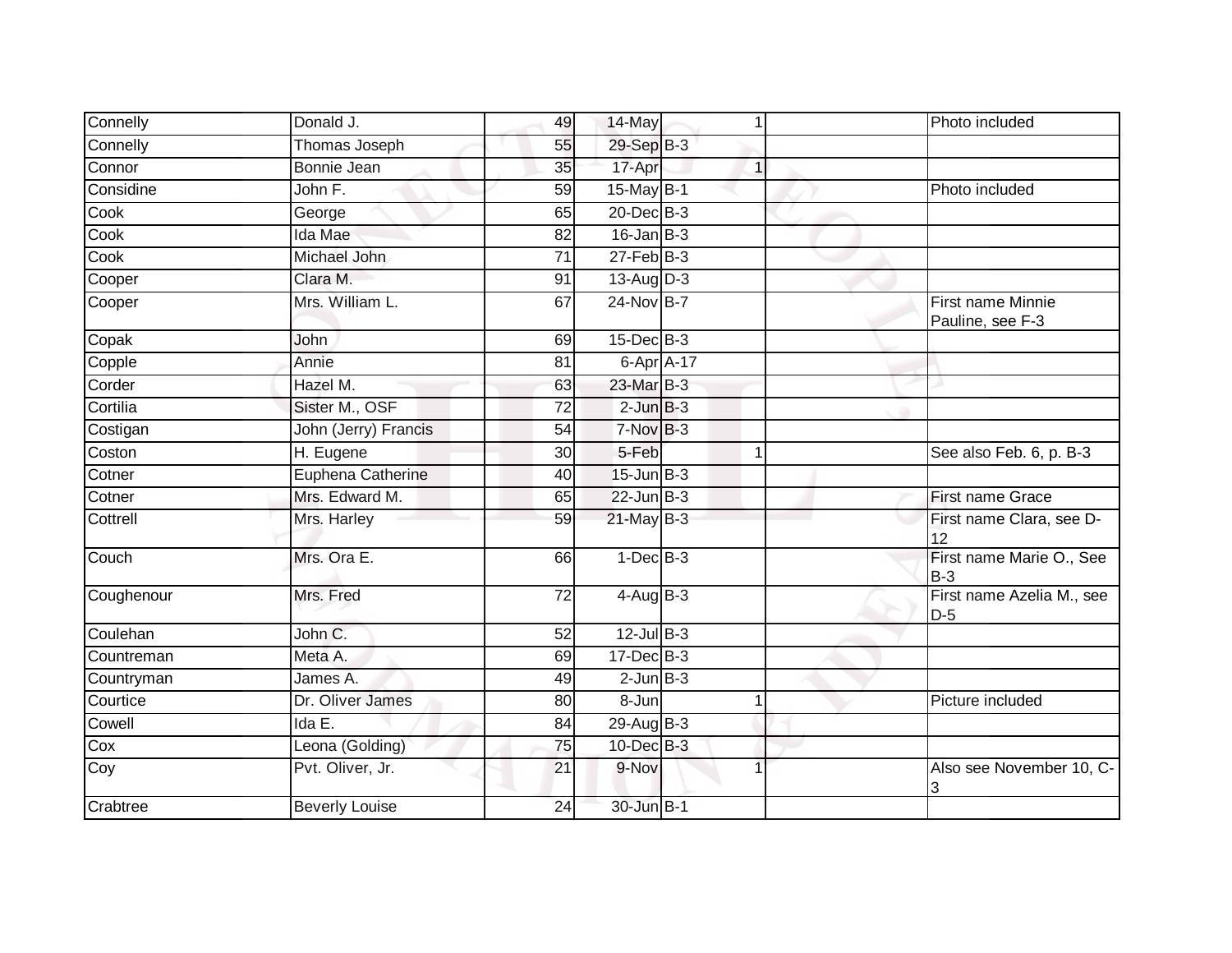| | | | | | | | |
|---|---|---|---|---|---|---|---|
| Connelly | Donald J. | 49 | 14-May | | 1 | | Photo included |
| Connelly | Thomas Joseph | 55 | 29-Sep | B-3 | | | |
| Connor | Bonnie Jean | 35 | 17-Apr | | 1 | | |
| Considine | John F. | 59 | 15-May | B-1 | | | Photo included |
| Cook | George | 65 | 20-Dec | B-3 | | | |
| Cook | Ida Mae | 82 | 16-Jan | B-3 | | | |
| Cook | Michael John | 71 | 27-Feb | B-3 | | | |
| Cooper | Clara M. | 91 | 13-Aug | D-3 | | | |
| Cooper | Mrs. William L. | 67 | 24-Nov | B-7 | | | First name Minnie Pauline, see F-3 |
| Copak | John | 69 | 15-Dec | B-3 | | | |
| Copple | Annie | 81 | 6-Apr | A-17 | | | |
| Corder | Hazel M. | 63 | 23-Mar | B-3 | | | |
| Cortilia | Sister M., OSF | 72 | 2-Jun | B-3 | | | |
| Costigan | John (Jerry) Francis | 54 | 7-Nov | B-3 | | | |
| Coston | H. Eugene | 30 | 5-Feb | | 1 | | See also Feb. 6, p. B-3 |
| Cotner | Euphena Catherine | 40 | 15-Jun | B-3 | | | |
| Cotner | Mrs. Edward M. | 65 | 22-Jun | B-3 | | | First name Grace |
| Cottrell | Mrs. Harley | 59 | 21-May | B-3 | | | First name Clara, see D-12 |
| Couch | Mrs. Ora E. | 66 | 1-Dec | B-3 | | | First name Marie O., See B-3 |
| Coughenour | Mrs. Fred | 72 | 4-Aug | B-3 | | | First name Azelia M., see D-5 |
| Coulehan | John C. | 52 | 12-Jul | B-3 | | | |
| Countreman | Meta A. | 69 | 17-Dec | B-3 | | | |
| Countryman | James A. | 49 | 2-Jun | B-3 | | | |
| Courtice | Dr. Oliver James | 80 | 8-Jun | | 1 | | Picture included |
| Cowell | Ida E. | 84 | 29-Aug | B-3 | | | |
| Cox | Leona (Golding) | 75 | 10-Dec | B-3 | | | |
| Coy | Pvt. Oliver, Jr. | 21 | 9-Nov | | 1 | | Also see November 10, C-3 |
| Crabtree | Beverly Louise | 24 | 30-Jun | B-1 | | | |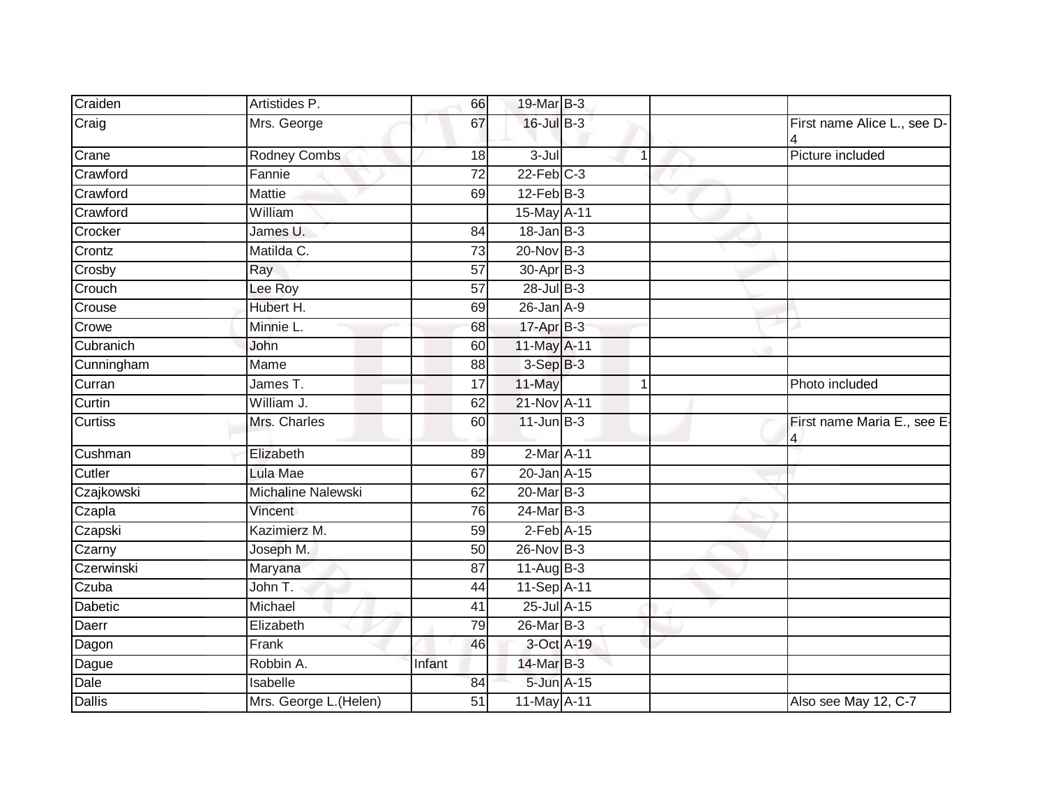| | | | | | | |
|---|---|---|---|---|---|---|
| Craiden | Artistides P. | 66 | 19-Mar | B-3 | | |
| Craig | Mrs. George | 67 | 16-Jul | B-3 | | First name Alice L., see D-4 |
| Crane | Rodney Combs | 18 | 3-Jul | 1 | | Picture included |
| Crawford | Fannie | 72 | 22-Feb | C-3 | | |
| Crawford | Mattie | 69 | 12-Feb | B-3 | | |
| Crawford | William | | 15-May | A-11 | | |
| Crocker | James U. | 84 | 18-Jan | B-3 | | |
| Crontz | Matilda C. | 73 | 20-Nov | B-3 | | |
| Crosby | Ray | 57 | 30-Apr | B-3 | | |
| Crouch | Lee Roy | 57 | 28-Jul | B-3 | | |
| Crouse | Hubert H. | 69 | 26-Jan | A-9 | | |
| Crowe | Minnie L. | 68 | 17-Apr | B-3 | | |
| Cubranich | John | 60 | 11-May | A-11 | | |
| Cunningham | Mame | 88 | 3-Sep | B-3 | | |
| Curran | James T. | 17 | 11-May | 1 | | Photo included |
| Curtin | William J. | 62 | 21-Nov | A-11 | | |
| Curtiss | Mrs. Charles | 60 | 11-Jun | B-3 | | First name Maria E., see E-4 |
| Cushman | Elizabeth | 89 | 2-Mar | A-11 | | |
| Cutler | Lula Mae | 67 | 20-Jan | A-15 | | |
| Czajkowski | Michaline Nalewski | 62 | 20-Mar | B-3 | | |
| Czapla | Vincent | 76 | 24-Mar | B-3 | | |
| Czapski | Kazimierz M. | 59 | 2-Feb | A-15 | | |
| Czarny | Joseph M. | 50 | 26-Nov | B-3 | | |
| Czerwinski | Maryana | 87 | 11-Aug | B-3 | | |
| Czuba | John T. | 44 | 11-Sep | A-11 | | |
| Dabetic | Michael | 41 | 25-Jul | A-15 | | |
| Daerr | Elizabeth | 79 | 26-Mar | B-3 | | |
| Dagon | Frank | 46 | 3-Oct | A-19 | | |
| Dague | Robbin A. | Infant | 14-Mar | B-3 | | |
| Dale | Isabelle | 84 | 5-Jun | A-15 | | |
| Dallis | Mrs. George L.(Helen) | 51 | 11-May | A-11 | | Also see May 12, C-7 |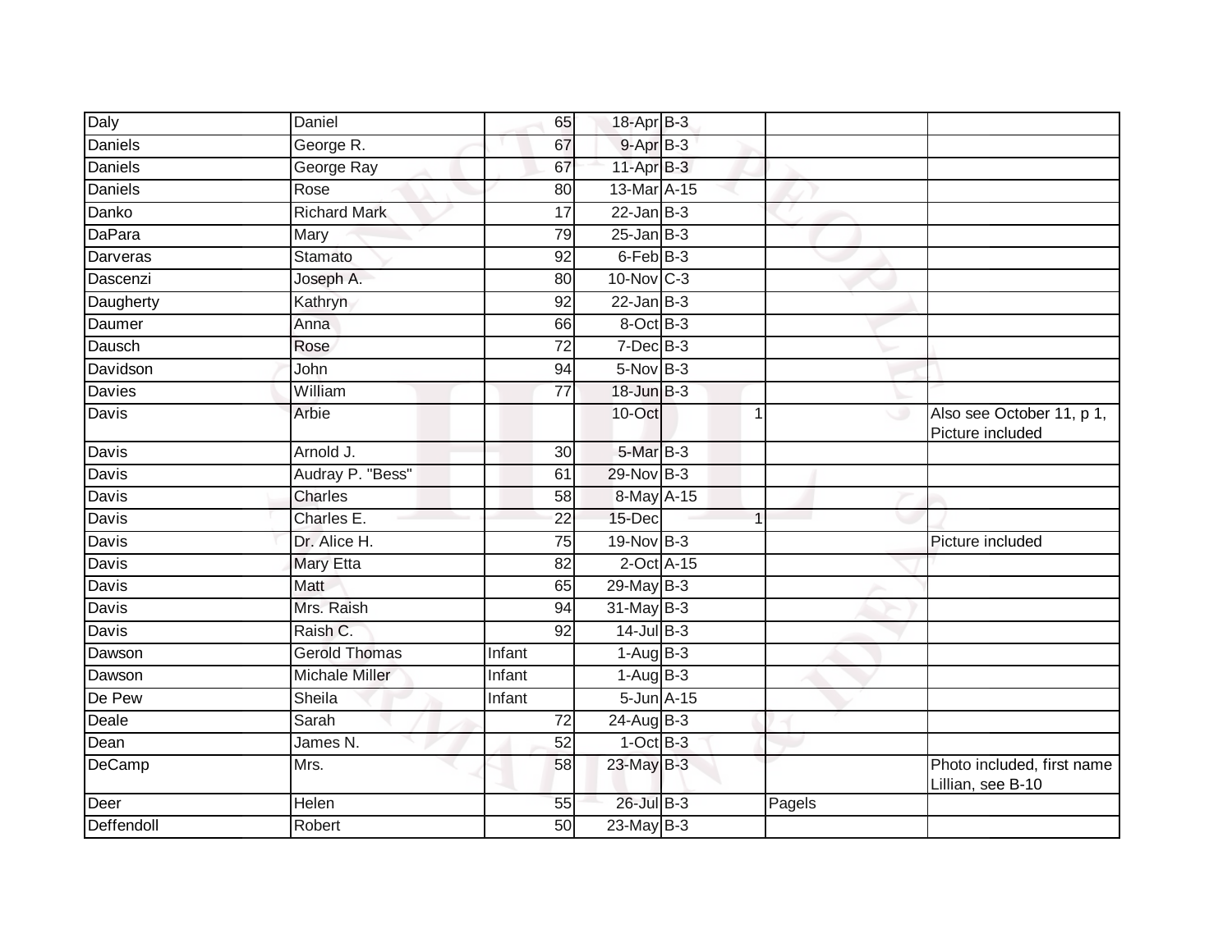| | | | | | | | |
|---|---|---|---|---|---|---|---|
| Daly | Daniel | 65 | 18-Apr | B-3 | | | |
| Daniels | George R. | 67 | 9-Apr | B-3 | | | |
| Daniels | George Ray | 67 | 11-Apr | B-3 | | | |
| Daniels | Rose | 80 | 13-Mar | A-15 | | | |
| Danko | Richard Mark | 17 | 22-Jan | B-3 | | | |
| DaPara | Mary | 79 | 25-Jan | B-3 | | | |
| Darveras | Stamato | 92 | 6-Feb | B-3 | | | |
| Dascenzi | Joseph A. | 80 | 10-Nov | C-3 | | | |
| Daugherty | Kathryn | 92 | 22-Jan | B-3 | | | |
| Daumer | Anna | 66 | 8-Oct | B-3 | | | |
| Dausch | Rose | 72 | 7-Dec | B-3 | | | |
| Davidson | John | 94 | 5-Nov | B-3 | | | |
| Davies | William | 77 | 18-Jun | B-3 | | | |
| Davis | Arbie | | 10-Oct | | 1 | | Also see October 11, p 1, Picture included |
| Davis | Arnold J. | 30 | 5-Mar | B-3 | | | |
| Davis | Audray P. "Bess" | 61 | 29-Nov | B-3 | | | |
| Davis | Charles | 58 | 8-May | A-15 | | | |
| Davis | Charles E. | 22 | 15-Dec | | 1 | | |
| Davis | Dr. Alice H. | 75 | 19-Nov | B-3 | | | Picture included |
| Davis | Mary Etta | 82 | 2-Oct | A-15 | | | |
| Davis | Matt | 65 | 29-May | B-3 | | | |
| Davis | Mrs. Raish | 94 | 31-May | B-3 | | | |
| Davis | Raish C. | 92 | 14-Jul | B-3 | | | |
| Dawson | Gerold Thomas | Infant | 1-Aug | B-3 | | | |
| Dawson | Michale Miller | Infant | 1-Aug | B-3 | | | |
| De Pew | Sheila | Infant | 5-Jun | A-15 | | | |
| Deale | Sarah | 72 | 24-Aug | B-3 | | | |
| Dean | James N. | 52 | 1-Oct | B-3 | | | |
| DeCamp | Mrs. | 58 | 23-May | B-3 | | | Photo included, first name Lillian, see B-10 |
| Deer | Helen | 55 | 26-Jul | B-3 | | Pagels | |
| Deffendoll | Robert | 50 | 23-May | B-3 | | | |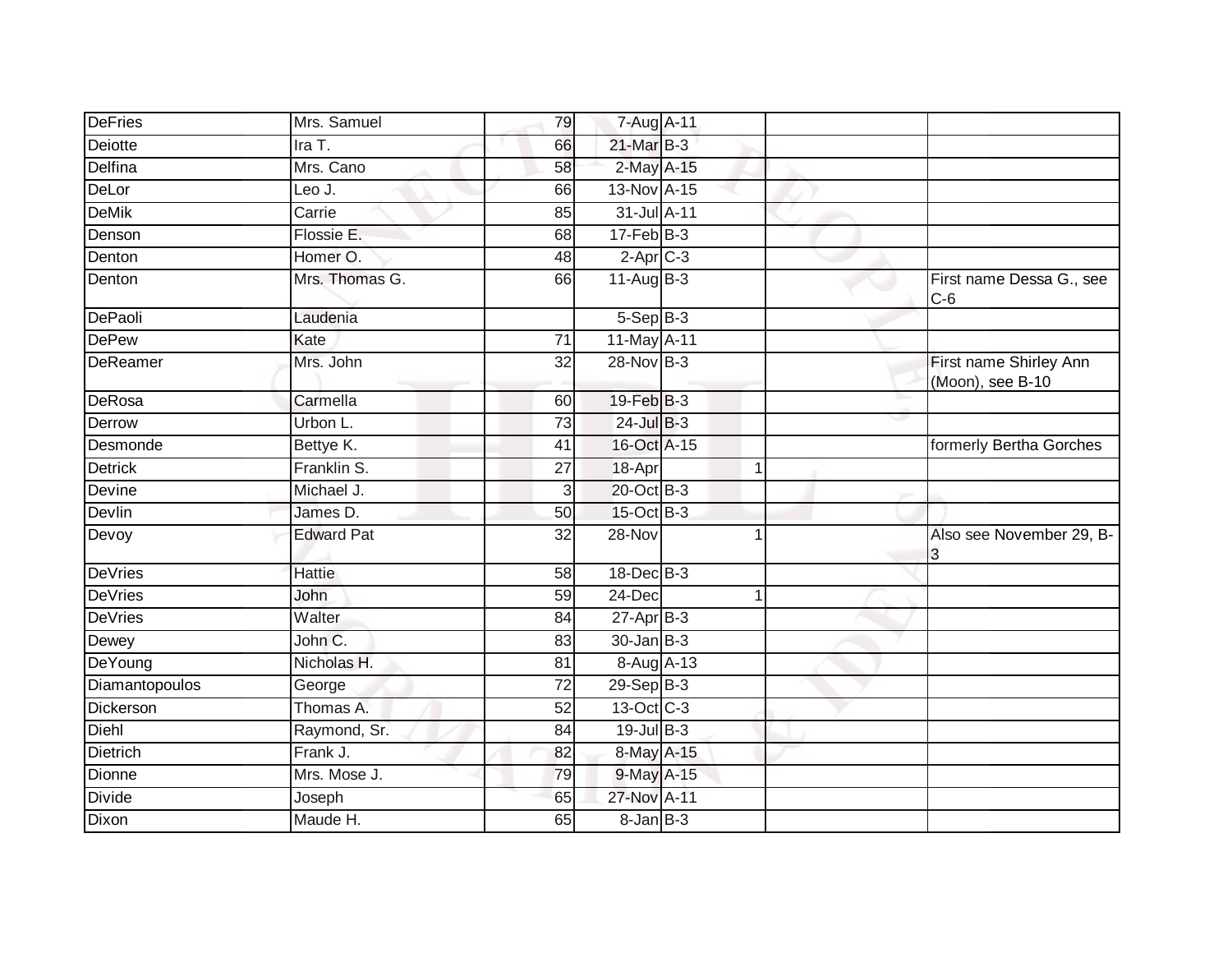| | | | | | | |
|---|---|---|---|---|---|---|
| DeFries | Mrs. Samuel | 79 | 7-Aug | A-11 | | |
| Deiotte | Ira T. | 66 | 21-Mar | B-3 | | |
| Delfina | Mrs. Cano | 58 | 2-May | A-15 | | |
| DeLor | Leo J. | 66 | 13-Nov | A-15 | | |
| DeMik | Carrie | 85 | 31-Jul | A-11 | | |
| Denson | Flossie E. | 68 | 17-Feb | B-3 | | |
| Denton | Homer O. | 48 | 2-Apr | C-3 | | |
| Denton | Mrs. Thomas G. | 66 | 11-Aug | B-3 | | First name Dessa G., see C-6 |
| DePaoli | Laudenia | | 5-Sep | B-3 | | |
| DePew | Kate | 71 | 11-May | A-11 | | |
| DeReamer | Mrs. John | 32 | 28-Nov | B-3 | | First name Shirley Ann (Moon), see B-10 |
| DeRosa | Carmella | 60 | 19-Feb | B-3 | | |
| Derrow | Urbon L. | 73 | 24-Jul | B-3 | | |
| Desmonde | Bettye K. | 41 | 16-Oct | A-15 | | formerly Bertha Gorches |
| Detrick | Franklin S. | 27 | 18-Apr | 1 | | |
| Devine | Michael J. | 3 | 20-Oct | B-3 | | |
| Devlin | James D. | 50 | 15-Oct | B-3 | | |
| Devoy | Edward Pat | 32 | 28-Nov | 1 | | Also see November 29, B-3 |
| DeVries | Hattie | 58 | 18-Dec | B-3 | | |
| DeVries | John | 59 | 24-Dec | 1 | | |
| DeVries | Walter | 84 | 27-Apr | B-3 | | |
| Dewey | John C. | 83 | 30-Jan | B-3 | | |
| DeYoung | Nicholas H. | 81 | 8-Aug | A-13 | | |
| Diamantopoulos | George | 72 | 29-Sep | B-3 | | |
| Dickerson | Thomas A. | 52 | 13-Oct | C-3 | | |
| Diehl | Raymond, Sr. | 84 | 19-Jul | B-3 | | |
| Dietrich | Frank J. | 82 | 8-May | A-15 | | |
| Dionne | Mrs. Mose J. | 79 | 9-May | A-15 | | |
| Divide | Joseph | 65 | 27-Nov | A-11 | | |
| Dixon | Maude H. | 65 | 8-Jan | B-3 | | |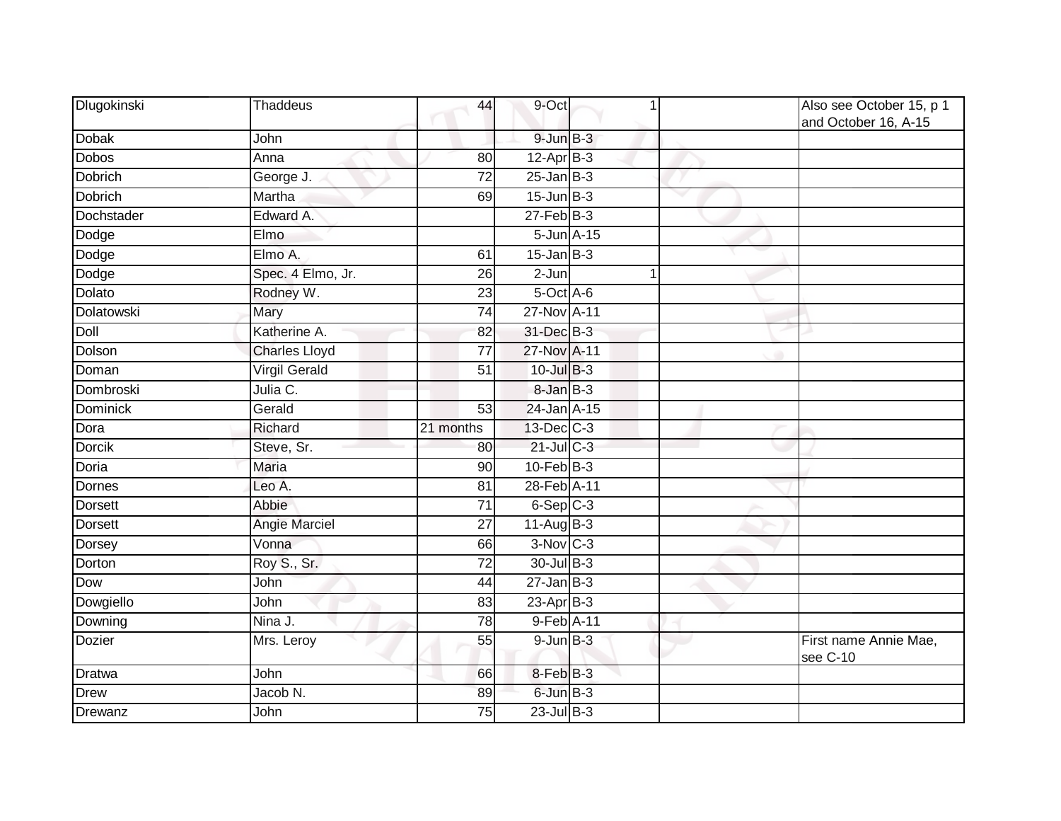| | | | | | | |
|---|---|---|---|---|---|---|
| Dlugokinski | Thaddeus | 44 | 9-Oct | 1 | | Also see October 15, p 1 and October 16, A-15 |
| Dobak | John | | 9-Jun | B-3 | | |
| Dobos | Anna | 80 | 12-Apr | B-3 | | |
| Dobrich | George J. | 72 | 25-Jan | B-3 | | |
| Dobrich | Martha | 69 | 15-Jun | B-3 | | |
| Dochstader | Edward A. | | 27-Feb | B-3 | | |
| Dodge | Elmo | | 5-Jun | A-15 | | |
| Dodge | Elmo A. | 61 | 15-Jan | B-3 | | |
| Dodge | Spec. 4 Elmo, Jr. | 26 | 2-Jun | 1 | | |
| Dolato | Rodney W. | 23 | 5-Oct | A-6 | | |
| Dolatowski | Mary | 74 | 27-Nov | A-11 | | |
| Doll | Katherine A. | 82 | 31-Dec | B-3 | | |
| Dolson | Charles Lloyd | 77 | 27-Nov | A-11 | | |
| Doman | Virgil Gerald | 51 | 10-Jul | B-3 | | |
| Dombroski | Julia C. | | 8-Jan | B-3 | | |
| Dominick | Gerald | 53 | 24-Jan | A-15 | | |
| Dora | Richard | 21 months | 13-Dec | C-3 | | |
| Dorcik | Steve, Sr. | 80 | 21-Jul | C-3 | | |
| Doria | Maria | 90 | 10-Feb | B-3 | | |
| Dornes | Leo A. | 81 | 28-Feb | A-11 | | |
| Dorsett | Abbie | 71 | 6-Sep | C-3 | | |
| Dorsett | Angie Marciel | 27 | 11-Aug | B-3 | | |
| Dorsey | Vonna | 66 | 3-Nov | C-3 | | |
| Dorton | Roy S., Sr. | 72 | 30-Jul | B-3 | | |
| Dow | John | 44 | 27-Jan | B-3 | | |
| Dowgiello | John | 83 | 23-Apr | B-3 | | |
| Downing | Nina J. | 78 | 9-Feb | A-11 | | |
| Dozier | Mrs. Leroy | 55 | 9-Jun | B-3 | | First name Annie Mae, see C-10 |
| Dratwa | John | 66 | 8-Feb | B-3 | | |
| Drew | Jacob N. | 89 | 6-Jun | B-3 | | |
| Drewanz | John | 75 | 23-Jul | B-3 | | |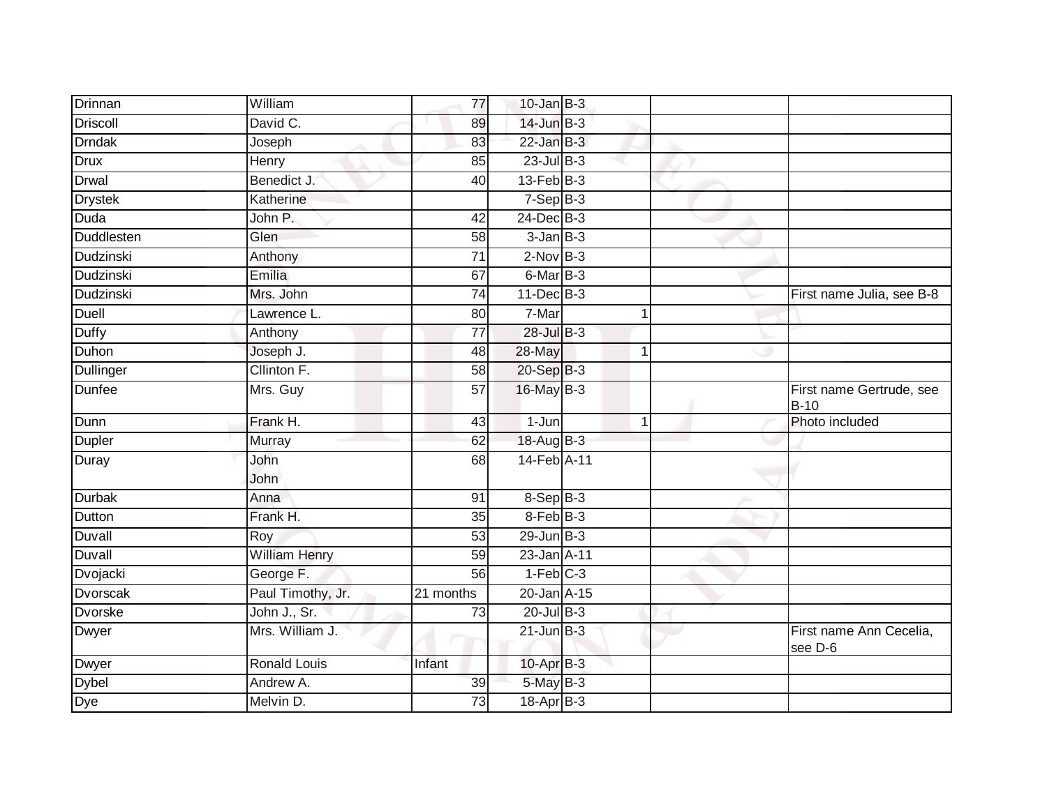| | | | | | | | |
|---|---|---|---|---|---|---|---|
| Drinnan | William | 77 | 10-Jan | B-3 | | | |
| Driscoll | David C. | 89 | 14-Jun | B-3 | | | |
| Drndak | Joseph | 83 | 22-Jan | B-3 | | | |
| Drux | Henry | 85 | 23-Jul | B-3 | | | |
| Drwal | Benedict J. | 40 | 13-Feb | B-3 | | | |
| Drystek | Katherine | | 7-Sep | B-3 | | | |
| Duda | John P. | 42 | 24-Dec | B-3 | | | |
| Duddlesten | Glen | 58 | 3-Jan | B-3 | | | |
| Dudzinski | Anthony | 71 | 2-Nov | B-3 | | | |
| Dudzinski | Emilia | 67 | 6-Mar | B-3 | | | |
| Dudzinski | Mrs. John | 74 | 11-Dec | B-3 | | | First name Julia, see B-8 |
| Duell | Lawrence L. | 80 | 7-Mar | | 1 | | |
| Duffy | Anthony | 77 | 28-Jul | B-3 | | | |
| Duhon | Joseph J. | 48 | 28-May | | 1 | | |
| Dullinger | Cllinton F. | 58 | 20-Sep | B-3 | | | |
| Dunfee | Mrs. Guy | 57 | 16-May | B-3 | | | First name Gertrude, see B-10 |
| Dunn | Frank H. | 43 | 1-Jun | | 1 | | Photo included |
| Dupler | Murray | 62 | 18-Aug | B-3 | | | |
| Duray | John<br>John | 68 | 14-Feb | A-11 | | | |
| Durbak | Anna | 91 | 8-Sep | B-3 | | | |
| Dutton | Frank H. | 35 | 8-Feb | B-3 | | | |
| Duvall | Roy | 53 | 29-Jun | B-3 | | | |
| Duvall | William Henry | 59 | 23-Jan | A-11 | | | |
| Dvojacki | George F. | 56 | 1-Feb | C-3 | | | |
| Dvorscak | Paul Timothy, Jr. | 21 months | 20-Jan | A-15 | | | |
| Dvorske | John J., Sr. | 73 | 20-Jul | B-3 | | | |
| Dwyer | Mrs. William J. | | 21-Jun | B-3 | | | First name Ann Cecelia, see D-6 |
| Dwyer | Ronald Louis | Infant | 10-Apr | B-3 | | | |
| Dybel | Andrew A. | 39 | 5-May | B-3 | | | |
| Dye | Melvin D. | 73 | 18-Apr | B-3 | | | |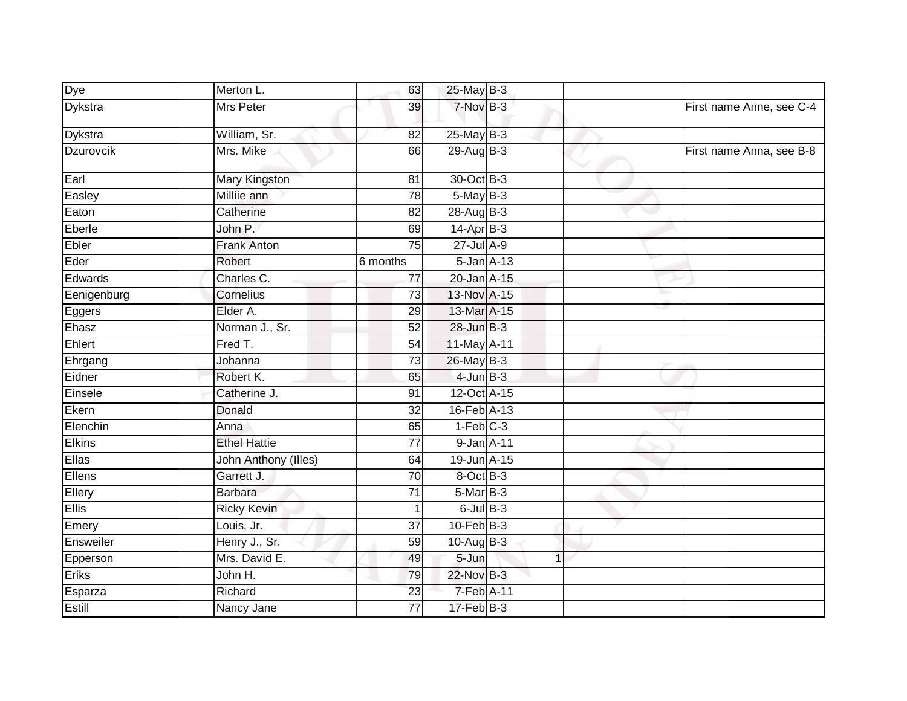| | | | | | | |
|---|---|---|---|---|---|---|
| Dye | Merton L. | 63 | 25-May | B-3 | | |
| Dykstra | Mrs Peter | 39 | 7-Nov | B-3 | | First name Anne, see C-4 |
| Dykstra | William, Sr. | 82 | 25-May | B-3 | | |
| Dzurovcik | Mrs. Mike | 66 | 29-Aug | B-3 | | First name Anna, see B-8 |
| Earl | Mary Kingston | 81 | 30-Oct | B-3 | | |
| Easley | Milliie ann | 78 | 5-May | B-3 | | |
| Eaton | Catherine | 82 | 28-Aug | B-3 | | |
| Eberle | John P. | 69 | 14-Apr | B-3 | | |
| Ebler | Frank Anton | 75 | 27-Jul | A-9 | | |
| Eder | Robert | 6 months | 5-Jan | A-13 | | |
| Edwards | Charles C. | 77 | 20-Jan | A-15 | | |
| Eenigenburg | Cornelius | 73 | 13-Nov | A-15 | | |
| Eggers | Elder A. | 29 | 13-Mar | A-15 | | |
| Ehasz | Norman J., Sr. | 52 | 28-Jun | B-3 | | |
| Ehlert | Fred T. | 54 | 11-May | A-11 | | |
| Ehrgang | Johanna | 73 | 26-May | B-3 | | |
| Eidner | Robert K. | 65 | 4-Jun | B-3 | | |
| Einsele | Catherine J. | 91 | 12-Oct | A-15 | | |
| Ekern | Donald | 32 | 16-Feb | A-13 | | |
| Elenchin | Anna | 65 | 1-Feb | C-3 | | |
| Elkins | Ethel Hattie | 77 | 9-Jan | A-11 | | |
| Ellas | John Anthony (Illes) | 64 | 19-Jun | A-15 | | |
| Ellens | Garrett J. | 70 | 8-Oct | B-3 | | |
| Ellery | Barbara | 71 | 5-Mar | B-3 | | |
| Ellis | Ricky Kevin | 1 | 6-Jul | B-3 | | |
| Emery | Louis, Jr. | 37 | 10-Feb | B-3 | | |
| Ensweiler | Henry J., Sr. | 59 | 10-Aug | B-3 | | |
| Epperson | Mrs. David E. | 49 | 5-Jun | 1 | | |
| Eriks | John H. | 79 | 22-Nov | B-3 | | |
| Esparza | Richard | 23 | 7-Feb | A-11 | | |
| Estill | Nancy Jane | 77 | 17-Feb | B-3 | | |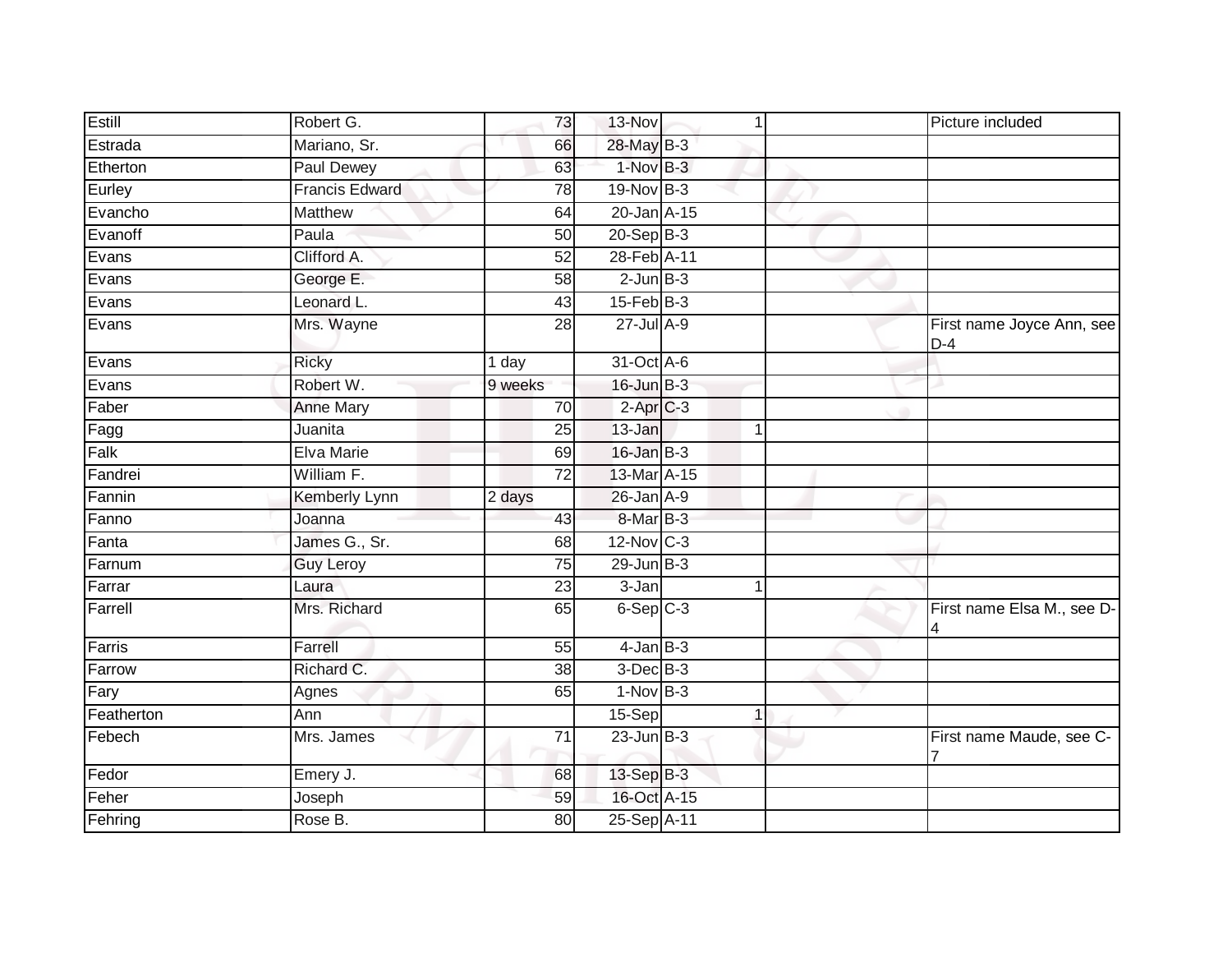| | | | | | | | |
|---|---|---|---|---|---|---|---|
| Estill | Robert G. | 73 | 13-Nov | | 1 | | Picture included |
| Estrada | Mariano, Sr. | 66 | 28-May | B-3 | | | |
| Etherton | Paul Dewey | 63 | 1-Nov | B-3 | | | |
| Eurley | Francis Edward | 78 | 19-Nov | B-3 | | | |
| Evancho | Matthew | 64 | 20-Jan | A-15 | | | |
| Evanoff | Paula | 50 | 20-Sep | B-3 | | | |
| Evans | Clifford A. | 52 | 28-Feb | A-11 | | | |
| Evans | George E. | 58 | 2-Jun | B-3 | | | |
| Evans | Leonard L. | 43 | 15-Feb | B-3 | | | |
| Evans | Mrs. Wayne | 28 | 27-Jul | A-9 | | | First name Joyce Ann, see D-4 |
| Evans | Ricky | 1 day | 31-Oct | A-6 | | | |
| Evans | Robert W. | 9 weeks | 16-Jun | B-3 | | | |
| Faber | Anne Mary | 70 | 2-Apr | C-3 | | | |
| Fagg | Juanita | 25 | 13-Jan | | 1 | | |
| Falk | Elva Marie | 69 | 16-Jan | B-3 | | | |
| Fandrei | William F. | 72 | 13-Mar | A-15 | | | |
| Fannin | Kemberly Lynn | 2 days | 26-Jan | A-9 | | | |
| Fanno | Joanna | 43 | 8-Mar | B-3 | | | |
| Fanta | James G., Sr. | 68 | 12-Nov | C-3 | | | |
| Farnum | Guy Leroy | 75 | 29-Jun | B-3 | | | |
| Farrar | Laura | 23 | 3-Jan | | 1 | | |
| Farrell | Mrs. Richard | 65 | 6-Sep | C-3 | | | First name Elsa M., see D-4 |
| Farris | Farrell | 55 | 4-Jan | B-3 | | | |
| Farrow | Richard C. | 38 | 3-Dec | B-3 | | | |
| Fary | Agnes | 65 | 1-Nov | B-3 | | | |
| Featherton | Ann | | 15-Sep | | 1 | | |
| Febech | Mrs. James | 71 | 23-Jun | B-3 | | | First name Maude, see C-7 |
| Fedor | Emery J. | 68 | 13-Sep | B-3 | | | |
| Feher | Joseph | 59 | 16-Oct | A-15 | | | |
| Fehring | Rose B. | 80 | 25-Sep | A-11 | | | |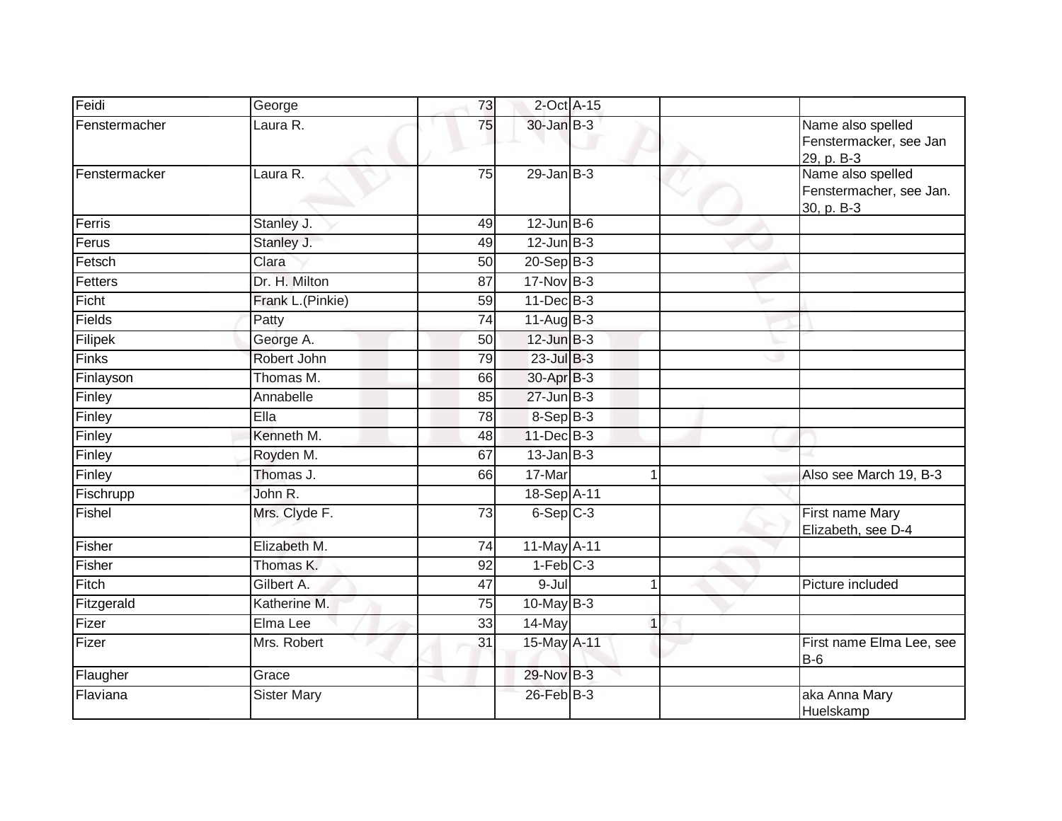| | | | | | | |
|---|---|---|---|---|---|---|
| Feidi | George | 73 | 2-Oct | A-15 | | |
| Fenstermacher | Laura R. | 75 | 30-Jan | B-3 | | Name also spelled Fenstermacker, see Jan 29, p. B-3 |
| Fenstermacker | Laura R. | 75 | 29-Jan | B-3 | | Name also spelled Fenstermacher, see Jan. 30, p. B-3 |
| Ferris | Stanley J. | 49 | 12-Jun | B-6 | | |
| Ferus | Stanley J. | 49 | 12-Jun | B-3 | | |
| Fetsch | Clara | 50 | 20-Sep | B-3 | | |
| Fetters | Dr. H. Milton | 87 | 17-Nov | B-3 | | |
| Ficht | Frank L.(Pinkie) | 59 | 11-Dec | B-3 | | |
| Fields | Patty | 74 | 11-Aug | B-3 | | |
| Filipek | George A. | 50 | 12-Jun | B-3 | | |
| Finks | Robert John | 79 | 23-Jul | B-3 | | |
| Finlayson | Thomas M. | 66 | 30-Apr | B-3 | | |
| Finley | Annabelle | 85 | 27-Jun | B-3 | | |
| Finley | Ella | 78 | 8-Sep | B-3 | | |
| Finley | Kenneth M. | 48 | 11-Dec | B-3 | | |
| Finley | Royden M. | 67 | 13-Jan | B-3 | | |
| Finley | Thomas J. | 66 | 17-Mar | 1 | | Also see March 19, B-3 |
| Fischrupp | John R. | | 18-Sep | A-11 | | |
| Fishel | Mrs. Clyde F. | 73 | 6-Sep | C-3 | | First name Mary Elizabeth, see D-4 |
| Fisher | Elizabeth M. | 74 | 11-May | A-11 | | |
| Fisher | Thomas K. | 92 | 1-Feb | C-3 | | |
| Fitch | Gilbert A. | 47 | 9-Jul | 1 | | Picture included |
| Fitzgerald | Katherine M. | 75 | 10-May | B-3 | | |
| Fizer | Elma Lee | 33 | 14-May | 1 | | |
| Fizer | Mrs. Robert | 31 | 15-May | A-11 | | First name Elma Lee, see B-6 |
| Flaugher | Grace | | 29-Nov | B-3 | | |
| Flaviana | Sister Mary | | 26-Feb | B-3 | | aka Anna Mary Huelskamp |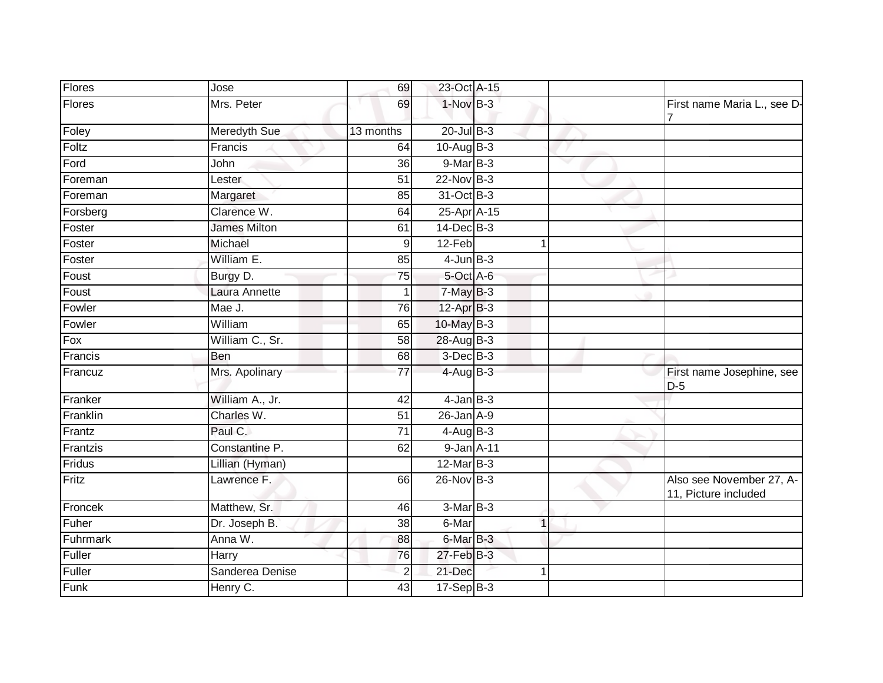| | | | | | | | |
|---|---|---|---|---|---|---|---|
| Flores | Jose | 69 | 23-Oct | A-15 | | | |
| Flores | Mrs. Peter | 69 | 1-Nov | B-3 | | | First name Maria L., see D-7 |
| Foley | Meredyth Sue | 13 months | 20-Jul | B-3 | | | |
| Foltz | Francis | 64 | 10-Aug | B-3 | | | |
| Ford | John | 36 | 9-Mar | B-3 | | | |
| Foreman | Lester | 51 | 22-Nov | B-3 | | | |
| Foreman | Margaret | 85 | 31-Oct | B-3 | | | |
| Forsberg | Clarence W. | 64 | 25-Apr | A-15 | | | |
| Foster | James Milton | 61 | 14-Dec | B-3 | | | |
| Foster | Michael | 9 | 12-Feb | | 1 | | |
| Foster | William E. | 85 | 4-Jun | B-3 | | | |
| Foust | Burgy D. | 75 | 5-Oct | A-6 | | | |
| Foust | Laura Annette | 1 | 7-May | B-3 | | | |
| Fowler | Mae J. | 76 | 12-Apr | B-3 | | | |
| Fowler | William | 65 | 10-May | B-3 | | | |
| Fox | William C., Sr. | 58 | 28-Aug | B-3 | | | |
| Francis | Ben | 68 | 3-Dec | B-3 | | | |
| Francuz | Mrs. Apolinary | 77 | 4-Aug | B-3 | | | First name Josephine, see D-5 |
| Franker | William A., Jr. | 42 | 4-Jan | B-3 | | | |
| Franklin | Charles W. | 51 | 26-Jan | A-9 | | | |
| Frantz | Paul C. | 71 | 4-Aug | B-3 | | | |
| Frantzis | Constantine P. | 62 | 9-Jan | A-11 | | | |
| Fridus | Lillian (Hyman) | | 12-Mar | B-3 | | | |
| Fritz | Lawrence F. | 66 | 26-Nov | B-3 | | | Also see November 27, A-11, Picture included |
| Froncek | Matthew, Sr. | 46 | 3-Mar | B-3 | | | |
| Fuher | Dr. Joseph B. | 38 | 6-Mar | | 1 | | |
| Fuhrmark | Anna W. | 88 | 6-Mar | B-3 | | | |
| Fuller | Harry | 76 | 27-Feb | B-3 | | | |
| Fuller | Sanderea Denise | 2 | 21-Dec | | 1 | | |
| Funk | Henry C. | 43 | 17-Sep | B-3 | | | |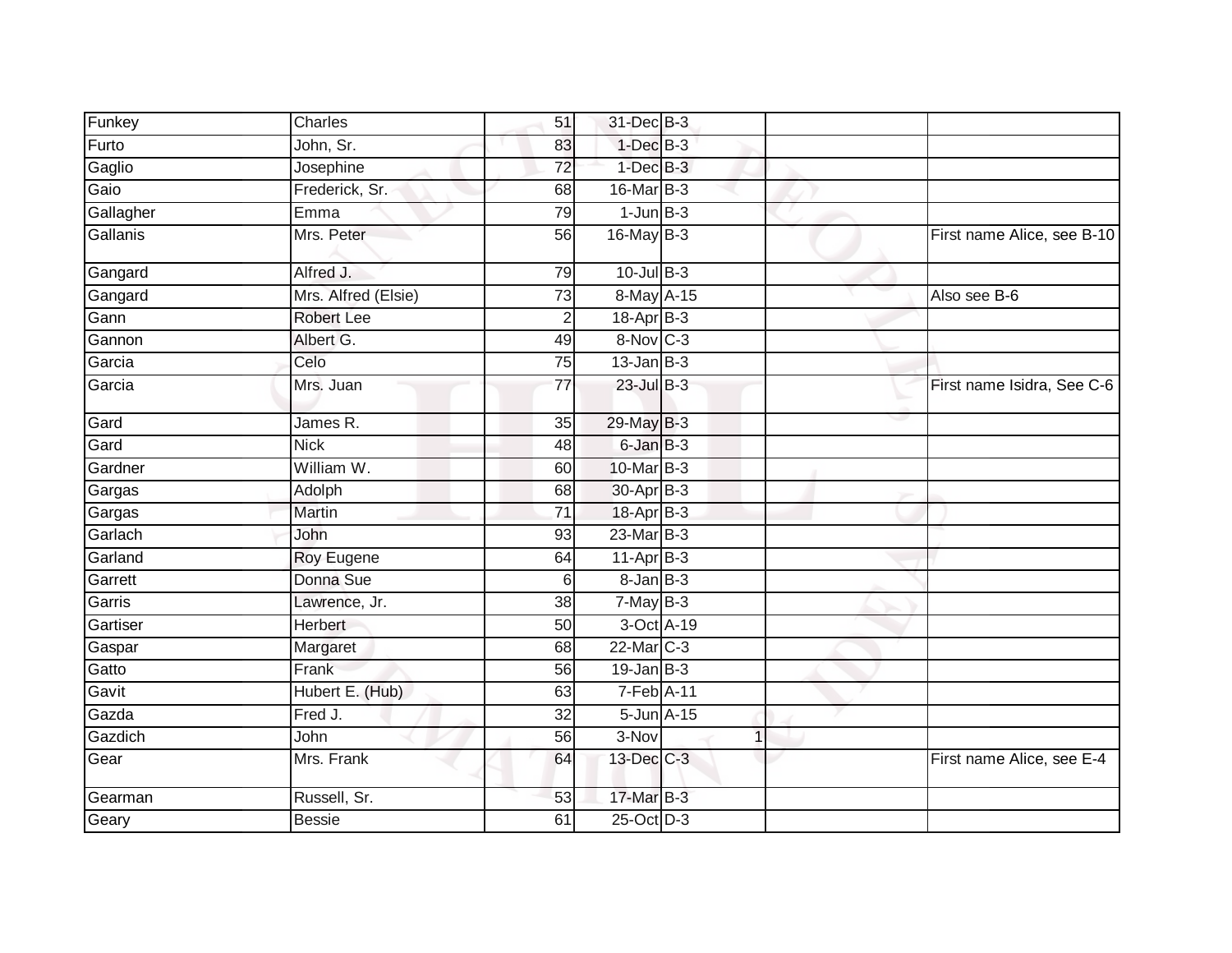| | | | | | | | |
|---|---|---|---|---|---|---|---|
| Funkey | Charles | 51 | 31-Dec | B-3 | | | |
| Furto | John, Sr. | 83 | 1-Dec | B-3 | | | |
| Gaglio | Josephine | 72 | 1-Dec | B-3 | | | |
| Gaio | Frederick, Sr. | 68 | 16-Mar | B-3 | | | |
| Gallagher | Emma | 79 | 1-Jun | B-3 | | | |
| Gallanis | Mrs. Peter | 56 | 16-May | B-3 | | | First name Alice, see B-10 |
| Gangard | Alfred J. | 79 | 10-Jul | B-3 | | | |
| Gangard | Mrs. Alfred (Elsie) | 73 | 8-May | A-15 | | | Also see B-6 |
| Gann | Robert Lee | 2 | 18-Apr | B-3 | | | |
| Gannon | Albert G. | 49 | 8-Nov | C-3 | | | |
| Garcia | Celo | 75 | 13-Jan | B-3 | | | |
| Garcia | Mrs. Juan | 77 | 23-Jul | B-3 | | | First name Isidra, See C-6 |
| Gard | James R. | 35 | 29-May | B-3 | | | |
| Gard | Nick | 48 | 6-Jan | B-3 | | | |
| Gardner | William W. | 60 | 10-Mar | B-3 | | | |
| Gargas | Adolph | 68 | 30-Apr | B-3 | | | |
| Gargas | Martin | 71 | 18-Apr | B-3 | | | |
| Garlach | John | 93 | 23-Mar | B-3 | | | |
| Garland | Roy Eugene | 64 | 11-Apr | B-3 | | | |
| Garrett | Donna Sue | 6 | 8-Jan | B-3 | | | |
| Garris | Lawrence, Jr. | 38 | 7-May | B-3 | | | |
| Gartiser | Herbert | 50 | 3-Oct | A-19 | | | |
| Gaspar | Margaret | 68 | 22-Mar | C-3 | | | |
| Gatto | Frank | 56 | 19-Jan | B-3 | | | |
| Gavit | Hubert E. (Hub) | 63 | 7-Feb | A-11 | | | |
| Gazda | Fred J. | 32 | 5-Jun | A-15 | | | |
| Gazdich | John | 56 | 3-Nov | | 1 | | |
| Gear | Mrs. Frank | 64 | 13-Dec | C-3 | | | First name Alice, see E-4 |
| Gearman | Russell, Sr. | 53 | 17-Mar | B-3 | | | |
| Geary | Bessie | 61 | 25-Oct | D-3 | | | |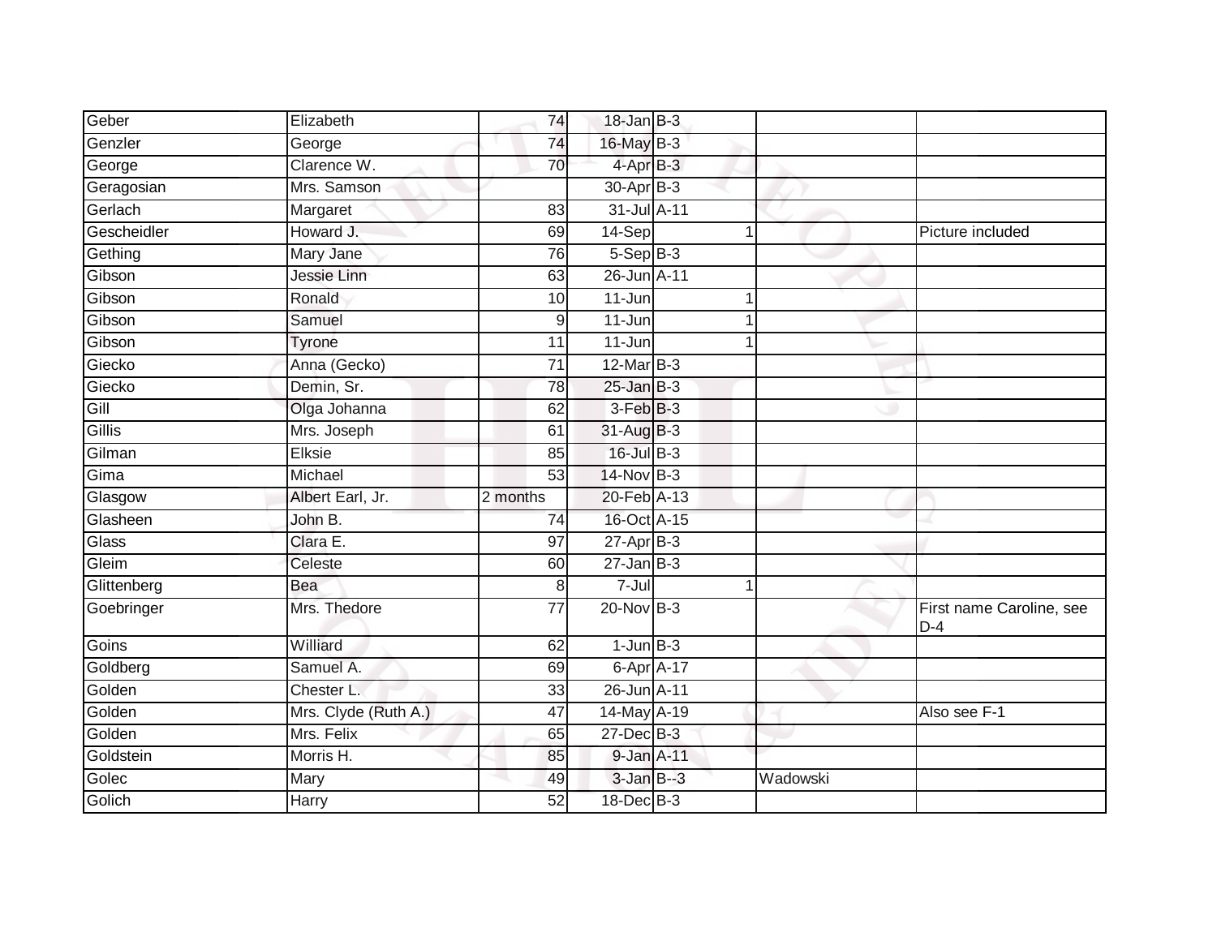| | | | | | | | |
|---|---|---|---|---|---|---|---|
| Geber | Elizabeth | 74 | 18-Jan | B-3 | | | |
| Genzler | George | 74 | 16-May | B-3 | | | |
| George | Clarence W. | 70 | 4-Apr | B-3 | | | |
| Geragosian | Mrs. Samson | | 30-Apr | B-3 | | | |
| Gerlach | Margaret | 83 | 31-Jul | A-11 | | | |
| Gescheidler | Howard J. | 69 | 14-Sep | | 1 | | Picture included |
| Gething | Mary Jane | 76 | 5-Sep | B-3 | | | |
| Gibson | Jessie Linn | 63 | 26-Jun | A-11 | | | |
| Gibson | Ronald | 10 | 11-Jun | | 1 | | |
| Gibson | Samuel | 9 | 11-Jun | | 1 | | |
| Gibson | Tyrone | 11 | 11-Jun | | 1 | | |
| Giecko | Anna (Gecko) | 71 | 12-Mar | B-3 | | | |
| Giecko | Demin, Sr. | 78 | 25-Jan | B-3 | | | |
| Gill | Olga Johanna | 62 | 3-Feb | B-3 | | | |
| Gillis | Mrs. Joseph | 61 | 31-Aug | B-3 | | | |
| Gilman | Elksie | 85 | 16-Jul | B-3 | | | |
| Gima | Michael | 53 | 14-Nov | B-3 | | | |
| Glasgow | Albert Earl, Jr. | 2 months | 20-Feb | A-13 | | | |
| Glasheen | John B. | 74 | 16-Oct | A-15 | | | |
| Glass | Clara E. | 97 | 27-Apr | B-3 | | | |
| Gleim | Celeste | 60 | 27-Jan | B-3 | | | |
| Glittenberg | Bea | 8 | 7-Jul | | 1 | | |
| Goebringer | Mrs. Thedore | 77 | 20-Nov | B-3 | | | First name Caroline, see D-4 |
| Goins | Williard | 62 | 1-Jun | B-3 | | | |
| Goldberg | Samuel A. | 69 | 6-Apr | A-17 | | | |
| Golden | Chester L. | 33 | 26-Jun | A-11 | | | |
| Golden | Mrs. Clyde (Ruth A.) | 47 | 14-May | A-19 | | | Also see F-1 |
| Golden | Mrs. Felix | 65 | 27-Dec | B-3 | | | |
| Goldstein | Morris H. | 85 | 9-Jan | A-11 | | | |
| Golec | Mary | 49 | 3-Jan | B--3 | | Wadowski | |
| Golich | Harry | 52 | 18-Dec | B-3 | | | |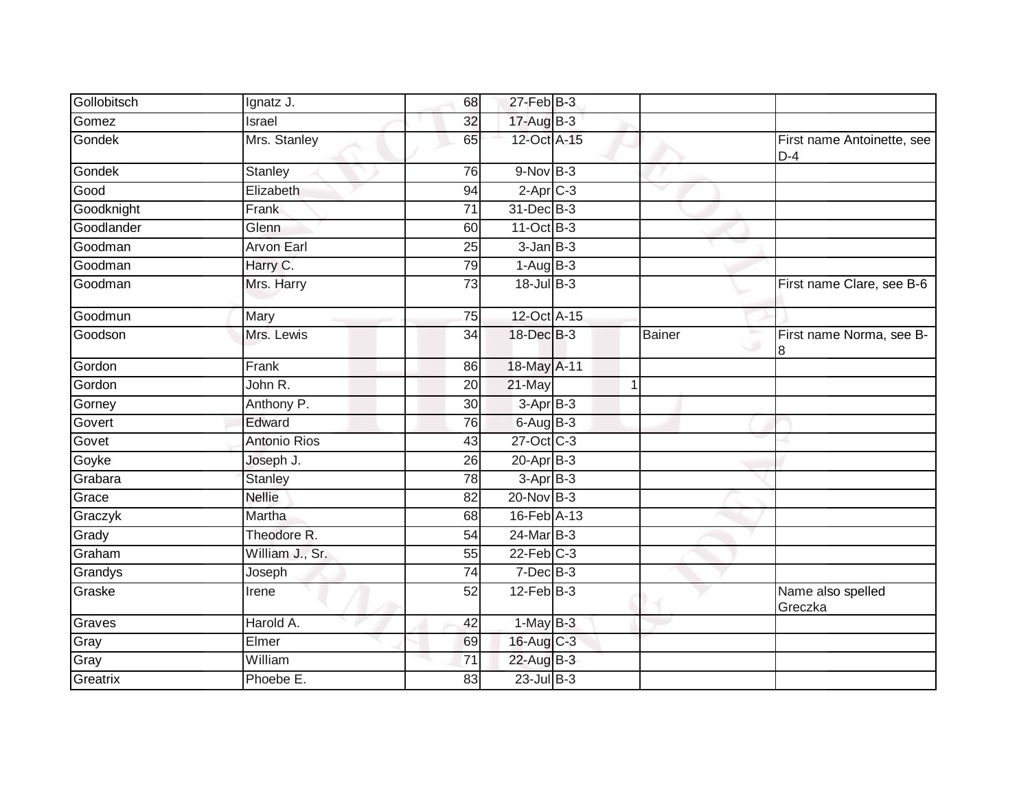| | | | | | | |
|---|---|---|---|---|---|---|
| Gollobitsch | Ignatz J. | 68 | 27-Feb | B-3 | | |
| Gomez | Israel | 32 | 17-Aug | B-3 | | |
| Gondek | Mrs. Stanley | 65 | 12-Oct | A-15 | | First name Antoinette, see D-4 |
| Gondek | Stanley | 76 | 9-Nov | B-3 | | |
| Good | Elizabeth | 94 | 2-Apr | C-3 | | |
| Goodknight | Frank | 71 | 31-Dec | B-3 | | |
| Goodlander | Glenn | 60 | 11-Oct | B-3 | | |
| Goodman | Arvon Earl | 25 | 3-Jan | B-3 | | |
| Goodman | Harry C. | 79 | 1-Aug | B-3 | | |
| Goodman | Mrs. Harry | 73 | 18-Jul | B-3 | | First name Clare, see B-6 |
| Goodmun | Mary | 75 | 12-Oct | A-15 | | |
| Goodson | Mrs. Lewis | 34 | 18-Dec | B-3 | Bainer | First name Norma, see B-8 |
| Gordon | Frank | 86 | 18-May | A-11 | | |
| Gordon | John R. | 20 | 21-May | 1 | | |
| Gorney | Anthony P. | 30 | 3-Apr | B-3 | | |
| Govert | Edward | 76 | 6-Aug | B-3 | | |
| Govet | Antonio Rios | 43 | 27-Oct | C-3 | | |
| Goyke | Joseph J. | 26 | 20-Apr | B-3 | | |
| Grabara | Stanley | 78 | 3-Apr | B-3 | | |
| Grace | Nellie | 82 | 20-Nov | B-3 | | |
| Graczyk | Martha | 68 | 16-Feb | A-13 | | |
| Grady | Theodore R. | 54 | 24-Mar | B-3 | | |
| Graham | William J., Sr. | 55 | 22-Feb | C-3 | | |
| Grandys | Joseph | 74 | 7-Dec | B-3 | | |
| Graske | Irene | 52 | 12-Feb | B-3 | | Name also spelled Greczka |
| Graves | Harold A. | 42 | 1-May | B-3 | | |
| Gray | Elmer | 69 | 16-Aug | C-3 | | |
| Gray | William | 71 | 22-Aug | B-3 | | |
| Greatrix | Phoebe E. | 83 | 23-Jul | B-3 | | |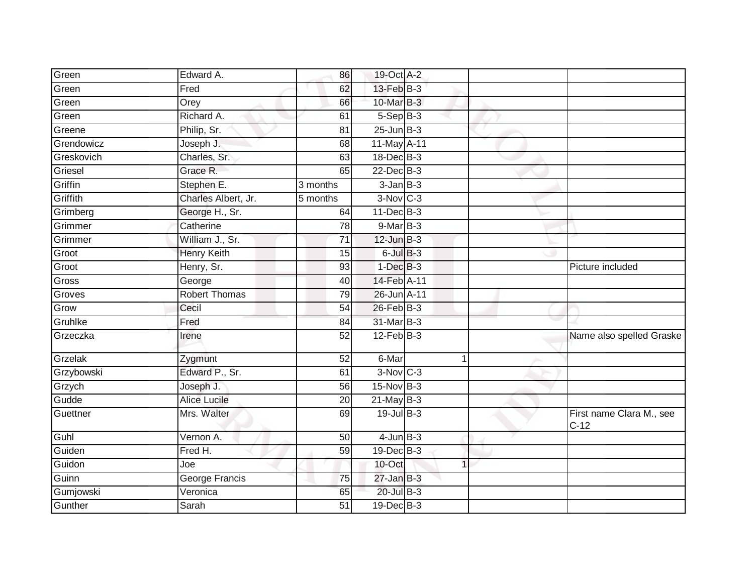| | | | | | | | |
|---|---|---|---|---|---|---|---|
| Green | Edward A. | 86 | 19-Oct | A-2 | | | |
| Green | Fred | 62 | 13-Feb | B-3 | | | |
| Green | Orey | 66 | 10-Mar | B-3 | | | |
| Green | Richard A. | 61 | 5-Sep | B-3 | | | |
| Greene | Philip, Sr. | 81 | 25-Jun | B-3 | | | |
| Grendowicz | Joseph J. | 68 | 11-May | A-11 | | | |
| Greskovich | Charles, Sr. | 63 | 18-Dec | B-3 | | | |
| Griesel | Grace R. | 65 | 22-Dec | B-3 | | | |
| Griffin | Stephen E. | 3 months | 3-Jan | B-3 | | | |
| Griffith | Charles Albert, Jr. | 5 months | 3-Nov | C-3 | | | |
| Grimberg | George H., Sr. | 64 | 11-Dec | B-3 | | | |
| Grimmer | Catherine | 78 | 9-Mar | B-3 | | | |
| Grimmer | William J., Sr. | 71 | 12-Jun | B-3 | | | |
| Groot | Henry Keith | 15 | 6-Jul | B-3 | | | |
| Groot | Henry, Sr. | 93 | 1-Dec | B-3 | | | Picture included |
| Gross | George | 40 | 14-Feb | A-11 | | | |
| Groves | Robert Thomas | 79 | 26-Jun | A-11 | | | |
| Grow | Cecil | 54 | 26-Feb | B-3 | | | |
| Gruhlke | Fred | 84 | 31-Mar | B-3 | | | |
| Grzeczka | Irene | 52 | 12-Feb | B-3 | | | Name also spelled Graske |
| Grzelak | Zygmunt | 52 | 6-Mar | | 1 | | |
| Grzybowski | Edward P., Sr. | 61 | 3-Nov | C-3 | | | |
| Grzych | Joseph J. | 56 | 15-Nov | B-3 | | | |
| Gudde | Alice Lucile | 20 | 21-May | B-3 | | | |
| Guettner | Mrs. Walter | 69 | 19-Jul | B-3 | | | First name Clara M., see C-12 |
| Guhl | Vernon A. | 50 | 4-Jun | B-3 | | | |
| Guiden | Fred H. | 59 | 19-Dec | B-3 | | | |
| Guidon | Joe | | 10-Oct | | 1 | | |
| Guinn | George Francis | 75 | 27-Jan | B-3 | | | |
| Gumjowski | Veronica | 65 | 20-Jul | B-3 | | | |
| Gunther | Sarah | 51 | 19-Dec | B-3 | | | |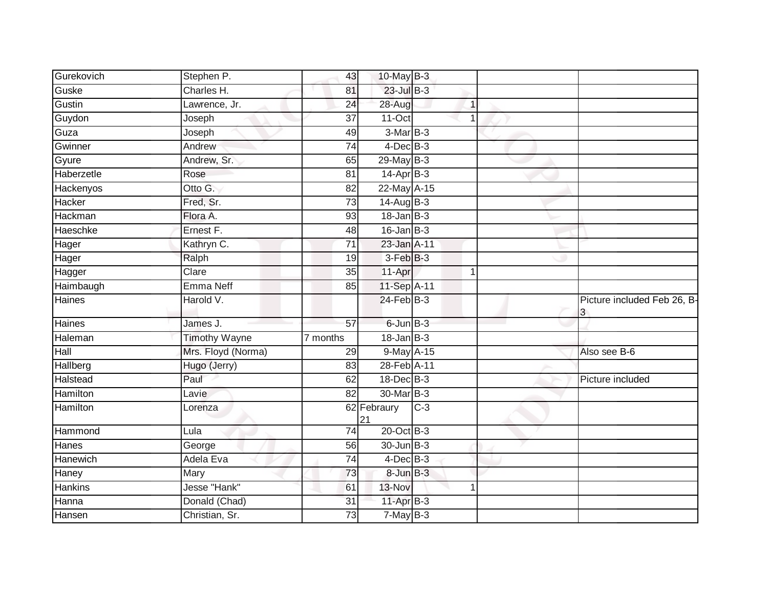| | | | | | | | |
|---|---|---|---|---|---|---|---|
| Gurekovich | Stephen P. | 43 | 10-May | B-3 | | | |
| Guske | Charles H. | 81 | 23-Jul | B-3 | | | |
| Gustin | Lawrence, Jr. | 24 | 28-Aug | | 1 | | |
| Guydon | Joseph | 37 | 11-Oct | | 1 | | |
| Guza | Joseph | 49 | 3-Mar | B-3 | | | |
| Gwinner | Andrew | 74 | 4-Dec | B-3 | | | |
| Gyure | Andrew, Sr. | 65 | 29-May | B-3 | | | |
| Haberzetle | Rose | 81 | 14-Apr | B-3 | | | |
| Hackenyos | Otto G. | 82 | 22-May | A-15 | | | |
| Hacker | Fred, Sr. | 73 | 14-Aug | B-3 | | | |
| Hackman | Flora A. | 93 | 18-Jan | B-3 | | | |
| Haeschke | Ernest F. | 48 | 16-Jan | B-3 | | | |
| Hager | Kathryn C. | 71 | 23-Jan | A-11 | | | |
| Hager | Ralph | 19 | 3-Feb | B-3 | | | |
| Hagger | Clare | 35 | 11-Apr | | 1 | | |
| Haimbaugh | Emma Neff | 85 | 11-Sep | A-11 | | | |
| Haines | Harold V. | | 24-Feb | B-3 | | | Picture included Feb 26, B-3 |
| Haines | James J. | 57 | 6-Jun | B-3 | | | |
| Haleman | Timothy Wayne | 7 months | 18-Jan | B-3 | | | |
| Hall | Mrs. Floyd (Norma) | 29 | 9-May | A-15 | | | Also see B-6 |
| Hallberg | Hugo (Jerry) | 83 | 28-Feb | A-11 | | | |
| Halstead | Paul | 62 | 18-Dec | B-3 | | | Picture included |
| Hamilton | Lavie | 82 | 30-Mar | B-3 | | | |
| Hamilton | Lorenza | 62 | Febraury 21 | C-3 | | | |
| Hammond | Lula | 74 | 20-Oct | B-3 | | | |
| Hanes | George | 56 | 30-Jun | B-3 | | | |
| Hanewich | Adela Eva | 74 | 4-Dec | B-3 | | | |
| Haney | Mary | 73 | 8-Jun | B-3 | | | |
| Hankins | Jesse "Hank" | 61 | 13-Nov | | 1 | | |
| Hanna | Donald (Chad) | 31 | 11-Apr | B-3 | | | |
| Hansen | Christian, Sr. | 73 | 7-May | B-3 | | | |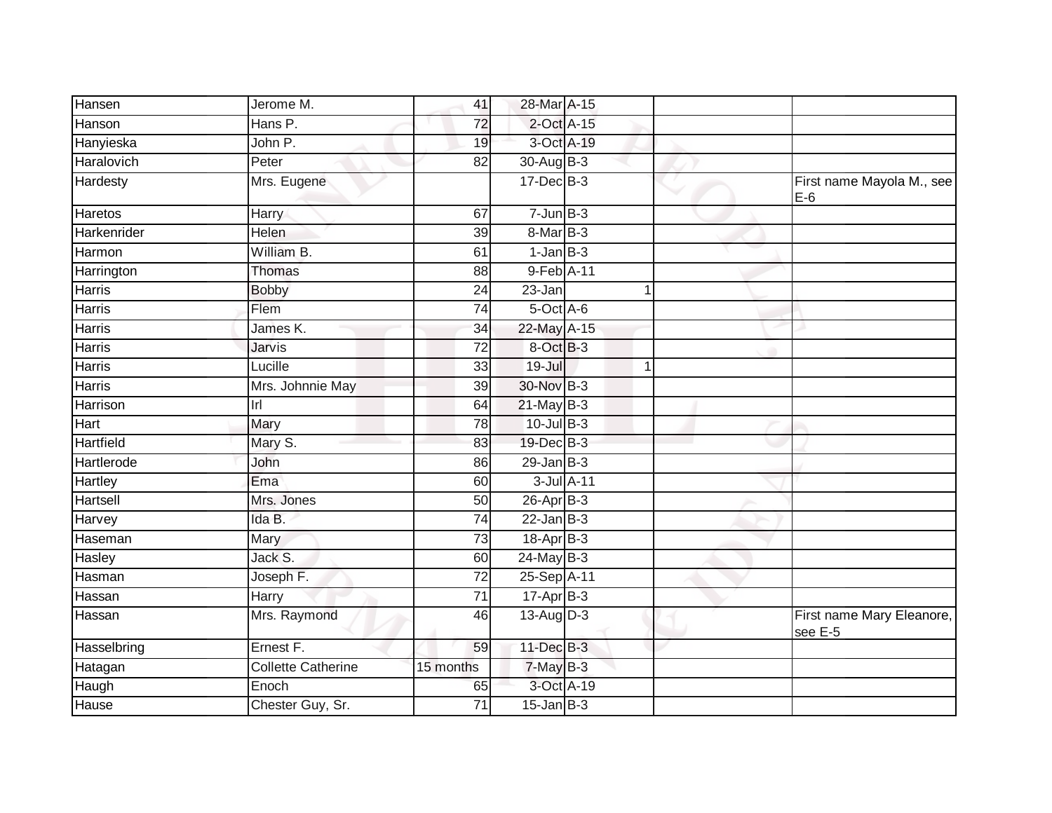| | | | | | | |
|---|---|---|---|---|---|---|
| Hansen | Jerome M. | 41 | 28-Mar | A-15 | | |
| Hanson | Hans P. | 72 | 2-Oct | A-15 | | |
| Hanyieska | John P. | 19 | 3-Oct | A-19 | | |
| Haralovich | Peter | 82 | 30-Aug | B-3 | | |
| Hardesty | Mrs. Eugene | | 17-Dec | B-3 | | First name Mayola M., see E-6 |
| Haretos | Harry | 67 | 7-Jun | B-3 | | |
| Harkenrider | Helen | 39 | 8-Mar | B-3 | | |
| Harmon | William B. | 61 | 1-Jan | B-3 | | |
| Harrington | Thomas | 88 | 9-Feb | A-11 | | |
| Harris | Bobby | 24 | 23-Jan | 1 | | |
| Harris | Flem | 74 | 5-Oct | A-6 | | |
| Harris | James K. | 34 | 22-May | A-15 | | |
| Harris | Jarvis | 72 | 8-Oct | B-3 | | |
| Harris | Lucille | 33 | 19-Jul | 1 | | |
| Harris | Mrs. Johnnie May | 39 | 30-Nov | B-3 | | |
| Harrison | Irl | 64 | 21-May | B-3 | | |
| Hart | Mary | 78 | 10-Jul | B-3 | | |
| Hartfield | Mary S. | 83 | 19-Dec | B-3 | | |
| Hartlerode | John | 86 | 29-Jan | B-3 | | |
| Hartley | Ema | 60 | 3-Jul | A-11 | | |
| Hartsell | Mrs. Jones | 50 | 26-Apr | B-3 | | |
| Harvey | Ida B. | 74 | 22-Jan | B-3 | | |
| Haseman | Mary | 73 | 18-Apr | B-3 | | |
| Hasley | Jack S. | 60 | 24-May | B-3 | | |
| Hasman | Joseph F. | 72 | 25-Sep | A-11 | | |
| Hassan | Harry | 71 | 17-Apr | B-3 | | |
| Hassan | Mrs. Raymond | 46 | 13-Aug | D-3 | | First name Mary Eleanore, see E-5 |
| Hasselbring | Ernest F. | 59 | 11-Dec | B-3 | | |
| Hatagan | Collette Catherine | 15 months | 7-May | B-3 | | |
| Haugh | Enoch | 65 | 3-Oct | A-19 | | |
| Hause | Chester Guy, Sr. | 71 | 15-Jan | B-3 | | |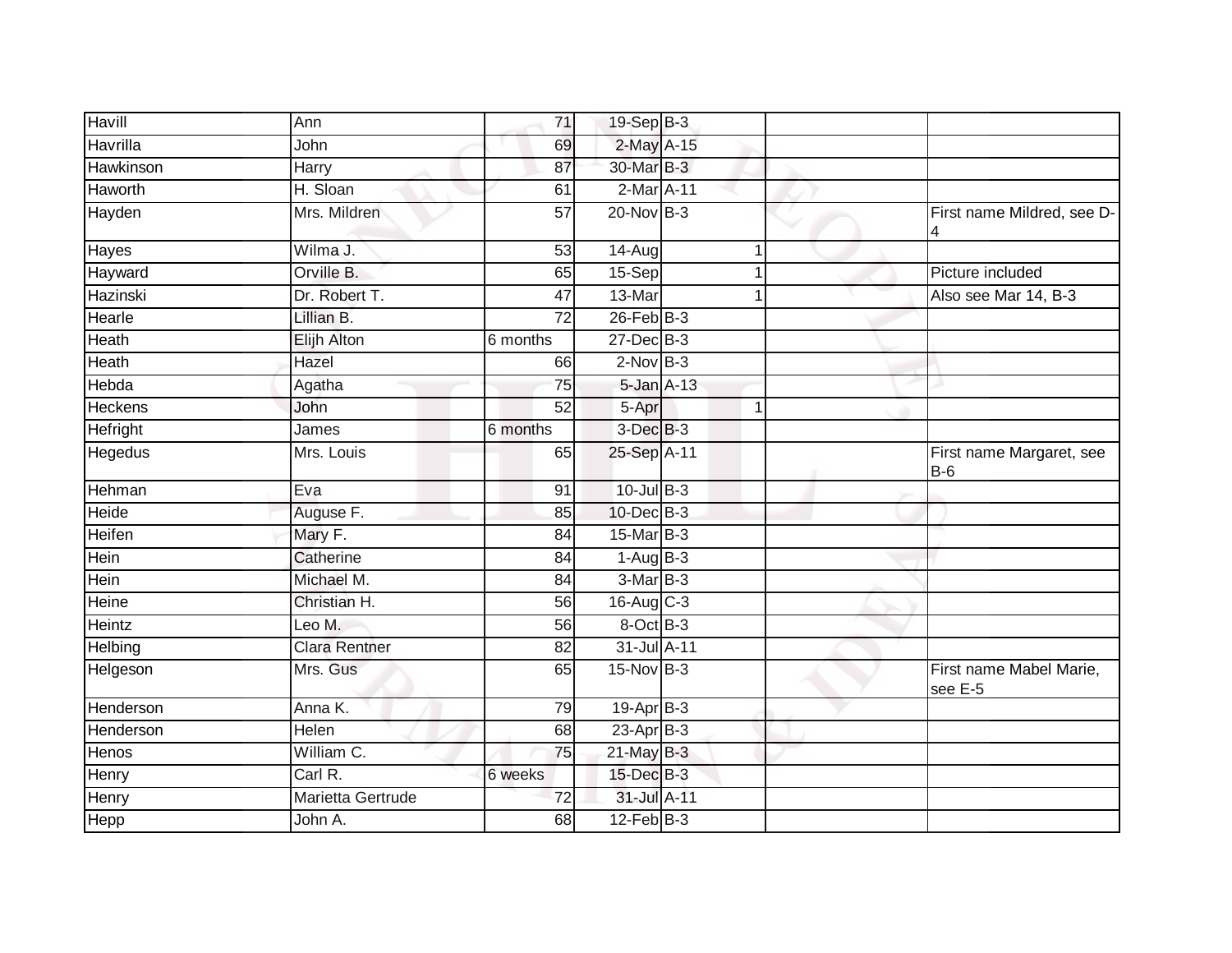| | | | | | | | |
|---|---|---|---|---|---|---|---|
| Havill | Ann | 71 | 19-Sep | B-3 | | | |
| Havrilla | John | 69 | 2-May | A-15 | | | |
| Hawkinson | Harry | 87 | 30-Mar | B-3 | | | |
| Haworth | H. Sloan | 61 | 2-Mar | A-11 | | | |
| Hayden | Mrs. Mildren | 57 | 20-Nov | B-3 | | | First name Mildred, see D-4 |
| Hayes | Wilma J. | 53 | 14-Aug | | 1 | | |
| Hayward | Orville B. | 65 | 15-Sep | | 1 | | Picture included |
| Hazinski | Dr. Robert T. | 47 | 13-Mar | | 1 | | Also see Mar 14, B-3 |
| Hearle | Lillian B. | 72 | 26-Feb | B-3 | | | |
| Heath | Elijh Alton | 6 months | 27-Dec | B-3 | | | |
| Heath | Hazel | 66 | 2-Nov | B-3 | | | |
| Hebda | Agatha | 75 | 5-Jan | A-13 | | | |
| Heckens | John | 52 | 5-Apr | | 1 | | |
| Hefright | James | 6 months | 3-Dec | B-3 | | | |
| Hegedus | Mrs. Louis | 65 | 25-Sep | A-11 | | | First name Margaret, see B-6 |
| Hehman | Eva | 91 | 10-Jul | B-3 | | | |
| Heide | Auguse F. | 85 | 10-Dec | B-3 | | | |
| Heifen | Mary F. | 84 | 15-Mar | B-3 | | | |
| Hein | Catherine | 84 | 1-Aug | B-3 | | | |
| Hein | Michael M. | 84 | 3-Mar | B-3 | | | |
| Heine | Christian H. | 56 | 16-Aug | C-3 | | | |
| Heintz | Leo M. | 56 | 8-Oct | B-3 | | | |
| Helbing | Clara Rentner | 82 | 31-Jul | A-11 | | | |
| Helgeson | Mrs. Gus | 65 | 15-Nov | B-3 | | | First name Mabel Marie, see E-5 |
| Henderson | Anna K. | 79 | 19-Apr | B-3 | | | |
| Henderson | Helen | 68 | 23-Apr | B-3 | | | |
| Henos | William C. | 75 | 21-May | B-3 | | | |
| Henry | Carl R. | 6 weeks | 15-Dec | B-3 | | | |
| Henry | Marietta Gertrude | 72 | 31-Jul | A-11 | | | |
| Hepp | John A. | 68 | 12-Feb | B-3 | | | |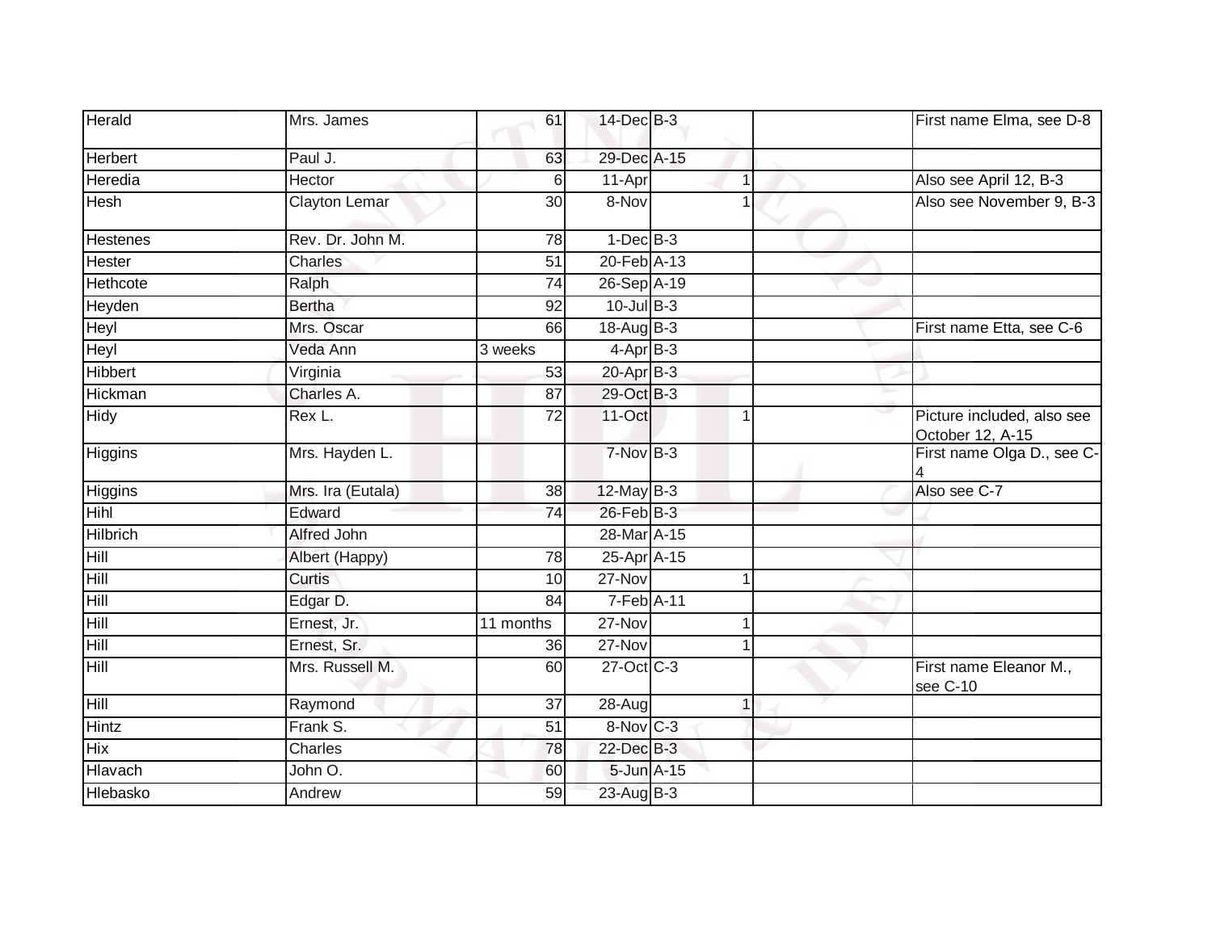| | | | | | | | |
|---|---|---|---|---|---|---|---|
| Herald | Mrs. James | 61 | 14-Dec | B-3 | | | First name Elma, see D-8 |
| Herbert | Paul J. | 63 | 29-Dec | A-15 | | | |
| Heredia | Hector | 6 | 11-Apr | | 1 | | Also see April 12, B-3 |
| Hesh | Clayton Lemar | 30 | 8-Nov | | 1 | | Also see November 9, B-3 |
| Hestenes | Rev. Dr. John M. | 78 | 1-Dec | B-3 | | | |
| Hester | Charles | 51 | 20-Feb | A-13 | | | |
| Hethcote | Ralph | 74 | 26-Sep | A-19 | | | |
| Heyden | Bertha | 92 | 10-Jul | B-3 | | | |
| Heyl | Mrs. Oscar | 66 | 18-Aug | B-3 | | | First name Etta, see C-6 |
| Heyl | Veda Ann | 3 weeks | 4-Apr | B-3 | | | |
| Hibbert | Virginia | 53 | 20-Apr | B-3 | | | |
| Hickman | Charles A. | 87 | 29-Oct | B-3 | | | |
| Hidy | Rex L. | 72 | 11-Oct | | 1 | | Picture included, also see October 12, A-15 |
| Higgins | Mrs. Hayden L. | | 7-Nov | B-3 | | | First name Olga D., see C-4 |
| Higgins | Mrs. Ira (Eutala) | 38 | 12-May | B-3 | | | Also see C-7 |
| Hihl | Edward | 74 | 26-Feb | B-3 | | | |
| Hilbrich | Alfred John | | 28-Mar | A-15 | | | |
| Hill | Albert (Happy) | 78 | 25-Apr | A-15 | | | |
| Hill | Curtis | 10 | 27-Nov | | 1 | | |
| Hill | Edgar D. | 84 | 7-Feb | A-11 | | | |
| Hill | Ernest, Jr. | 11 months | 27-Nov | | 1 | | |
| Hill | Ernest, Sr. | 36 | 27-Nov | | 1 | | |
| Hill | Mrs. Russell M. | 60 | 27-Oct | C-3 | | | First name Eleanor M., see C-10 |
| Hill | Raymond | 37 | 28-Aug | | 1 | | |
| Hintz | Frank S. | 51 | 8-Nov | C-3 | | | |
| Hix | Charles | 78 | 22-Dec | B-3 | | | |
| Hlavach | John O. | 60 | 5-Jun | A-15 | | | |
| Hlebasko | Andrew | 59 | 23-Aug | B-3 | | | |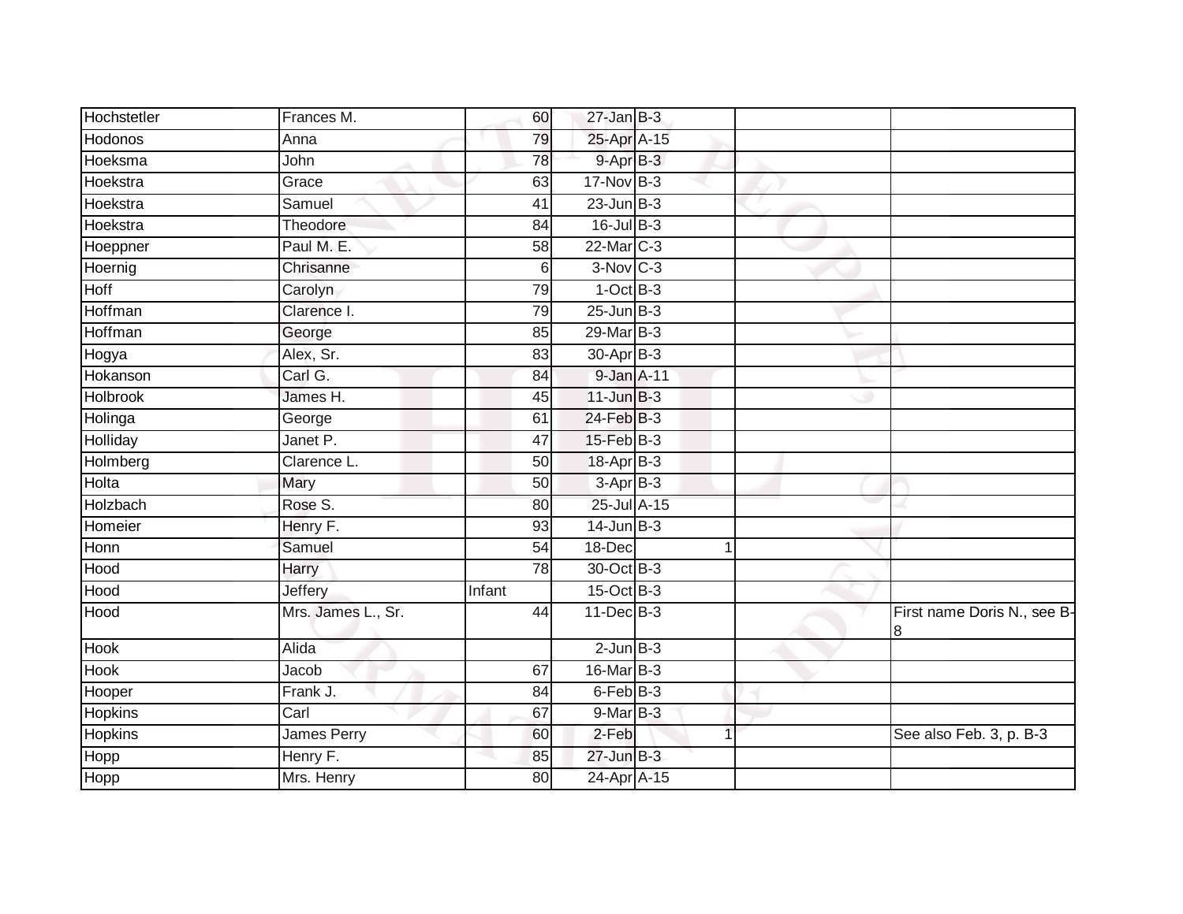| | | | | | | |
|---|---|---|---|---|---|---|
| Hochstetler | Frances M. | 60 | 27-Jan | B-3 | | |
| Hodonos | Anna | 79 | 25-Apr | A-15 | | |
| Hoeksma | John | 78 | 9-Apr | B-3 | | |
| Hoekstra | Grace | 63 | 17-Nov | B-3 | | |
| Hoekstra | Samuel | 41 | 23-Jun | B-3 | | |
| Hoekstra | Theodore | 84 | 16-Jul | B-3 | | |
| Hoeppner | Paul M. E. | 58 | 22-Mar | C-3 | | |
| Hoernig | Chrisanne | 6 | 3-Nov | C-3 | | |
| Hoff | Carolyn | 79 | 1-Oct | B-3 | | |
| Hoffman | Clarence I. | 79 | 25-Jun | B-3 | | |
| Hoffman | George | 85 | 29-Mar | B-3 | | |
| Hogya | Alex, Sr. | 83 | 30-Apr | B-3 | | |
| Hokanson | Carl G. | 84 | 9-Jan | A-11 | | |
| Holbrook | James H. | 45 | 11-Jun | B-3 | | |
| Holinga | George | 61 | 24-Feb | B-3 | | |
| Holliday | Janet P. | 47 | 15-Feb | B-3 | | |
| Holmberg | Clarence L. | 50 | 18-Apr | B-3 | | |
| Holta | Mary | 50 | 3-Apr | B-3 | | |
| Holzbach | Rose S. | 80 | 25-Jul | A-15 | | |
| Homeier | Henry F. | 93 | 14-Jun | B-3 | | |
| Honn | Samuel | 54 | 18-Dec | 1 | | |
| Hood | Harry | 78 | 30-Oct | B-3 | | |
| Hood | Jeffery | Infant | 15-Oct | B-3 | | |
| Hood | Mrs. James L., Sr. | 44 | 11-Dec | B-3 | | First name Doris N., see B-8 |
| Hook | Alida | | 2-Jun | B-3 | | |
| Hook | Jacob | 67 | 16-Mar | B-3 | | |
| Hooper | Frank J. | 84 | 6-Feb | B-3 | | |
| Hopkins | Carl | 67 | 9-Mar | B-3 | | |
| Hopkins | James Perry | 60 | 2-Feb | 1 | | See also Feb. 3, p. B-3 |
| Hopp | Henry F. | 85 | 27-Jun | B-3 | | |
| Hopp | Mrs. Henry | 80 | 24-Apr | A-15 | | |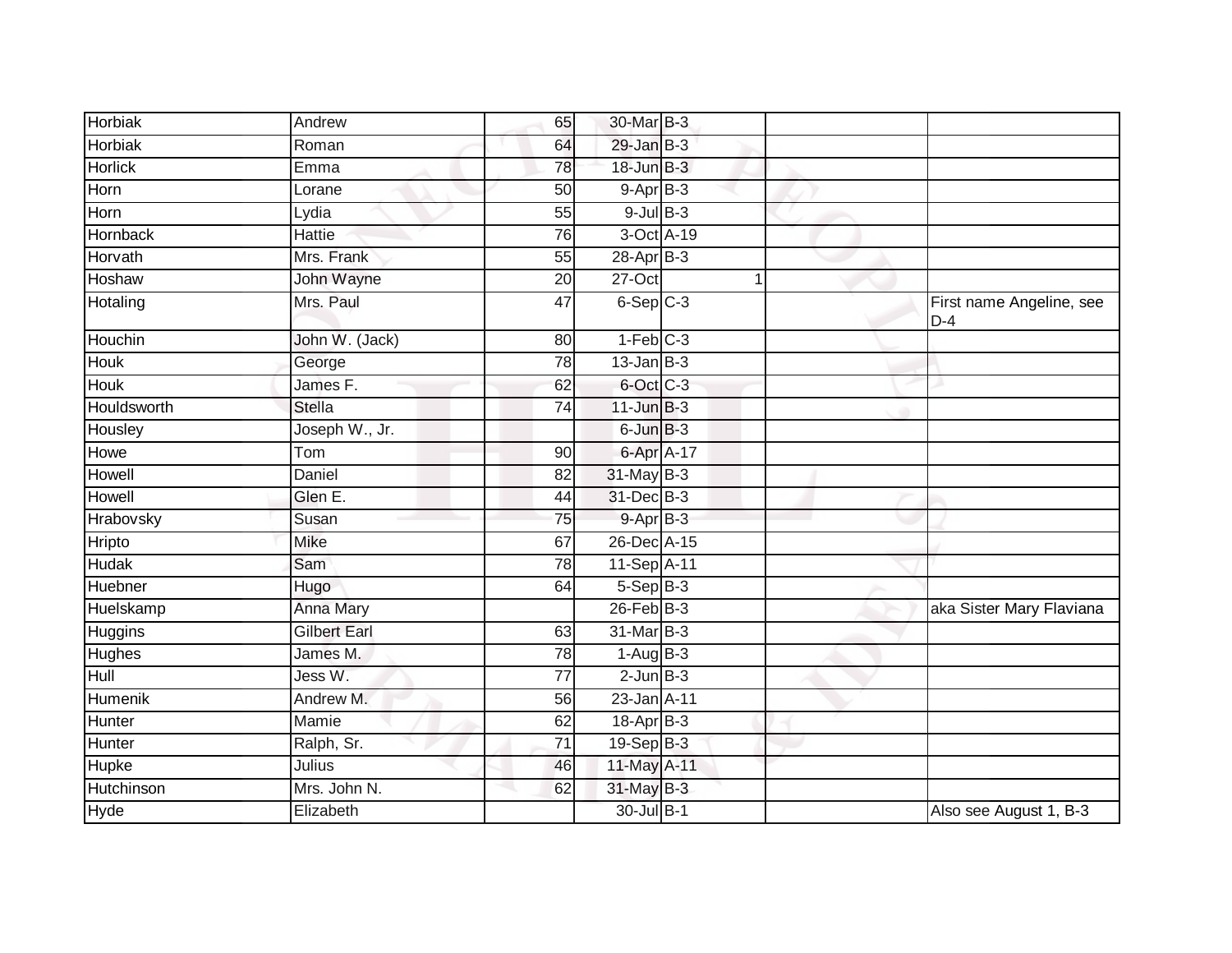| | | | | | | | |
|---|---|---|---|---|---|---|---|
| Horbiak | Andrew | 65 | 30-Mar | B-3 | | | |
| Horbiak | Roman | 64 | 29-Jan | B-3 | | | |
| Horlick | Emma | 78 | 18-Jun | B-3 | | | |
| Horn | Lorane | 50 | 9-Apr | B-3 | | | |
| Horn | Lydia | 55 | 9-Jul | B-3 | | | |
| Hornback | Hattie | 76 | 3-Oct | A-19 | | | |
| Horvath | Mrs. Frank | 55 | 28-Apr | B-3 | | | |
| Hoshaw | John Wayne | 20 | 27-Oct | | 1 | | |
| Hotaling | Mrs. Paul | 47 | 6-Sep | C-3 | | | First name Angeline, see D-4 |
| Houchin | John W. (Jack) | 80 | 1-Feb | C-3 | | | |
| Houk | George | 78 | 13-Jan | B-3 | | | |
| Houk | James F. | 62 | 6-Oct | C-3 | | | |
| Houldsworth | Stella | 74 | 11-Jun | B-3 | | | |
| Housley | Joseph W., Jr. | | 6-Jun | B-3 | | | |
| Howe | Tom | 90 | 6-Apr | A-17 | | | |
| Howell | Daniel | 82 | 31-May | B-3 | | | |
| Howell | Glen E. | 44 | 31-Dec | B-3 | | | |
| Hrabovsky | Susan | 75 | 9-Apr | B-3 | | | |
| Hripto | Mike | 67 | 26-Dec | A-15 | | | |
| Hudak | Sam | 78 | 11-Sep | A-11 | | | |
| Huebner | Hugo | 64 | 5-Sep | B-3 | | | |
| Huelskamp | Anna Mary | | 26-Feb | B-3 | | | aka Sister Mary Flaviana |
| Huggins | Gilbert Earl | 63 | 31-Mar | B-3 | | | |
| Hughes | James M. | 78 | 1-Aug | B-3 | | | |
| Hull | Jess W. | 77 | 2-Jun | B-3 | | | |
| Humenik | Andrew M. | 56 | 23-Jan | A-11 | | | |
| Hunter | Mamie | 62 | 18-Apr | B-3 | | | |
| Hunter | Ralph, Sr. | 71 | 19-Sep | B-3 | | | |
| Hupke | Julius | 46 | 11-May | A-11 | | | |
| Hutchinson | Mrs. John N. | 62 | 31-May | B-3 | | | |
| Hyde | Elizabeth | | 30-Jul | B-1 | | | Also see August 1, B-3 |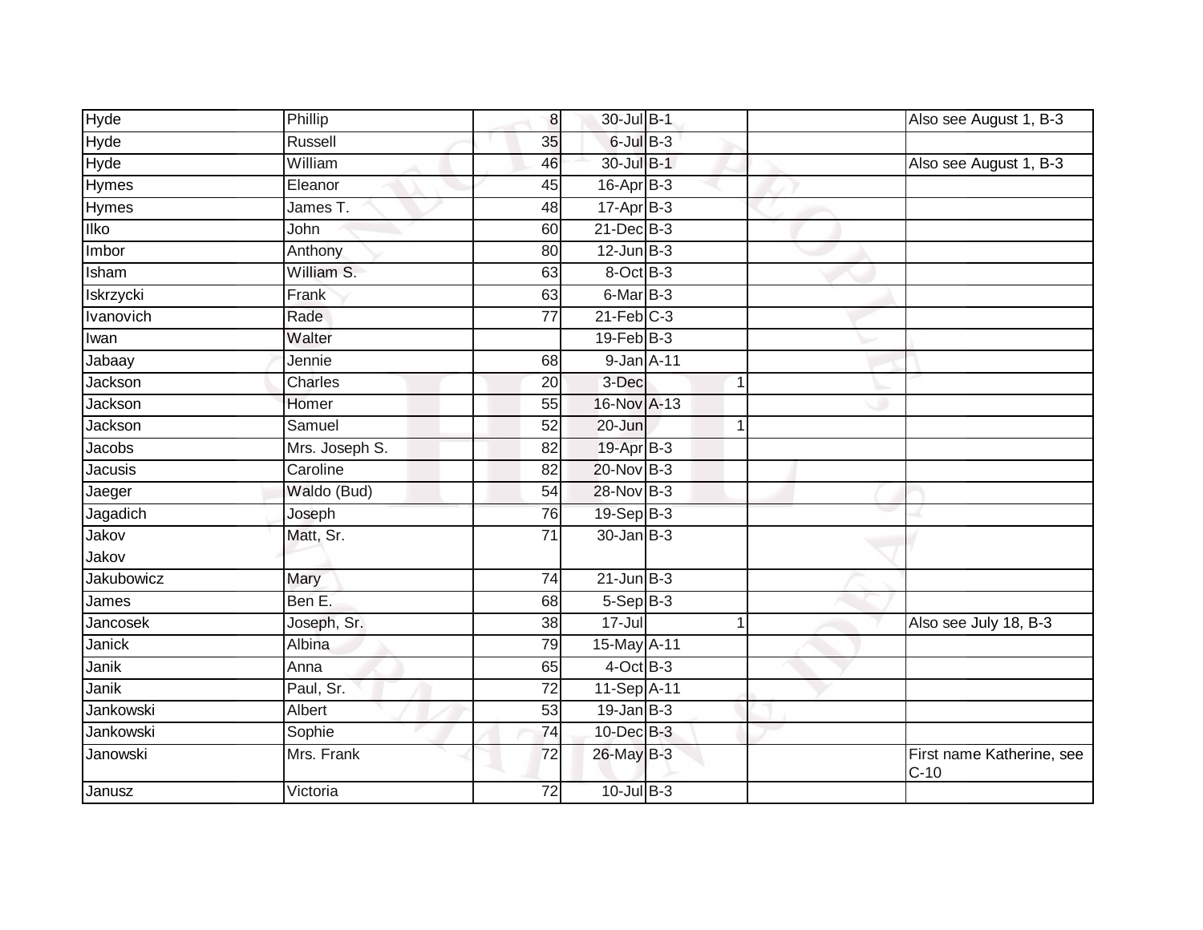| | | | | | | | |
|---|---|---|---|---|---|---|---|
| Hyde | Phillip | 8 | 30-Jul | B-1 | | | Also see August 1, B-3 |
| Hyde | Russell | 35 | 6-Jul | B-3 | | | |
| Hyde | William | 46 | 30-Jul | B-1 | | | Also see August 1, B-3 |
| Hymes | Eleanor | 45 | 16-Apr | B-3 | | | |
| Hymes | James T. | 48 | 17-Apr | B-3 | | | |
| Ilko | John | 60 | 21-Dec | B-3 | | | |
| Imbor | Anthony | 80 | 12-Jun | B-3 | | | |
| Isham | William S. | 63 | 8-Oct | B-3 | | | |
| Iskrzycki | Frank | 63 | 6-Mar | B-3 | | | |
| Ivanovich | Rade | 77 | 21-Feb | C-3 | | | |
| Iwan | Walter | | 19-Feb | B-3 | | | |
| Jabaay | Jennie | 68 | 9-Jan | A-11 | | | |
| Jackson | Charles | 20 | 3-Dec | | 1 | | |
| Jackson | Homer | 55 | 16-Nov | A-13 | | | |
| Jackson | Samuel | 52 | 20-Jun | | 1 | | |
| Jacobs | Mrs. Joseph S. | 82 | 19-Apr | B-3 | | | |
| Jacusis | Caroline | 82 | 20-Nov | B-3 | | | |
| Jaeger | Waldo (Bud) | 54 | 28-Nov | B-3 | | | |
| Jagadich | Joseph | 76 | 19-Sep | B-3 | | | |
| Jakov<br>Jakov | Matt, Sr. | 71 | 30-Jan | B-3 | | | |
| Jakubowicz | Mary | 74 | 21-Jun | B-3 | | | |
| James | Ben E. | 68 | 5-Sep | B-3 | | | |
| Jancosek | Joseph, Sr. | 38 | 17-Jul | | 1 | | Also see July 18, B-3 |
| Janick | Albina | 79 | 15-May | A-11 | | | |
| Janik | Anna | 65 | 4-Oct | B-3 | | | |
| Janik | Paul, Sr. | 72 | 11-Sep | A-11 | | | |
| Jankowski | Albert | 53 | 19-Jan | B-3 | | | |
| Jankowski | Sophie | 74 | 10-Dec | B-3 | | | |
| Janowski | Mrs. Frank | 72 | 26-May | B-3 | | | First name Katherine, see C-10 |
| Janusz | Victoria | 72 | 10-Jul | B-3 | | | |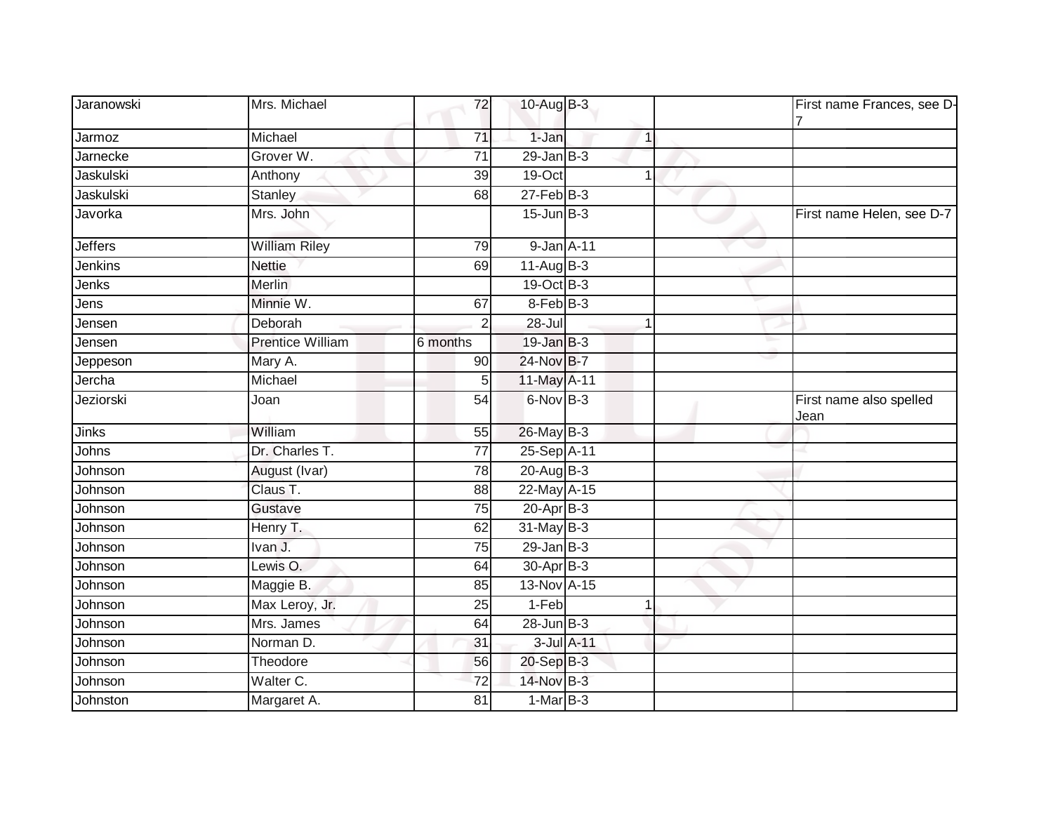| | | | | | | | |
|---|---|---|---|---|---|---|---|
| Jaranowski | Mrs. Michael | 72 | 10-Aug | B-3 | | | First name Frances, see D-7 |
| Jarmoz | Michael | 71 | 1-Jan | | 1 | | |
| Jarnecke | Grover W. | 71 | 29-Jan | B-3 | | | |
| Jaskulski | Anthony | 39 | 19-Oct | | 1 | | |
| Jaskulski | Stanley | 68 | 27-Feb | B-3 | | | |
| Javorka | Mrs. John | | 15-Jun | B-3 | | | First name Helen, see D-7 |
| Jeffers | William Riley | 79 | 9-Jan | A-11 | | | |
| Jenkins | Nettie | 69 | 11-Aug | B-3 | | | |
| Jenks | Merlin | | 19-Oct | B-3 | | | |
| Jens | Minnie W. | 67 | 8-Feb | B-3 | | | |
| Jensen | Deborah | 2 | 28-Jul | | 1 | | |
| Jensen | Prentice William | 6 months | 19-Jan | B-3 | | | |
| Jeppeson | Mary A. | 90 | 24-Nov | B-7 | | | |
| Jercha | Michael | 5 | 11-May | A-11 | | | |
| Jeziorski | Joan | 54 | 6-Nov | B-3 | | | First name also spelled Jean |
| Jinks | William | 55 | 26-May | B-3 | | | |
| Johns | Dr. Charles T. | 77 | 25-Sep | A-11 | | | |
| Johnson | August (Ivar) | 78 | 20-Aug | B-3 | | | |
| Johnson | Claus T. | 88 | 22-May | A-15 | | | |
| Johnson | Gustave | 75 | 20-Apr | B-3 | | | |
| Johnson | Henry T. | 62 | 31-May | B-3 | | | |
| Johnson | Ivan J. | 75 | 29-Jan | B-3 | | | |
| Johnson | Lewis O. | 64 | 30-Apr | B-3 | | | |
| Johnson | Maggie B. | 85 | 13-Nov | A-15 | | | |
| Johnson | Max Leroy, Jr. | 25 | 1-Feb | | 1 | | |
| Johnson | Mrs. James | 64 | 28-Jun | B-3 | | | |
| Johnson | Norman D. | 31 | 3-Jul | A-11 | | | |
| Johnson | Theodore | 56 | 20-Sep | B-3 | | | |
| Johnson | Walter C. | 72 | 14-Nov | B-3 | | | |
| Johnston | Margaret A. | 81 | 1-Mar | B-3 | | | |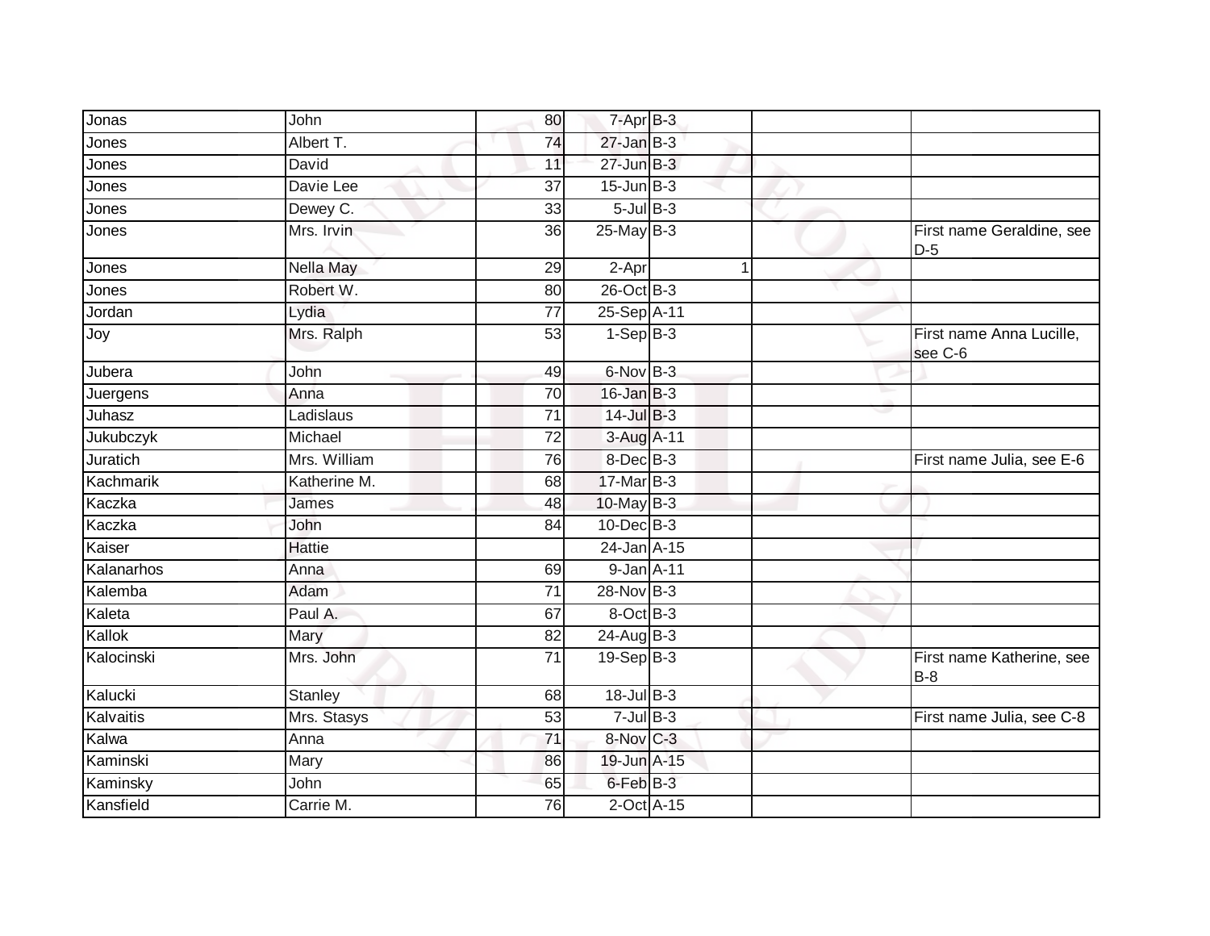| Jonas | John | 80 | 7-Apr | B-3 | | |
|---|---|---|---|---|---|---|
| Jones | Albert T. | 74 | 27-Jan | B-3 | | |
| Jones | David | 11 | 27-Jun | B-3 | | |
| Jones | Davie Lee | 37 | 15-Jun | B-3 | | |
| Jones | Dewey C. | 33 | 5-Jul | B-3 | | |
| Jones | Mrs. Irvin | 36 | 25-May | B-3 | | First name Geraldine, see D-5 |
| Jones | Nella May | 29 | 2-Apr | 1 | | |
| Jones | Robert W. | 80 | 26-Oct | B-3 | | |
| Jordan | Lydia | 77 | 25-Sep | A-11 | | |
| Joy | Mrs. Ralph | 53 | 1-Sep | B-3 | | First name Anna Lucille, see C-6 |
| Jubera | John | 49 | 6-Nov | B-3 | | |
| Juergens | Anna | 70 | 16-Jan | B-3 | | |
| Juhasz | Ladislaus | 71 | 14-Jul | B-3 | | |
| Jukubczyk | Michael | 72 | 3-Aug | A-11 | | |
| Juratich | Mrs. William | 76 | 8-Dec | B-3 | | First name Julia, see E-6 |
| Kachmarik | Katherine M. | 68 | 17-Mar | B-3 | | |
| Kaczka | James | 48 | 10-May | B-3 | | |
| Kaczka | John | 84 | 10-Dec | B-3 | | |
| Kaiser | Hattie | | 24-Jan | A-15 | | |
| Kalanarhos | Anna | 69 | 9-Jan | A-11 | | |
| Kalemba | Adam | 71 | 28-Nov | B-3 | | |
| Kaleta | Paul A. | 67 | 8-Oct | B-3 | | |
| Kallok | Mary | 82 | 24-Aug | B-3 | | |
| Kalocinski | Mrs. John | 71 | 19-Sep | B-3 | | First name Katherine, see B-8 |
| Kalucki | Stanley | 68 | 18-Jul | B-3 | | |
| Kalvaitis | Mrs. Stasys | 53 | 7-Jul | B-3 | | First name Julia, see C-8 |
| Kalwa | Anna | 71 | 8-Nov | C-3 | | |
| Kaminski | Mary | 86 | 19-Jun | A-15 | | |
| Kaminsky | John | 65 | 6-Feb | B-3 | | |
| Kansfield | Carrie M. | 76 | 2-Oct | A-15 | | |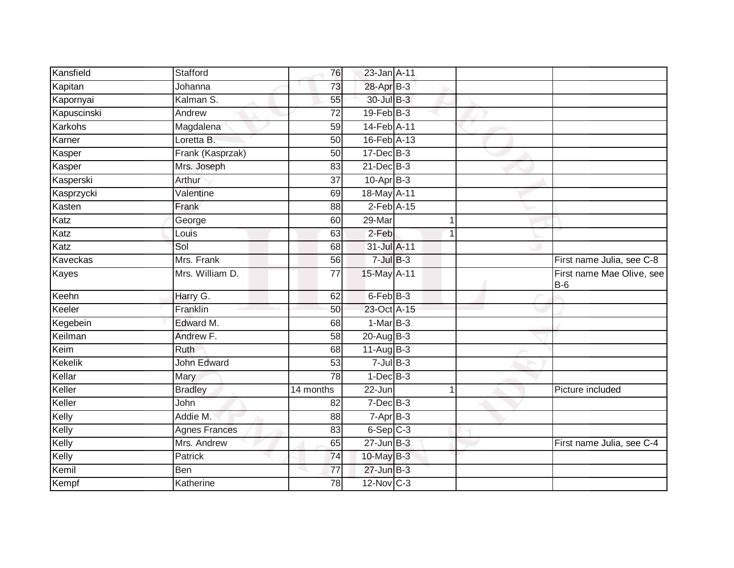| | | | | | | | |
|---|---|---|---|---|---|---|---|
| Kansfield | Stafford | 76 | 23-Jan | A-11 | | | |
| Kapitan | Johanna | 73 | 28-Apr | B-3 | | | |
| Kapornyai | Kalman S. | 55 | 30-Jul | B-3 | | | |
| Kapuscinski | Andrew | 72 | 19-Feb | B-3 | | | |
| Karkohs | Magdalena | 59 | 14-Feb | A-11 | | | |
| Karner | Loretta B. | 50 | 16-Feb | A-13 | | | |
| Kasper | Frank (Kasprzak) | 50 | 17-Dec | B-3 | | | |
| Kasper | Mrs. Joseph | 83 | 21-Dec | B-3 | | | |
| Kasperski | Arthur | 37 | 10-Apr | B-3 | | | |
| Kasprzycki | Valentine | 69 | 18-May | A-11 | | | |
| Kasten | Frank | 88 | 2-Feb | A-15 | | | |
| Katz | George | 60 | 29-Mar | | 1 | | |
| Katz | Louis | 63 | 2-Feb | | 1 | | |
| Katz | Sol | 68 | 31-Jul | A-11 | | | |
| Kaveckas | Mrs. Frank | 56 | 7-Jul | B-3 | | | First name Julia, see C-8 |
| Kayes | Mrs. William D. | 77 | 15-May | A-11 | | | First name Mae Olive, see B-6 |
| Keehn | Harry G. | 62 | 6-Feb | B-3 | | | |
| Keeler | Franklin | 50 | 23-Oct | A-15 | | | |
| Kegebein | Edward M. | 68 | 1-Mar | B-3 | | | |
| Keilman | Andrew F. | 58 | 20-Aug | B-3 | | | |
| Keim | Ruth | 68 | 11-Aug | B-3 | | | |
| Kekelik | John Edward | 53 | 7-Jul | B-3 | | | |
| Kellar | Mary | 78 | 1-Dec | B-3 | | | |
| Keller | Bradley | 14 months | 22-Jun | | 1 | | Picture included |
| Keller | John | 82 | 7-Dec | B-3 | | | |
| Kelly | Addie M. | 88 | 7-Apr | B-3 | | | |
| Kelly | Agnes Frances | 83 | 6-Sep | C-3 | | | |
| Kelly | Mrs. Andrew | 65 | 27-Jun | B-3 | | | First name Julia, see C-4 |
| Kelly | Patrick | 74 | 10-May | B-3 | | | |
| Kemil | Ben | 77 | 27-Jun | B-3 | | | |
| Kempf | Katherine | 78 | 12-Nov | C-3 | | | |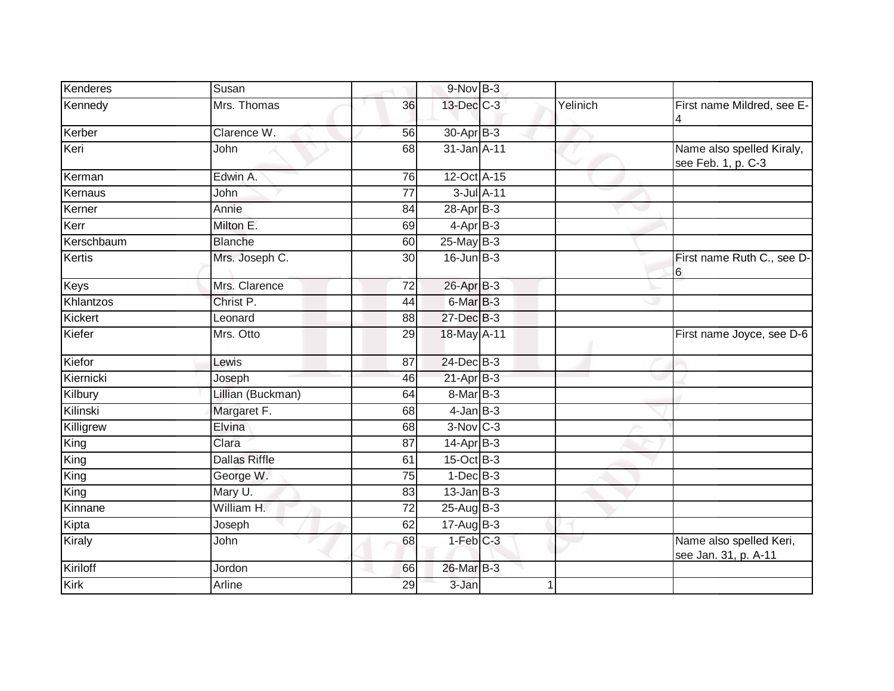| | | | | | | | |
|---|---|---|---|---|---|---|---|
| Kenderes | Susan | | 9-Nov | B-3 | | | |
| Kennedy | Mrs. Thomas | 36 | 13-Dec | C-3 | | Yelinich | First name Mildred, see E-4 |
| Kerber | Clarence W. | 56 | 30-Apr | B-3 | | | |
| Keri | John | 68 | 31-Jan | A-11 | | | Name also spelled Kiraly, see Feb. 1, p. C-3 |
| Kerman | Edwin A. | 76 | 12-Oct | A-15 | | | |
| Kernaus | John | 77 | 3-Jul | A-11 | | | |
| Kerner | Annie | 84 | 28-Apr | B-3 | | | |
| Kerr | Milton E. | 69 | 4-Apr | B-3 | | | |
| Kerschbaum | Blanche | 60 | 25-May | B-3 | | | |
| Kertis | Mrs. Joseph C. | 30 | 16-Jun | B-3 | | | First name Ruth C., see D-6 |
| Keys | Mrs. Clarence | 72 | 26-Apr | B-3 | | | |
| Khlantzos | Christ P. | 44 | 6-Mar | B-3 | | | |
| Kickert | Leonard | 88 | 27-Dec | B-3 | | | |
| Kiefer | Mrs. Otto | 29 | 18-May | A-11 | | | First name Joyce, see D-6 |
| Kiefor | Lewis | 87 | 24-Dec | B-3 | | | |
| Kiernicki | Joseph | 46 | 21-Apr | B-3 | | | |
| Kilbury | Lillian (Buckman) | 64 | 8-Mar | B-3 | | | |
| Kilinski | Margaret F. | 68 | 4-Jan | B-3 | | | |
| Killigrew | Elvina | 68 | 3-Nov | C-3 | | | |
| King | Clara | 87 | 14-Apr | B-3 | | | |
| King | Dallas Riffle | 61 | 15-Oct | B-3 | | | |
| King | George W. | 75 | 1-Dec | B-3 | | | |
| King | Mary U. | 83 | 13-Jan | B-3 | | | |
| Kinnane | William H. | 72 | 25-Aug | B-3 | | | |
| Kipta | Joseph | 62 | 17-Aug | B-3 | | | |
| Kiraly | John | 68 | 1-Feb | C-3 | | | Name also spelled Keri, see Jan. 31, p. A-11 |
| Kiriloff | Jordon | 66 | 26-Mar | B-3 | | | |
| Kirk | Arline | 29 | 3-Jan | | 1 | | |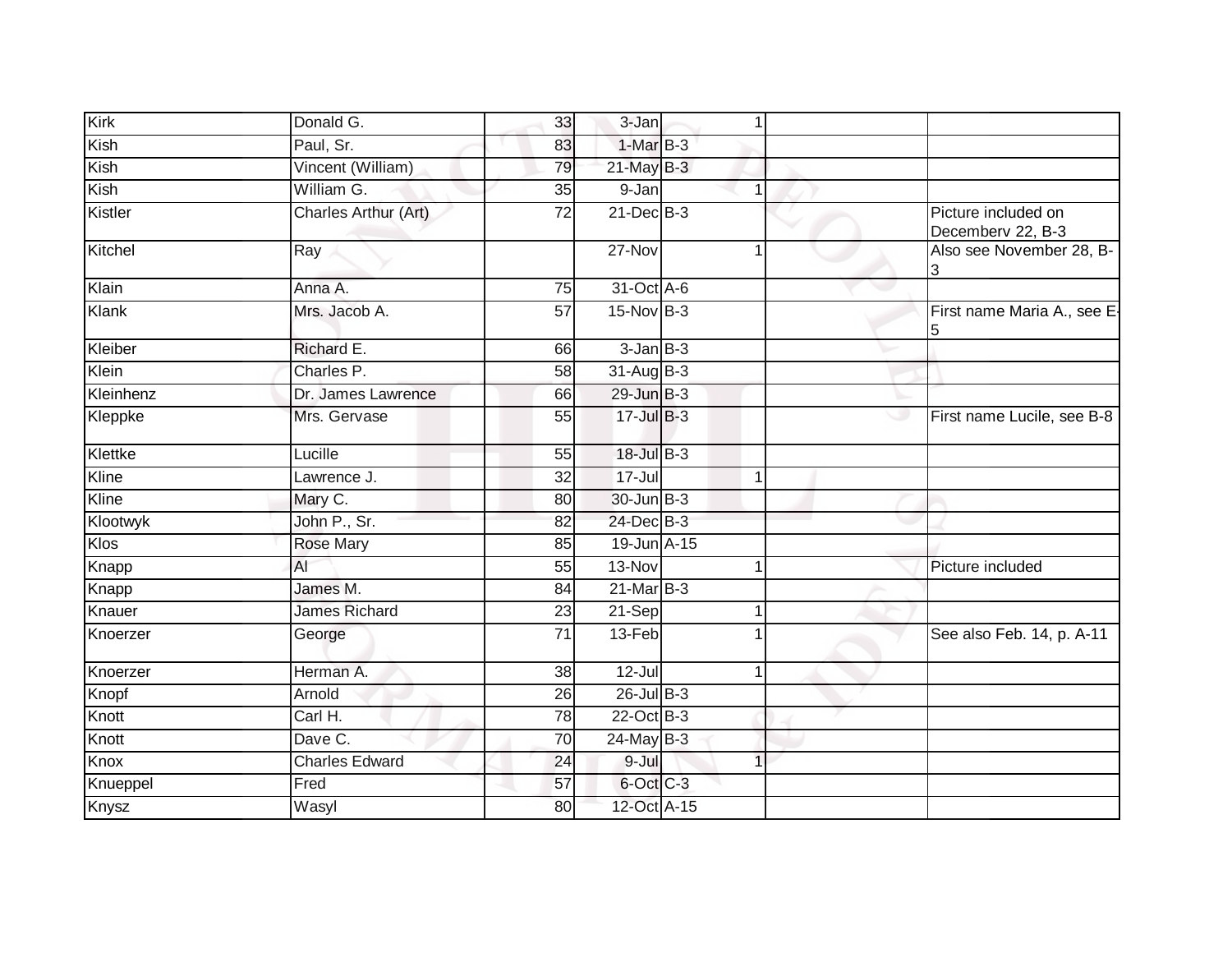| | | | | | | |
|---|---|---|---|---|---|---|
| Kirk | Donald G. | 33 | 3-Jan | 1 | | |
| Kish | Paul, Sr. | 83 | 1-Mar | B-3 | | |
| Kish | Vincent (William) | 79 | 21-May | B-3 | | |
| Kish | William G. | 35 | 9-Jan | 1 | | |
| Kistler | Charles Arthur (Art) | 72 | 21-Dec | B-3 | | Picture included on Decemberv 22, B-3 |
| Kitchel | Ray | | 27-Nov | 1 | | Also see November 28, B-3 |
| Klain | Anna A. | 75 | 31-Oct | A-6 | | |
| Klank | Mrs. Jacob A. | 57 | 15-Nov | B-3 | | First name Maria A., see E-5 |
| Kleiber | Richard E. | 66 | 3-Jan | B-3 | | |
| Klein | Charles P. | 58 | 31-Aug | B-3 | | |
| Kleinhenz | Dr. James Lawrence | 66 | 29-Jun | B-3 | | |
| Kleppke | Mrs. Gervase | 55 | 17-Jul | B-3 | | First name Lucile, see B-8 |
| Klettke | Lucille | 55 | 18-Jul | B-3 | | |
| Kline | Lawrence J. | 32 | 17-Jul | 1 | | |
| Kline | Mary C. | 80 | 30-Jun | B-3 | | |
| Klootwyk | John P., Sr. | 82 | 24-Dec | B-3 | | |
| Klos | Rose Mary | 85 | 19-Jun | A-15 | | |
| Knapp | Al | 55 | 13-Nov | 1 | | Picture included |
| Knapp | James M. | 84 | 21-Mar | B-3 | | |
| Knauer | James Richard | 23 | 21-Sep | 1 | | |
| Knoerzer | George | 71 | 13-Feb | 1 | | See also Feb. 14, p. A-11 |
| Knoerzer | Herman A. | 38 | 12-Jul | 1 | | |
| Knopf | Arnold | 26 | 26-Jul | B-3 | | |
| Knott | Carl H. | 78 | 22-Oct | B-3 | | |
| Knott | Dave C. | 70 | 24-May | B-3 | | |
| Knox | Charles Edward | 24 | 9-Jul | 1 | | |
| Knueppel | Fred | 57 | 6-Oct | C-3 | | |
| Knysz | Wasyl | 80 | 12-Oct | A-15 | | |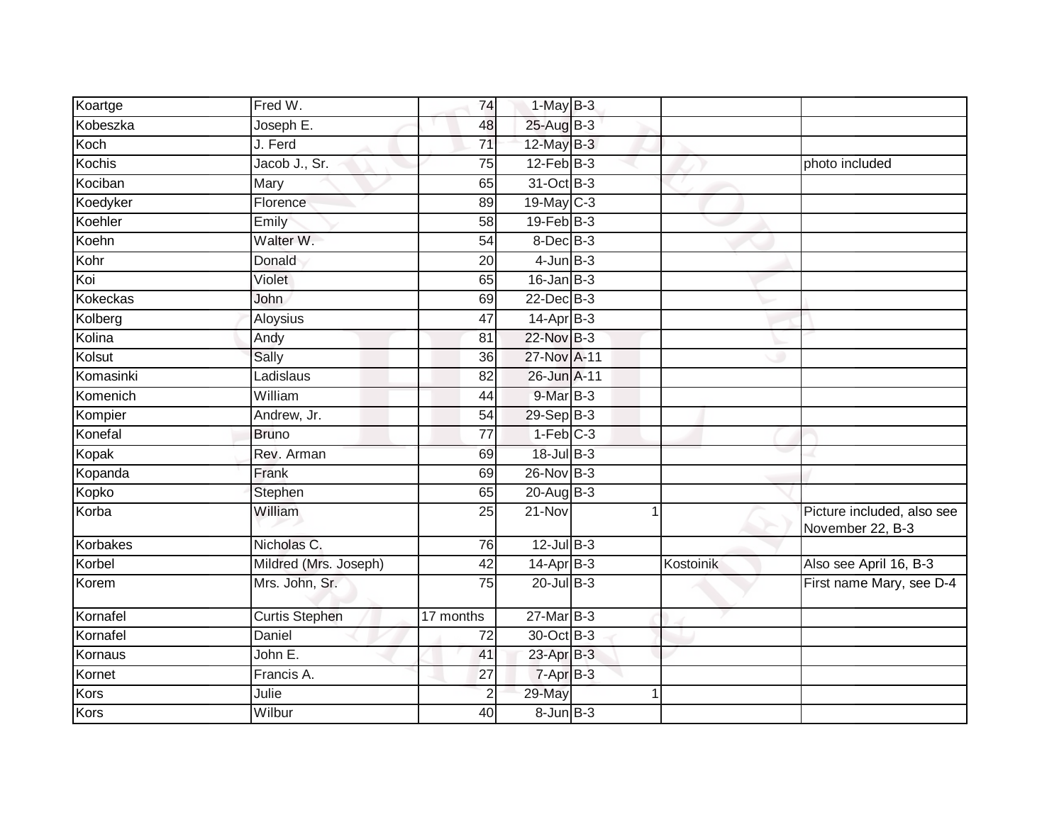| Koartge | Fred W. | 74 | 1-May | B-3 | | |
|---|---|---|---|---|---|---|
| Kobeszka | Joseph E. | 48 | 25-Aug | B-3 | | |
| Koch | J. Ferd | 71 | 12-May | B-3 | | |
| Kochis | Jacob J., Sr. | 75 | 12-Feb | B-3 | | photo included |
| Kociban | Mary | 65 | 31-Oct | B-3 | | |
| Koedyker | Florence | 89 | 19-May | C-3 | | |
| Koehler | Emily | 58 | 19-Feb | B-3 | | |
| Koehn | Walter W. | 54 | 8-Dec | B-3 | | |
| Kohr | Donald | 20 | 4-Jun | B-3 | | |
| Koi | Violet | 65 | 16-Jan | B-3 | | |
| Kokeckas | John | 69 | 22-Dec | B-3 | | |
| Kolberg | Aloysius | 47 | 14-Apr | B-3 | | |
| Kolina | Andy | 81 | 22-Nov | B-3 | | |
| Kolsut | Sally | 36 | 27-Nov | A-11 | | |
| Komasinki | Ladislaus | 82 | 26-Jun | A-11 | | |
| Komenich | William | 44 | 9-Mar | B-3 | | |
| Kompier | Andrew, Jr. | 54 | 29-Sep | B-3 | | |
| Konefal | Bruno | 77 | 1-Feb | C-3 | | |
| Kopak | Rev. Arman | 69 | 18-Jul | B-3 | | |
| Kopanda | Frank | 69 | 26-Nov | B-3 | | |
| Kopko | Stephen | 65 | 20-Aug | B-3 | | |
| Korba | William | 25 | 21-Nov | 1 | | Picture included, also see November 22, B-3 |
| Korbakes | Nicholas C. | 76 | 12-Jul | B-3 | | |
| Korbel | Mildred (Mrs. Joseph) | 42 | 14-Apr | B-3 | Kostoinik | Also see April 16, B-3 |
| Korem | Mrs. John, Sr. | 75 | 20-Jul | B-3 | | First name Mary, see D-4 |
| Kornafel | Curtis Stephen | 17 months | 27-Mar | B-3 | | |
| Kornafel | Daniel | 72 | 30-Oct | B-3 | | |
| Kornaus | John E. | 41 | 23-Apr | B-3 | | |
| Kornet | Francis A. | 27 | 7-Apr | B-3 | | |
| Kors | Julie | 2 | 29-May | 1 | | |
| Kors | Wilbur | 40 | 8-Jun | B-3 | | |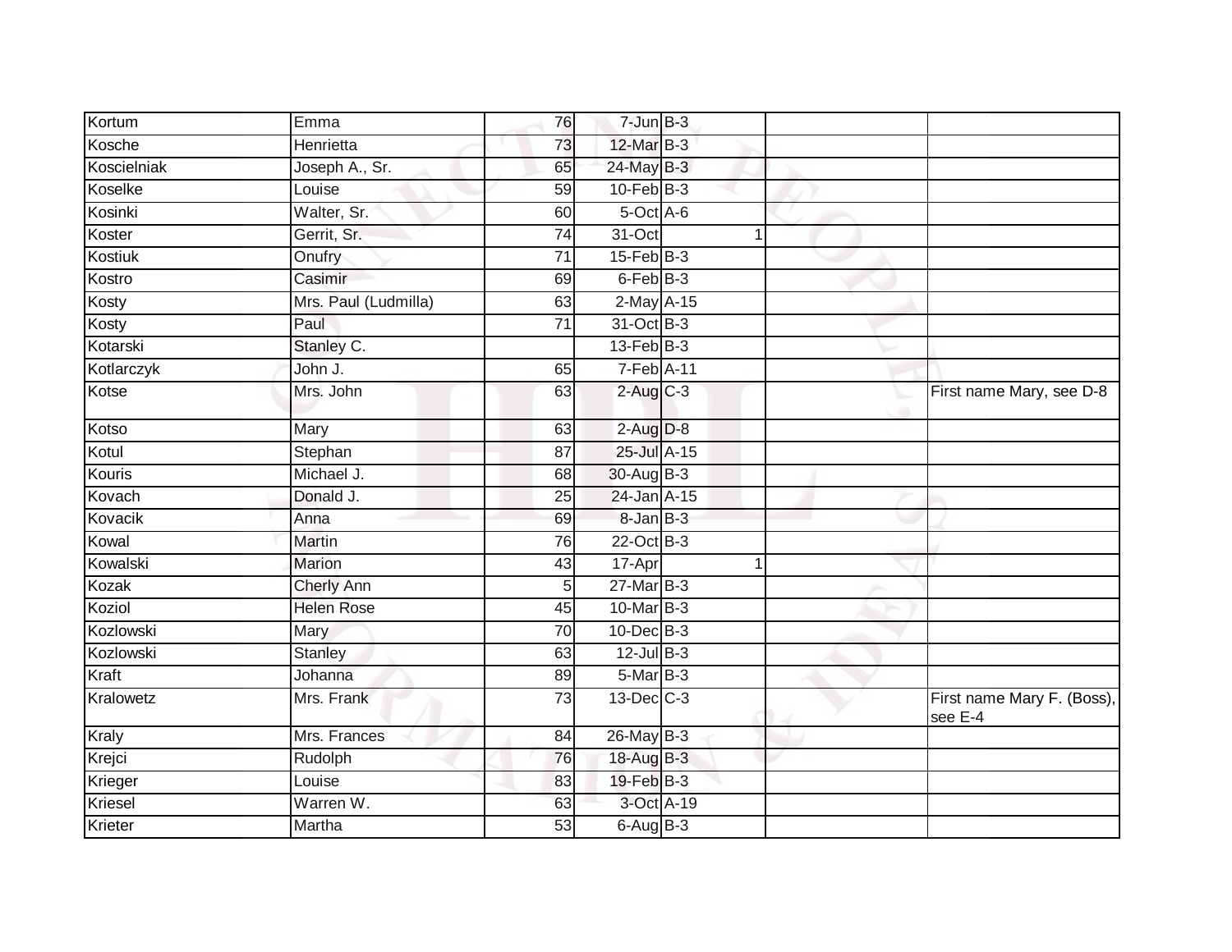| | | | | | | | |
|---|---|---|---|---|---|---|---|
| Kortum | Emma | 76 | 7-Jun | B-3 | | | |
| Kosche | Henrietta | 73 | 12-Mar | B-3 | | | |
| Koscielniak | Joseph A., Sr. | 65 | 24-May | B-3 | | | |
| Koselke | Louise | 59 | 10-Feb | B-3 | | | |
| Kosinki | Walter, Sr. | 60 | 5-Oct | A-6 | | | |
| Koster | Gerrit, Sr. | 74 | 31-Oct | | 1 | | |
| Kostiuk | Onufry | 71 | 15-Feb | B-3 | | | |
| Kostro | Casimir | 69 | 6-Feb | B-3 | | | |
| Kosty | Mrs. Paul (Ludmilla) | 63 | 2-May | A-15 | | | |
| Kosty | Paul | 71 | 31-Oct | B-3 | | | |
| Kotarski | Stanley C. | | 13-Feb | B-3 | | | |
| Kotlarczyk | John J. | 65 | 7-Feb | A-11 | | | |
| Kotse | Mrs. John | 63 | 2-Aug | C-3 | | | First name Mary, see D-8 |
| Kotso | Mary | 63 | 2-Aug | D-8 | | | |
| Kotul | Stephan | 87 | 25-Jul | A-15 | | | |
| Kouris | Michael J. | 68 | 30-Aug | B-3 | | | |
| Kovach | Donald J. | 25 | 24-Jan | A-15 | | | |
| Kovacik | Anna | 69 | 8-Jan | B-3 | | | |
| Kowal | Martin | 76 | 22-Oct | B-3 | | | |
| Kowalski | Marion | 43 | 17-Apr | | 1 | | |
| Kozak | Cherly Ann | 5 | 27-Mar | B-3 | | | |
| Koziol | Helen Rose | 45 | 10-Mar | B-3 | | | |
| Kozlowski | Mary | 70 | 10-Dec | B-3 | | | |
| Kozlowski | Stanley | 63 | 12-Jul | B-3 | | | |
| Kraft | Johanna | 89 | 5-Mar | B-3 | | | |
| Kralowetz | Mrs. Frank | 73 | 13-Dec | C-3 | | | First name Mary F. (Boss), see E-4 |
| Kraly | Mrs. Frances | 84 | 26-May | B-3 | | | |
| Krejci | Rudolph | 76 | 18-Aug | B-3 | | | |
| Krieger | Louise | 83 | 19-Feb | B-3 | | | |
| Kriesel | Warren W. | 63 | 3-Oct | A-19 | | | |
| Krieter | Martha | 53 | 6-Aug | B-3 | | | |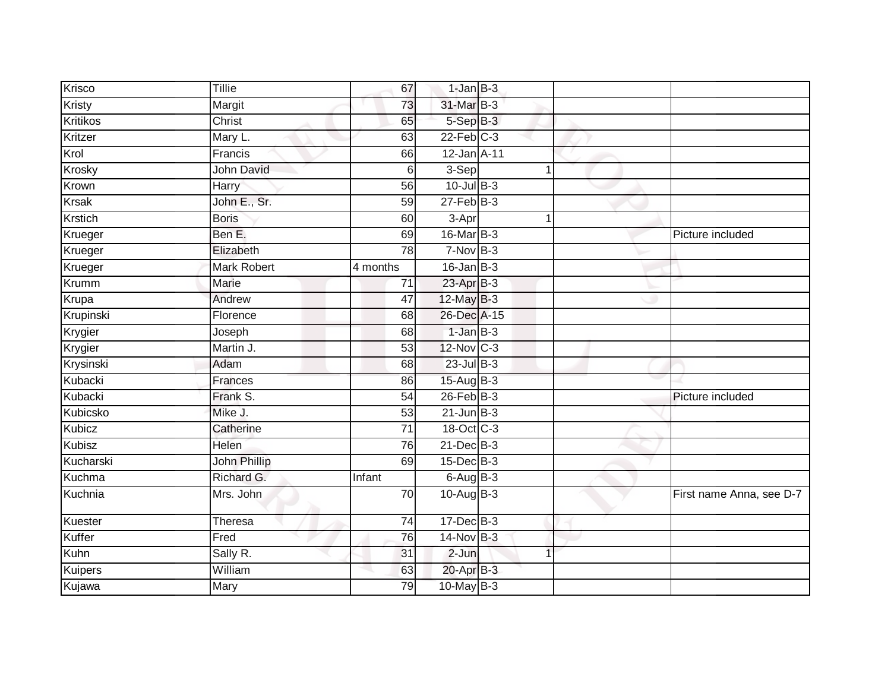| | | | | | | | |
|---|---|---|---|---|---|---|---|
| Krisco | Tillie | 67 | 1-Jan | B-3 | | | |
| Kristy | Margit | 73 | 31-Mar | B-3 | | | |
| Kritikos | Christ | 65 | 5-Sep | B-3 | | | |
| Kritzer | Mary L. | 63 | 22-Feb | C-3 | | | |
| Krol | Francis | 66 | 12-Jan | A-11 | | | |
| Krosky | John David | 6 | 3-Sep | | 1 | | |
| Krown | Harry | 56 | 10-Jul | B-3 | | | |
| Krsak | John E., Sr. | 59 | 27-Feb | B-3 | | | |
| Krstich | Boris | 60 | 3-Apr | | 1 | | |
| Krueger | Ben E. | 69 | 16-Mar | B-3 | | | Picture included |
| Krueger | Elizabeth | 78 | 7-Nov | B-3 | | | |
| Krueger | Mark Robert | 4 months | 16-Jan | B-3 | | | |
| Krumm | Marie | 71 | 23-Apr | B-3 | | | |
| Krupa | Andrew | 47 | 12-May | B-3 | | | |
| Krupinski | Florence | 68 | 26-Dec | A-15 | | | |
| Krygier | Joseph | 68 | 1-Jan | B-3 | | | |
| Krygier | Martin J. | 53 | 12-Nov | C-3 | | | |
| Krysinski | Adam | 68 | 23-Jul | B-3 | | | |
| Kubacki | Frances | 86 | 15-Aug | B-3 | | | |
| Kubacki | Frank S. | 54 | 26-Feb | B-3 | | | Picture included |
| Kubicsko | Mike J. | 53 | 21-Jun | B-3 | | | |
| Kubicz | Catherine | 71 | 18-Oct | C-3 | | | |
| Kubisz | Helen | 76 | 21-Dec | B-3 | | | |
| Kucharski | John Phillip | 69 | 15-Dec | B-3 | | | |
| Kuchma | Richard G. | Infant | 6-Aug | B-3 | | | |
| Kuchnia | Mrs. John | 70 | 10-Aug | B-3 | | | First name Anna, see D-7 |
| Kuester | Theresa | 74 | 17-Dec | B-3 | | | |
| Kuffer | Fred | 76 | 14-Nov | B-3 | | | |
| Kuhn | Sally R. | 31 | 2-Jun | | 1 | | |
| Kuipers | William | 63 | 20-Apr | B-3 | | | |
| Kujawa | Mary | 79 | 10-May | B-3 | | | |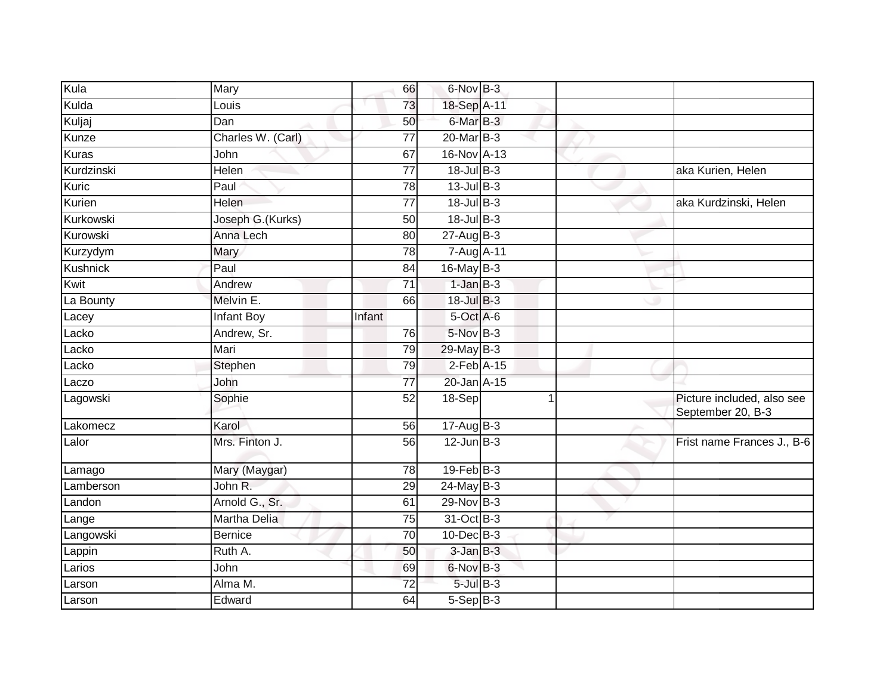| | | | | | | |
|---|---|---|---|---|---|---|
| Kula | Mary | 66 | 6-Nov | B-3 | | |
| Kulda | Louis | 73 | 18-Sep | A-11 | | |
| Kuljaj | Dan | 50 | 6-Mar | B-3 | | |
| Kunze | Charles W. (Carl) | 77 | 20-Mar | B-3 | | |
| Kuras | John | 67 | 16-Nov | A-13 | | |
| Kurdzinski | Helen | 77 | 18-Jul | B-3 | | aka Kurien, Helen |
| Kuric | Paul | 78 | 13-Jul | B-3 | | |
| Kurien | Helen | 77 | 18-Jul | B-3 | | aka Kurdzinski, Helen |
| Kurkowski | Joseph G.(Kurks) | 50 | 18-Jul | B-3 | | |
| Kurowski | Anna Lech | 80 | 27-Aug | B-3 | | |
| Kurzydym | Mary | 78 | 7-Aug | A-11 | | |
| Kushnick | Paul | 84 | 16-May | B-3 | | |
| Kwit | Andrew | 71 | 1-Jan | B-3 | | |
| La Bounty | Melvin E. | 66 | 18-Jul | B-3 | | |
| Lacey | Infant Boy | Infant | 5-Oct | A-6 | | |
| Lacko | Andrew, Sr. | 76 | 5-Nov | B-3 | | |
| Lacko | Mari | 79 | 29-May | B-3 | | |
| Lacko | Stephen | 79 | 2-Feb | A-15 | | |
| Laczo | John | 77 | 20-Jan | A-15 | | |
| Lagowski | Sophie | 52 | 18-Sep | 1 | | Picture included, also see September 20, B-3 |
| Lakomecz | Karol | 56 | 17-Aug | B-3 | | |
| Lalor | Mrs. Finton J. | 56 | 12-Jun | B-3 | | Frist name Frances J., B-6 |
| Lamago | Mary (Maygar) | 78 | 19-Feb | B-3 | | |
| Lamberson | John R. | 29 | 24-May | B-3 | | |
| Landon | Arnold G., Sr. | 61 | 29-Nov | B-3 | | |
| Lange | Martha Delia | 75 | 31-Oct | B-3 | | |
| Langowski | Bernice | 70 | 10-Dec | B-3 | | |
| Lappin | Ruth A. | 50 | 3-Jan | B-3 | | |
| Larios | John | 69 | 6-Nov | B-3 | | |
| Larson | Alma M. | 72 | 5-Jul | B-3 | | |
| Larson | Edward | 64 | 5-Sep | B-3 | | |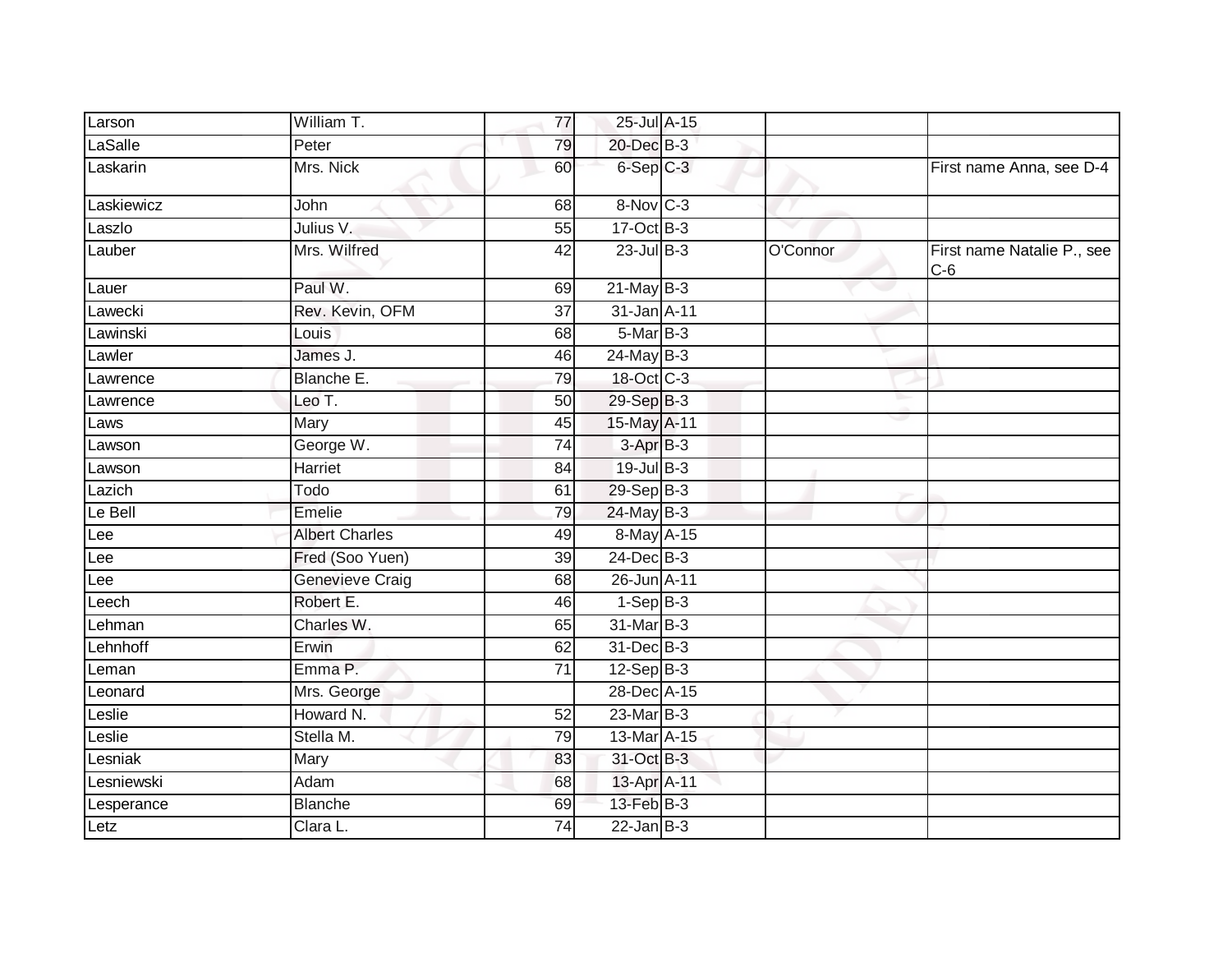| | | | | | | |
|---|---|---|---|---|---|---|
| Larson | William T. | 77 | 25-Jul | A-15 | | |
| LaSalle | Peter | 79 | 20-Dec | B-3 | | |
| Laskarin | Mrs. Nick | 60 | 6-Sep | C-3 | | First name Anna, see D-4 |
| Laskiewicz | John | 68 | 8-Nov | C-3 | | |
| Laszlo | Julius V. | 55 | 17-Oct | B-3 | | |
| Lauber | Mrs. Wilfred | 42 | 23-Jul | B-3 | O'Connor | First name Natalie P., see C-6 |
| Lauer | Paul W. | 69 | 21-May | B-3 | | |
| Lawecki | Rev. Kevin, OFM | 37 | 31-Jan | A-11 | | |
| Lawinski | Louis | 68 | 5-Mar | B-3 | | |
| Lawler | James J. | 46 | 24-May | B-3 | | |
| Lawrence | Blanche E. | 79 | 18-Oct | C-3 | | |
| Lawrence | Leo T. | 50 | 29-Sep | B-3 | | |
| Laws | Mary | 45 | 15-May | A-11 | | |
| Lawson | George W. | 74 | 3-Apr | B-3 | | |
| Lawson | Harriet | 84 | 19-Jul | B-3 | | |
| Lazich | Todo | 61 | 29-Sep | B-3 | | |
| Le Bell | Emelie | 79 | 24-May | B-3 | | |
| Lee | Albert Charles | 49 | 8-May | A-15 | | |
| Lee | Fred (Soo Yuen) | 39 | 24-Dec | B-3 | | |
| Lee | Genevieve Craig | 68 | 26-Jun | A-11 | | |
| Leech | Robert E. | 46 | 1-Sep | B-3 | | |
| Lehman | Charles W. | 65 | 31-Mar | B-3 | | |
| Lehnhoff | Erwin | 62 | 31-Dec | B-3 | | |
| Leman | Emma P. | 71 | 12-Sep | B-3 | | |
| Leonard | Mrs. George | | 28-Dec | A-15 | | |
| Leslie | Howard N. | 52 | 23-Mar | B-3 | | |
| Leslie | Stella M. | 79 | 13-Mar | A-15 | | |
| Lesniak | Mary | 83 | 31-Oct | B-3 | | |
| Lesniewski | Adam | 68 | 13-Apr | A-11 | | |
| Lesperance | Blanche | 69 | 13-Feb | B-3 | | |
| Letz | Clara L. | 74 | 22-Jan | B-3 | | |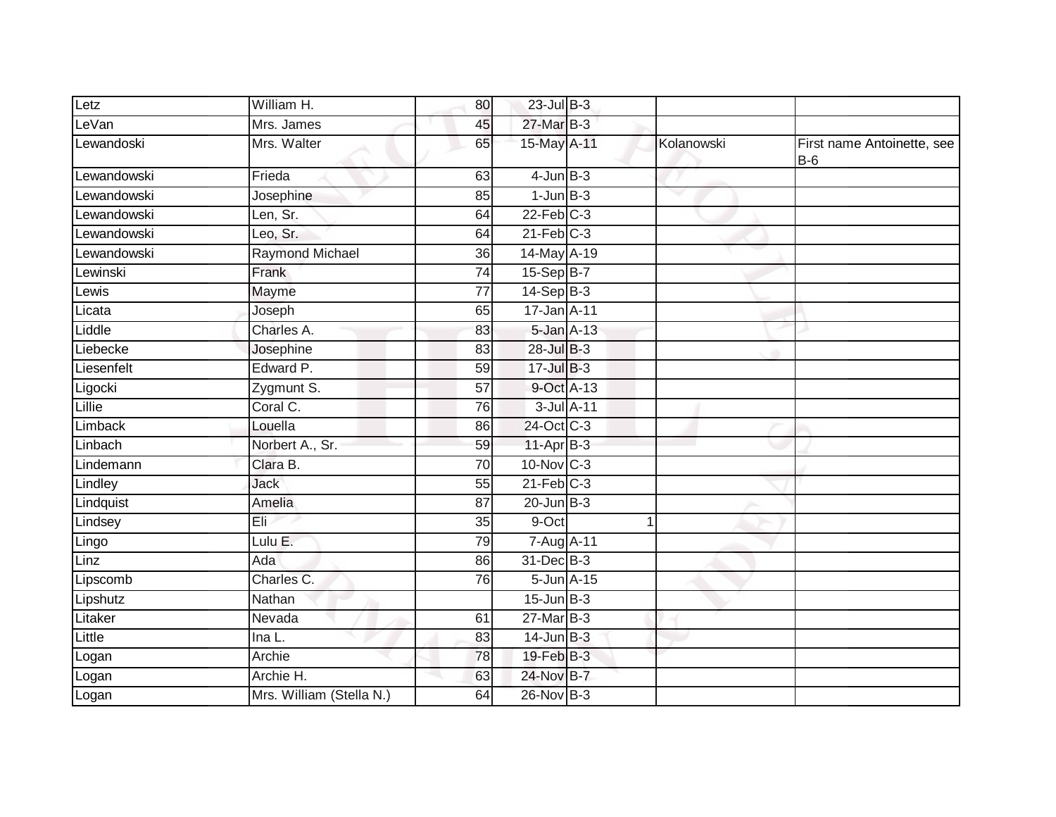| | | | | | | |
|---|---|---|---|---|---|---|
| Letz | William H. | 80 | 23-Jul | B-3 | | |
| LeVan | Mrs. James | 45 | 27-Mar | B-3 | | |
| Lewandoski | Mrs. Walter | 65 | 15-May | A-11 | Kolanowski | First name Antoinette, see B-6 |
| Lewandowski | Frieda | 63 | 4-Jun | B-3 | | |
| Lewandowski | Josephine | 85 | 1-Jun | B-3 | | |
| Lewandowski | Len, Sr. | 64 | 22-Feb | C-3 | | |
| Lewandowski | Leo, Sr. | 64 | 21-Feb | C-3 | | |
| Lewandowski | Raymond Michael | 36 | 14-May | A-19 | | |
| Lewinski | Frank | 74 | 15-Sep | B-7 | | |
| Lewis | Mayme | 77 | 14-Sep | B-3 | | |
| Licata | Joseph | 65 | 17-Jan | A-11 | | |
| Liddle | Charles A. | 83 | 5-Jan | A-13 | | |
| Liebecke | Josephine | 83 | 28-Jul | B-3 | | |
| Liesenfelt | Edward P. | 59 | 17-Jul | B-3 | | |
| Ligocki | Zygmunt S. | 57 | 9-Oct | A-13 | | |
| Lillie | Coral C. | 76 | 3-Jul | A-11 | | |
| Limback | Louella | 86 | 24-Oct | C-3 | | |
| Linbach | Norbert A., Sr. | 59 | 11-Apr | B-3 | | |
| Lindemann | Clara B. | 70 | 10-Nov | C-3 | | |
| Lindley | Jack | 55 | 21-Feb | C-3 | | |
| Lindquist | Amelia | 87 | 20-Jun | B-3 | | |
| Lindsey | Eli | 35 | 9-Oct | 1 | | |
| Lingo | Lulu E. | 79 | 7-Aug | A-11 | | |
| Linz | Ada | 86 | 31-Dec | B-3 | | |
| Lipscomb | Charles C. | 76 | 5-Jun | A-15 | | |
| Lipshutz | Nathan | | 15-Jun | B-3 | | |
| Litaker | Nevada | 61 | 27-Mar | B-3 | | |
| Little | Ina L. | 83 | 14-Jun | B-3 | | |
| Logan | Archie | 78 | 19-Feb | B-3 | | |
| Logan | Archie H. | 63 | 24-Nov | B-7 | | |
| Logan | Mrs. William (Stella N.) | 64 | 26-Nov | B-3 | | |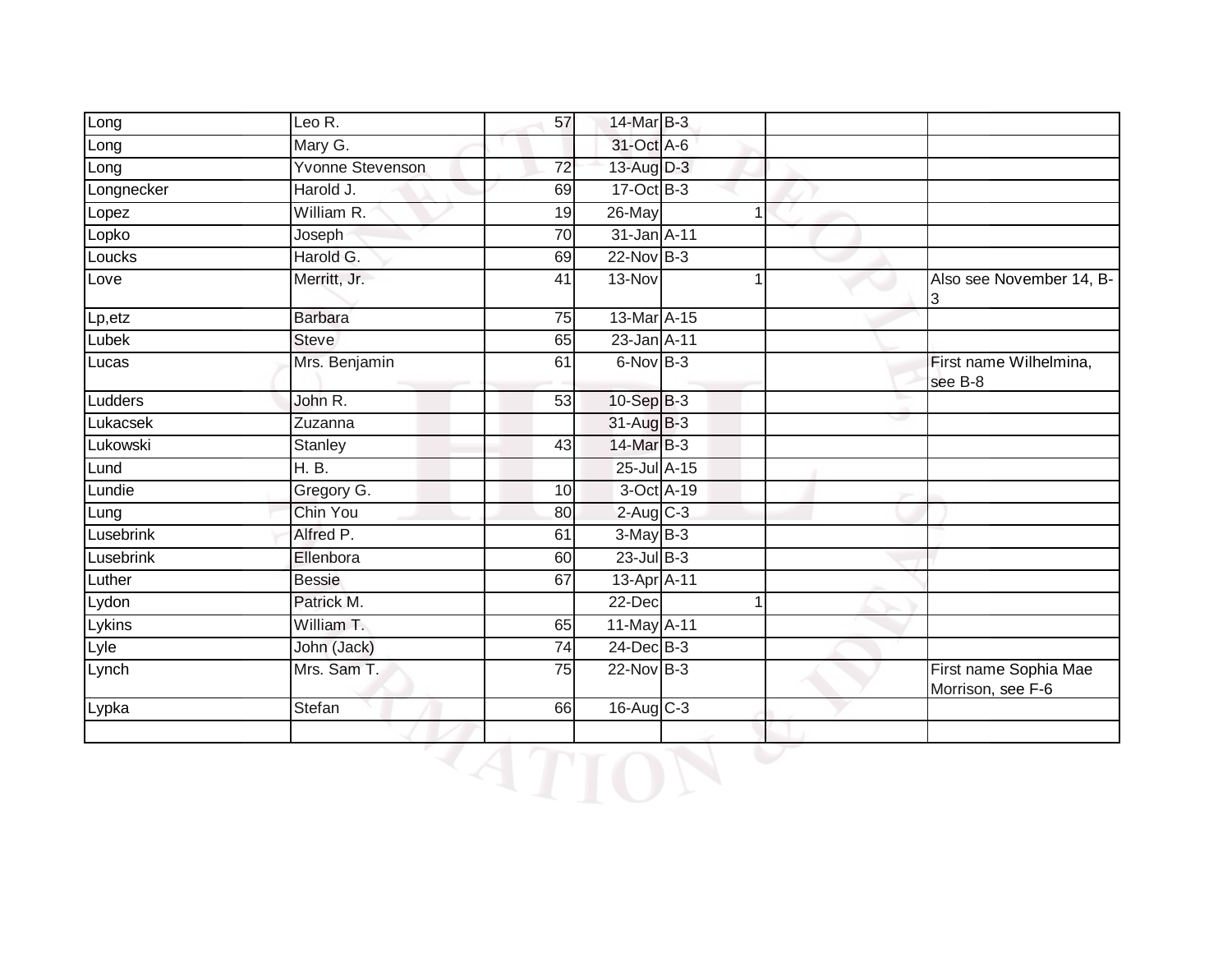| | | | | | | | |
|---|---|---|---|---|---|---|---|
| Long | Leo R. | 57 | 14-Mar | B-3 | | | |
| Long | Mary G. | | 31-Oct | A-6 | | | |
| Long | Yvonne Stevenson | 72 | 13-Aug | D-3 | | | |
| Longnecker | Harold J. | 69 | 17-Oct | B-3 | | | |
| Lopez | William R. | 19 | 26-May | | 1 | | |
| Lopko | Joseph | 70 | 31-Jan | A-11 | | | |
| Loucks | Harold G. | 69 | 22-Nov | B-3 | | | |
| Love | Merritt, Jr. | 41 | 13-Nov | | 1 | | Also see November 14, B-3 |
| Lp,etz | Barbara | 75 | 13-Mar | A-15 | | | |
| Lubek | Steve | 65 | 23-Jan | A-11 | | | |
| Lucas | Mrs. Benjamin | 61 | 6-Nov | B-3 | | | First name Wilhelmina, see B-8 |
| Ludders | John R. | 53 | 10-Sep | B-3 | | | |
| Lukacsek | Zuzanna | | 31-Aug | B-3 | | | |
| Lukowski | Stanley | 43 | 14-Mar | B-3 | | | |
| Lund | H. B. | | 25-Jul | A-15 | | | |
| Lundie | Gregory G. | 10 | 3-Oct | A-19 | | | |
| Lung | Chin You | 80 | 2-Aug | C-3 | | | |
| Lusebrink | Alfred P. | 61 | 3-May | B-3 | | | |
| Lusebrink | Ellenbora | 60 | 23-Jul | B-3 | | | |
| Luther | Bessie | 67 | 13-Apr | A-11 | | | |
| Lydon | Patrick M. | | 22-Dec | | 1 | | |
| Lykins | William T. | 65 | 11-May | A-11 | | | |
| Lyle | John (Jack) | 74 | 24-Dec | B-3 | | | |
| Lynch | Mrs. Sam T. | 75 | 22-Nov | B-3 | | | First name Sophia Mae Morrison, see F-6 |
| Lypka | Stefan | 66 | 16-Aug | C-3 | | | |
| | | | | | | | |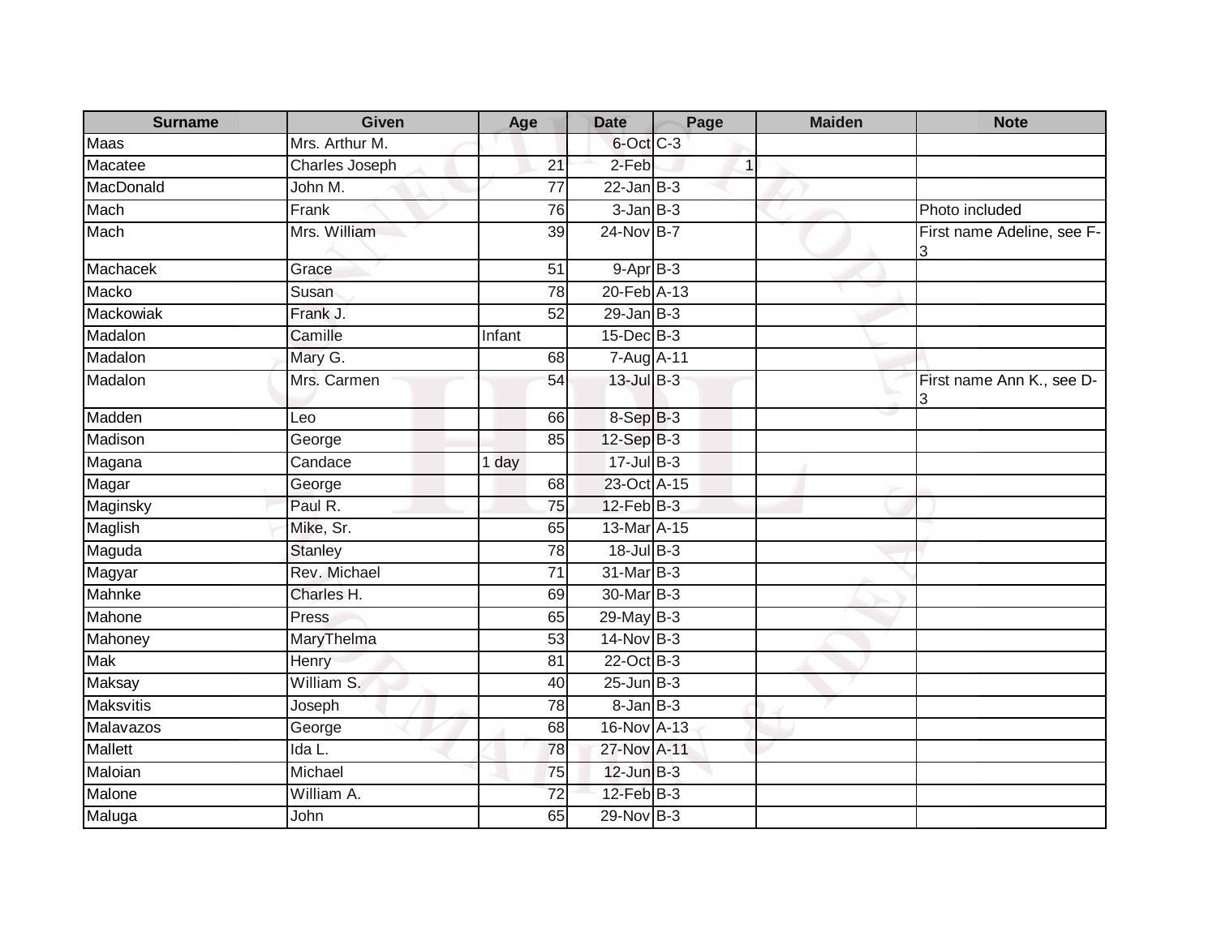| Surname | Given | Age | Date | Page | Maiden | Note |
|---|---|---|---|---|---|---|
| Maas | Mrs. Arthur M. | | 6-Oct | C-3 | | |
| Macatee | Charles Joseph | 21 | 2-Feb | 1 | | |
| MacDonald | John M. | 77 | 22-Jan | B-3 | | |
| Mach | Frank | 76 | 3-Jan | B-3 | | Photo included |
| Mach | Mrs. William | 39 | 24-Nov | B-7 | | First name Adeline, see F-3 |
| Machacek | Grace | 51 | 9-Apr | B-3 | | |
| Macko | Susan | 78 | 20-Feb | A-13 | | |
| Mackowiak | Frank J. | 52 | 29-Jan | B-3 | | |
| Madalon | Camille | Infant | 15-Dec | B-3 | | |
| Madalon | Mary G. | 68 | 7-Aug | A-11 | | |
| Madalon | Mrs. Carmen | 54 | 13-Jul | B-3 | | First name Ann K., see D-3 |
| Madden | Leo | 66 | 8-Sep | B-3 | | |
| Madison | George | 85 | 12-Sep | B-3 | | |
| Magana | Candace | 1 day | 17-Jul | B-3 | | |
| Magar | George | 68 | 23-Oct | A-15 | | |
| Maginsky | Paul R. | 75 | 12-Feb | B-3 | | |
| Maglish | Mike, Sr. | 65 | 13-Mar | A-15 | | |
| Maguda | Stanley | 78 | 18-Jul | B-3 | | |
| Magyar | Rev. Michael | 71 | 31-Mar | B-3 | | |
| Mahnke | Charles H. | 69 | 30-Mar | B-3 | | |
| Mahone | Press | 65 | 29-May | B-3 | | |
| Mahoney | MaryThelma | 53 | 14-Nov | B-3 | | |
| Mak | Henry | 81 | 22-Oct | B-3 | | |
| Maksay | William S. | 40 | 25-Jun | B-3 | | |
| Maksvitis | Joseph | 78 | 8-Jan | B-3 | | |
| Malavazos | George | 68 | 16-Nov | A-13 | | |
| Mallett | Ida L. | 78 | 27-Nov | A-11 | | |
| Maloian | Michael | 75 | 12-Jun | B-3 | | |
| Malone | William A. | 72 | 12-Feb | B-3 | | |
| Maluga | John | 65 | 29-Nov | B-3 | | |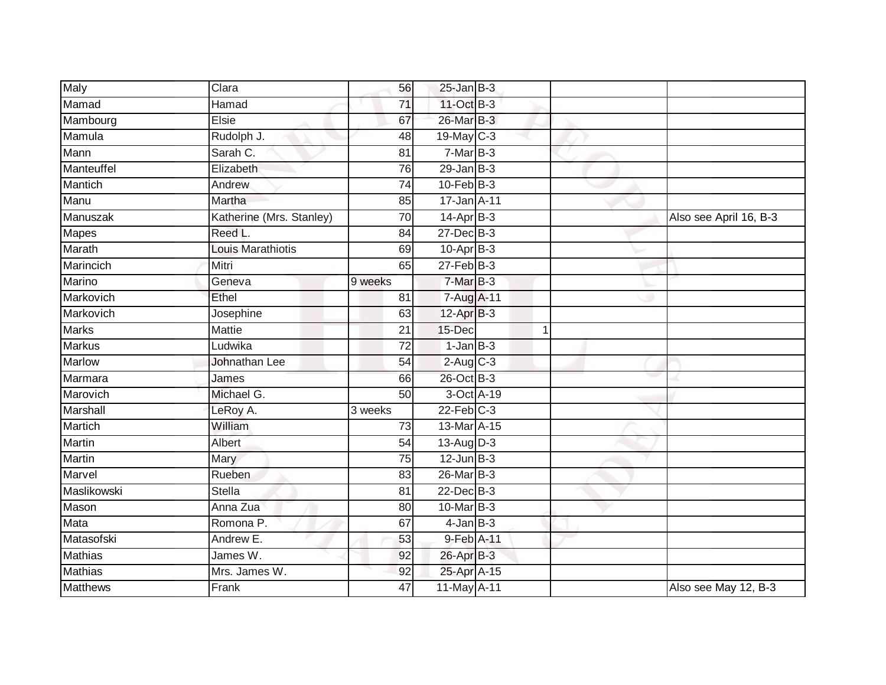| | | | | | | |
|---|---|---|---|---|---|---|
| Maly | Clara | 56 | 25-Jan | B-3 | | |
| Mamad | Hamad | 71 | 11-Oct | B-3 | | |
| Mambourg | Elsie | 67 | 26-Mar | B-3 | | |
| Mamula | Rudolph J. | 48 | 19-May | C-3 | | |
| Mann | Sarah C. | 81 | 7-Mar | B-3 | | |
| Manteuffel | Elizabeth | 76 | 29-Jan | B-3 | | |
| Mantich | Andrew | 74 | 10-Feb | B-3 | | |
| Manu | Martha | 85 | 17-Jan | A-11 | | |
| Manuszak | Katherine (Mrs. Stanley) | 70 | 14-Apr | B-3 | | Also see April 16, B-3 |
| Mapes | Reed L. | 84 | 27-Dec | B-3 | | |
| Marath | Louis Marathiotis | 69 | 10-Apr | B-3 | | |
| Marincich | Mitri | 65 | 27-Feb | B-3 | | |
| Marino | Geneva | 9 weeks | 7-Mar | B-3 | | |
| Markovich | Ethel | 81 | 7-Aug | A-11 | | |
| Markovich | Josephine | 63 | 12-Apr | B-3 | | |
| Marks | Mattie | 21 | 15-Dec | 1 | | |
| Markus | Ludwika | 72 | 1-Jan | B-3 | | |
| Marlow | Johnathan Lee | 54 | 2-Aug | C-3 | | |
| Marmara | James | 66 | 26-Oct | B-3 | | |
| Marovich | Michael G. | 50 | 3-Oct | A-19 | | |
| Marshall | LeRoy A. | 3 weeks | 22-Feb | C-3 | | |
| Martich | William | 73 | 13-Mar | A-15 | | |
| Martin | Albert | 54 | 13-Aug | D-3 | | |
| Martin | Mary | 75 | 12-Jun | B-3 | | |
| Marvel | Rueben | 83 | 26-Mar | B-3 | | |
| Maslikowski | Stella | 81 | 22-Dec | B-3 | | |
| Mason | Anna Zua | 80 | 10-Mar | B-3 | | |
| Mata | Romona P. | 67 | 4-Jan | B-3 | | |
| Matasofski | Andrew E. | 53 | 9-Feb | A-11 | | |
| Mathias | James W. | 92 | 26-Apr | B-3 | | |
| Mathias | Mrs. James W. | 92 | 25-Apr | A-15 | | |
| Matthews | Frank | 47 | 11-May | A-11 | | Also see May 12, B-3 |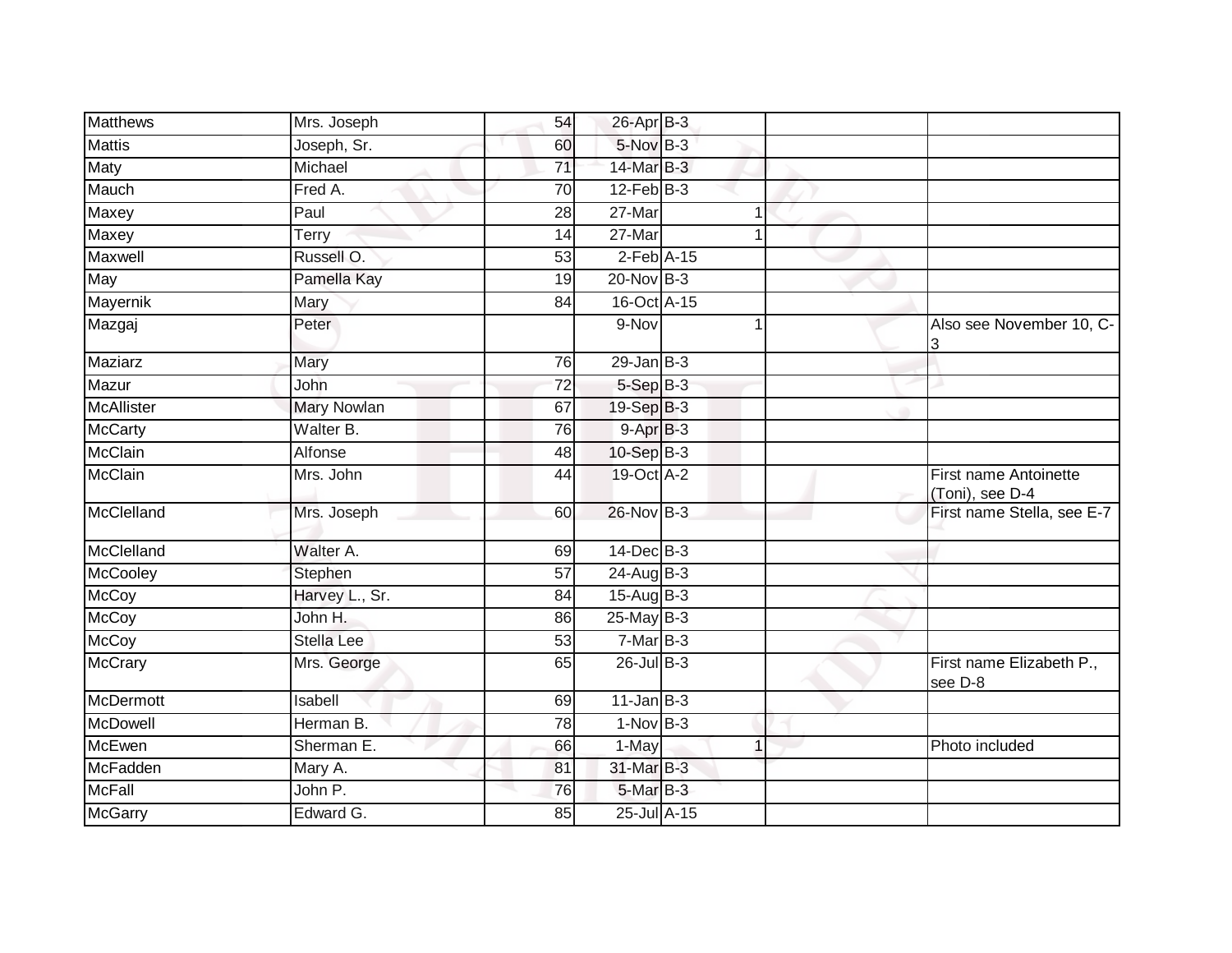| | | | | | | | |
|---|---|---|---|---|---|---|---|
| Matthews | Mrs. Joseph | 54 | 26-Apr | B-3 | | | |
| Mattis | Joseph, Sr. | 60 | 5-Nov | B-3 | | | |
| Maty | Michael | 71 | 14-Mar | B-3 | | | |
| Mauch | Fred A. | 70 | 12-Feb | B-3 | | | |
| Maxey | Paul | 28 | 27-Mar | | 1 | | |
| Maxey | Terry | 14 | 27-Mar | | 1 | | |
| Maxwell | Russell O. | 53 | 2-Feb | A-15 | | | |
| May | Pamella Kay | 19 | 20-Nov | B-3 | | | |
| Mayernik | Mary | 84 | 16-Oct | A-15 | | | |
| Mazgaj | Peter | | 9-Nov | | 1 | | Also see November 10, C-3 |
| Maziarz | Mary | 76 | 29-Jan | B-3 | | | |
| Mazur | John | 72 | 5-Sep | B-3 | | | |
| McAllister | Mary Nowlan | 67 | 19-Sep | B-3 | | | |
| McCarty | Walter B. | 76 | 9-Apr | B-3 | | | |
| McClain | Alfonse | 48 | 10-Sep | B-3 | | | |
| McClain | Mrs. John | 44 | 19-Oct | A-2 | | | First name Antoinette (Toni), see D-4 |
| McClelland | Mrs. Joseph | 60 | 26-Nov | B-3 | | | First name Stella, see E-7 |
| McClelland | Walter A. | 69 | 14-Dec | B-3 | | | |
| McCooley | Stephen | 57 | 24-Aug | B-3 | | | |
| McCoy | Harvey L., Sr. | 84 | 15-Aug | B-3 | | | |
| McCoy | John H. | 86 | 25-May | B-3 | | | |
| McCoy | Stella Lee | 53 | 7-Mar | B-3 | | | |
| McCrary | Mrs. George | 65 | 26-Jul | B-3 | | | First name Elizabeth P., see D-8 |
| McDermott | Isabell | 69 | 11-Jan | B-3 | | | |
| McDowell | Herman B. | 78 | 1-Nov | B-3 | | | |
| McEwen | Sherman E. | 66 | 1-May | | 1 | | Photo included |
| McFadden | Mary A. | 81 | 31-Mar | B-3 | | | |
| McFall | John P. | 76 | 5-Mar | B-3 | | | |
| McGarry | Edward G. | 85 | 25-Jul | A-15 | | | |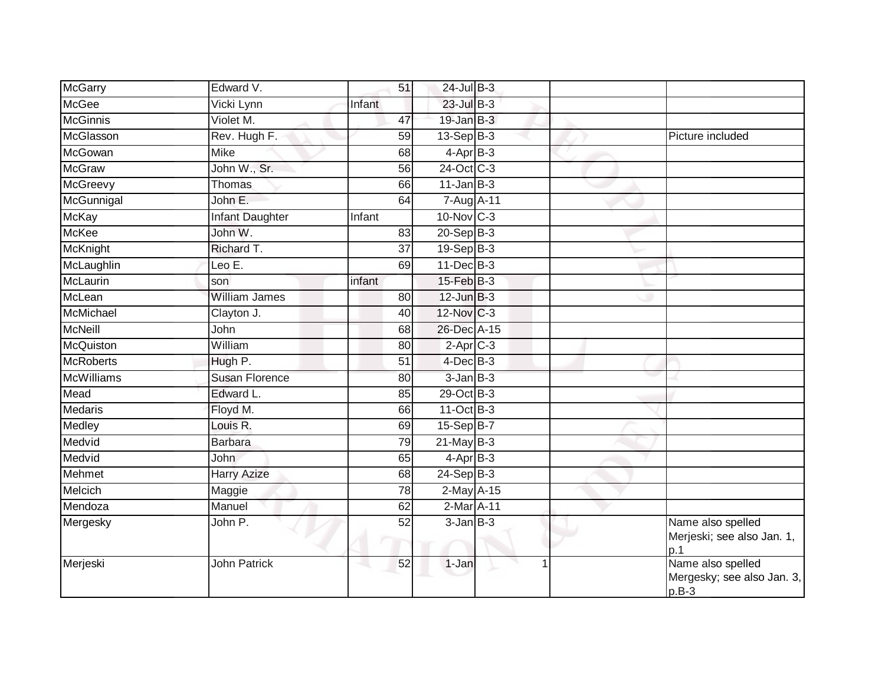| | | | | | | |
|---|---|---|---|---|---|---|
| McGarry | Edward V. | 51 | 24-Jul | B-3 | | |
| McGee | Vicki Lynn | Infant | 23-Jul | B-3 | | |
| McGinnis | Violet M. | 47 | 19-Jan | B-3 | | |
| McGlasson | Rev. Hugh F. | 59 | 13-Sep | B-3 | | Picture included |
| McGowan | Mike | 68 | 4-Apr | B-3 | | |
| McGraw | John W., Sr. | 56 | 24-Oct | C-3 | | |
| McGreevy | Thomas | 66 | 11-Jan | B-3 | | |
| McGunnigal | John E. | 64 | 7-Aug | A-11 | | |
| McKay | Infant Daughter | Infant | 10-Nov | C-3 | | |
| McKee | John W. | 83 | 20-Sep | B-3 | | |
| McKnight | Richard T. | 37 | 19-Sep | B-3 | | |
| McLaughlin | Leo E. | 69 | 11-Dec | B-3 | | |
| McLaurin | son | infant | 15-Feb | B-3 | | |
| McLean | William James | 80 | 12-Jun | B-3 | | |
| McMichael | Clayton J. | 40 | 12-Nov | C-3 | | |
| McNeill | John | 68 | 26-Dec | A-15 | | |
| McQuiston | William | 80 | 2-Apr | C-3 | | |
| McRoberts | Hugh P. | 51 | 4-Dec | B-3 | | |
| McWilliams | Susan Florence | 80 | 3-Jan | B-3 | | |
| Mead | Edward L. | 85 | 29-Oct | B-3 | | |
| Medaris | Floyd M. | 66 | 11-Oct | B-3 | | |
| Medley | Louis R. | 69 | 15-Sep | B-7 | | |
| Medvid | Barbara | 79 | 21-May | B-3 | | |
| Medvid | John | 65 | 4-Apr | B-3 | | |
| Mehmet | Harry Azize | 68 | 24-Sep | B-3 | | |
| Melcich | Maggie | 78 | 2-May | A-15 | | |
| Mendoza | Manuel | 62 | 2-Mar | A-11 | | |
| Mergesky | John P. | 52 | 3-Jan | B-3 | | Name also spelled Merjeski; see also Jan. 1, p.1 |
| Merjeski | John Patrick | 52 | 1-Jan | 1 | | Name also spelled Mergesky; see also Jan. 3, p.B-3 |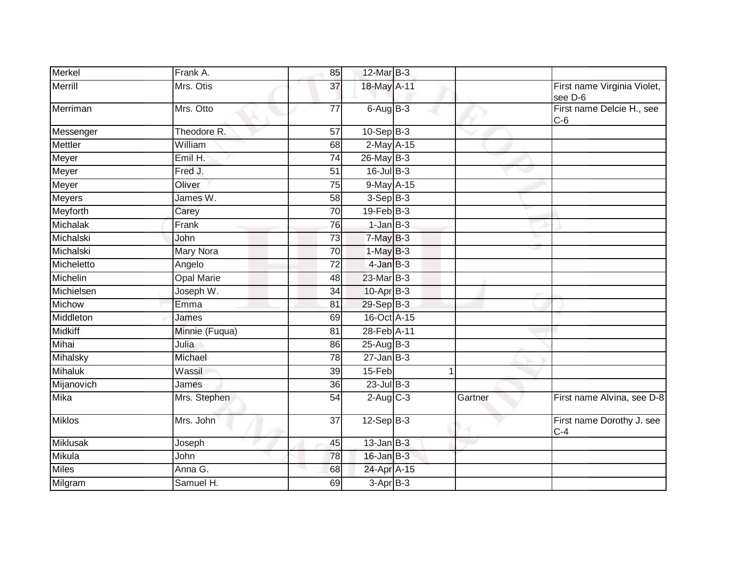| Merkel | Frank A. | 85 | 12-Mar | B-3 | | | |
|---|---|---|---|---|---|---|---|
| Merrill | Mrs. Otis | 37 | 18-May | A-11 | | | First name Virginia Violet, see D-6 |
| Merriman | Mrs. Otto | 77 | 6-Aug | B-3 | | | First name Delcie H., see C-6 |
| Messenger | Theodore R. | 57 | 10-Sep | B-3 | | | |
| Mettler | William | 68 | 2-May | A-15 | | | |
| Meyer | Emil H. | 74 | 26-May | B-3 | | | |
| Meyer | Fred J. | 51 | 16-Jul | B-3 | | | |
| Meyer | Oliver | 75 | 9-May | A-15 | | | |
| Meyers | James W. | 58 | 3-Sep | B-3 | | | |
| Meyforth | Carey | 70 | 19-Feb | B-3 | | | |
| Michalak | Frank | 76 | 1-Jan | B-3 | | | |
| Michalski | John | 73 | 7-May | B-3 | | | |
| Michalski | Mary Nora | 70 | 1-May | B-3 | | | |
| Micheletto | Angelo | 72 | 4-Jan | B-3 | | | |
| Michelin | Opal Marie | 48 | 23-Mar | B-3 | | | |
| Michielsen | Joseph W. | 34 | 10-Apr | B-3 | | | |
| Michow | Emma | 81 | 29-Sep | B-3 | | | |
| Middleton | James | 69 | 16-Oct | A-15 | | | |
| Midkiff | Minnie (Fuqua) | 81 | 28-Feb | A-11 | | | |
| Mihai | Julia | 86 | 25-Aug | B-3 | | | |
| Mihalsky | Michael | 78 | 27-Jan | B-3 | | | |
| Mihaluk | Wassil | 39 | 15-Feb | | 1 | | |
| Mijanovich | James | 36 | 23-Jul | B-3 | | | |
| Mika | Mrs. Stephen | 54 | 2-Aug | C-3 | | Gartner | First name Alvina, see D-8 |
| Miklos | Mrs. John | 37 | 12-Sep | B-3 | | | First name Dorothy J. see C-4 |
| Miklusak | Joseph | 45 | 13-Jan | B-3 | | | |
| Mikula | John | 78 | 16-Jan | B-3 | | | |
| Miles | Anna G. | 68 | 24-Apr | A-15 | | | |
| Milgram | Samuel H. | 69 | 3-Apr | B-3 | | | |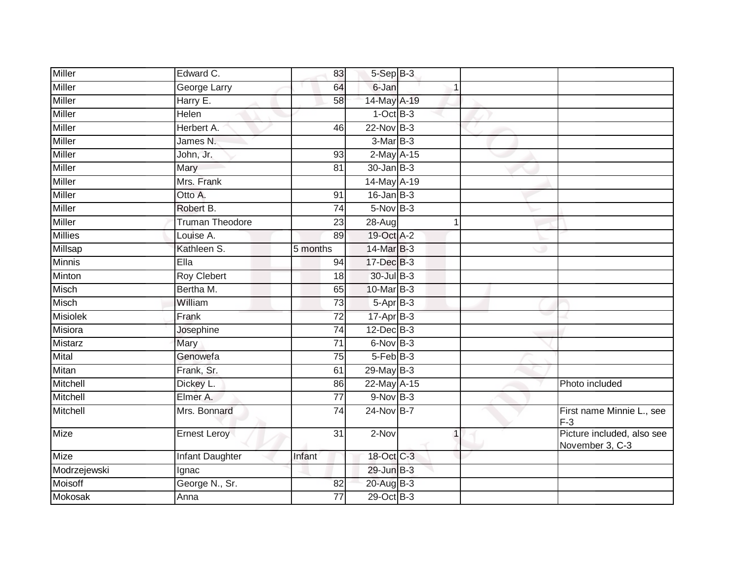| | | | | | | | |
|---|---|---|---|---|---|---|---|
| Miller | Edward C. | 83 | 5-Sep | B-3 | | | |
| Miller | George Larry | 64 | 6-Jan | | 1 | | |
| Miller | Harry E. | 58 | 14-May | A-19 | | | |
| Miller | Helen | | 1-Oct | B-3 | | | |
| Miller | Herbert A. | 46 | 22-Nov | B-3 | | | |
| Miller | James N. | | 3-Mar | B-3 | | | |
| Miller | John, Jr. | 93 | 2-May | A-15 | | | |
| Miller | Mary | 81 | 30-Jan | B-3 | | | |
| Miller | Mrs. Frank | | 14-May | A-19 | | | |
| Miller | Otto A. | 91 | 16-Jan | B-3 | | | |
| Miller | Robert B. | 74 | 5-Nov | B-3 | | | |
| Miller | Truman Theodore | 23 | 28-Aug | | 1 | | |
| Millies | Louise A. | 89 | 19-Oct | A-2 | | | |
| Millsap | Kathleen S. | 5 months | 14-Mar | B-3 | | | |
| Minnis | Ella | 94 | 17-Dec | B-3 | | | |
| Minton | Roy Clebert | 18 | 30-Jul | B-3 | | | |
| Misch | Bertha M. | 65 | 10-Mar | B-3 | | | |
| Misch | William | 73 | 5-Apr | B-3 | | | |
| Misiolek | Frank | 72 | 17-Apr | B-3 | | | |
| Misiora | Josephine | 74 | 12-Dec | B-3 | | | |
| Mistarz | Mary | 71 | 6-Nov | B-3 | | | |
| Mital | Genowefa | 75 | 5-Feb | B-3 | | | |
| Mitan | Frank, Sr. | 61 | 29-May | B-3 | | | |
| Mitchell | Dickey L. | 86 | 22-May | A-15 | | | Photo included |
| Mitchell | Elmer A. | 77 | 9-Nov | B-3 | | | |
| Mitchell | Mrs. Bonnard | 74 | 24-Nov | B-7 | | | First name Minnie L., see F-3 |
| Mize | Ernest Leroy | 31 | 2-Nov | | 1 | | Picture included, also see November 3, C-3 |
| Mize | Infant Daughter | Infant | 18-Oct | C-3 | | | |
| Modrzejewski | Ignac | | 29-Jun | B-3 | | | |
| Moisoff | George N., Sr. | 82 | 20-Aug | B-3 | | | |
| Mokosak | Anna | 77 | 29-Oct | B-3 | | | |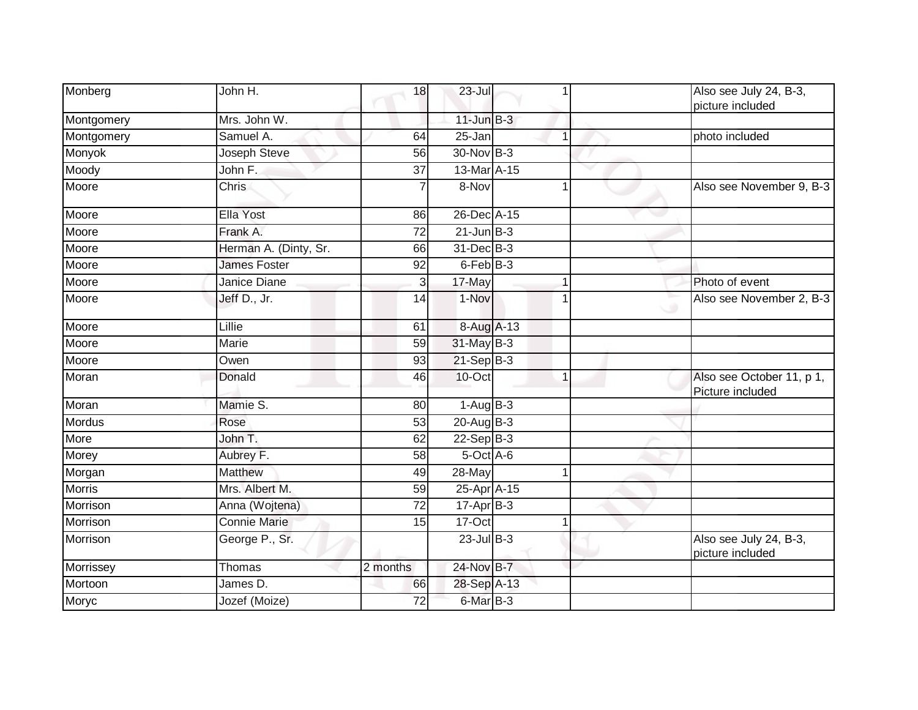| | | | | | | | |
|---|---|---|---|---|---|---|---|
| Monberg | John H. | 18 | 23-Jul | | 1 | | Also see July 24, B-3, picture included |
| Montgomery | Mrs. John W. | | 11-Jun | B-3 | | | |
| Montgomery | Samuel A. | 64 | 25-Jan | | 1 | | photo included |
| Monyok | Joseph Steve | 56 | 30-Nov | B-3 | | | |
| Moody | John F. | 37 | 13-Mar | A-15 | | | |
| Moore | Chris | 7 | 8-Nov | | 1 | | Also see November 9, B-3 |
| Moore | Ella Yost | 86 | 26-Dec | A-15 | | | |
| Moore | Frank A. | 72 | 21-Jun | B-3 | | | |
| Moore | Herman A. (Dinty, Sr. | 66 | 31-Dec | B-3 | | | |
| Moore | James Foster | 92 | 6-Feb | B-3 | | | |
| Moore | Janice Diane | 3 | 17-May | | 1 | | Photo of event |
| Moore | Jeff D., Jr. | 14 | 1-Nov | | 1 | | Also see November 2, B-3 |
| Moore | Lillie | 61 | 8-Aug | A-13 | | | |
| Moore | Marie | 59 | 31-May | B-3 | | | |
| Moore | Owen | 93 | 21-Sep | B-3 | | | |
| Moran | Donald | 46 | 10-Oct | | 1 | | Also see October 11, p 1, Picture included |
| Moran | Mamie S. | 80 | 1-Aug | B-3 | | | |
| Mordus | Rose | 53 | 20-Aug | B-3 | | | |
| More | John T. | 62 | 22-Sep | B-3 | | | |
| Morey | Aubrey F. | 58 | 5-Oct | A-6 | | | |
| Morgan | Matthew | 49 | 28-May | | 1 | | |
| Morris | Mrs. Albert M. | 59 | 25-Apr | A-15 | | | |
| Morrison | Anna (Wojtena) | 72 | 17-Apr | B-3 | | | |
| Morrison | Connie Marie | 15 | 17-Oct | | 1 | | |
| Morrison | George P., Sr. | | 23-Jul | B-3 | | | Also see July 24, B-3, picture included |
| Morrissey | Thomas | 2 months | 24-Nov | B-7 | | | |
| Mortoon | James D. | 66 | 28-Sep | A-13 | | | |
| Moryc | Jozef (Moize) | 72 | 6-Mar | B-3 | | | |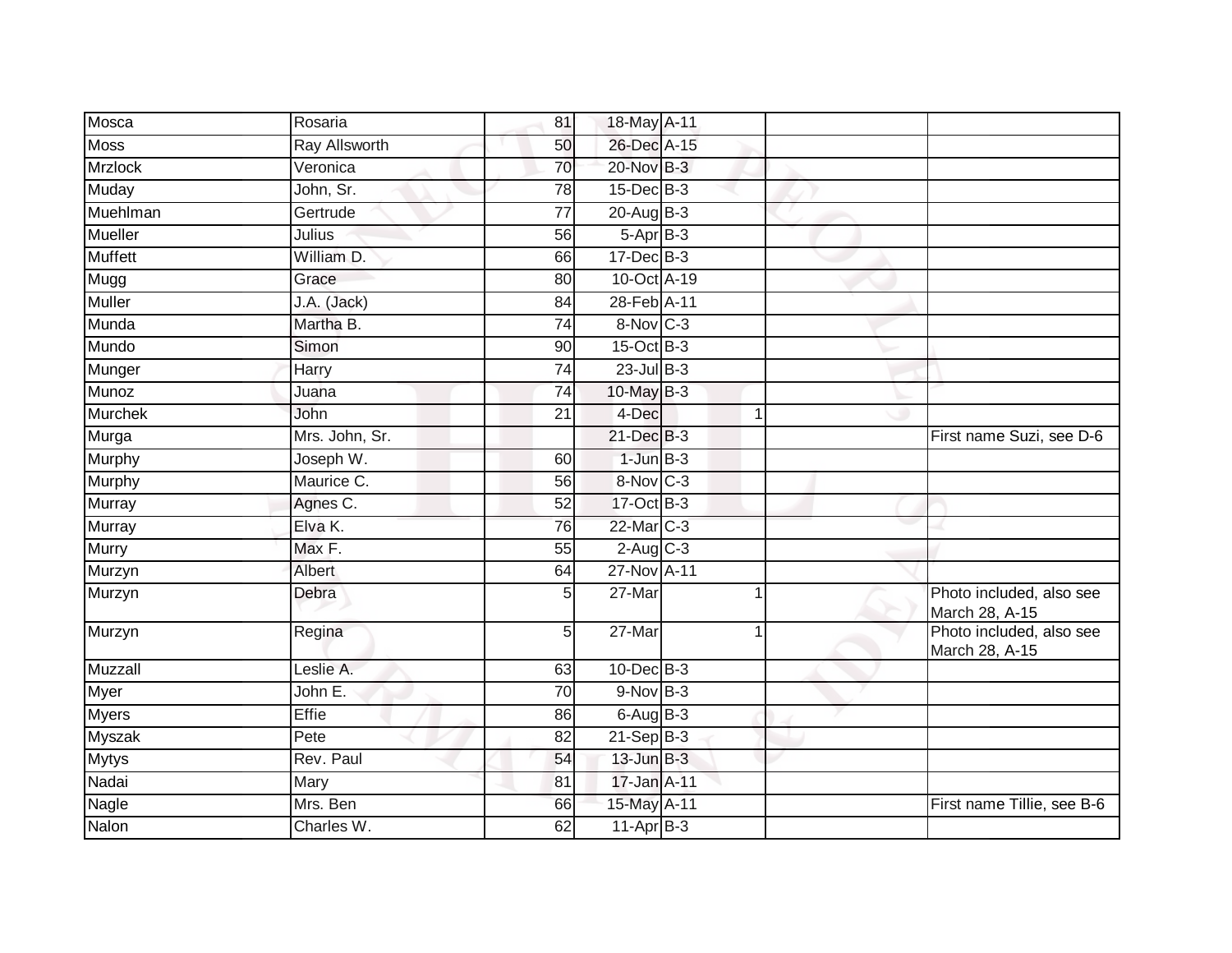| | | | | | | |
|---|---|---|---|---|---|---|
| Mosca | Rosaria | 81 | 18-May | A-11 | | |
| Moss | Ray Allsworth | 50 | 26-Dec | A-15 | | |
| Mrzlock | Veronica | 70 | 20-Nov | B-3 | | |
| Muday | John, Sr. | 78 | 15-Dec | B-3 | | |
| Muehlman | Gertrude | 77 | 20-Aug | B-3 | | |
| Mueller | Julius | 56 | 5-Apr | B-3 | | |
| Muffett | William D. | 66 | 17-Dec | B-3 | | |
| Mugg | Grace | 80 | 10-Oct | A-19 | | |
| Muller | J.A. (Jack) | 84 | 28-Feb | A-11 | | |
| Munda | Martha B. | 74 | 8-Nov | C-3 | | |
| Mundo | Simon | 90 | 15-Oct | B-3 | | |
| Munger | Harry | 74 | 23-Jul | B-3 | | |
| Munoz | Juana | 74 | 10-May | B-3 | | |
| Murchek | John | 21 | 4-Dec | 1 | | |
| Murga | Mrs. John, Sr. | | 21-Dec | B-3 | | First name Suzi, see D-6 |
| Murphy | Joseph W. | 60 | 1-Jun | B-3 | | |
| Murphy | Maurice C. | 56 | 8-Nov | C-3 | | |
| Murray | Agnes C. | 52 | 17-Oct | B-3 | | |
| Murray | Elva K. | 76 | 22-Mar | C-3 | | |
| Murry | Max F. | 55 | 2-Aug | C-3 | | |
| Murzyn | Albert | 64 | 27-Nov | A-11 | | |
| Murzyn | Debra | 5 | 27-Mar | 1 | | Photo included, also see March 28, A-15 |
| Murzyn | Regina | 5 | 27-Mar | 1 | | Photo included, also see March 28, A-15 |
| Muzzall | Leslie A. | 63 | 10-Dec | B-3 | | |
| Myer | John E. | 70 | 9-Nov | B-3 | | |
| Myers | Effie | 86 | 6-Aug | B-3 | | |
| Myszak | Pete | 82 | 21-Sep | B-3 | | |
| Mytys | Rev. Paul | 54 | 13-Jun | B-3 | | |
| Nadai | Mary | 81 | 17-Jan | A-11 | | |
| Nagle | Mrs. Ben | 66 | 15-May | A-11 | | First name Tillie, see B-6 |
| Nalon | Charles W. | 62 | 11-Apr | B-3 | | |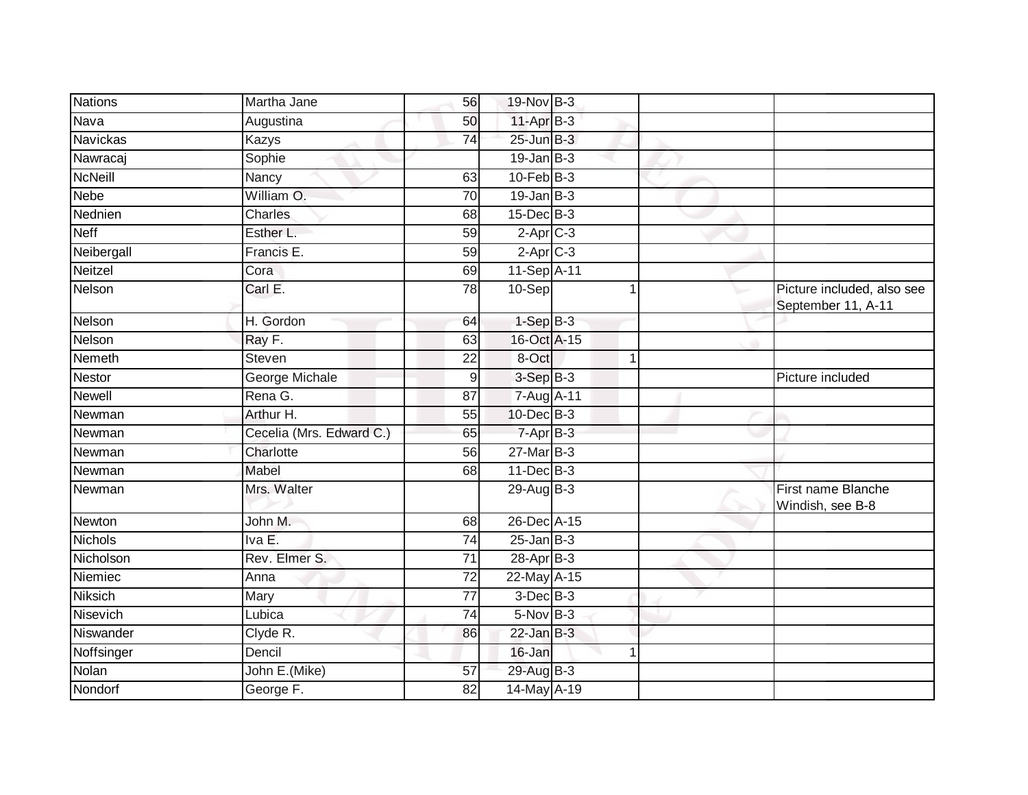| | | | | | | | |
|---|---|---|---|---|---|---|---|
| Nations | Martha Jane | 56 | 19-Nov | B-3 | | | |
| Nava | Augustina | 50 | 11-Apr | B-3 | | | |
| Navickas | Kazys | 74 | 25-Jun | B-3 | | | |
| Nawracaj | Sophie | | 19-Jan | B-3 | | | |
| NcNeill | Nancy | 63 | 10-Feb | B-3 | | | |
| Nebe | William O. | 70 | 19-Jan | B-3 | | | |
| Nednien | Charles | 68 | 15-Dec | B-3 | | | |
| Neff | Esther L. | 59 | 2-Apr | C-3 | | | |
| Neibergall | Francis E. | 59 | 2-Apr | C-3 | | | |
| Neitzel | Cora | 69 | 11-Sep | A-11 | | | |
| Nelson | Carl E. | 78 | 10-Sep | | 1 | | Picture included, also see September 11, A-11 |
| Nelson | H. Gordon | 64 | 1-Sep | B-3 | | | |
| Nelson | Ray F. | 63 | 16-Oct | A-15 | | | |
| Nemeth | Steven | 22 | 8-Oct | | 1 | | |
| Nestor | George Michale | 9 | 3-Sep | B-3 | | | Picture included |
| Newell | Rena G. | 87 | 7-Aug | A-11 | | | |
| Newman | Arthur H. | 55 | 10-Dec | B-3 | | | |
| Newman | Cecelia (Mrs. Edward C.) | 65 | 7-Apr | B-3 | | | |
| Newman | Charlotte | 56 | 27-Mar | B-3 | | | |
| Newman | Mabel | 68 | 11-Dec | B-3 | | | |
| Newman | Mrs. Walter | | 29-Aug | B-3 | | | First name Blanche Windish, see B-8 |
| Newton | John M. | 68 | 26-Dec | A-15 | | | |
| Nichols | Iva E. | 74 | 25-Jan | B-3 | | | |
| Nicholson | Rev. Elmer S. | 71 | 28-Apr | B-3 | | | |
| Niemiec | Anna | 72 | 22-May | A-15 | | | |
| Niksich | Mary | 77 | 3-Dec | B-3 | | | |
| Nisevich | Lubica | 74 | 5-Nov | B-3 | | | |
| Niswander | Clyde R. | 86 | 22-Jan | B-3 | | | |
| Noffsinger | Dencil | | 16-Jan | | 1 | | |
| Nolan | John E.(Mike) | 57 | 29-Aug | B-3 | | | |
| Nondorf | George F. | 82 | 14-May | A-19 | | | |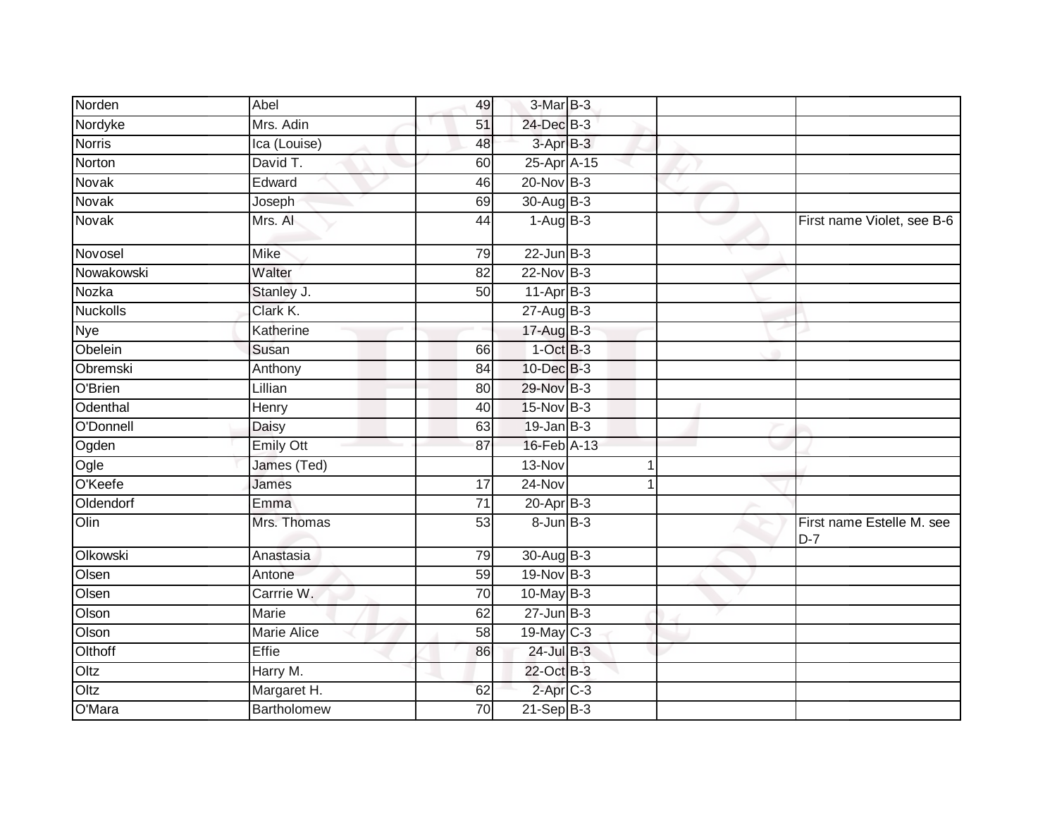| | | | | | | | |
|---|---|---|---|---|---|---|---|
| Norden | Abel | 49 | 3-Mar | B-3 | | | |
| Nordyke | Mrs. Adin | 51 | 24-Dec | B-3 | | | |
| Norris | Ica (Louise) | 48 | 3-Apr | B-3 | | | |
| Norton | David T. | 60 | 25-Apr | A-15 | | | |
| Novak | Edward | 46 | 20-Nov | B-3 | | | |
| Novak | Joseph | 69 | 30-Aug | B-3 | | | |
| Novak | Mrs. Al | 44 | 1-Aug | B-3 | | | First name Violet, see B-6 |
| Novosel | Mike | 79 | 22-Jun | B-3 | | | |
| Nowakowski | Walter | 82 | 22-Nov | B-3 | | | |
| Nozka | Stanley J. | 50 | 11-Apr | B-3 | | | |
| Nuckolls | Clark K. | | 27-Aug | B-3 | | | |
| Nye | Katherine | | 17-Aug | B-3 | | | |
| Obelein | Susan | 66 | 1-Oct | B-3 | | | |
| Obremski | Anthony | 84 | 10-Dec | B-3 | | | |
| O'Brien | Lillian | 80 | 29-Nov | B-3 | | | |
| Odenthal | Henry | 40 | 15-Nov | B-3 | | | |
| O'Donnell | Daisy | 63 | 19-Jan | B-3 | | | |
| Ogden | Emily Ott | 87 | 16-Feb | A-13 | | | |
| Ogle | James (Ted) | | 13-Nov | | 1 | | |
| O'Keefe | James | 17 | 24-Nov | | 1 | | |
| Oldendorf | Emma | 71 | 20-Apr | B-3 | | | |
| Olin | Mrs. Thomas | 53 | 8-Jun | B-3 | | | First name Estelle M. see D-7 |
| Olkowski | Anastasia | 79 | 30-Aug | B-3 | | | |
| Olsen | Antone | 59 | 19-Nov | B-3 | | | |
| Olsen | Carrrie W. | 70 | 10-May | B-3 | | | |
| Olson | Marie | 62 | 27-Jun | B-3 | | | |
| Olson | Marie Alice | 58 | 19-May | C-3 | | | |
| Olthoff | Effie | 86 | 24-Jul | B-3 | | | |
| Oltz | Harry M. | | 22-Oct | B-3 | | | |
| Oltz | Margaret H. | 62 | 2-Apr | C-3 | | | |
| O'Mara | Bartholomew | 70 | 21-Sep | B-3 | | | |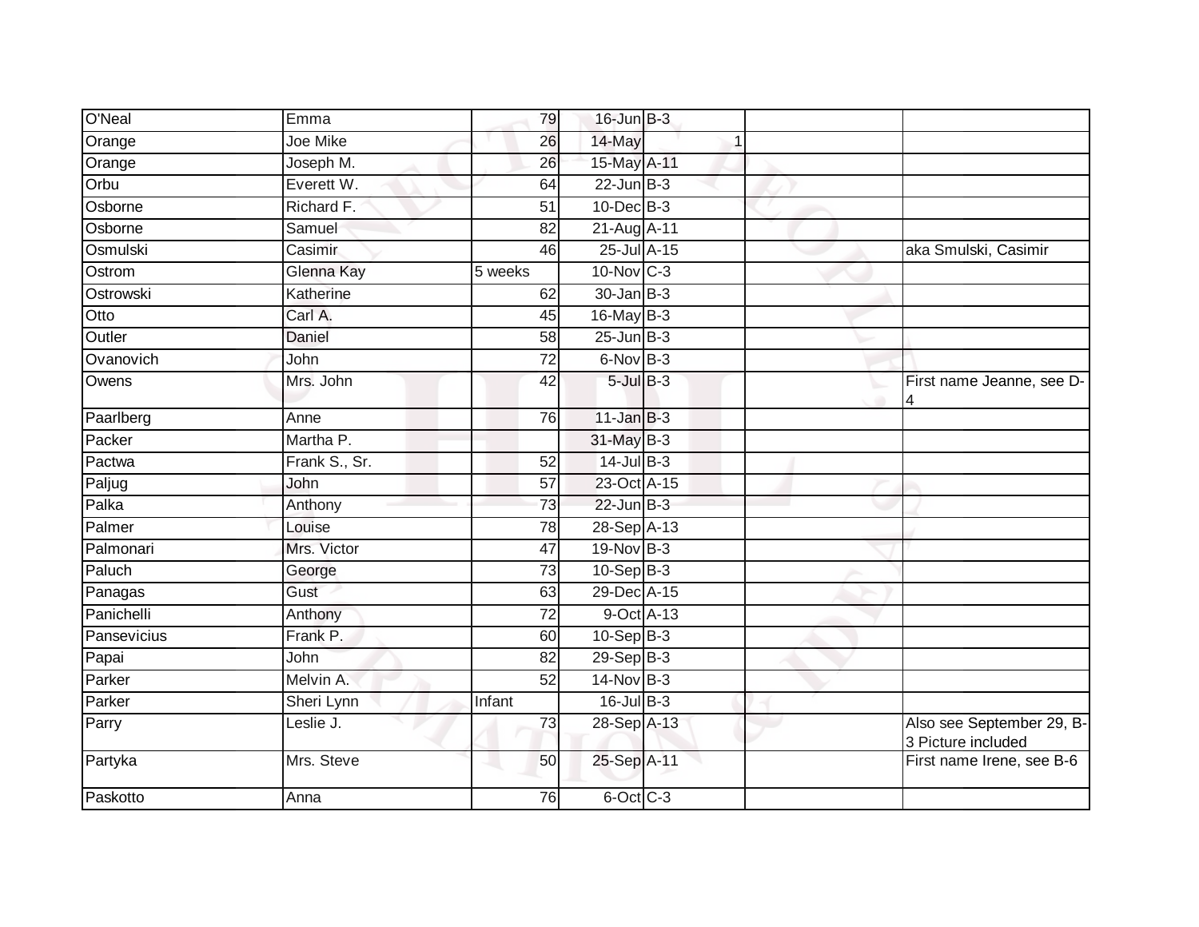| | | | | | | |
|---|---|---|---|---|---|---|
| O'Neal | Emma | 79 | 16-Jun | B-3 | | |
| Orange | Joe Mike | 26 | 14-May | 1 | | |
| Orange | Joseph M. | 26 | 15-May | A-11 | | |
| Orbu | Everett W. | 64 | 22-Jun | B-3 | | |
| Osborne | Richard F. | 51 | 10-Dec | B-3 | | |
| Osborne | Samuel | 82 | 21-Aug | A-11 | | |
| Osmulski | Casimir | 46 | 25-Jul | A-15 | | aka Smulski, Casimir |
| Ostrom | Glenna Kay | 5 weeks | 10-Nov | C-3 | | |
| Ostrowski | Katherine | 62 | 30-Jan | B-3 | | |
| Otto | Carl A. | 45 | 16-May | B-3 | | |
| Outler | Daniel | 58 | 25-Jun | B-3 | | |
| Ovanovich | John | 72 | 6-Nov | B-3 | | |
| Owens | Mrs. John | 42 | 5-Jul | B-3 | | First name Jeanne, see D-4 |
| Paarlberg | Anne | 76 | 11-Jan | B-3 | | |
| Packer | Martha P. | | 31-May | B-3 | | |
| Pactwa | Frank S., Sr. | 52 | 14-Jul | B-3 | | |
| Paljug | John | 57 | 23-Oct | A-15 | | |
| Palka | Anthony | 73 | 22-Jun | B-3 | | |
| Palmer | Louise | 78 | 28-Sep | A-13 | | |
| Palmonari | Mrs. Victor | 47 | 19-Nov | B-3 | | |
| Paluch | George | 73 | 10-Sep | B-3 | | |
| Panagas | Gust | 63 | 29-Dec | A-15 | | |
| Panichelli | Anthony | 72 | 9-Oct | A-13 | | |
| Pansevicius | Frank P. | 60 | 10-Sep | B-3 | | |
| Papai | John | 82 | 29-Sep | B-3 | | |
| Parker | Melvin A. | 52 | 14-Nov | B-3 | | |
| Parker | Sheri Lynn | Infant | 16-Jul | B-3 | | |
| Parry | Leslie J. | 73 | 28-Sep | A-13 | | Also see September 29, B-3 Picture included |
| Partyka | Mrs. Steve | 50 | 25-Sep | A-11 | | First name Irene, see B-6 |
| Paskotto | Anna | 76 | 6-Oct | C-3 | | |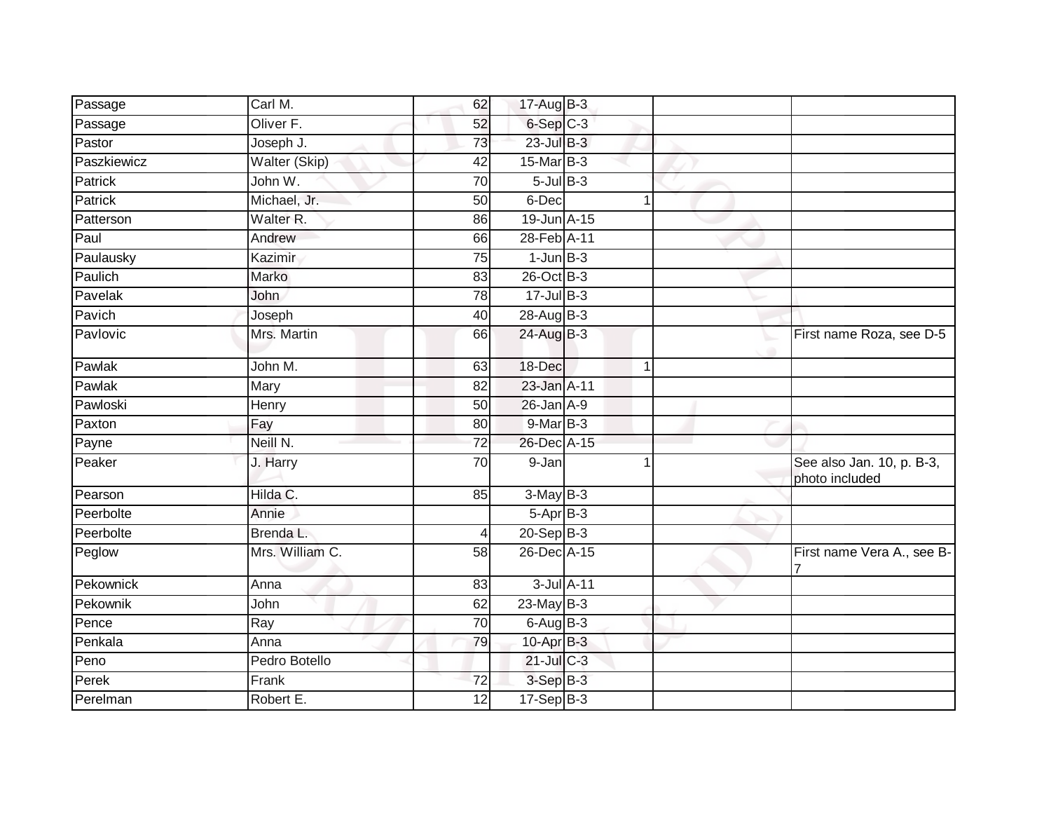| | | | | | | |
|---|---|---|---|---|---|---|
| Passage | Carl M. | 62 | 17-Aug | B-3 | | |
| Passage | Oliver F. | 52 | 6-Sep | C-3 | | |
| Pastor | Joseph J. | 73 | 23-Jul | B-3 | | |
| Paszkiewicz | Walter (Skip) | 42 | 15-Mar | B-3 | | |
| Patrick | John W. | 70 | 5-Jul | B-3 | | |
| Patrick | Michael, Jr. | 50 | 6-Dec | 1 | | |
| Patterson | Walter R. | 86 | 19-Jun | A-15 | | |
| Paul | Andrew | 66 | 28-Feb | A-11 | | |
| Paulausky | Kazimir | 75 | 1-Jun | B-3 | | |
| Paulich | Marko | 83 | 26-Oct | B-3 | | |
| Pavelak | John | 78 | 17-Jul | B-3 | | |
| Pavich | Joseph | 40 | 28-Aug | B-3 | | |
| Pavlovic | Mrs. Martin | 66 | 24-Aug | B-3 | | First name Roza, see D-5 |
| Pawlak | John M. | 63 | 18-Dec | 1 | | |
| Pawlak | Mary | 82 | 23-Jan | A-11 | | |
| Pawloski | Henry | 50 | 26-Jan | A-9 | | |
| Paxton | Fay | 80 | 9-Mar | B-3 | | |
| Payne | Neill N. | 72 | 26-Dec | A-15 | | |
| Peaker | J. Harry | 70 | 9-Jan | 1 | | See also Jan. 10, p. B-3, photo included |
| Pearson | Hilda C. | 85 | 3-May | B-3 | | |
| Peerbolte | Annie | | 5-Apr | B-3 | | |
| Peerbolte | Brenda L. | 4 | 20-Sep | B-3 | | |
| Peglow | Mrs. William C. | 58 | 26-Dec | A-15 | | First name Vera A., see B-7 |
| Pekownick | Anna | 83 | 3-Jul | A-11 | | |
| Pekownik | John | 62 | 23-May | B-3 | | |
| Pence | Ray | 70 | 6-Aug | B-3 | | |
| Penkala | Anna | 79 | 10-Apr | B-3 | | |
| Peno | Pedro Botello | | 21-Jul | C-3 | | |
| Perek | Frank | 72 | 3-Sep | B-3 | | |
| Perelman | Robert E. | 12 | 17-Sep | B-3 | | |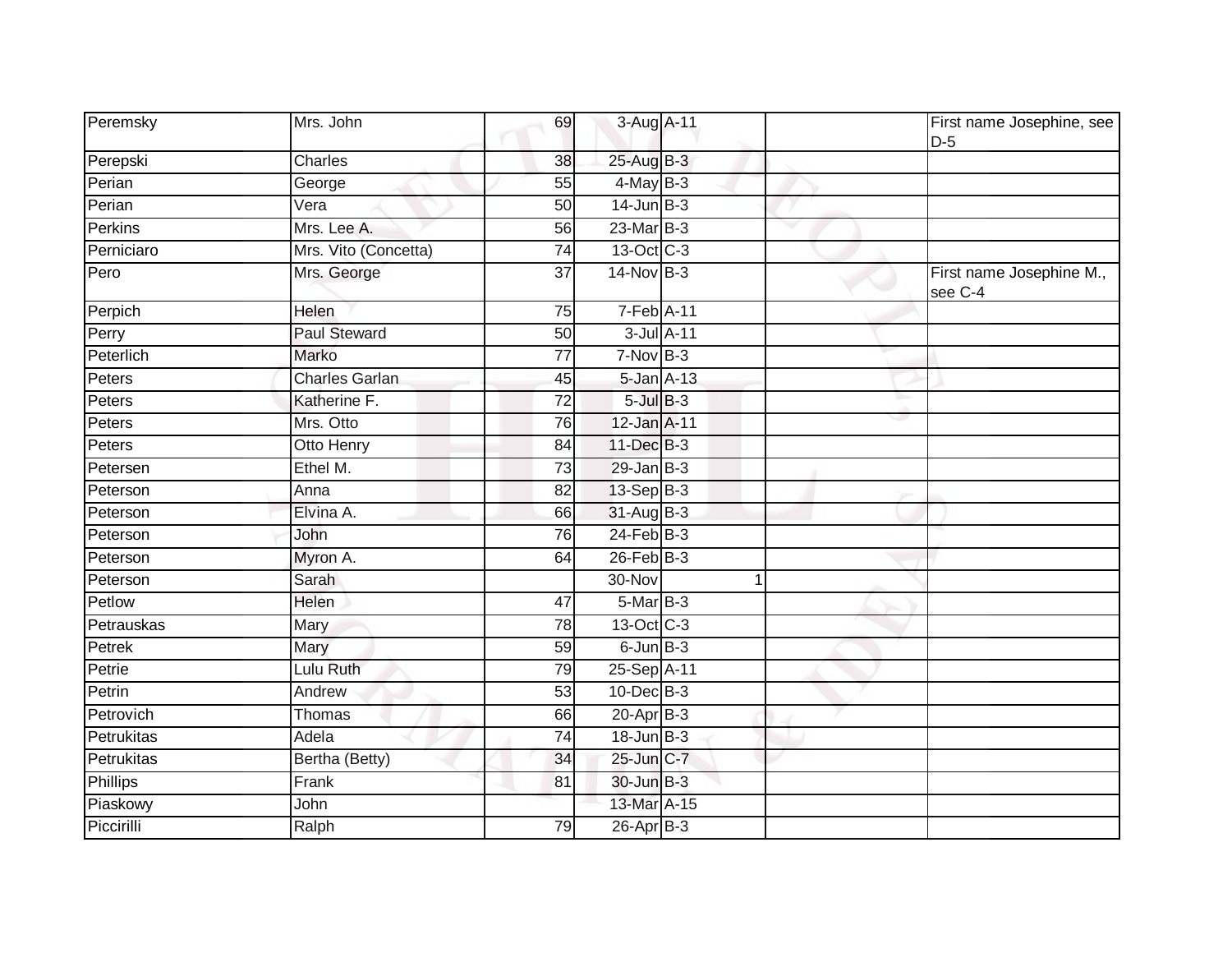| | | | | | | |
|---|---|---|---|---|---|---|
| Peremsky | Mrs. John | 69 | 3-Aug | A-11 | | First name Josephine, see D-5 |
| Perepski | Charles | 38 | 25-Aug | B-3 | | |
| Perian | George | 55 | 4-May | B-3 | | |
| Perian | Vera | 50 | 14-Jun | B-3 | | |
| Perkins | Mrs. Lee A. | 56 | 23-Mar | B-3 | | |
| Perniciaro | Mrs. Vito (Concetta) | 74 | 13-Oct | C-3 | | |
| Pero | Mrs. George | 37 | 14-Nov | B-3 | | First name Josephine M., see C-4 |
| Perpich | Helen | 75 | 7-Feb | A-11 | | |
| Perry | Paul Steward | 50 | 3-Jul | A-11 | | |
| Peterlich | Marko | 77 | 7-Nov | B-3 | | |
| Peters | Charles Garlan | 45 | 5-Jan | A-13 | | |
| Peters | Katherine F. | 72 | 5-Jul | B-3 | | |
| Peters | Mrs. Otto | 76 | 12-Jan | A-11 | | |
| Peters | Otto Henry | 84 | 11-Dec | B-3 | | |
| Petersen | Ethel M. | 73 | 29-Jan | B-3 | | |
| Peterson | Anna | 82 | 13-Sep | B-3 | | |
| Peterson | Elvina A. | 66 | 31-Aug | B-3 | | |
| Peterson | John | 76 | 24-Feb | B-3 | | |
| Peterson | Myron A. | 64 | 26-Feb | B-3 | | |
| Peterson | Sarah | | 30-Nov | 1 | | |
| Petlow | Helen | 47 | 5-Mar | B-3 | | |
| Petrauskas | Mary | 78 | 13-Oct | C-3 | | |
| Petrek | Mary | 59 | 6-Jun | B-3 | | |
| Petrie | Lulu Ruth | 79 | 25-Sep | A-11 | | |
| Petrin | Andrew | 53 | 10-Dec | B-3 | | |
| Petrovich | Thomas | 66 | 20-Apr | B-3 | | |
| Petrukitas | Adela | 74 | 18-Jun | B-3 | | |
| Petrukitas | Bertha (Betty) | 34 | 25-Jun | C-7 | | |
| Phillips | Frank | 81 | 30-Jun | B-3 | | |
| Piaskowy | John | | 13-Mar | A-15 | | |
| Piccirilli | Ralph | 79 | 26-Apr | B-3 | | |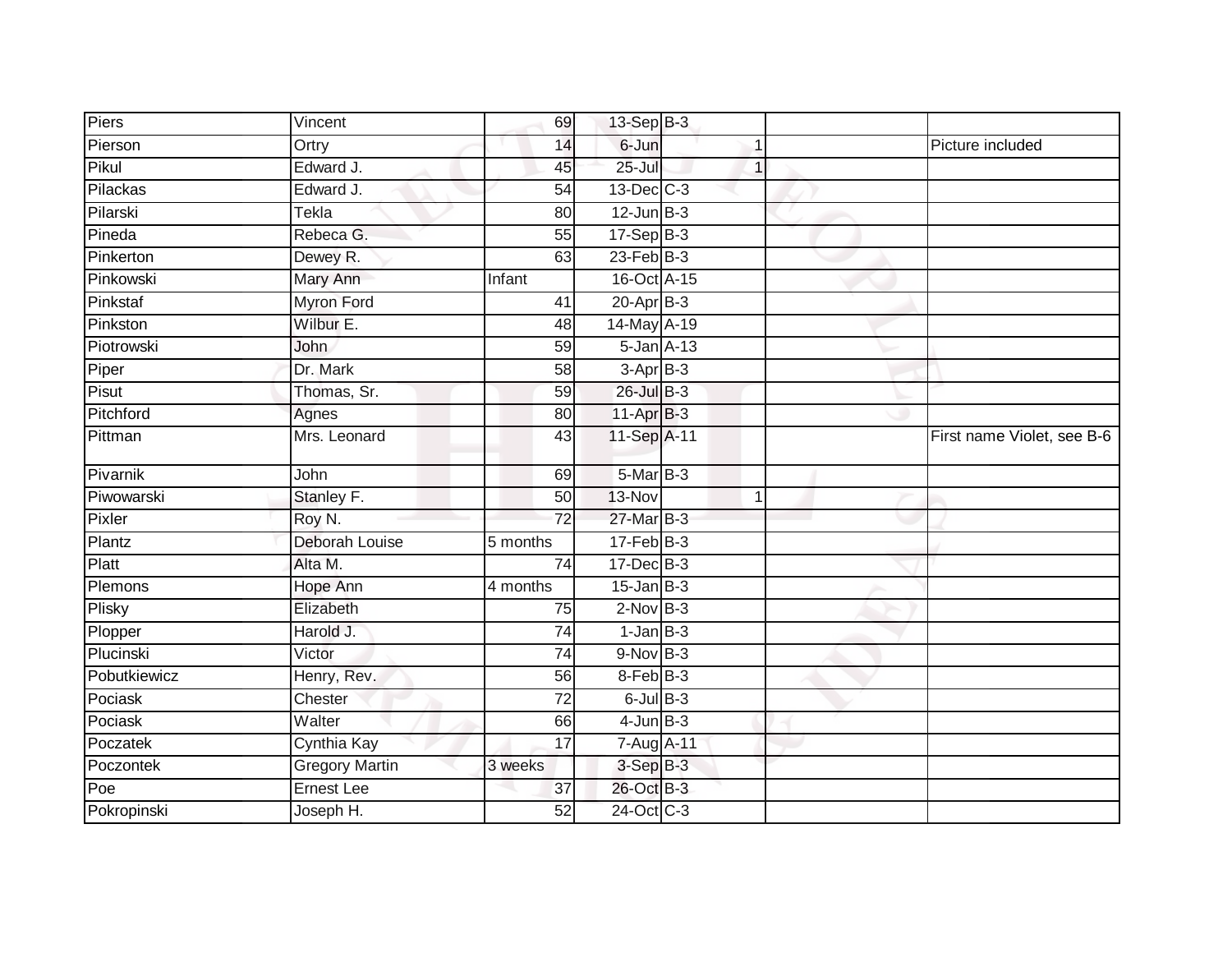| | | | | | | | |
|---|---|---|---|---|---|---|---|
| Piers | Vincent | 69 | 13-Sep | B-3 | | | |
| Pierson | Ortry | 14 | 6-Jun | | 1 | | Picture included |
| Pikul | Edward J. | 45 | 25-Jul | | 1 | | |
| Pilackas | Edward J. | 54 | 13-Dec | C-3 | | | |
| Pilarski | Tekla | 80 | 12-Jun | B-3 | | | |
| Pineda | Rebeca G. | 55 | 17-Sep | B-3 | | | |
| Pinkerton | Dewey R. | 63 | 23-Feb | B-3 | | | |
| Pinkowski | Mary Ann | Infant | 16-Oct | A-15 | | | |
| Pinkstaf | Myron Ford | 41 | 20-Apr | B-3 | | | |
| Pinkston | Wilbur E. | 48 | 14-May | A-19 | | | |
| Piotrowski | John | 59 | 5-Jan | A-13 | | | |
| Piper | Dr. Mark | 58 | 3-Apr | B-3 | | | |
| Pisut | Thomas, Sr. | 59 | 26-Jul | B-3 | | | |
| Pitchford | Agnes | 80 | 11-Apr | B-3 | | | |
| Pittman | Mrs. Leonard | 43 | 11-Sep | A-11 | | | First name Violet, see B-6 |
| Pivarnik | John | 69 | 5-Mar | B-3 | | | |
| Piwowarski | Stanley F. | 50 | 13-Nov | | 1 | | |
| Pixler | Roy N. | 72 | 27-Mar | B-3 | | | |
| Plantz | Deborah Louise | 5 months | 17-Feb | B-3 | | | |
| Platt | Alta M. | 74 | 17-Dec | B-3 | | | |
| Plemons | Hope Ann | 4 months | 15-Jan | B-3 | | | |
| Plisky | Elizabeth | 75 | 2-Nov | B-3 | | | |
| Plopper | Harold J. | 74 | 1-Jan | B-3 | | | |
| Plucinski | Victor | 74 | 9-Nov | B-3 | | | |
| Pobutkiewicz | Henry, Rev. | 56 | 8-Feb | B-3 | | | |
| Pociask | Chester | 72 | 6-Jul | B-3 | | | |
| Pociask | Walter | 66 | 4-Jun | B-3 | | | |
| Poczatek | Cynthia Kay | 17 | 7-Aug | A-11 | | | |
| Poczontek | Gregory Martin | 3 weeks | 3-Sep | B-3 | | | |
| Poe | Ernest Lee | 37 | 26-Oct | B-3 | | | |
| Pokropinski | Joseph H. | 52 | 24-Oct | C-3 | | | |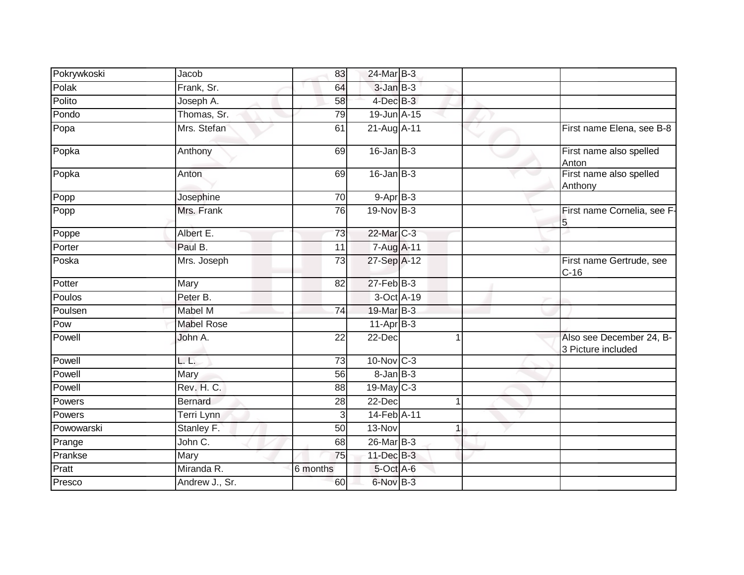| | | | | | | | |
|---|---|---|---|---|---|---|---|
| Pokrywkoski | Jacob | 83 | 24-Mar | B-3 | | | |
| Polak | Frank, Sr. | 64 | 3-Jan | B-3 | | | |
| Polito | Joseph A. | 58 | 4-Dec | B-3 | | | |
| Pondo | Thomas, Sr. | 79 | 19-Jun | A-15 | | | |
| Popa | Mrs. Stefan | 61 | 21-Aug | A-11 | | | First name Elena, see B-8 |
| Popka | Anthony | 69 | 16-Jan | B-3 | | | First name also spelled Anton |
| Popka | Anton | 69 | 16-Jan | B-3 | | | First name also spelled Anthony |
| Popp | Josephine | 70 | 9-Apr | B-3 | | | |
| Popp | Mrs. Frank | 76 | 19-Nov | B-3 | | | First name Cornelia, see F-5 |
| Poppe | Albert E. | 73 | 22-Mar | C-3 | | | |
| Porter | Paul B. | 11 | 7-Aug | A-11 | | | |
| Poska | Mrs. Joseph | 73 | 27-Sep | A-12 | | | First name Gertrude, see C-16 |
| Potter | Mary | 82 | 27-Feb | B-3 | | | |
| Poulos | Peter B. | | 3-Oct | A-19 | | | |
| Poulsen | Mabel M | 74 | 19-Mar | B-3 | | | |
| Pow | Mabel Rose | | 11-Apr | B-3 | | | |
| Powell | John A. | 22 | 22-Dec | | 1 | | Also see December 24, B-3 Picture included |
| Powell | L. L. | 73 | 10-Nov | C-3 | | | |
| Powell | Mary | 56 | 8-Jan | B-3 | | | |
| Powell | Rev. H. C. | 88 | 19-May | C-3 | | | |
| Powers | Bernard | 28 | 22-Dec | | 1 | | |
| Powers | Terri Lynn | 3 | 14-Feb | A-11 | | | |
| Powowarski | Stanley F. | 50 | 13-Nov | | 1 | | |
| Prange | John C. | 68 | 26-Mar | B-3 | | | |
| Prankse | Mary | 75 | 11-Dec | B-3 | | | |
| Pratt | Miranda R. | 6 months | 5-Oct | A-6 | | | |
| Presco | Andrew J., Sr. | 60 | 6-Nov | B-3 | | | |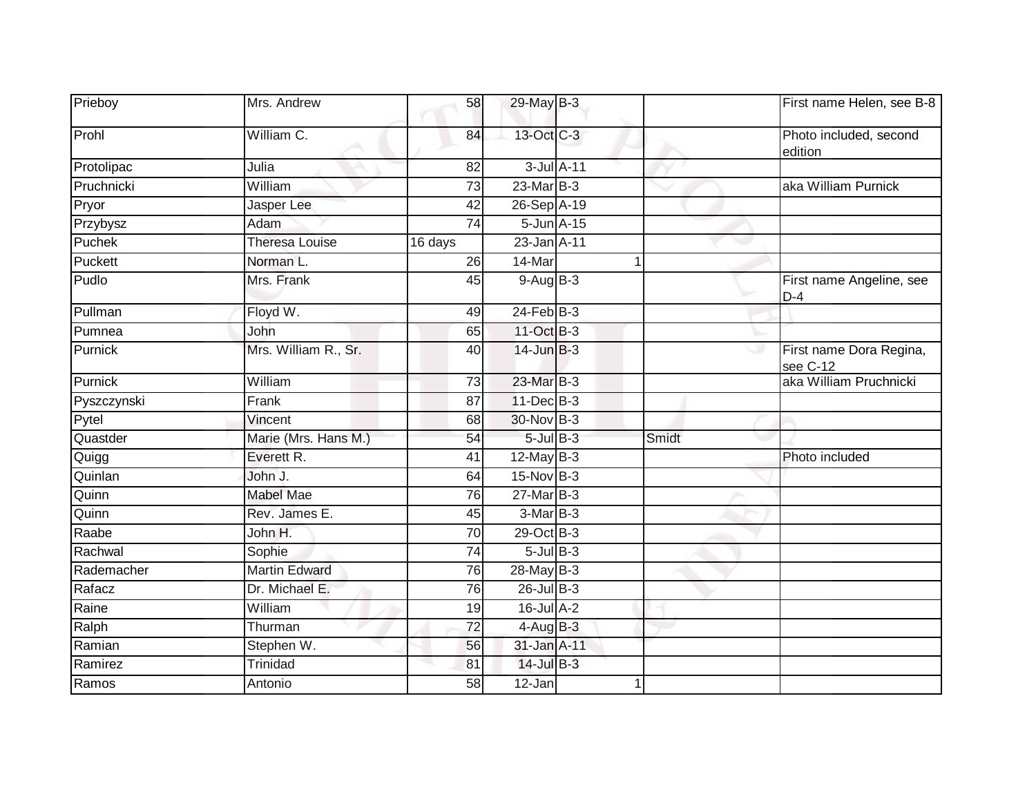| Prieboy | Mrs. Andrew | 58 | 29-May | B-3 | | | First name Helen, see B-8 |
|---|---|---|---|---|---|---|---|
| Prohl | William C. | 84 | 13-Oct | C-3 | | | Photo included, second edition |
| Protolipac | Julia | 82 | 3-Jul | A-11 | | | |
| Pruchnicki | William | 73 | 23-Mar | B-3 | | | aka William Purnick |
| Pryor | Jasper Lee | 42 | 26-Sep | A-19 | | | |
| Przybysz | Adam | 74 | 5-Jun | A-15 | | | |
| Puchek | Theresa Louise | 16 days | 23-Jan | A-11 | | | |
| Puckett | Norman L. | 26 | 14-Mar | | 1 | | |
| Pudlo | Mrs. Frank | 45 | 9-Aug | B-3 | | | First name Angeline, see D-4 |
| Pullman | Floyd W. | 49 | 24-Feb | B-3 | | | |
| Pumnea | John | 65 | 11-Oct | B-3 | | | |
| Purnick | Mrs. William R., Sr. | 40 | 14-Jun | B-3 | | | First name Dora Regina, see C-12 |
| Purnick | William | 73 | 23-Mar | B-3 | | | aka William Pruchnicki |
| Pyszczynski | Frank | 87 | 11-Dec | B-3 | | | |
| Pytel | Vincent | 68 | 30-Nov | B-3 | | | |
| Quastder | Marie (Mrs. Hans M.) | 54 | 5-Jul | B-3 | | Smidt | |
| Quigg | Everett R. | 41 | 12-May | B-3 | | | Photo included |
| Quinlan | John J. | 64 | 15-Nov | B-3 | | | |
| Quinn | Mabel Mae | 76 | 27-Mar | B-3 | | | |
| Quinn | Rev. James E. | 45 | 3-Mar | B-3 | | | |
| Raabe | John H. | 70 | 29-Oct | B-3 | | | |
| Rachwal | Sophie | 74 | 5-Jul | B-3 | | | |
| Rademacher | Martin Edward | 76 | 28-May | B-3 | | | |
| Rafacz | Dr. Michael E. | 76 | 26-Jul | B-3 | | | |
| Raine | William | 19 | 16-Jul | A-2 | | | |
| Ralph | Thurman | 72 | 4-Aug | B-3 | | | |
| Ramian | Stephen W. | 56 | 31-Jan | A-11 | | | |
| Ramirez | Trinidad | 81 | 14-Jul | B-3 | | | |
| Ramos | Antonio | 58 | 12-Jan | | 1 | | |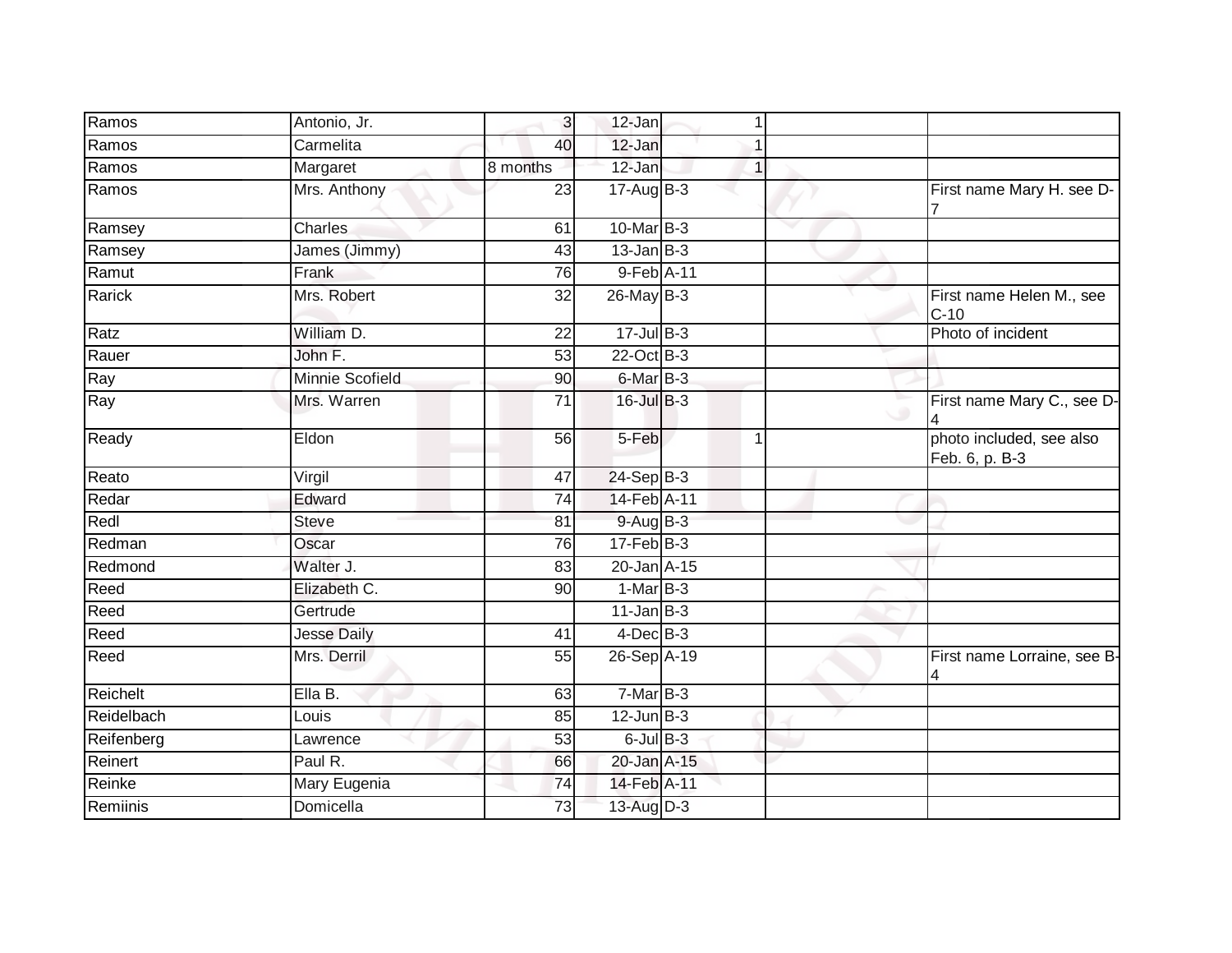| | | | | | | |
|---|---|---|---|---|---|---|
| Ramos | Antonio, Jr. | 3 | 12-Jan | 1 | | |
| Ramos | Carmelita | 40 | 12-Jan | 1 | | |
| Ramos | Margaret | 8 months | 12-Jan | 1 | | |
| Ramos | Mrs. Anthony | 23 | 17-Aug | B-3 | | First name Mary H. see D-7 |
| Ramsey | Charles | 61 | 10-Mar | B-3 | | |
| Ramsey | James (Jimmy) | 43 | 13-Jan | B-3 | | |
| Ramut | Frank | 76 | 9-Feb | A-11 | | |
| Rarick | Mrs. Robert | 32 | 26-May | B-3 | | First name Helen M., see C-10 |
| Ratz | William D. | 22 | 17-Jul | B-3 | | Photo of incident |
| Rauer | John F. | 53 | 22-Oct | B-3 | | |
| Ray | Minnie Scofield | 90 | 6-Mar | B-3 | | |
| Ray | Mrs. Warren | 71 | 16-Jul | B-3 | | First name Mary C., see D-4 |
| Ready | Eldon | 56 | 5-Feb | 1 | | photo included, see also Feb. 6, p. B-3 |
| Reato | Virgil | 47 | 24-Sep | B-3 | | |
| Redar | Edward | 74 | 14-Feb | A-11 | | |
| Redl | Steve | 81 | 9-Aug | B-3 | | |
| Redman | Oscar | 76 | 17-Feb | B-3 | | |
| Redmond | Walter J. | 83 | 20-Jan | A-15 | | |
| Reed | Elizabeth C. | 90 | 1-Mar | B-3 | | |
| Reed | Gertrude | | 11-Jan | B-3 | | |
| Reed | Jesse Daily | 41 | 4-Dec | B-3 | | |
| Reed | Mrs. Derril | 55 | 26-Sep | A-19 | | First name Lorraine, see B-4 |
| Reichelt | Ella B. | 63 | 7-Mar | B-3 | | |
| Reidelbach | Louis | 85 | 12-Jun | B-3 | | |
| Reifenberg | Lawrence | 53 | 6-Jul | B-3 | | |
| Reinert | Paul R. | 66 | 20-Jan | A-15 | | |
| Reinke | Mary Eugenia | 74 | 14-Feb | A-11 | | |
| Remiinis | Domicella | 73 | 13-Aug | D-3 | | |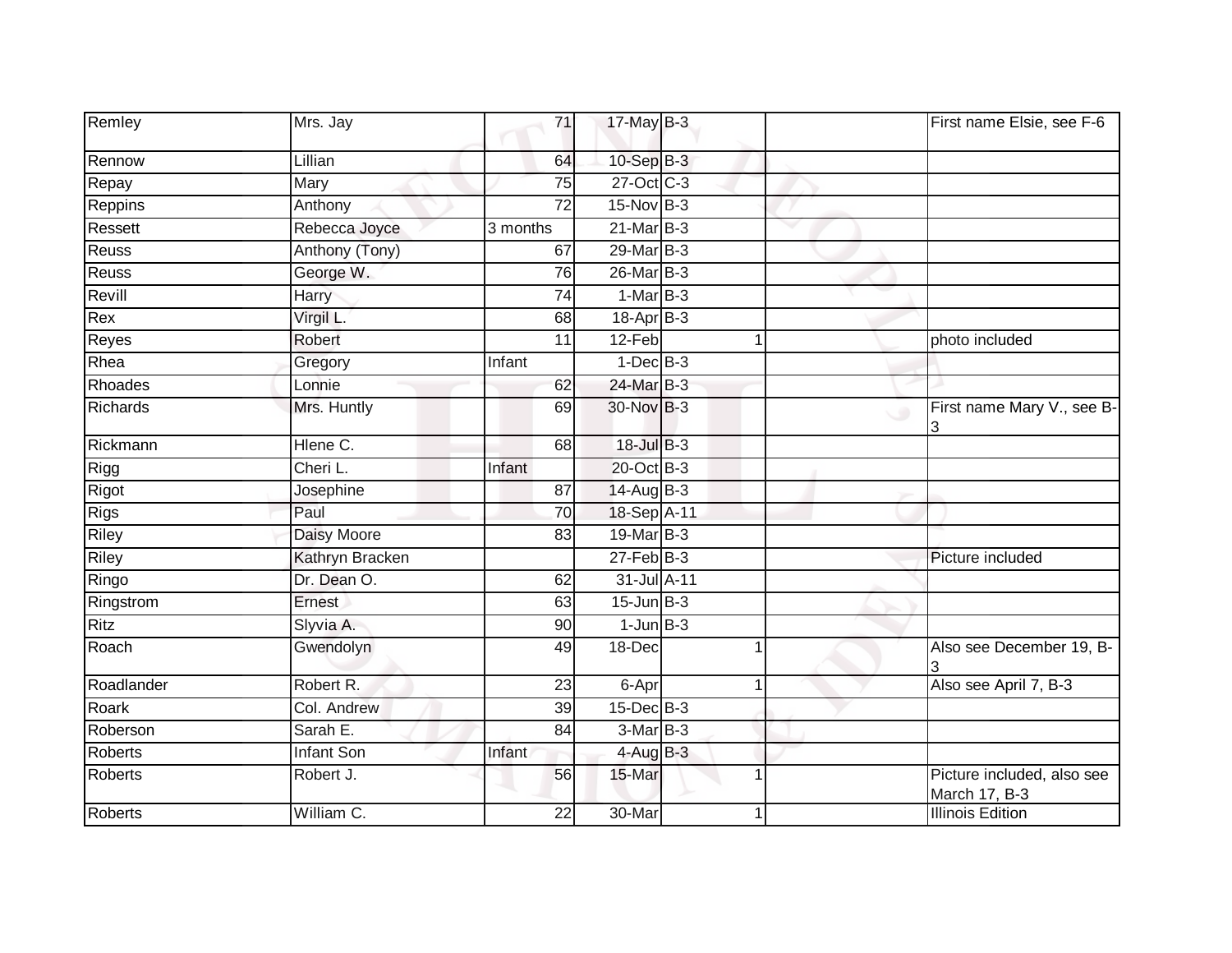| | | | | | | | |
|---|---|---|---|---|---|---|---|
| Remley | Mrs. Jay | 71 | 17-May | B-3 | | | First name Elsie, see F-6 |
| Rennow | Lillian | 64 | 10-Sep | B-3 | | | |
| Repay | Mary | 75 | 27-Oct | C-3 | | | |
| Reppins | Anthony | 72 | 15-Nov | B-3 | | | |
| Ressett | Rebecca Joyce | 3 months | 21-Mar | B-3 | | | |
| Reuss | Anthony (Tony) | 67 | 29-Mar | B-3 | | | |
| Reuss | George W. | 76 | 26-Mar | B-3 | | | |
| Revill | Harry | 74 | 1-Mar | B-3 | | | |
| Rex | Virgil L. | 68 | 18-Apr | B-3 | | | |
| Reyes | Robert | 11 | 12-Feb | | 1 | | photo included |
| Rhea | Gregory | Infant | 1-Dec | B-3 | | | |
| Rhoades | Lonnie | 62 | 24-Mar | B-3 | | | |
| Richards | Mrs. Huntly | 69 | 30-Nov | B-3 | | | First name Mary V., see B-3 |
| Rickmann | Hlene C. | 68 | 18-Jul | B-3 | | | |
| Rigg | Cheri L. | Infant | 20-Oct | B-3 | | | |
| Rigot | Josephine | 87 | 14-Aug | B-3 | | | |
| Rigs | Paul | 70 | 18-Sep | A-11 | | | |
| Riley | Daisy Moore | 83 | 19-Mar | B-3 | | | |
| Riley | Kathryn Bracken | | 27-Feb | B-3 | | | Picture included |
| Ringo | Dr. Dean O. | 62 | 31-Jul | A-11 | | | |
| Ringstrom | Ernest | 63 | 15-Jun | B-3 | | | |
| Ritz | Slyvia A. | 90 | 1-Jun | B-3 | | | |
| Roach | Gwendolyn | 49 | 18-Dec | | 1 | | Also see December 19, B-3 |
| Roadlander | Robert R. | 23 | 6-Apr | | 1 | | Also see April 7, B-3 |
| Roark | Col. Andrew | 39 | 15-Dec | B-3 | | | |
| Roberson | Sarah E. | 84 | 3-Mar | B-3 | | | |
| Roberts | Infant Son | Infant | 4-Aug | B-3 | | | |
| Roberts | Robert J. | 56 | 15-Mar | | 1 | | Picture included, also see March 17, B-3 |
| Roberts | William C. | 22 | 30-Mar | | 1 | | Illinois Edition |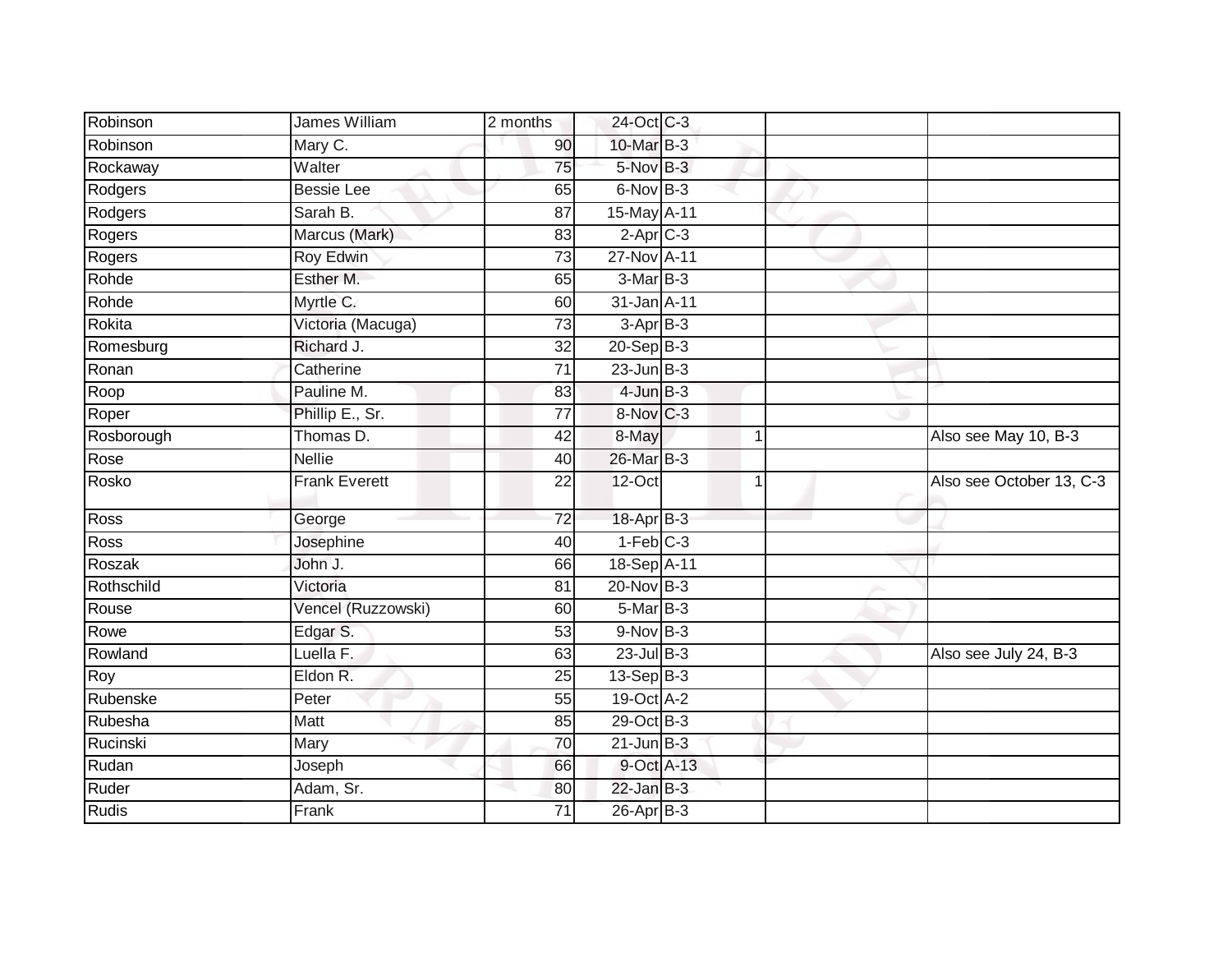| | | | | | | | |
|---|---|---|---|---|---|---|---|
| Robinson | James William | 2 months | 24-Oct | C-3 | | | |
| Robinson | Mary C. | 90 | 10-Mar | B-3 | | | |
| Rockaway | Walter | 75 | 5-Nov | B-3 | | | |
| Rodgers | Bessie Lee | 65 | 6-Nov | B-3 | | | |
| Rodgers | Sarah B. | 87 | 15-May | A-11 | | | |
| Rogers | Marcus (Mark) | 83 | 2-Apr | C-3 | | | |
| Rogers | Roy Edwin | 73 | 27-Nov | A-11 | | | |
| Rohde | Esther M. | 65 | 3-Mar | B-3 | | | |
| Rohde | Myrtle C. | 60 | 31-Jan | A-11 | | | |
| Rokita | Victoria (Macuga) | 73 | 3-Apr | B-3 | | | |
| Romesburg | Richard J. | 32 | 20-Sep | B-3 | | | |
| Ronan | Catherine | 71 | 23-Jun | B-3 | | | |
| Roop | Pauline M. | 83 | 4-Jun | B-3 | | | |
| Roper | Phillip E., Sr. | 77 | 8-Nov | C-3 | | | |
| Rosborough | Thomas D. | 42 | 8-May | | 1 | | Also see May 10, B-3 |
| Rose | Nellie | 40 | 26-Mar | B-3 | | | |
| Rosko | Frank Everett | 22 | 12-Oct | | 1 | | Also see October 13, C-3 |
| Ross | George | 72 | 18-Apr | B-3 | | | |
| Ross | Josephine | 40 | 1-Feb | C-3 | | | |
| Roszak | John J. | 66 | 18-Sep | A-11 | | | |
| Rothschild | Victoria | 81 | 20-Nov | B-3 | | | |
| Rouse | Vencel (Ruzzowski) | 60 | 5-Mar | B-3 | | | |
| Rowe | Edgar S. | 53 | 9-Nov | B-3 | | | |
| Rowland | Luella F. | 63 | 23-Jul | B-3 | | | Also see July 24, B-3 |
| Roy | Eldon R. | 25 | 13-Sep | B-3 | | | |
| Rubenske | Peter | 55 | 19-Oct | A-2 | | | |
| Rubesha | Matt | 85 | 29-Oct | B-3 | | | |
| Rucinski | Mary | 70 | 21-Jun | B-3 | | | |
| Rudan | Joseph | 66 | 9-Oct | A-13 | | | |
| Ruder | Adam, Sr. | 80 | 22-Jan | B-3 | | | |
| Rudis | Frank | 71 | 26-Apr | B-3 | | | |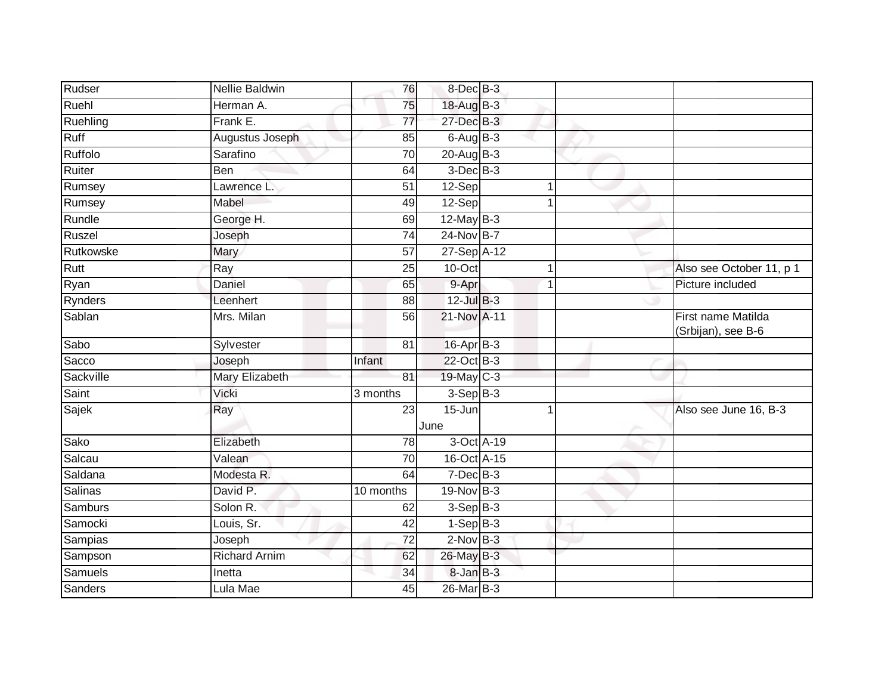| Rudser | Nellie Baldwin | 76 | 8-Dec | B-3 | | |
|---|---|---|---|---|---|---|
| Ruehl | Herman A. | 75 | 18-Aug | B-3 | | |
| Ruehling | Frank E. | 77 | 27-Dec | B-3 | | |
| Ruff | Augustus Joseph | 85 | 6-Aug | B-3 | | |
| Ruffolo | Sarafino | 70 | 20-Aug | B-3 | | |
| Ruiter | Ben | 64 | 3-Dec | B-3 | | |
| Rumsey | Lawrence L. | 51 | 12-Sep | 1 | | |
| Rumsey | Mabel | 49 | 12-Sep | 1 | | |
| Rundle | George H. | 69 | 12-May | B-3 | | |
| Ruszel | Joseph | 74 | 24-Nov | B-7 | | |
| Rutkowske | Mary | 57 | 27-Sep | A-12 | | |
| Rutt | Ray | 25 | 10-Oct | 1 | | Also see October 11, p 1 |
| Ryan | Daniel | 65 | 9-Apr | 1 | | Picture included |
| Rynders | Leenhert | 88 | 12-Jul | B-3 | | |
| Sablan | Mrs. Milan | 56 | 21-Nov | A-11 | | First name Matilda (Srbijan), see B-6 |
| Sabo | Sylvester | 81 | 16-Apr | B-3 | | |
| Sacco | Joseph | Infant | 22-Oct | B-3 | | |
| Sackville | Mary Elizabeth | 81 | 19-May | C-3 | | |
| Saint | Vicki | 3 months | 3-Sep | B-3 | | |
| Sajek | Ray | 23 | 15-Jun June | 1 | | Also see June 16, B-3 |
| Sako | Elizabeth | 78 | 3-Oct | A-19 | | |
| Salcau | Valean | 70 | 16-Oct | A-15 | | |
| Saldana | Modesta R. | 64 | 7-Dec | B-3 | | |
| Salinas | David P. | 10 months | 19-Nov | B-3 | | |
| Samburs | Solon R. | 62 | 3-Sep | B-3 | | |
| Samocki | Louis, Sr. | 42 | 1-Sep | B-3 | | |
| Sampias | Joseph | 72 | 2-Nov | B-3 | | |
| Sampson | Richard Arnim | 62 | 26-May | B-3 | | |
| Samuels | Inetta | 34 | 8-Jan | B-3 | | |
| Sanders | Lula Mae | 45 | 26-Mar | B-3 | | |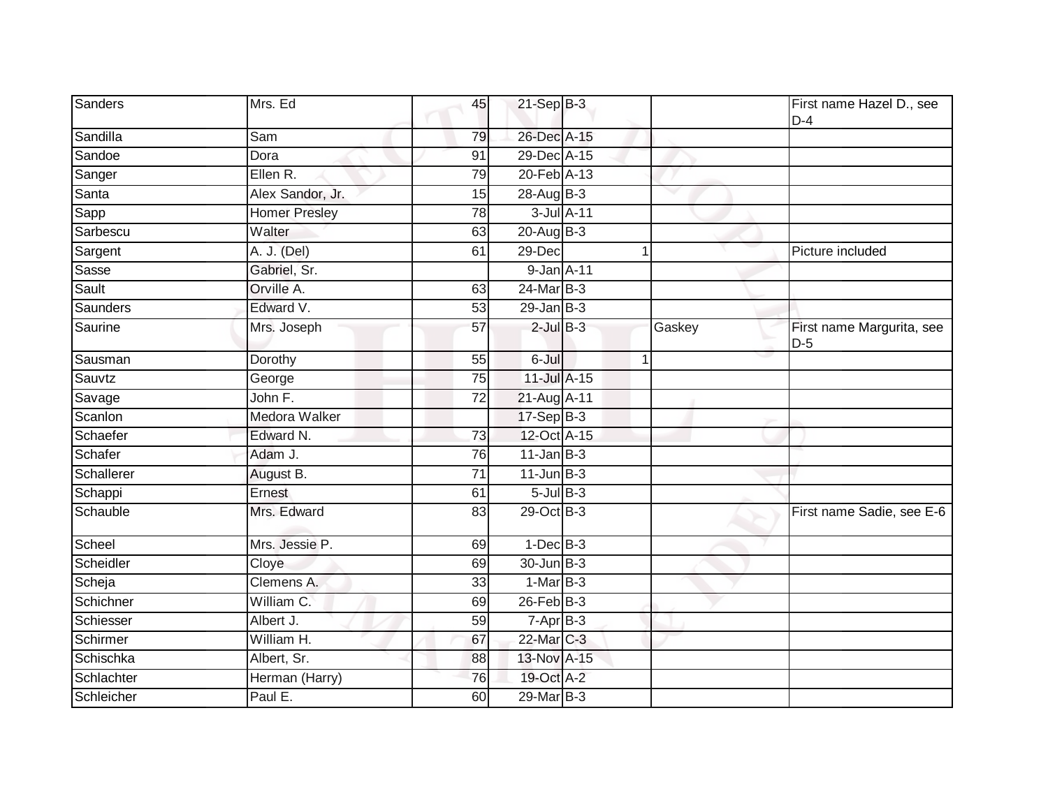| | | | | | | | |
|---|---|---|---|---|---|---|---|
| Sanders | Mrs. Ed | 45 | 21-Sep | B-3 | | | First name Hazel D., see D-4 |
| Sandilla | Sam | 79 | 26-Dec | A-15 | | | |
| Sandoe | Dora | 91 | 29-Dec | A-15 | | | |
| Sanger | Ellen R. | 79 | 20-Feb | A-13 | | | |
| Santa | Alex Sandor, Jr. | 15 | 28-Aug | B-3 | | | |
| Sapp | Homer Presley | 78 | 3-Jul | A-11 | | | |
| Sarbescu | Walter | 63 | 20-Aug | B-3 | | | |
| Sargent | A. J. (Del) | 61 | 29-Dec | | 1 | | Picture included |
| Sasse | Gabriel, Sr. | | 9-Jan | A-11 | | | |
| Sault | Orville A. | 63 | 24-Mar | B-3 | | | |
| Saunders | Edward V. | 53 | 29-Jan | B-3 | | | |
| Saurine | Mrs. Joseph | 57 | 2-Jul | B-3 | | Gaskey | First name Margurita, see D-5 |
| Sausman | Dorothy | 55 | 6-Jul | | 1 | | |
| Sauvtz | George | 75 | 11-Jul | A-15 | | | |
| Savage | John F. | 72 | 21-Aug | A-11 | | | |
| Scanlon | Medora Walker | | 17-Sep | B-3 | | | |
| Schaefer | Edward N. | 73 | 12-Oct | A-15 | | | |
| Schafer | Adam J. | 76 | 11-Jan | B-3 | | | |
| Schallerer | August B. | 71 | 11-Jun | B-3 | | | |
| Schappi | Ernest | 61 | 5-Jul | B-3 | | | |
| Schauble | Mrs. Edward | 83 | 29-Oct | B-3 | | | First name Sadie, see E-6 |
| Scheel | Mrs. Jessie P. | 69 | 1-Dec | B-3 | | | |
| Scheidler | Cloye | 69 | 30-Jun | B-3 | | | |
| Scheja | Clemens A. | 33 | 1-Mar | B-3 | | | |
| Schichner | William C. | 69 | 26-Feb | B-3 | | | |
| Schiesser | Albert J. | 59 | 7-Apr | B-3 | | | |
| Schirmer | William H. | 67 | 22-Mar | C-3 | | | |
| Schischka | Albert, Sr. | 88 | 13-Nov | A-15 | | | |
| Schlachter | Herman (Harry) | 76 | 19-Oct | A-2 | | | |
| Schleicher | Paul E. | 60 | 29-Mar | B-3 | | | |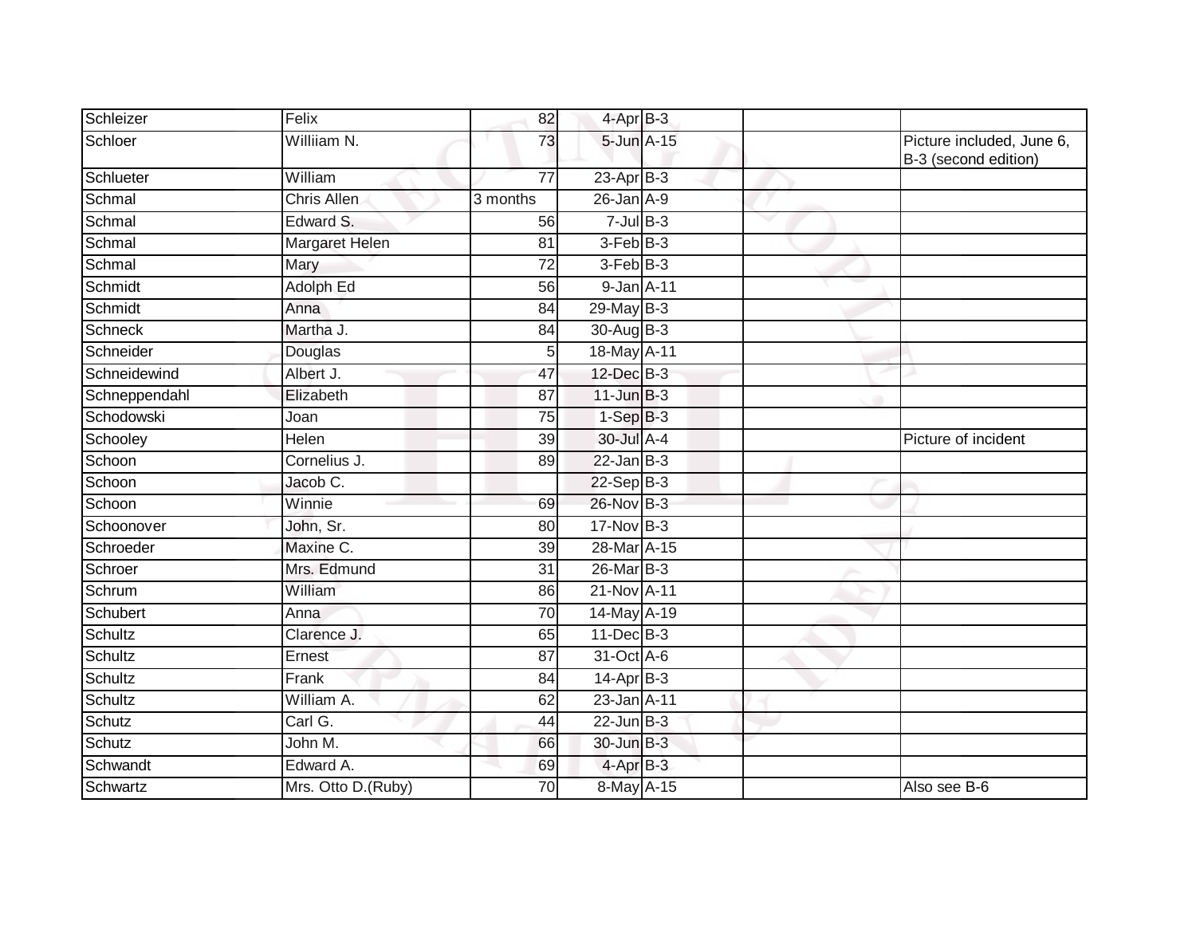| | | | | | | |
|---|---|---|---|---|---|---|
| Schleizer | Felix | 82 | 4-Apr | B-3 | | |
| Schloer | Williiam N. | 73 | 5-Jun | A-15 | | Picture included, June 6, B-3 (second edition) |
| Schlueter | William | 77 | 23-Apr | B-3 | | |
| Schmal | Chris Allen | 3 months | 26-Jan | A-9 | | |
| Schmal | Edward S. | 56 | 7-Jul | B-3 | | |
| Schmal | Margaret Helen | 81 | 3-Feb | B-3 | | |
| Schmal | Mary | 72 | 3-Feb | B-3 | | |
| Schmidt | Adolph Ed | 56 | 9-Jan | A-11 | | |
| Schmidt | Anna | 84 | 29-May | B-3 | | |
| Schneck | Martha J. | 84 | 30-Aug | B-3 | | |
| Schneider | Douglas | 5 | 18-May | A-11 | | |
| Schneidewind | Albert J. | 47 | 12-Dec | B-3 | | |
| Schneppendahl | Elizabeth | 87 | 11-Jun | B-3 | | |
| Schodowski | Joan | 75 | 1-Sep | B-3 | | |
| Schooley | Helen | 39 | 30-Jul | A-4 | | Picture of incident |
| Schoon | Cornelius J. | 89 | 22-Jan | B-3 | | |
| Schoon | Jacob C. | | 22-Sep | B-3 | | |
| Schoon | Winnie | 69 | 26-Nov | B-3 | | |
| Schoonover | John, Sr. | 80 | 17-Nov | B-3 | | |
| Schroeder | Maxine C. | 39 | 28-Mar | A-15 | | |
| Schroer | Mrs. Edmund | 31 | 26-Mar | B-3 | | |
| Schrum | William | 86 | 21-Nov | A-11 | | |
| Schubert | Anna | 70 | 14-May | A-19 | | |
| Schultz | Clarence J. | 65 | 11-Dec | B-3 | | |
| Schultz | Ernest | 87 | 31-Oct | A-6 | | |
| Schultz | Frank | 84 | 14-Apr | B-3 | | |
| Schultz | William A. | 62 | 23-Jan | A-11 | | |
| Schutz | Carl G. | 44 | 22-Jun | B-3 | | |
| Schutz | John M. | 66 | 30-Jun | B-3 | | |
| Schwandt | Edward A. | 69 | 4-Apr | B-3 | | |
| Schwartz | Mrs. Otto D.(Ruby) | 70 | 8-May | A-15 | | Also see B-6 |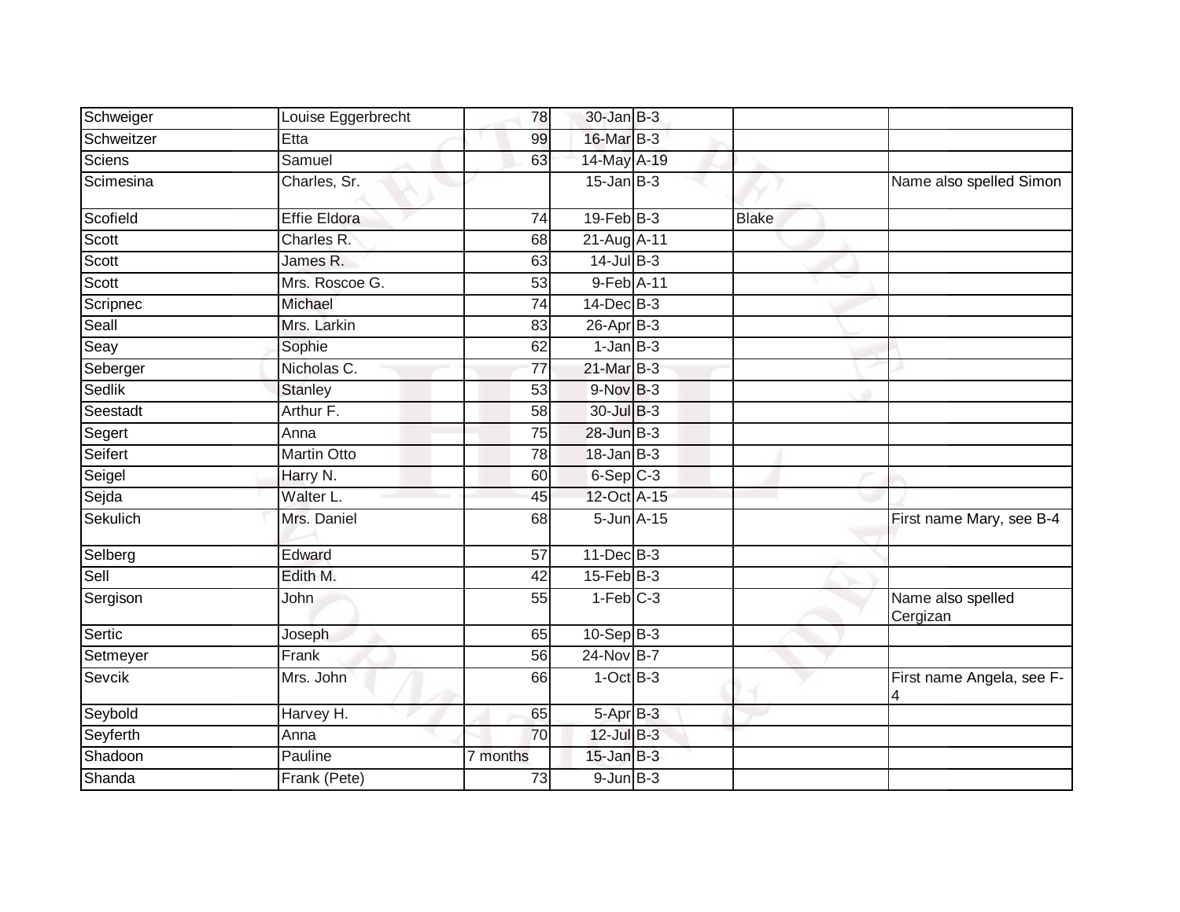| | | | | | | |
|---|---|---|---|---|---|---|
| Schweiger | Louise Eggerbrecht | 78 | 30-Jan | B-3 | | |
| Schweitzer | Etta | 99 | 16-Mar | B-3 | | |
| Sciens | Samuel | 63 | 14-May | A-19 | | |
| Scimesina | Charles, Sr. | | 15-Jan | B-3 | | Name also spelled Simon |
| Scofield | Effie Eldora | 74 | 19-Feb | B-3 | Blake | |
| Scott | Charles R. | 68 | 21-Aug | A-11 | | |
| Scott | James R. | 63 | 14-Jul | B-3 | | |
| Scott | Mrs. Roscoe G. | 53 | 9-Feb | A-11 | | |
| Scripnec | Michael | 74 | 14-Dec | B-3 | | |
| Seall | Mrs. Larkin | 83 | 26-Apr | B-3 | | |
| Seay | Sophie | 62 | 1-Jan | B-3 | | |
| Seberger | Nicholas C. | 77 | 21-Mar | B-3 | | |
| Sedlik | Stanley | 53 | 9-Nov | B-3 | | |
| Seestadt | Arthur F. | 58 | 30-Jul | B-3 | | |
| Segert | Anna | 75 | 28-Jun | B-3 | | |
| Seifert | Martin Otto | 78 | 18-Jan | B-3 | | |
| Seigel | Harry N. | 60 | 6-Sep | C-3 | | |
| Sejda | Walter L. | 45 | 12-Oct | A-15 | | |
| Sekulich | Mrs. Daniel | 68 | 5-Jun | A-15 | | First name Mary, see B-4 |
| Selberg | Edward | 57 | 11-Dec | B-3 | | |
| Sell | Edith M. | 42 | 15-Feb | B-3 | | |
| Sergison | John | 55 | 1-Feb | C-3 | | Name also spelled Cergizan |
| Sertic | Joseph | 65 | 10-Sep | B-3 | | |
| Setmeyer | Frank | 56 | 24-Nov | B-7 | | |
| Sevcik | Mrs. John | 66 | 1-Oct | B-3 | | First name Angela, see F-4 |
| Seybold | Harvey H. | 65 | 5-Apr | B-3 | | |
| Seyferth | Anna | 70 | 12-Jul | B-3 | | |
| Shadoon | Pauline | 7 months | 15-Jan | B-3 | | |
| Shanda | Frank (Pete) | 73 | 9-Jun | B-3 | | |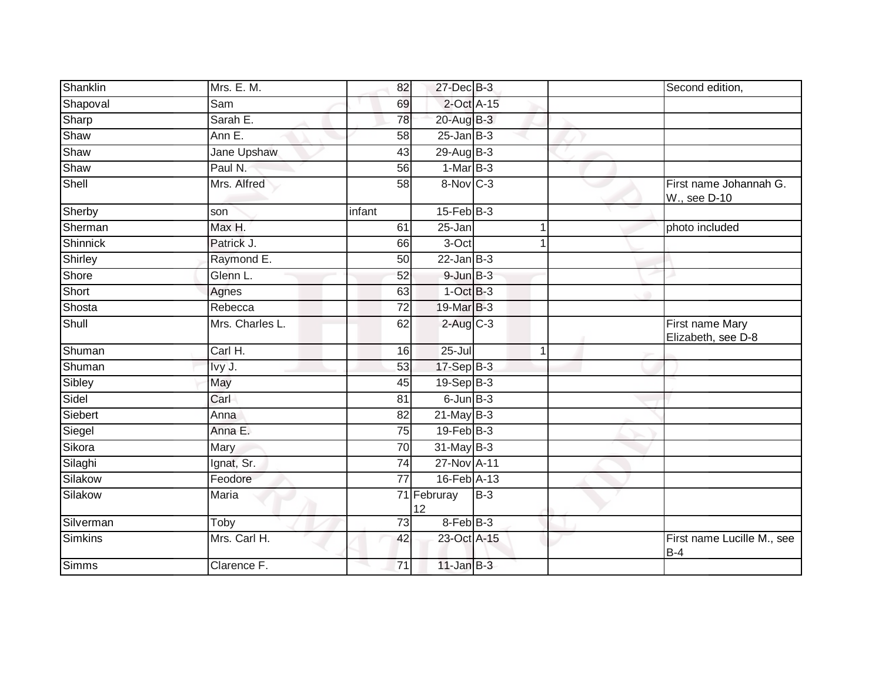| Shanklin | Mrs. E. M. | 82 | 27-Dec | B-3 | | Second edition, |
|---|---|---|---|---|---|---|
| Shapoval | Sam | 69 | 2-Oct | A-15 | | |
| Sharp | Sarah E. | 78 | 20-Aug | B-3 | | |
| Shaw | Ann E. | 58 | 25-Jan | B-3 | | |
| Shaw | Jane Upshaw | 43 | 29-Aug | B-3 | | |
| Shaw | Paul N. | 56 | 1-Mar | B-3 | | |
| Shell | Mrs. Alfred | 58 | 8-Nov | C-3 | | First name Johannah G. W., see D-10 |
| Sherby | son | infant | 15-Feb | B-3 | | |
| Sherman | Max H. | 61 | 25-Jan | 1 | | photo included |
| Shinnick | Patrick J. | 66 | 3-Oct | 1 | | |
| Shirley | Raymond E. | 50 | 22-Jan | B-3 | | |
| Shore | Glenn L. | 52 | 9-Jun | B-3 | | |
| Short | Agnes | 63 | 1-Oct | B-3 | | |
| Shosta | Rebecca | 72 | 19-Mar | B-3 | | |
| Shull | Mrs. Charles L. | 62 | 2-Aug | C-3 | | First name Mary Elizabeth, see D-8 |
| Shuman | Carl H. | 16 | 25-Jul | 1 | | |
| Shuman | Ivy J. | 53 | 17-Sep | B-3 | | |
| Sibley | May | 45 | 19-Sep | B-3 | | |
| Sidel | Carl | 81 | 6-Jun | B-3 | | |
| Siebert | Anna | 82 | 21-May | B-3 | | |
| Siegel | Anna E. | 75 | 19-Feb | B-3 | | |
| Sikora | Mary | 70 | 31-May | B-3 | | |
| Silaghi | Ignat, Sr. | 74 | 27-Nov | A-11 | | |
| Silakow | Feodore | 77 | 16-Feb | A-13 | | |
| Silakow | Maria | 71 | Februray 12 | B-3 | | |
| Silverman | Toby | 73 | 8-Feb | B-3 | | |
| Simkins | Mrs. Carl H. | 42 | 23-Oct | A-15 | | First name Lucille M., see B-4 |
| Simms | Clarence F. | 71 | 11-Jan | B-3 | | |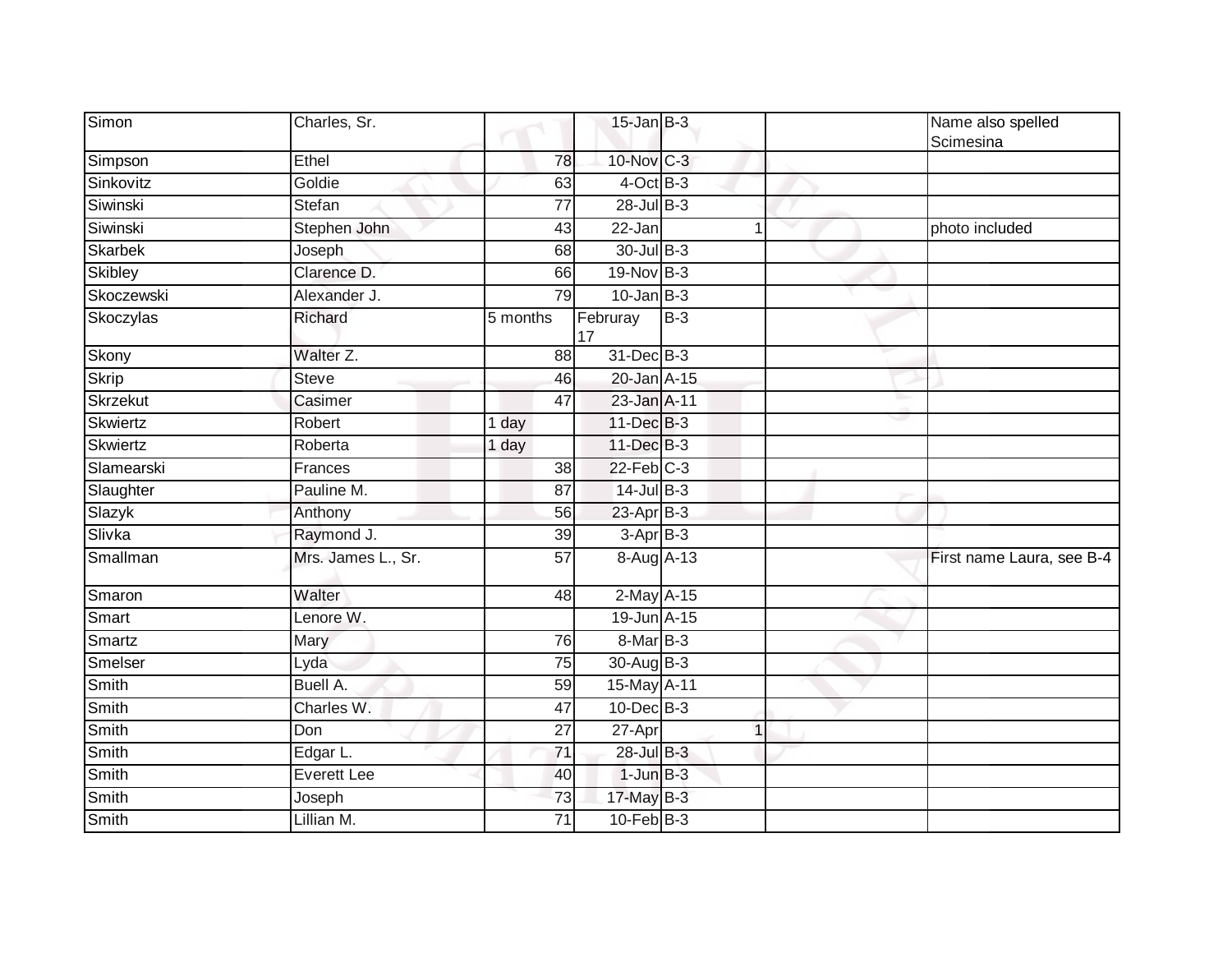| | | | | | | | |
|---|---|---|---|---|---|---|---|
| Simon | Charles, Sr. | | 15-Jan | B-3 | | | Name also spelled Scimesina |
| Simpson | Ethel | 78 | 10-Nov | C-3 | | | |
| Sinkovitz | Goldie | 63 | 4-Oct | B-3 | | | |
| Siwinski | Stefan | 77 | 28-Jul | B-3 | | | |
| Siwinski | Stephen John | 43 | 22-Jan | | 1 | | photo included |
| Skarbek | Joseph | 68 | 30-Jul | B-3 | | | |
| Skibley | Clarence D. | 66 | 19-Nov | B-3 | | | |
| Skoczewski | Alexander J. | 79 | 10-Jan | B-3 | | | |
| Skoczylas | Richard | 5 months | Februray 17 | B-3 | | | |
| Skony | Walter Z. | 88 | 31-Dec | B-3 | | | |
| Skrip | Steve | 46 | 20-Jan | A-15 | | | |
| Skrzekut | Casimer | 47 | 23-Jan | A-11 | | | |
| Skwiertz | Robert | 1 day | 11-Dec | B-3 | | | |
| Skwiertz | Roberta | 1 day | 11-Dec | B-3 | | | |
| Slamearski | Frances | 38 | 22-Feb | C-3 | | | |
| Slaughter | Pauline M. | 87 | 14-Jul | B-3 | | | |
| Slazyk | Anthony | 56 | 23-Apr | B-3 | | | |
| Slivka | Raymond J. | 39 | 3-Apr | B-3 | | | |
| Smallman | Mrs. James L., Sr. | 57 | 8-Aug | A-13 | | | First name Laura, see B-4 |
| Smaron | Walter | 48 | 2-May | A-15 | | | |
| Smart | Lenore W. | | 19-Jun | A-15 | | | |
| Smartz | Mary | 76 | 8-Mar | B-3 | | | |
| Smelser | Lyda | 75 | 30-Aug | B-3 | | | |
| Smith | Buell A. | 59 | 15-May | A-11 | | | |
| Smith | Charles W. | 47 | 10-Dec | B-3 | | | |
| Smith | Don | 27 | 27-Apr | | 1 | | |
| Smith | Edgar L. | 71 | 28-Jul | B-3 | | | |
| Smith | Everett Lee | 40 | 1-Jun | B-3 | | | |
| Smith | Joseph | 73 | 17-May | B-3 | | | |
| Smith | Lillian M. | 71 | 10-Feb | B-3 | | | |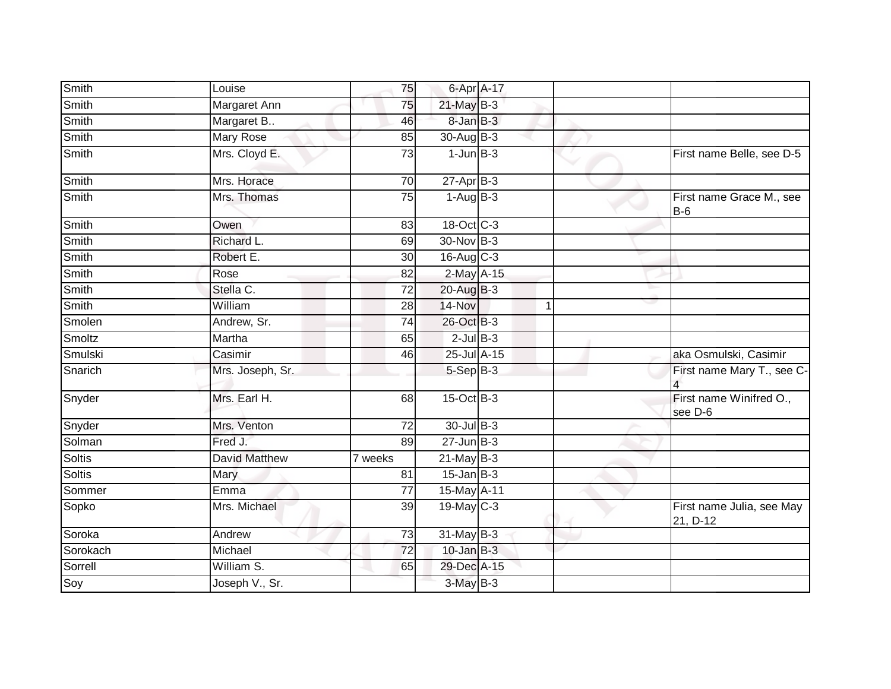| | | | | | | | |
|---|---|---|---|---|---|---|---|
| Smith | Louise | 75 | 6-Apr | A-17 | | | |
| Smith | Margaret Ann | 75 | 21-May | B-3 | | | |
| Smith | Margaret B.. | 46 | 8-Jan | B-3 | | | |
| Smith | Mary Rose | 85 | 30-Aug | B-3 | | | |
| Smith | Mrs. Cloyd E. | 73 | 1-Jun | B-3 | | | First name Belle, see D-5 |
| Smith | Mrs. Horace | 70 | 27-Apr | B-3 | | | |
| Smith | Mrs. Thomas | 75 | 1-Aug | B-3 | | | First name Grace M., see B-6 |
| Smith | Owen | 83 | 18-Oct | C-3 | | | |
| Smith | Richard L. | 69 | 30-Nov | B-3 | | | |
| Smith | Robert E. | 30 | 16-Aug | C-3 | | | |
| Smith | Rose | 82 | 2-May | A-15 | | | |
| Smith | Stella C. | 72 | 20-Aug | B-3 | | | |
| Smith | William | 28 | 14-Nov | | 1 | | |
| Smolen | Andrew, Sr. | 74 | 26-Oct | B-3 | | | |
| Smoltz | Martha | 65 | 2-Jul | B-3 | | | |
| Smulski | Casimir | 46 | 25-Jul | A-15 | | | aka Osmulski, Casimir |
| Snarich | Mrs. Joseph, Sr. | | 5-Sep | B-3 | | | First name Mary T., see C-4 |
| Snyder | Mrs. Earl H. | 68 | 15-Oct | B-3 | | | First name Winifred O., see D-6 |
| Snyder | Mrs. Venton | 72 | 30-Jul | B-3 | | | |
| Solman | Fred J. | 89 | 27-Jun | B-3 | | | |
| Soltis | David Matthew | 7 weeks | 21-May | B-3 | | | |
| Soltis | Mary | 81 | 15-Jan | B-3 | | | |
| Sommer | Emma | 77 | 15-May | A-11 | | | |
| Sopko | Mrs. Michael | 39 | 19-May | C-3 | | | First name Julia, see May 21, D-12 |
| Soroka | Andrew | 73 | 31-May | B-3 | | | |
| Sorokach | Michael | 72 | 10-Jan | B-3 | | | |
| Sorrell | William S. | 65 | 29-Dec | A-15 | | | |
| Soy | Joseph V., Sr. | | 3-May | B-3 | | | |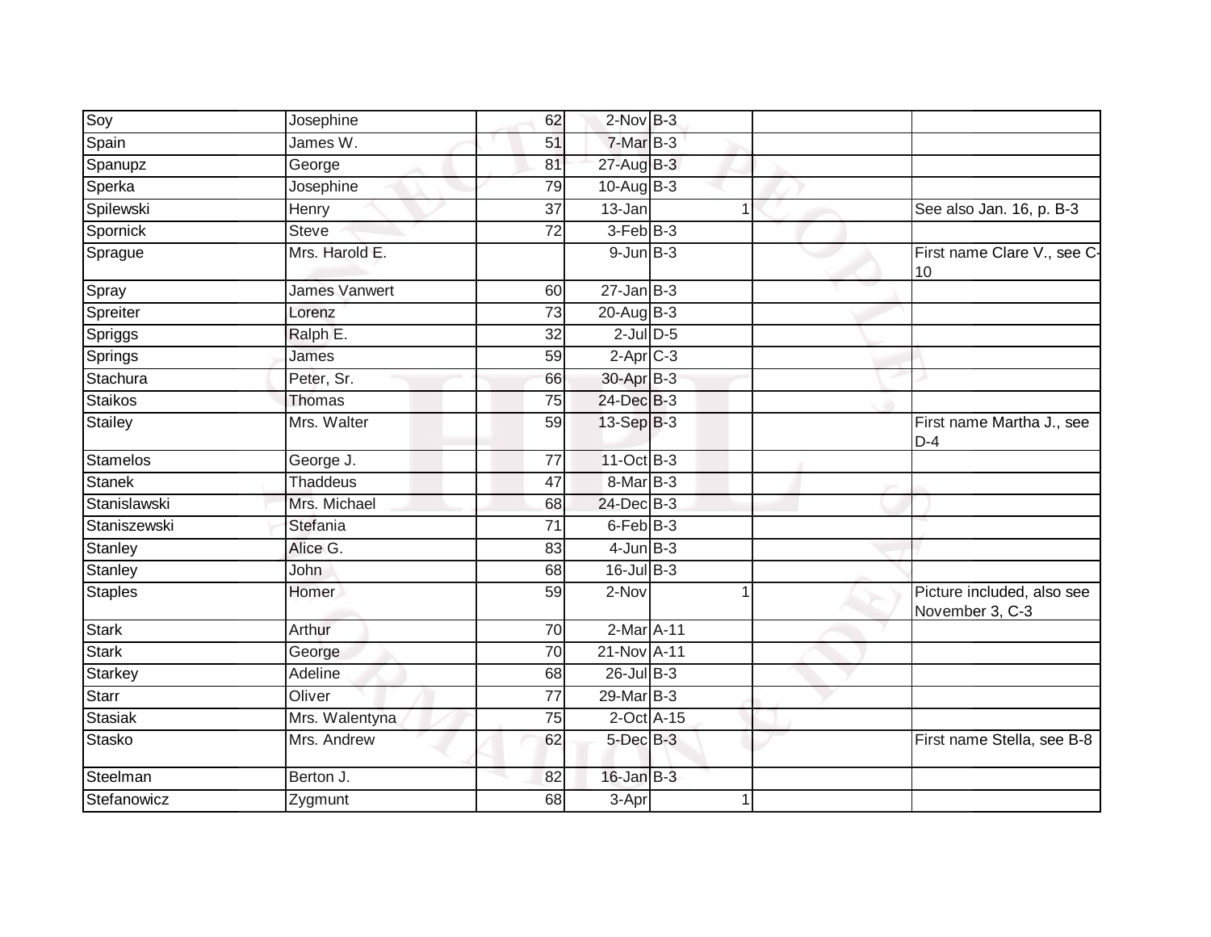| | | | | | | |
|---|---|---|---|---|---|---|
| Soy | Josephine | 62 | 2-Nov | B-3 | | |
| Spain | James W. | 51 | 7-Mar | B-3 | | |
| Spanupz | George | 81 | 27-Aug | B-3 | | |
| Sperka | Josephine | 79 | 10-Aug | B-3 | | |
| Spilewski | Henry | 37 | 13-Jan | 1 | | See also Jan. 16, p. B-3 |
| Spornick | Steve | 72 | 3-Feb | B-3 | | |
| Sprague | Mrs. Harold E. | | 9-Jun | B-3 | | First name Clare V., see C-10 |
| Spray | James Vanwert | 60 | 27-Jan | B-3 | | |
| Spreiter | Lorenz | 73 | 20-Aug | B-3 | | |
| Spriggs | Ralph E. | 32 | 2-Jul | D-5 | | |
| Springs | James | 59 | 2-Apr | C-3 | | |
| Stachura | Peter, Sr. | 66 | 30-Apr | B-3 | | |
| Staikos | Thomas | 75 | 24-Dec | B-3 | | |
| Stailey | Mrs. Walter | 59 | 13-Sep | B-3 | | First name Martha J., see D-4 |
| Stamelos | George J. | 77 | 11-Oct | B-3 | | |
| Stanek | Thaddeus | 47 | 8-Mar | B-3 | | |
| Stanislawski | Mrs. Michael | 68 | 24-Dec | B-3 | | |
| Staniszewski | Stefania | 71 | 6-Feb | B-3 | | |
| Stanley | Alice G. | 83 | 4-Jun | B-3 | | |
| Stanley | John | 68 | 16-Jul | B-3 | | |
| Staples | Homer | 59 | 2-Nov | 1 | | Picture included, also see November 3, C-3 |
| Stark | Arthur | 70 | 2-Mar | A-11 | | |
| Stark | George | 70 | 21-Nov | A-11 | | |
| Starkey | Adeline | 68 | 26-Jul | B-3 | | |
| Starr | Oliver | 77 | 29-Mar | B-3 | | |
| Stasiak | Mrs. Walentyna | 75 | 2-Oct | A-15 | | |
| Stasko | Mrs. Andrew | 62 | 5-Dec | B-3 | | First name Stella, see B-8 |
| Steelman | Berton J. | 82 | 16-Jan | B-3 | | |
| Stefanowicz | Zygmunt | 68 | 3-Apr | 1 | | |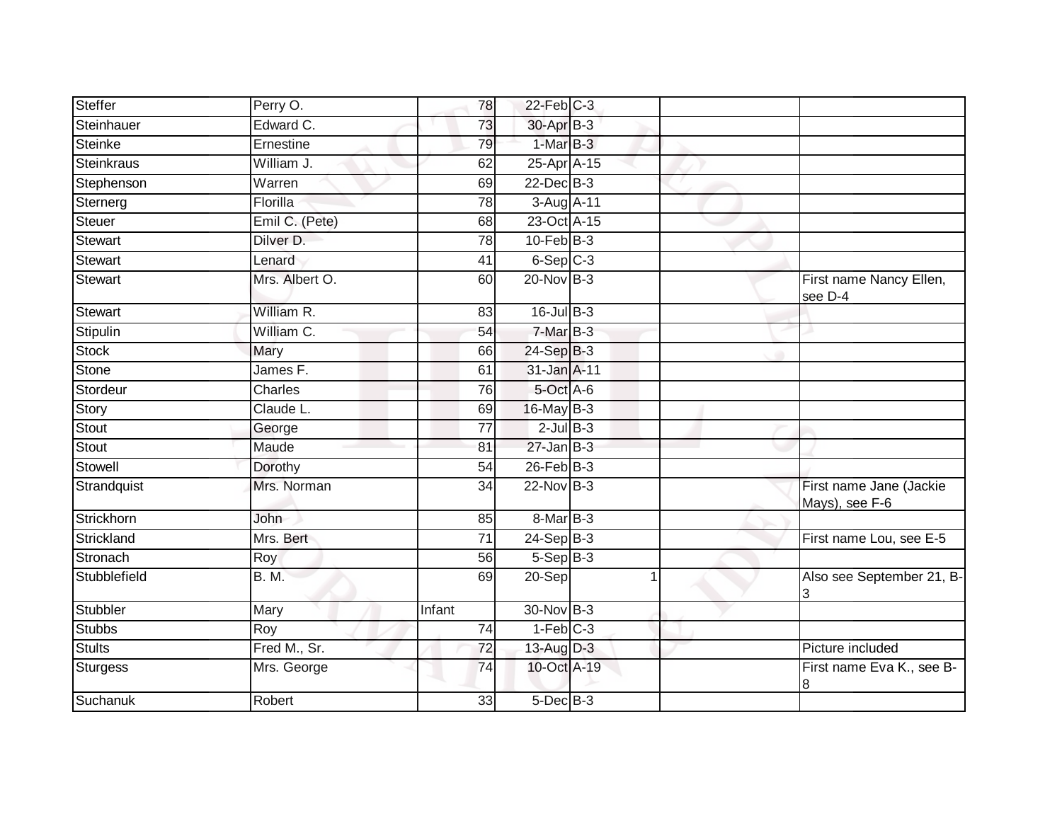| | | | | | | | |
|---|---|---|---|---|---|---|---|
| Steffer | Perry O. | 78 | 22-Feb | C-3 | | | |
| Steinhauer | Edward C. | 73 | 30-Apr | B-3 | | | |
| Steinke | Ernestine | 79 | 1-Mar | B-3 | | | |
| Steinkraus | William J. | 62 | 25-Apr | A-15 | | | |
| Stephenson | Warren | 69 | 22-Dec | B-3 | | | |
| Sternerg | Florilla | 78 | 3-Aug | A-11 | | | |
| Steuer | Emil C. (Pete) | 68 | 23-Oct | A-15 | | | |
| Stewart | Dilver D. | 78 | 10-Feb | B-3 | | | |
| Stewart | Lenard | 41 | 6-Sep | C-3 | | | |
| Stewart | Mrs. Albert O. | 60 | 20-Nov | B-3 | | | First name Nancy Ellen, see D-4 |
| Stewart | William R. | 83 | 16-Jul | B-3 | | | |
| Stipulin | William C. | 54 | 7-Mar | B-3 | | | |
| Stock | Mary | 66 | 24-Sep | B-3 | | | |
| Stone | James F. | 61 | 31-Jan | A-11 | | | |
| Stordeur | Charles | 76 | 5-Oct | A-6 | | | |
| Story | Claude L. | 69 | 16-May | B-3 | | | |
| Stout | George | 77 | 2-Jul | B-3 | | | |
| Stout | Maude | 81 | 27-Jan | B-3 | | | |
| Stowell | Dorothy | 54 | 26-Feb | B-3 | | | |
| Strandquist | Mrs. Norman | 34 | 22-Nov | B-3 | | | First name Jane (Jackie Mays), see F-6 |
| Strickhorn | John | 85 | 8-Mar | B-3 | | | |
| Strickland | Mrs. Bert | 71 | 24-Sep | B-3 | | | First name Lou, see E-5 |
| Stronach | Roy | 56 | 5-Sep | B-3 | | | |
| Stubblefield | B. M. | 69 | 20-Sep | | 1 | | Also see September 21, B-3 |
| Stubbler | Mary | Infant | 30-Nov | B-3 | | | |
| Stubbs | Roy | 74 | 1-Feb | C-3 | | | |
| Stults | Fred M., Sr. | 72 | 13-Aug | D-3 | | | Picture included |
| Sturgess | Mrs. George | 74 | 10-Oct | A-19 | | | First name Eva K., see B-8 |
| Suchanuk | Robert | 33 | 5-Dec | B-3 | | | |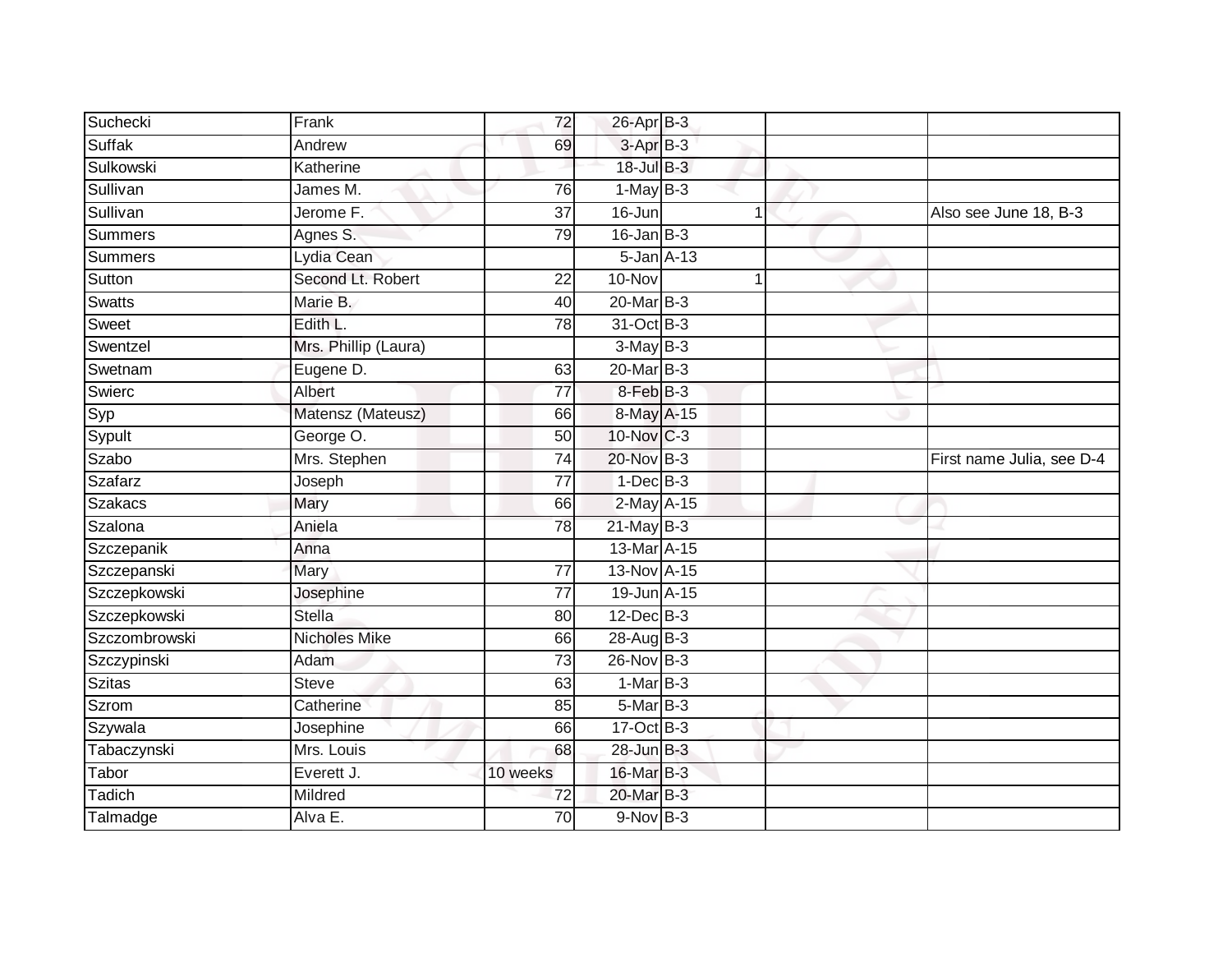| | | | | | | | |
|---|---|---|---|---|---|---|---|
| Suchecki | Frank | 72 | 26-Apr | B-3 | | | |
| Suffak | Andrew | 69 | 3-Apr | B-3 | | | |
| Sulkowski | Katherine | | 18-Jul | B-3 | | | |
| Sullivan | James M. | 76 | 1-May | B-3 | | | |
| Sullivan | Jerome F. | 37 | 16-Jun | | 1 | | Also see June 18, B-3 |
| Summers | Agnes S. | 79 | 16-Jan | B-3 | | | |
| Summers | Lydia Cean | | 5-Jan | A-13 | | | |
| Sutton | Second Lt. Robert | 22 | 10-Nov | | 1 | | |
| Swatts | Marie B. | 40 | 20-Mar | B-3 | | | |
| Sweet | Edith L. | 78 | 31-Oct | B-3 | | | |
| Swentzel | Mrs. Phillip (Laura) | | 3-May | B-3 | | | |
| Swetnam | Eugene D. | 63 | 20-Mar | B-3 | | | |
| Swierc | Albert | 77 | 8-Feb | B-3 | | | |
| Syp | Matensz (Mateusz) | 66 | 8-May | A-15 | | | |
| Sypult | George O. | 50 | 10-Nov | C-3 | | | |
| Szabo | Mrs. Stephen | 74 | 20-Nov | B-3 | | | First name Julia, see D-4 |
| Szafarz | Joseph | 77 | 1-Dec | B-3 | | | |
| Szakacs | Mary | 66 | 2-May | A-15 | | | |
| Szalona | Aniela | 78 | 21-May | B-3 | | | |
| Szczepanik | Anna | | 13-Mar | A-15 | | | |
| Szczepanski | Mary | 77 | 13-Nov | A-15 | | | |
| Szczepkowski | Josephine | 77 | 19-Jun | A-15 | | | |
| Szczepkowski | Stella | 80 | 12-Dec | B-3 | | | |
| Szczombrowski | Nicholes Mike | 66 | 28-Aug | B-3 | | | |
| Szczypinski | Adam | 73 | 26-Nov | B-3 | | | |
| Szitas | Steve | 63 | 1-Mar | B-3 | | | |
| Szrom | Catherine | 85 | 5-Mar | B-3 | | | |
| Szywala | Josephine | 66 | 17-Oct | B-3 | | | |
| Tabaczynski | Mrs. Louis | 68 | 28-Jun | B-3 | | | |
| Tabor | Everett J. | 10 weeks | 16-Mar | B-3 | | | |
| Tadich | Mildred | 72 | 20-Mar | B-3 | | | |
| Talmadge | Alva E. | 70 | 9-Nov | B-3 | | | |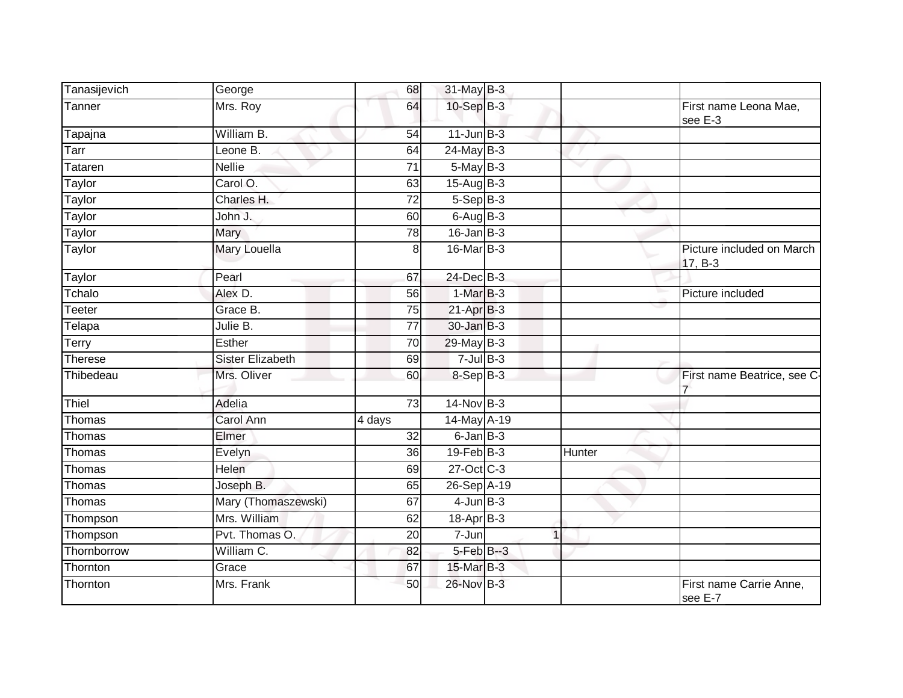| | | | | | | |
|---|---|---|---|---|---|---|
| Tanasijevich | George | 68 | 31-May | B-3 | | |
| Tanner | Mrs. Roy | 64 | 10-Sep | B-3 | | First name Leona Mae, see E-3 |
| Tapajna | William B. | 54 | 11-Jun | B-3 | | |
| Tarr | Leone B. | 64 | 24-May | B-3 | | |
| Tataren | Nellie | 71 | 5-May | B-3 | | |
| Taylor | Carol O. | 63 | 15-Aug | B-3 | | |
| Taylor | Charles H. | 72 | 5-Sep | B-3 | | |
| Taylor | John J. | 60 | 6-Aug | B-3 | | |
| Taylor | Mary | 78 | 16-Jan | B-3 | | |
| Taylor | Mary Louella | 8 | 16-Mar | B-3 | | Picture included on March 17, B-3 |
| Taylor | Pearl | 67 | 24-Dec | B-3 | | |
| Tchalo | Alex D. | 56 | 1-Mar | B-3 | | Picture included |
| Teeter | Grace B. | 75 | 21-Apr | B-3 | | |
| Telapa | Julie B. | 77 | 30-Jan | B-3 | | |
| Terry | Esther | 70 | 29-May | B-3 | | |
| Therese | Sister Elizabeth | 69 | 7-Jul | B-3 | | |
| Thibedeau | Mrs. Oliver | 60 | 8-Sep | B-3 | | First name Beatrice, see C-7 |
| Thiel | Adelia | 73 | 14-Nov | B-3 | | |
| Thomas | Carol Ann | 4 days | 14-May | A-19 | | |
| Thomas | Elmer | 32 | 6-Jan | B-3 | | |
| Thomas | Evelyn | 36 | 19-Feb | B-3 | Hunter | |
| Thomas | Helen | 69 | 27-Oct | C-3 | | |
| Thomas | Joseph B. | 65 | 26-Sep | A-19 | | |
| Thomas | Mary (Thomaszewski) | 67 | 4-Jun | B-3 | | |
| Thompson | Mrs. William | 62 | 18-Apr | B-3 | | |
| Thompson | Pvt. Thomas O. | 20 | 7-Jun | 1 | | |
| Thornborrow | William C. | 82 | 5-Feb | B--3 | | |
| Thornton | Grace | 67 | 15-Mar | B-3 | | |
| Thornton | Mrs. Frank | 50 | 26-Nov | B-3 | | First name Carrie Anne, see E-7 |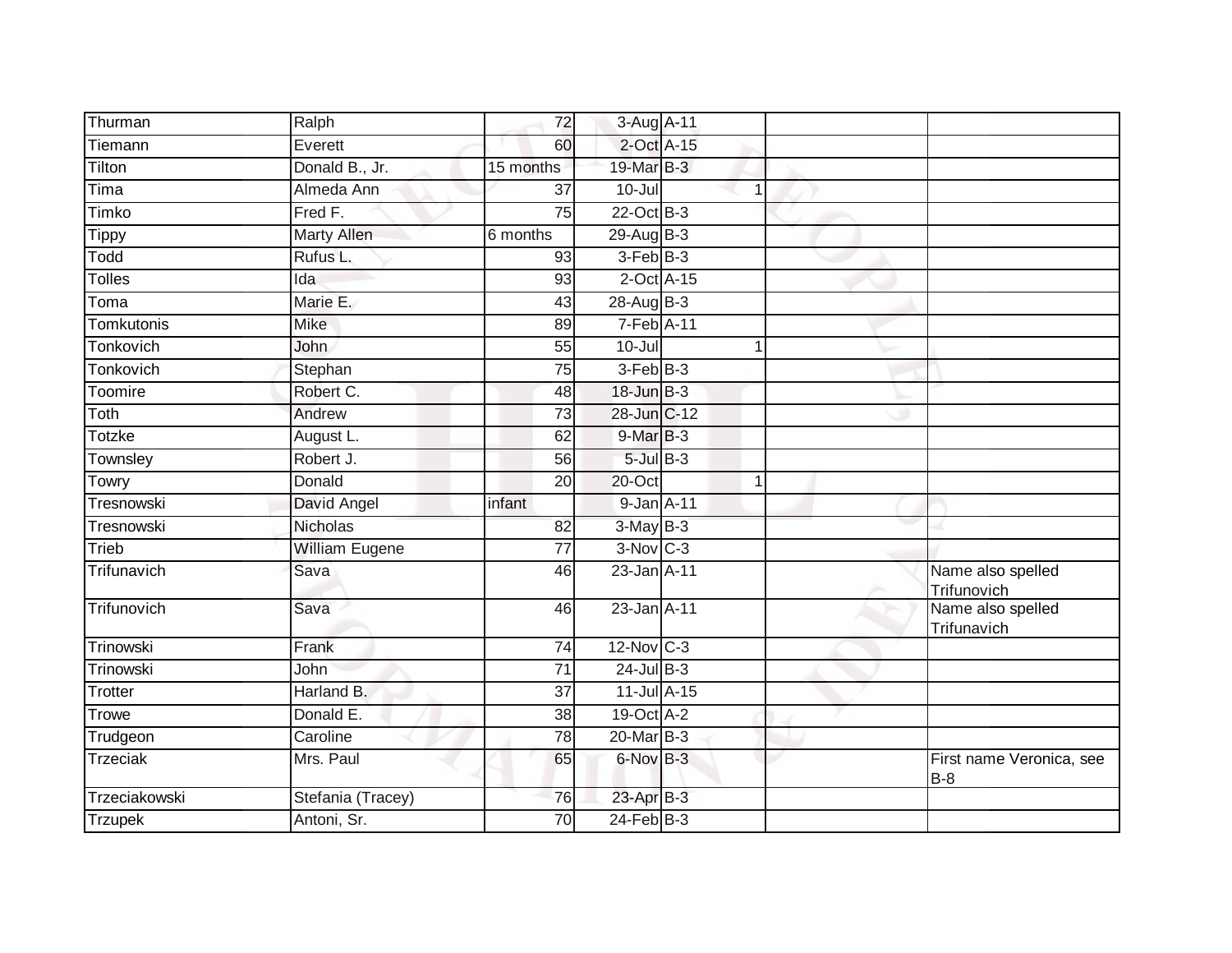| Thurman | Ralph | 72 | 3-Aug | A-11 | | | |
|---|---|---|---|---|---|---|---|
| Tiemann | Everett | 60 | 2-Oct | A-15 | | | |
| Tilton | Donald B., Jr. | 15 months | 19-Mar | B-3 | | | |
| Tima | Almeda Ann | 37 | 10-Jul | | 1 | | |
| Timko | Fred F. | 75 | 22-Oct | B-3 | | | |
| Tippy | Marty Allen | 6 months | 29-Aug | B-3 | | | |
| Todd | Rufus L. | 93 | 3-Feb | B-3 | | | |
| Tolles | Ida | 93 | 2-Oct | A-15 | | | |
| Toma | Marie E. | 43 | 28-Aug | B-3 | | | |
| Tomkutonis | Mike | 89 | 7-Feb | A-11 | | | |
| Tonkovich | John | 55 | 10-Jul | | 1 | | |
| Tonkovich | Stephan | 75 | 3-Feb | B-3 | | | |
| Toomire | Robert C. | 48 | 18-Jun | B-3 | | | |
| Toth | Andrew | 73 | 28-Jun | C-12 | | | |
| Totzke | August L. | 62 | 9-Mar | B-3 | | | |
| Townsley | Robert J. | 56 | 5-Jul | B-3 | | | |
| Towry | Donald | 20 | 20-Oct | | 1 | | |
| Tresnowski | David Angel | infant | 9-Jan | A-11 | | | |
| Tresnowski | Nicholas | 82 | 3-May | B-3 | | | |
| Trieb | William Eugene | 77 | 3-Nov | C-3 | | | |
| Trifunavich | Sava | 46 | 23-Jan | A-11 | | | Name also spelled Trifunovich |
| Trifunovich | Sava | 46 | 23-Jan | A-11 | | | Name also spelled Trifunavich |
| Trinowski | Frank | 74 | 12-Nov | C-3 | | | |
| Trinowski | John | 71 | 24-Jul | B-3 | | | |
| Trotter | Harland B. | 37 | 11-Jul | A-15 | | | |
| Trowe | Donald E. | 38 | 19-Oct | A-2 | | | |
| Trudgeon | Caroline | 78 | 20-Mar | B-3 | | | |
| Trzeciak | Mrs. Paul | 65 | 6-Nov | B-3 | | | First name Veronica, see B-8 |
| Trzeciakowski | Stefania (Tracey) | 76 | 23-Apr | B-3 | | | |
| Trzupek | Antoni, Sr. | 70 | 24-Feb | B-3 | | | |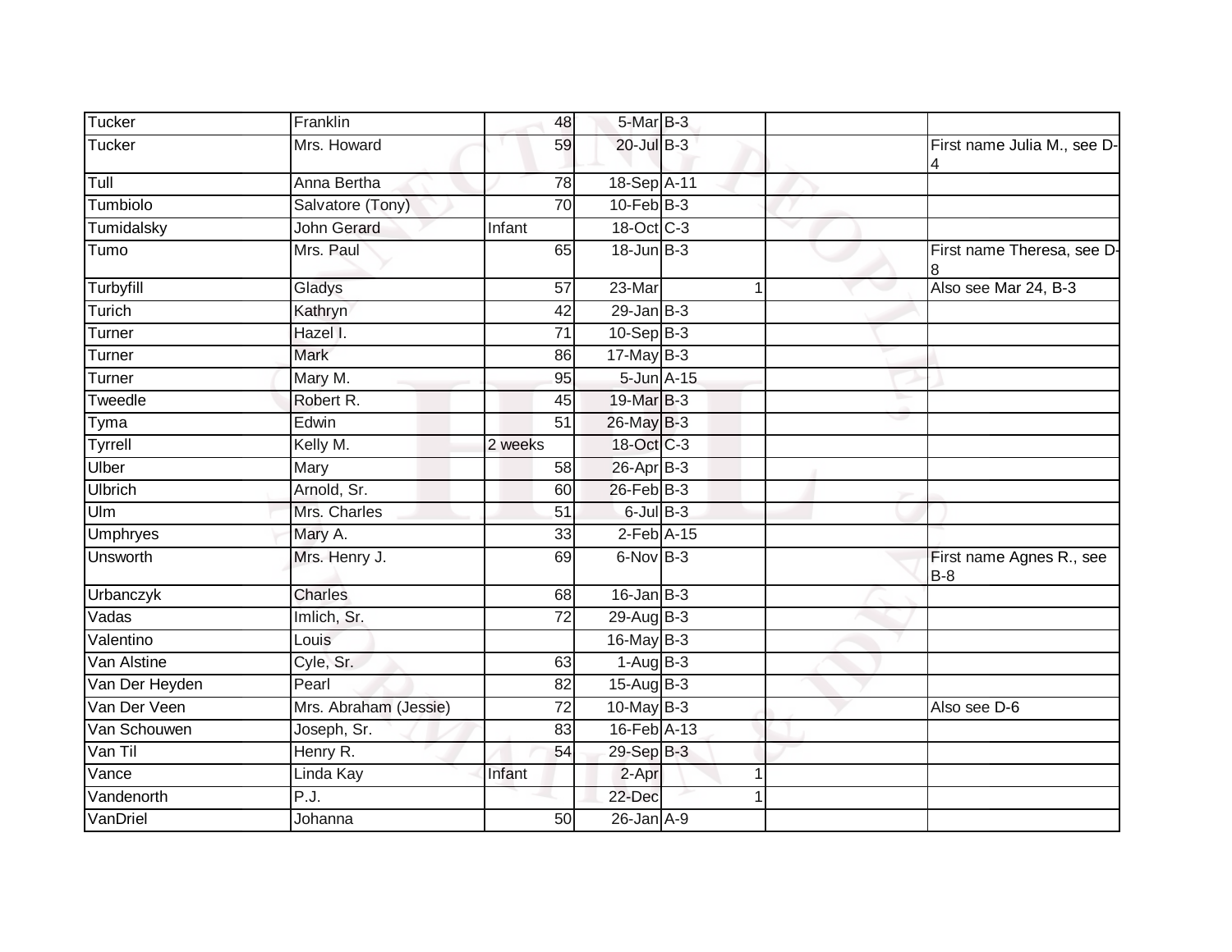| | | | | | | | |
|---|---|---|---|---|---|---|---|
| Tucker | Franklin | 48 | 5-Mar | B-3 | | | |
| Tucker | Mrs. Howard | 59 | 20-Jul | B-3 | | | First name Julia M., see D-4 |
| Tull | Anna Bertha | 78 | 18-Sep | A-11 | | | |
| Tumbiolo | Salvatore (Tony) | 70 | 10-Feb | B-3 | | | |
| Tumidalsky | John Gerard | Infant | 18-Oct | C-3 | | | |
| Tumo | Mrs. Paul | 65 | 18-Jun | B-3 | | | First name Theresa, see D-8 |
| Turbyfill | Gladys | 57 | 23-Mar | | 1 | | Also see Mar 24, B-3 |
| Turich | Kathryn | 42 | 29-Jan | B-3 | | | |
| Turner | Hazel I. | 71 | 10-Sep | B-3 | | | |
| Turner | Mark | 86 | 17-May | B-3 | | | |
| Turner | Mary M. | 95 | 5-Jun | A-15 | | | |
| Tweedle | Robert R. | 45 | 19-Mar | B-3 | | | |
| Tyma | Edwin | 51 | 26-May | B-3 | | | |
| Tyrrell | Kelly M. | 2 weeks | 18-Oct | C-3 | | | |
| Ulber | Mary | 58 | 26-Apr | B-3 | | | |
| Ulbrich | Arnold, Sr. | 60 | 26-Feb | B-3 | | | |
| Ulm | Mrs. Charles | 51 | 6-Jul | B-3 | | | |
| Umphryes | Mary A. | 33 | 2-Feb | A-15 | | | |
| Unsworth | Mrs. Henry J. | 69 | 6-Nov | B-3 | | | First name Agnes R., see B-8 |
| Urbanczyk | Charles | 68 | 16-Jan | B-3 | | | |
| Vadas | Imlich, Sr. | 72 | 29-Aug | B-3 | | | |
| Valentino | Louis | | 16-May | B-3 | | | |
| Van Alstine | Cyle, Sr. | 63 | 1-Aug | B-3 | | | |
| Van Der Heyden | Pearl | 82 | 15-Aug | B-3 | | | |
| Van Der Veen | Mrs. Abraham (Jessie) | 72 | 10-May | B-3 | | | Also see D-6 |
| Van Schouwen | Joseph, Sr. | 83 | 16-Feb | A-13 | | | |
| Van Til | Henry R. | 54 | 29-Sep | B-3 | | | |
| Vance | Linda Kay | Infant | 2-Apr | | 1 | | |
| Vandenorth | P.J. | | 22-Dec | | 1 | | |
| VanDriel | Johanna | 50 | 26-Jan | A-9 | | | |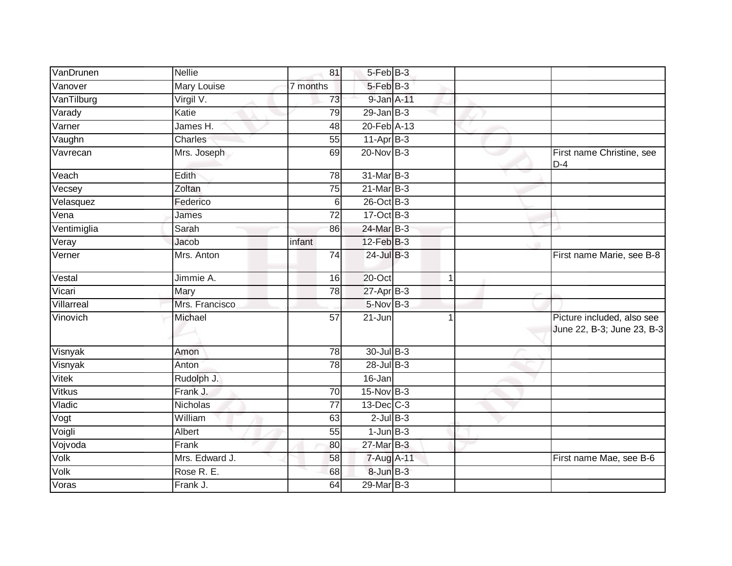| | | | | | | |
|---|---|---|---|---|---|---|
| VanDrunen | Nellie | 81 | 5-Feb | B-3 | | |
| Vanover | Mary Louise | 7 months | 5-Feb | B-3 | | |
| VanTilburg | Virgil V. | 73 | 9-Jan | A-11 | | |
| Varady | Katie | 79 | 29-Jan | B-3 | | |
| Varner | James H. | 48 | 20-Feb | A-13 | | |
| Vaughn | Charles | 55 | 11-Apr | B-3 | | |
| Vavrecan | Mrs. Joseph | 69 | 20-Nov | B-3 | | First name Christine, see D-4 |
| Veach | Edith | 78 | 31-Mar | B-3 | | |
| Vecsey | Zoltan | 75 | 21-Mar | B-3 | | |
| Velasquez | Federico | 6 | 26-Oct | B-3 | | |
| Vena | James | 72 | 17-Oct | B-3 | | |
| Ventimiglia | Sarah | 86 | 24-Mar | B-3 | | |
| Veray | Jacob | infant | 12-Feb | B-3 | | |
| Verner | Mrs. Anton | 74 | 24-Jul | B-3 | | First name Marie, see B-8 |
| Vestal | Jimmie A. | 16 | 20-Oct | 1 | | |
| Vicari | Mary | 78 | 27-Apr | B-3 | | |
| Villarreal | Mrs. Francisco | | 5-Nov | B-3 | | |
| Vinovich | Michael | 57 | 21-Jun | 1 | | Picture included, also see June 22, B-3; June 23, B-3 |
| Visnyak | Amon | 78 | 30-Jul | B-3 | | |
| Visnyak | Anton | 78 | 28-Jul | B-3 | | |
| Vitek | Rudolph J. | | 16-Jan | | | |
| Vitkus | Frank J. | 70 | 15-Nov | B-3 | | |
| Vladic | Nicholas | 77 | 13-Dec | C-3 | | |
| Vogt | William | 63 | 2-Jul | B-3 | | |
| Voigli | Albert | 55 | 1-Jun | B-3 | | |
| Vojvoda | Frank | 80 | 27-Mar | B-3 | | |
| Volk | Mrs. Edward J. | 58 | 7-Aug | A-11 | | First name Mae, see B-6 |
| Volk | Rose R. E. | 68 | 8-Jun | B-3 | | |
| Voras | Frank J. | 64 | 29-Mar | B-3 | | |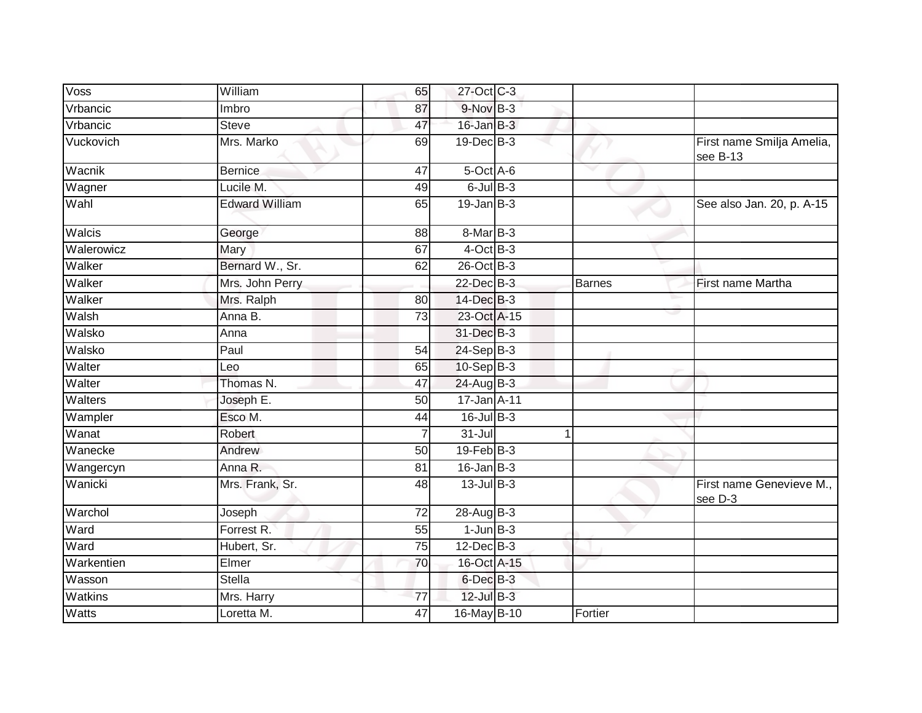| | | | | | | |
|---|---|---|---|---|---|---|
| Voss | William | 65 | 27-Oct | C-3 | | |
| Vrbancic | Imbro | 87 | 9-Nov | B-3 | | |
| Vrbancic | Steve | 47 | 16-Jan | B-3 | | |
| Vuckovich | Mrs. Marko | 69 | 19-Dec | B-3 | | First name Smilja Amelia, see B-13 |
| Wacnik | Bernice | 47 | 5-Oct | A-6 | | |
| Wagner | Lucile M. | 49 | 6-Jul | B-3 | | |
| Wahl | Edward William | 65 | 19-Jan | B-3 | | See also Jan. 20, p. A-15 |
| Walcis | George | 88 | 8-Mar | B-3 | | |
| Walerowicz | Mary | 67 | 4-Oct | B-3 | | |
| Walker | Bernard W., Sr. | 62 | 26-Oct | B-3 | | |
| Walker | Mrs. John Perry | | 22-Dec | B-3 | Barnes | First name Martha |
| Walker | Mrs. Ralph | 80 | 14-Dec | B-3 | | |
| Walsh | Anna B. | 73 | 23-Oct | A-15 | | |
| Walsko | Anna | | 31-Dec | B-3 | | |
| Walsko | Paul | 54 | 24-Sep | B-3 | | |
| Walter | Leo | 65 | 10-Sep | B-3 | | |
| Walter | Thomas N. | 47 | 24-Aug | B-3 | | |
| Walters | Joseph E. | 50 | 17-Jan | A-11 | | |
| Wampler | Esco M. | 44 | 16-Jul | B-3 | | |
| Wanat | Robert | 7 | 31-Jul | 1 | | |
| Wanecke | Andrew | 50 | 19-Feb | B-3 | | |
| Wangercyn | Anna R. | 81 | 16-Jan | B-3 | | |
| Wanicki | Mrs. Frank, Sr. | 48 | 13-Jul | B-3 | | First name Genevieve M., see D-3 |
| Warchol | Joseph | 72 | 28-Aug | B-3 | | |
| Ward | Forrest R. | 55 | 1-Jun | B-3 | | |
| Ward | Hubert, Sr. | 75 | 12-Dec | B-3 | | |
| Warkentien | Elmer | 70 | 16-Oct | A-15 | | |
| Wasson | Stella | | 6-Dec | B-3 | | |
| Watkins | Mrs. Harry | 77 | 12-Jul | B-3 | | |
| Watts | Loretta M. | 47 | 16-May | B-10 | Fortier | |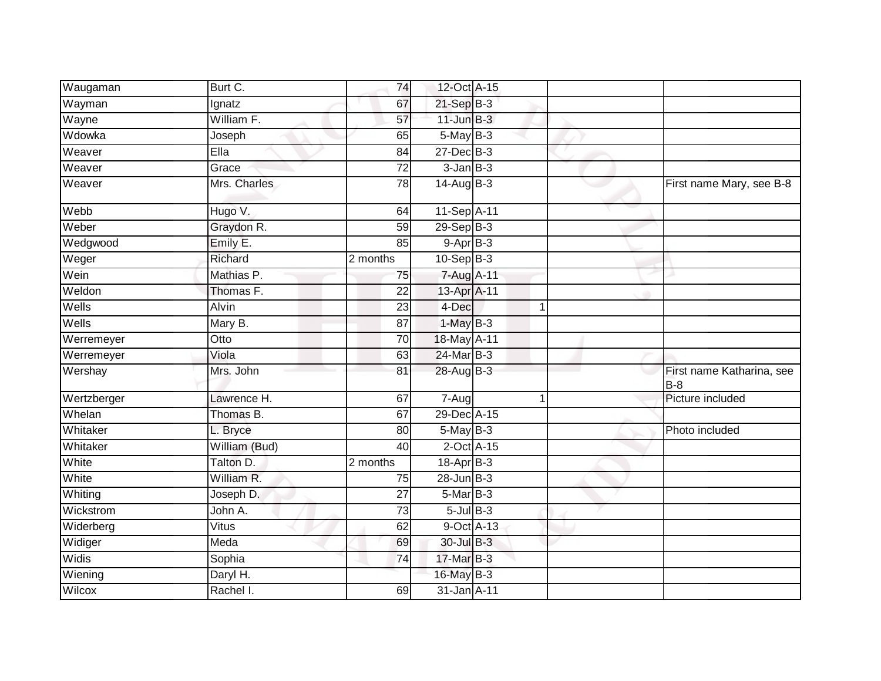| | | | | | | | |
|---|---|---|---|---|---|---|---|
| Waugaman | Burt C. | 74 | 12-Oct | A-15 | | | |
| Wayman | Ignatz | 67 | 21-Sep | B-3 | | | |
| Wayne | William F. | 57 | 11-Jun | B-3 | | | |
| Wdowka | Joseph | 65 | 5-May | B-3 | | | |
| Weaver | Ella | 84 | 27-Dec | B-3 | | | |
| Weaver | Grace | 72 | 3-Jan | B-3 | | | |
| Weaver | Mrs. Charles | 78 | 14-Aug | B-3 | | | First name Mary, see B-8 |
| Webb | Hugo V. | 64 | 11-Sep | A-11 | | | |
| Weber | Graydon R. | 59 | 29-Sep | B-3 | | | |
| Wedgwood | Emily E. | 85 | 9-Apr | B-3 | | | |
| Weger | Richard | 2 months | 10-Sep | B-3 | | | |
| Wein | Mathias P. | 75 | 7-Aug | A-11 | | | |
| Weldon | Thomas F. | 22 | 13-Apr | A-11 | | | |
| Wells | Alvin | 23 | 4-Dec | | 1 | | |
| Wells | Mary B. | 87 | 1-May | B-3 | | | |
| Werremeyer | Otto | 70 | 18-May | A-11 | | | |
| Werremeyer | Viola | 63 | 24-Mar | B-3 | | | |
| Wershay | Mrs. John | 81 | 28-Aug | B-3 | | | First name Katharina, see B-8 |
| Wertzberger | Lawrence H. | 67 | 7-Aug | | 1 | | Picture included |
| Whelan | Thomas B. | 67 | 29-Dec | A-15 | | | |
| Whitaker | L. Bryce | 80 | 5-May | B-3 | | | Photo included |
| Whitaker | William (Bud) | 40 | 2-Oct | A-15 | | | |
| White | Talton D. | 2 months | 18-Apr | B-3 | | | |
| White | William R. | 75 | 28-Jun | B-3 | | | |
| Whiting | Joseph D. | 27 | 5-Mar | B-3 | | | |
| Wickstrom | John A. | 73 | 5-Jul | B-3 | | | |
| Widerberg | Vitus | 62 | 9-Oct | A-13 | | | |
| Widiger | Meda | 69 | 30-Jul | B-3 | | | |
| Widis | Sophia | 74 | 17-Mar | B-3 | | | |
| Wiening | Daryl H. | | 16-May | B-3 | | | |
| Wilcox | Rachel I. | 69 | 31-Jan | A-11 | | | |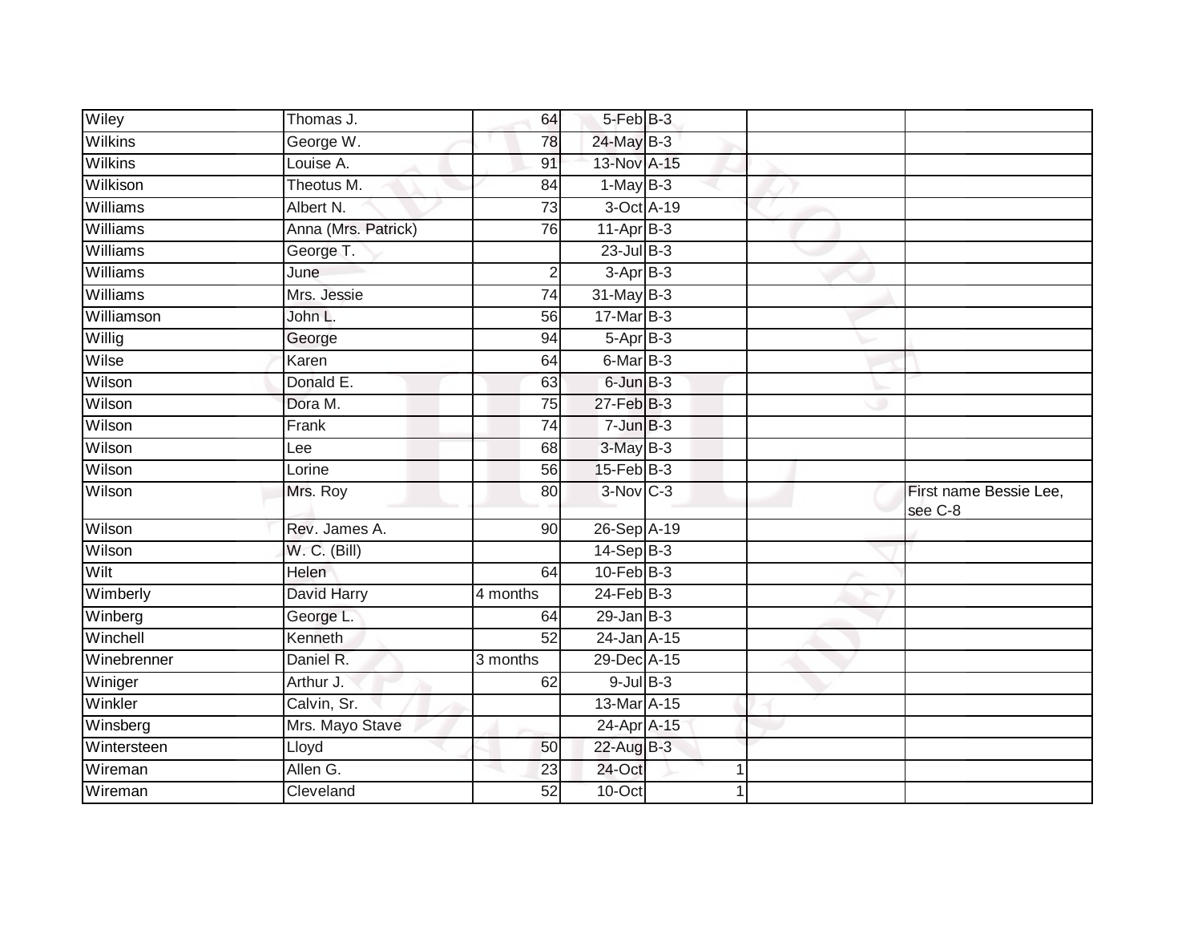| | | | | | | |
|---|---|---|---|---|---|---|
| Wiley | Thomas J. | 64 | 5-Feb | B-3 | | |
| Wilkins | George W. | 78 | 24-May | B-3 | | |
| Wilkins | Louise A. | 91 | 13-Nov | A-15 | | |
| Wilkison | Theotus M. | 84 | 1-May | B-3 | | |
| Williams | Albert N. | 73 | 3-Oct | A-19 | | |
| Williams | Anna (Mrs. Patrick) | 76 | 11-Apr | B-3 | | |
| Williams | George T. | | 23-Jul | B-3 | | |
| Williams | June | 2 | 3-Apr | B-3 | | |
| Williams | Mrs. Jessie | 74 | 31-May | B-3 | | |
| Williamson | John L. | 56 | 17-Mar | B-3 | | |
| Willig | George | 94 | 5-Apr | B-3 | | |
| Wilse | Karen | 64 | 6-Mar | B-3 | | |
| Wilson | Donald E. | 63 | 6-Jun | B-3 | | |
| Wilson | Dora M. | 75 | 27-Feb | B-3 | | |
| Wilson | Frank | 74 | 7-Jun | B-3 | | |
| Wilson | Lee | 68 | 3-May | B-3 | | |
| Wilson | Lorine | 56 | 15-Feb | B-3 | | |
| Wilson | Mrs. Roy | 80 | 3-Nov | C-3 | | First name Bessie Lee, see C-8 |
| Wilson | Rev. James A. | 90 | 26-Sep | A-19 | | |
| Wilson | W. C. (Bill) | | 14-Sep | B-3 | | |
| Wilt | Helen | 64 | 10-Feb | B-3 | | |
| Wimberly | David Harry | 4 months | 24-Feb | B-3 | | |
| Winberg | George L. | 64 | 29-Jan | B-3 | | |
| Winchell | Kenneth | 52 | 24-Jan | A-15 | | |
| Winebrenner | Daniel R. | 3 months | 29-Dec | A-15 | | |
| Winiger | Arthur J. | 62 | 9-Jul | B-3 | | |
| Winkler | Calvin, Sr. | | 13-Mar | A-15 | | |
| Winsberg | Mrs. Mayo Stave | | 24-Apr | A-15 | | |
| Wintersteen | Lloyd | 50 | 22-Aug | B-3 | | |
| Wireman | Allen G. | 23 | 24-Oct | 1 | | |
| Wireman | Cleveland | 52 | 10-Oct | 1 | | |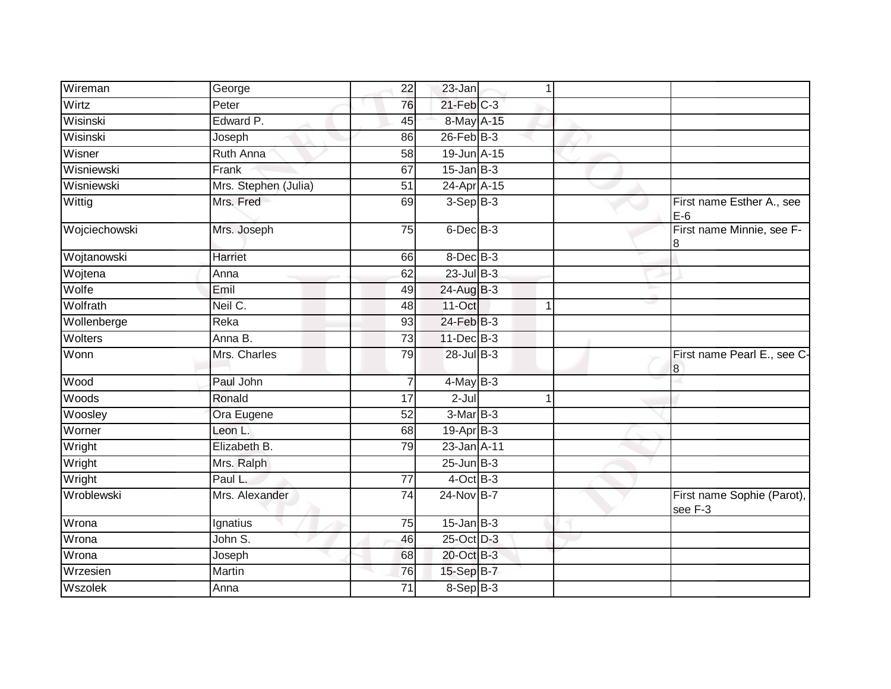| | | | | | | | |
|---|---|---|---|---|---|---|---|
| Wireman | George | 22 | 23-Jan | | 1 | | |
| Wirtz | Peter | 76 | 21-Feb | C-3 | | | |
| Wisinski | Edward P. | 45 | 8-May | A-15 | | | |
| Wisinski | Joseph | 86 | 26-Feb | B-3 | | | |
| Wisner | Ruth Anna | 58 | 19-Jun | A-15 | | | |
| Wisniewski | Frank | 67 | 15-Jan | B-3 | | | |
| Wisniewski | Mrs. Stephen (Julia) | 51 | 24-Apr | A-15 | | | |
| Wittig | Mrs. Fred | 69 | 3-Sep | B-3 | | | First name Esther A., see E-6 |
| Wojciechowski | Mrs. Joseph | 75 | 6-Dec | B-3 | | | First name Minnie, see F-8 |
| Wojtanowski | Harriet | 66 | 8-Dec | B-3 | | | |
| Wojtena | Anna | 62 | 23-Jul | B-3 | | | |
| Wolfe | Emil | 49 | 24-Aug | B-3 | | | |
| Wolfrath | Neil C. | 48 | 11-Oct | | 1 | | |
| Wollenberge | Reka | 93 | 24-Feb | B-3 | | | |
| Wolters | Anna B. | 73 | 11-Dec | B-3 | | | |
| Wonn | Mrs. Charles | 79 | 28-Jul | B-3 | | | First name Pearl E., see C-8 |
| Wood | Paul John | 7 | 4-May | B-3 | | | |
| Woods | Ronald | 17 | 2-Jul | | 1 | | |
| Woosley | Ora Eugene | 52 | 3-Mar | B-3 | | | |
| Worner | Leon L. | 68 | 19-Apr | B-3 | | | |
| Wright | Elizabeth B. | 79 | 23-Jan | A-11 | | | |
| Wright | Mrs. Ralph | | 25-Jun | B-3 | | | |
| Wright | Paul L. | 77 | 4-Oct | B-3 | | | |
| Wroblewski | Mrs. Alexander | 74 | 24-Nov | B-7 | | | First name Sophie (Parot), see F-3 |
| Wrona | Ignatius | 75 | 15-Jan | B-3 | | | |
| Wrona | John S. | 46 | 25-Oct | D-3 | | | |
| Wrona | Joseph | 68 | 20-Oct | B-3 | | | |
| Wrzesien | Martin | 76 | 15-Sep | B-7 | | | |
| Wszolek | Anna | 71 | 8-Sep | B-3 | | | |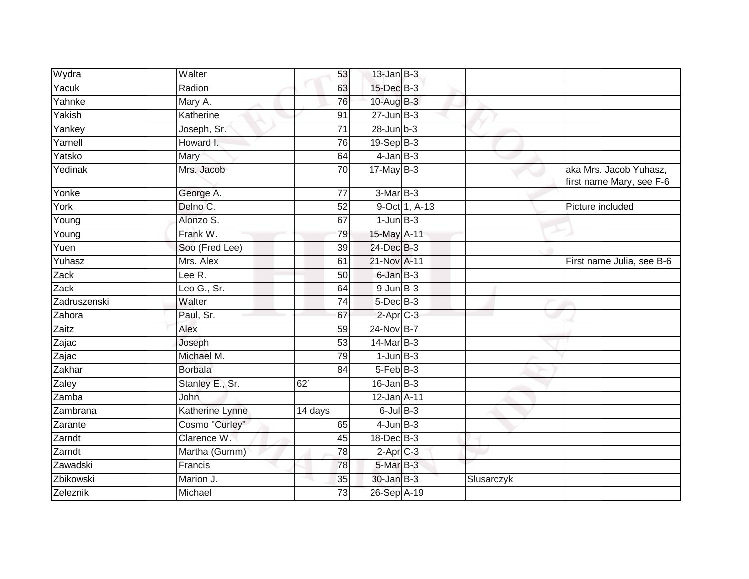| | | | | | | |
|---|---|---|---|---|---|---|
| Wydra | Walter | 53 | 13-Jan | B-3 | | |
| Yacuk | Radion | 63 | 15-Dec | B-3 | | |
| Yahnke | Mary A. | 76 | 10-Aug | B-3 | | |
| Yakish | Katherine | 91 | 27-Jun | B-3 | | |
| Yankey | Joseph, Sr. | 71 | 28-Jun | b-3 | | |
| Yarnell | Howard I. | 76 | 19-Sep | B-3 | | |
| Yatsko | Mary | 64 | 4-Jan | B-3 | | |
| Yedinak | Mrs. Jacob | 70 | 17-May | B-3 | | aka Mrs. Jacob Yuhasz, first name Mary, see F-6 |
| Yonke | George A. | 77 | 3-Mar | B-3 | | |
| York | Delno C. | 52 | 9-Oct | 1, A-13 | | Picture included |
| Young | Alonzo S. | 67 | 1-Jun | B-3 | | |
| Young | Frank W. | 79 | 15-May | A-11 | | |
| Yuen | Soo (Fred Lee) | 39 | 24-Dec | B-3 | | |
| Yuhasz | Mrs. Alex | 61 | 21-Nov | A-11 | | First name Julia, see B-6 |
| Zack | Lee R. | 50 | 6-Jan | B-3 | | |
| Zack | Leo G., Sr. | 64 | 9-Jun | B-3 | | |
| Zadruszenski | Walter | 74 | 5-Dec | B-3 | | |
| Zahora | Paul, Sr. | 67 | 2-Apr | C-3 | | |
| Zaitz | Alex | 59 | 24-Nov | B-7 | | |
| Zajac | Joseph | 53 | 14-Mar | B-3 | | |
| Zajac | Michael M. | 79 | 1-Jun | B-3 | | |
| Zakhar | Borbala | 84 | 5-Feb | B-3 | | |
| Zaley | Stanley E., Sr. | 62` | 16-Jan | B-3 | | |
| Zamba | John | | 12-Jan | A-11 | | |
| Zambrana | Katherine Lynne | 14 days | 6-Jul | B-3 | | |
| Zarante | Cosmo "Curley" | 65 | 4-Jun | B-3 | | |
| Zarndt | Clarence W. | 45 | 18-Dec | B-3 | | |
| Zarndt | Martha (Gumm) | 78 | 2-Apr | C-3 | | |
| Zawadski | Francis | 78 | 5-Mar | B-3 | | |
| Zbikowski | Marion J. | 35 | 30-Jan | B-3 | Slusarczyk | |
| Zeleznik | Michael | 73 | 26-Sep | A-19 | | |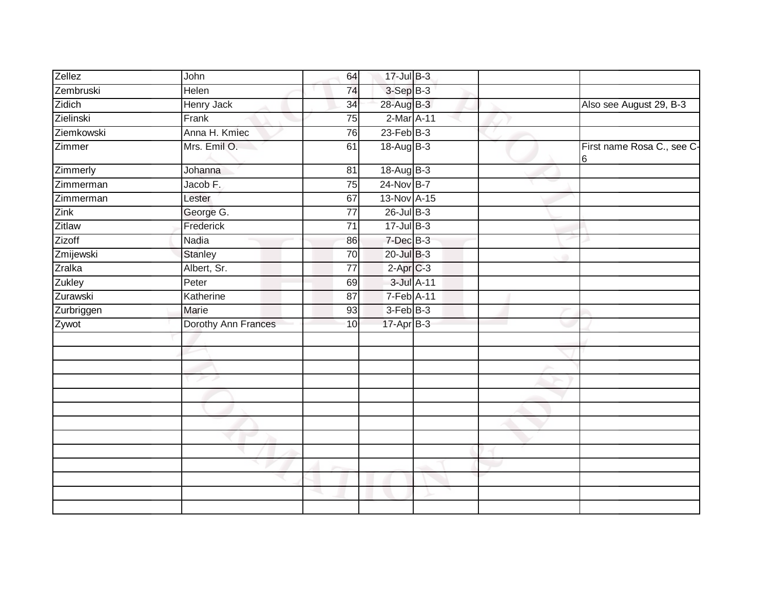| | | | | | | |
|---|---|---|---|---|---|---|
| Zellez | John | 64 | 17-Jul | B-3 | | |
| Zembruski | Helen | 74 | 3-Sep | B-3 | | |
| Zidich | Henry Jack | 34 | 28-Aug | B-3 | | Also see August 29, B-3 |
| Zielinski | Frank | 75 | 2-Mar | A-11 | | |
| Ziemkowski | Anna H. Kmiec | 76 | 23-Feb | B-3 | | |
| Zimmer | Mrs. Emil O. | 61 | 18-Aug | B-3 | | First name Rosa C., see C-6 |
| Zimmerly | Johanna | 81 | 18-Aug | B-3 | | |
| Zimmerman | Jacob F. | 75 | 24-Nov | B-7 | | |
| Zimmerman | Lester | 67 | 13-Nov | A-15 | | |
| Zink | George G. | 77 | 26-Jul | B-3 | | |
| Zitlaw | Frederick | 71 | 17-Jul | B-3 | | |
| Zizoff | Nadia | 86 | 7-Dec | B-3 | | |
| Zmijewski | Stanley | 70 | 20-Jul | B-3 | | |
| Zralka | Albert, Sr. | 77 | 2-Apr | C-3 | | |
| Zukley | Peter | 69 | 3-Jul | A-11 | | |
| Zurawski | Katherine | 87 | 7-Feb | A-11 | | |
| Zurbriggen | Marie | 93 | 3-Feb | B-3 | | |
| Zywot | Dorothy Ann Frances | 10 | 17-Apr | B-3 | | |